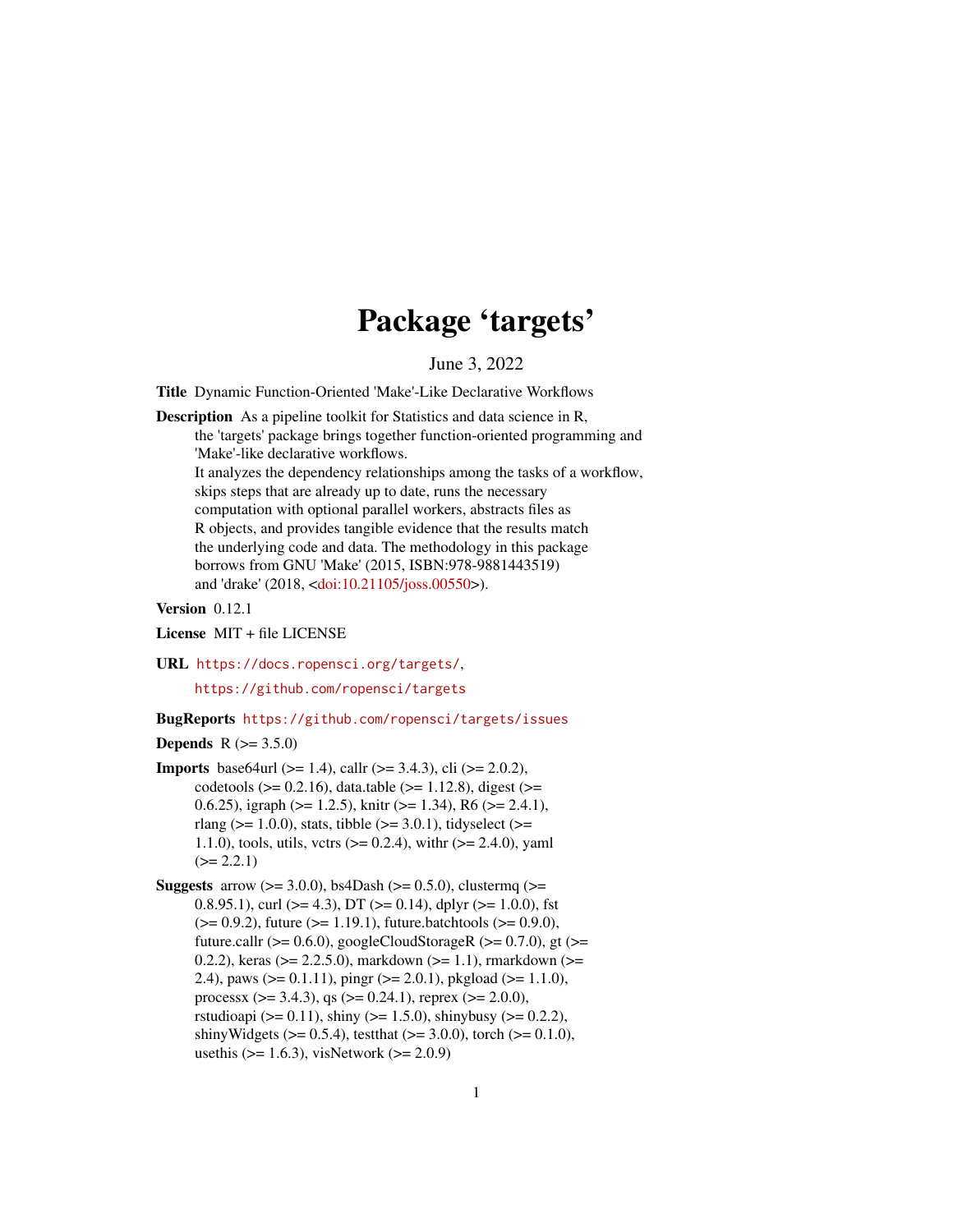# Package 'targets'

June 3, 2022

**Title** Dynamic Function-Oriented 'Make'-Like Declarative Workflows

**Description** As a pipeline toolkit for Statistics and data science in R, the 'targets' package brings together function-oriented programming and 'Make'-like declarative workflows.
It analyzes the dependency relationships among the tasks of a workflow, skips steps that are already up to date, runs the necessary computation with optional parallel workers, abstracts files as R objects, and provides tangible evidence that the results match the underlying code and data. The methodology in this package borrows from GNU 'Make' (2015, ISBN:978-9881443519) and 'drake' (2018, <doi:10.21105/joss.00550>).

**Version** 0.12.1

**License** MIT + file LICENSE

**URL** https://docs.ropensci.org/targets/,
https://github.com/ropensci/targets

**BugReports** https://github.com/ropensci/targets/issues

**Depends** R (>= 3.5.0)

**Imports** base64url (>= 1.4), callr (>= 3.4.3), cli (>= 2.0.2), codetools (>= 0.2.16), data.table (>= 1.12.8), digest (>= 0.6.25), igraph (>= 1.2.5), knitr (>= 1.34), R6 (>= 2.4.1), rlang (>= 1.0.0), stats, tibble (>= 3.0.1), tidyselect (>= 1.1.0), tools, utils, vctrs (>= 0.2.4), withr (>= 2.4.0), yaml (>= 2.2.1)

**Suggests** arrow (>= 3.0.0), bs4Dash (>= 0.5.0), clustermq (>= 0.8.95.1), curl (>= 4.3), DT (>= 0.14), dplyr (>= 1.0.0), fst (>= 0.9.2), future (>= 1.19.1), future.batchtools (>= 0.9.0), future.callr (>= 0.6.0), googleCloudStorageR (>= 0.7.0), gt (>= 0.2.2), keras (>= 2.2.5.0), markdown (>= 1.1), rmarkdown (>= 2.4), paws (>= 0.1.11), pingr (>= 2.0.1), pkgload (>= 1.1.0), processx (>= 3.4.3), qs (>= 0.24.1), reprex (>= 2.0.0), rstudioapi (>= 0.11), shiny (>= 1.5.0), shinybusy (>= 0.2.2), shinyWidgets (>= 0.5.4), testthat (>= 3.0.0), torch (>= 0.1.0), usethis (>= 1.6.3), visNetwork (>= 2.0.9)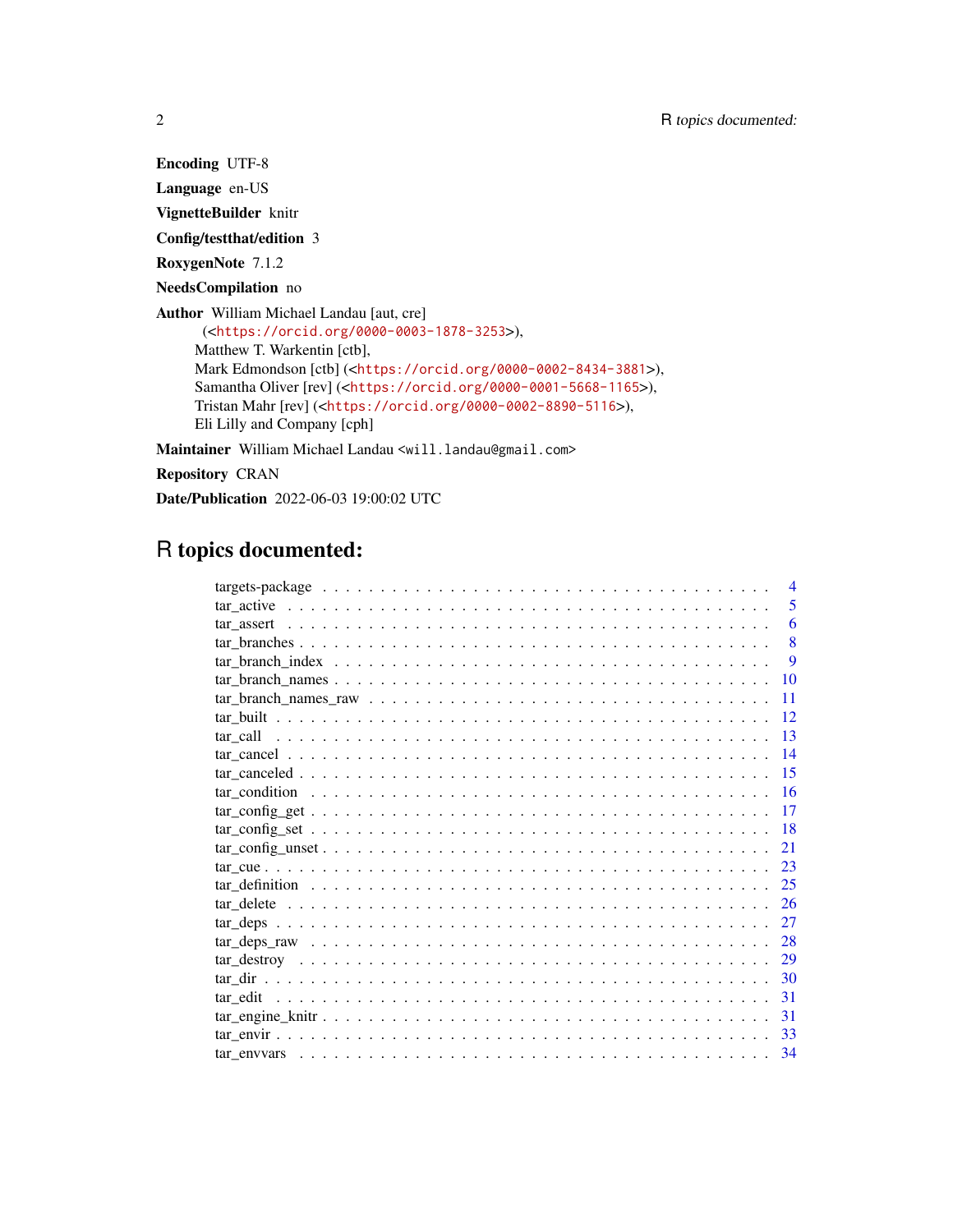**Encoding** UTF-8

**Language** en-US

**VignetteBuilder** knitr

**Config/testthat/edition** 3

**RoxygenNote** 7.1.2

**NeedsCompilation** no

**Author** William Michael Landau [aut, cre]
(<https://orcid.org/0000-0003-1878-3253>),
Matthew T. Warkentin [ctb],
Mark Edmondson [ctb] (<https://orcid.org/0000-0002-8434-3881>),
Samantha Oliver [rev] (<https://orcid.org/0000-0001-5668-1165>),
Tristan Mahr [rev] (<https://orcid.org/0000-0002-8890-5116>),
Eli Lilly and Company [cph]

**Maintainer** William Michael Landau <will.landau@gmail.com>

**Repository** CRAN

**Date/Publication** 2022-06-03 19:00:02 UTC

# R topics documented:

- targets-package . . . . . 4
- tar_active . . . . . 5
- tar_assert . . . . . 6
- tar_branches . . . . . 8
- tar_branch_index . . . . . 9
- tar_branch_names . . . . . 10
- tar_branch_names_raw . . . . . 11
- tar_built . . . . . 12
- tar_call . . . . . 13
- tar_cancel . . . . . 14
- tar_canceled . . . . . 15
- tar_condition . . . . . 16
- tar_config_get . . . . . 17
- tar_config_set . . . . . 18
- tar_config_unset . . . . . 21
- tar_cue . . . . . 23
- tar_definition . . . . . 25
- tar_delete . . . . . 26
- tar_deps . . . . . 27
- tar_deps_raw . . . . . 28
- tar_destroy . . . . . 29
- tar_dir . . . . . 30
- tar_edit . . . . . 31
- tar_engine_knitr . . . . . 31
- tar_envir . . . . . 33
- tar_envvars . . . . . 34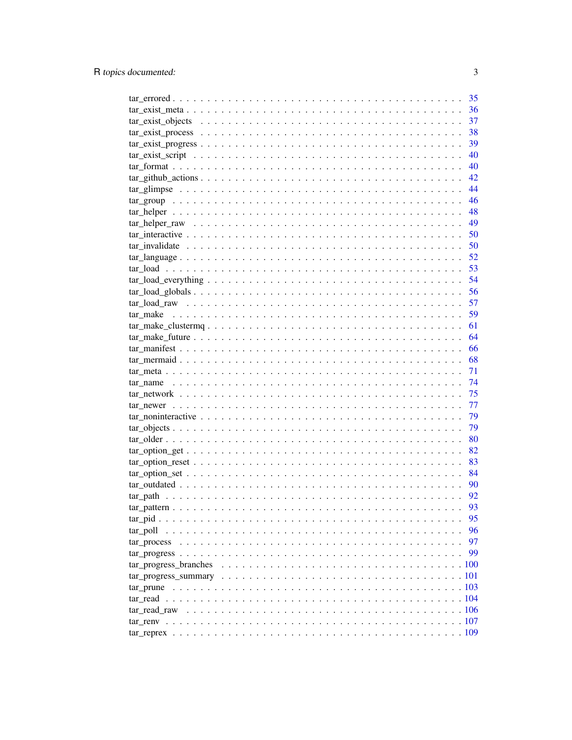tar_errored . . . . . . . . . . . . . . . . . . . . . . . . . . . . . . . . . . . . . . . 35
tar_exist_meta . . . . . . . . . . . . . . . . . . . . . . . . . . . . . . . . . . . . . 36
tar_exist_objects . . . . . . . . . . . . . . . . . . . . . . . . . . . . . . . . . . . . 37
tar_exist_process . . . . . . . . . . . . . . . . . . . . . . . . . . . . . . . . . . . . 38
tar_exist_progress . . . . . . . . . . . . . . . . . . . . . . . . . . . . . . . . . . . 39
tar_exist_script . . . . . . . . . . . . . . . . . . . . . . . . . . . . . . . . . . . . . 40
tar_format . . . . . . . . . . . . . . . . . . . . . . . . . . . . . . . . . . . . . . . . 40
tar_github_actions . . . . . . . . . . . . . . . . . . . . . . . . . . . . . . . . . . . 42
tar_glimpse . . . . . . . . . . . . . . . . . . . . . . . . . . . . . . . . . . . . . . . 44
tar_group . . . . . . . . . . . . . . . . . . . . . . . . . . . . . . . . . . . . . . . . 46
tar_helper . . . . . . . . . . . . . . . . . . . . . . . . . . . . . . . . . . . . . . . . 48
tar_helper_raw . . . . . . . . . . . . . . . . . . . . . . . . . . . . . . . . . . . . . 49
tar_interactive . . . . . . . . . . . . . . . . . . . . . . . . . . . . . . . . . . . . . 50
tar_invalidate . . . . . . . . . . . . . . . . . . . . . . . . . . . . . . . . . . . . . . 50
tar_language . . . . . . . . . . . . . . . . . . . . . . . . . . . . . . . . . . . . . . 52
tar_load . . . . . . . . . . . . . . . . . . . . . . . . . . . . . . . . . . . . . . . . . 53
tar_load_everything . . . . . . . . . . . . . . . . . . . . . . . . . . . . . . . . . . 54
tar_load_globals . . . . . . . . . . . . . . . . . . . . . . . . . . . . . . . . . . . . 56
tar_load_raw . . . . . . . . . . . . . . . . . . . . . . . . . . . . . . . . . . . . . . 57
tar_make . . . . . . . . . . . . . . . . . . . . . . . . . . . . . . . . . . . . . . . . . 59
tar_make_clustermq . . . . . . . . . . . . . . . . . . . . . . . . . . . . . . . . . . 61
tar_make_future . . . . . . . . . . . . . . . . . . . . . . . . . . . . . . . . . . . . . 64
tar_manifest . . . . . . . . . . . . . . . . . . . . . . . . . . . . . . . . . . . . . . 66
tar_mermaid . . . . . . . . . . . . . . . . . . . . . . . . . . . . . . . . . . . . . . . 68
tar_meta . . . . . . . . . . . . . . . . . . . . . . . . . . . . . . . . . . . . . . . . . 71
tar_name . . . . . . . . . . . . . . . . . . . . . . . . . . . . . . . . . . . . . . . . . 74
tar_network . . . . . . . . . . . . . . . . . . . . . . . . . . . . . . . . . . . . . . . 75
tar_newer . . . . . . . . . . . . . . . . . . . . . . . . . . . . . . . . . . . . . . . . 77
tar_noninteractive . . . . . . . . . . . . . . . . . . . . . . . . . . . . . . . . . . . 79
tar_objects . . . . . . . . . . . . . . . . . . . . . . . . . . . . . . . . . . . . . . . 79
tar_older . . . . . . . . . . . . . . . . . . . . . . . . . . . . . . . . . . . . . . . . 80
tar_option_get . . . . . . . . . . . . . . . . . . . . . . . . . . . . . . . . . . . . . 82
tar_option_reset . . . . . . . . . . . . . . . . . . . . . . . . . . . . . . . . . . . . 83
tar_option_set . . . . . . . . . . . . . . . . . . . . . . . . . . . . . . . . . . . . . 84
tar_outdated . . . . . . . . . . . . . . . . . . . . . . . . . . . . . . . . . . . . . . 90
tar_path . . . . . . . . . . . . . . . . . . . . . . . . . . . . . . . . . . . . . . . . . 92
tar_pattern . . . . . . . . . . . . . . . . . . . . . . . . . . . . . . . . . . . . . . . 93
tar_pid . . . . . . . . . . . . . . . . . . . . . . . . . . . . . . . . . . . . . . . . . . 95
tar_poll . . . . . . . . . . . . . . . . . . . . . . . . . . . . . . . . . . . . . . . . . 96
tar_process . . . . . . . . . . . . . . . . . . . . . . . . . . . . . . . . . . . . . . . 97
tar_progress . . . . . . . . . . . . . . . . . . . . . . . . . . . . . . . . . . . . . . 99
tar_progress_branches . . . . . . . . . . . . . . . . . . . . . . . . . . . . . . . . . 100
tar_progress_summary . . . . . . . . . . . . . . . . . . . . . . . . . . . . . . . . . 101
tar_prune . . . . . . . . . . . . . . . . . . . . . . . . . . . . . . . . . . . . . . . . 103
tar_read . . . . . . . . . . . . . . . . . . . . . . . . . . . . . . . . . . . . . . . . . 104
tar_read_raw . . . . . . . . . . . . . . . . . . . . . . . . . . . . . . . . . . . . . . 106
tar_renv . . . . . . . . . . . . . . . . . . . . . . . . . . . . . . . . . . . . . . . . . 107
tar_reprex . . . . . . . . . . . . . . . . . . . . . . . . . . . . . . . . . . . . . . . . 109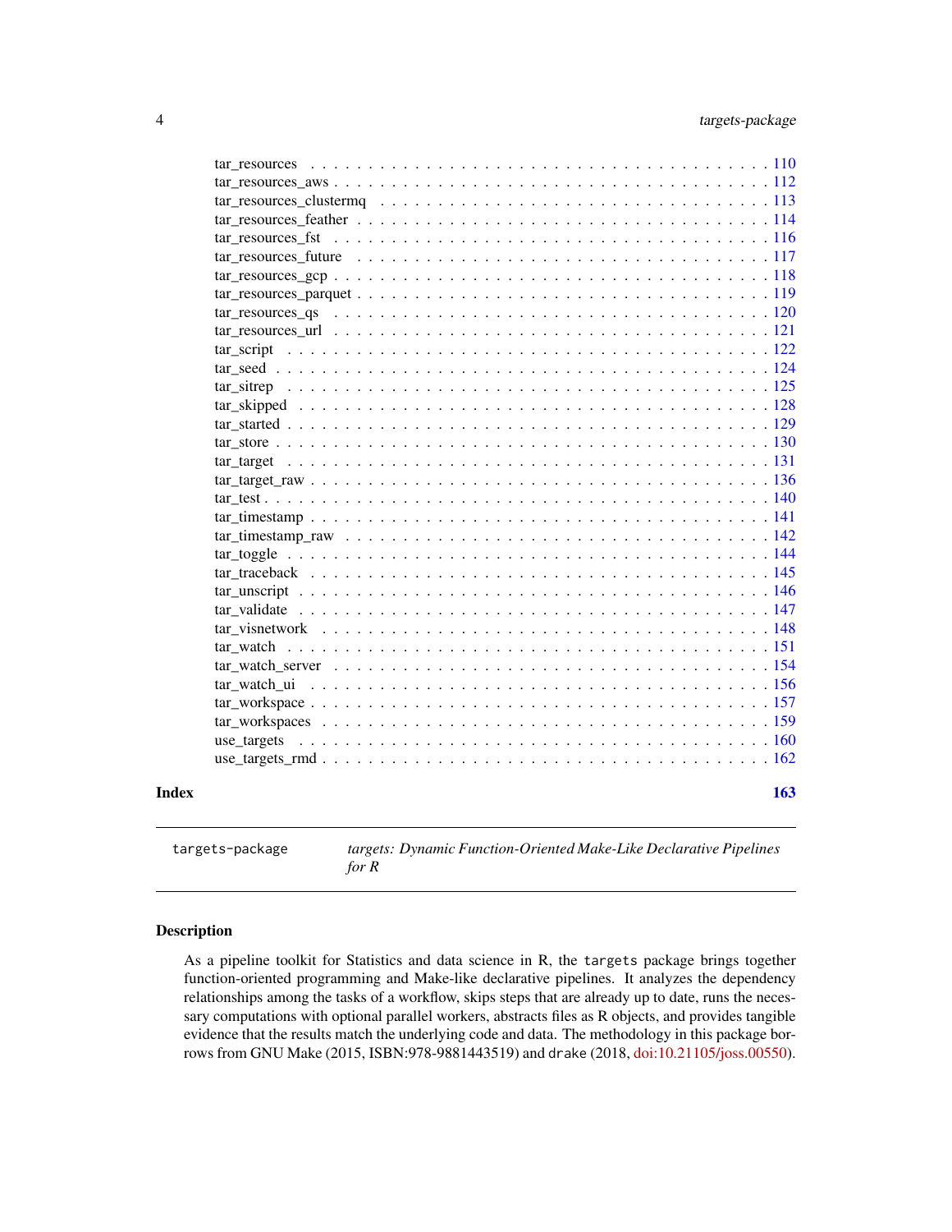tar_resources . . . . . . . . . . . . . . . . . . . . . . . . . . . . . . . . . . . . 110
tar_resources_aws . . . . . . . . . . . . . . . . . . . . . . . . . . . . . . . . . . 112
tar_resources_clustermq . . . . . . . . . . . . . . . . . . . . . . . . . . . . . . 113
tar_resources_feather . . . . . . . . . . . . . . . . . . . . . . . . . . . . . . . 114
tar_resources_fst . . . . . . . . . . . . . . . . . . . . . . . . . . . . . . . . . . 116
tar_resources_future . . . . . . . . . . . . . . . . . . . . . . . . . . . . . . . . 117
tar_resources_gcp . . . . . . . . . . . . . . . . . . . . . . . . . . . . . . . . . . 118
tar_resources_parquet . . . . . . . . . . . . . . . . . . . . . . . . . . . . . . . 119
tar_resources_qs . . . . . . . . . . . . . . . . . . . . . . . . . . . . . . . . . . 120
tar_resources_url . . . . . . . . . . . . . . . . . . . . . . . . . . . . . . . . . . 121
tar_script . . . . . . . . . . . . . . . . . . . . . . . . . . . . . . . . . . . . . . 122
tar_seed . . . . . . . . . . . . . . . . . . . . . . . . . . . . . . . . . . . . . . . 124
tar_sitrep . . . . . . . . . . . . . . . . . . . . . . . . . . . . . . . . . . . . . . 125
tar_skipped . . . . . . . . . . . . . . . . . . . . . . . . . . . . . . . . . . . . . 128
tar_started . . . . . . . . . . . . . . . . . . . . . . . . . . . . . . . . . . . . . 129
tar_store . . . . . . . . . . . . . . . . . . . . . . . . . . . . . . . . . . . . . . . 130
tar_target . . . . . . . . . . . . . . . . . . . . . . . . . . . . . . . . . . . . . . 131
tar_target_raw . . . . . . . . . . . . . . . . . . . . . . . . . . . . . . . . . . . 136
tar_test . . . . . . . . . . . . . . . . . . . . . . . . . . . . . . . . . . . . . . . 140
tar_timestamp . . . . . . . . . . . . . . . . . . . . . . . . . . . . . . . . . . . . 141
tar_timestamp_raw . . . . . . . . . . . . . . . . . . . . . . . . . . . . . . . . . 142
tar_toggle . . . . . . . . . . . . . . . . . . . . . . . . . . . . . . . . . . . . . . 144
tar_traceback . . . . . . . . . . . . . . . . . . . . . . . . . . . . . . . . . . . . 145
tar_unscript . . . . . . . . . . . . . . . . . . . . . . . . . . . . . . . . . . . . . 146
tar_validate . . . . . . . . . . . . . . . . . . . . . . . . . . . . . . . . . . . . . 147
tar_visnetwork . . . . . . . . . . . . . . . . . . . . . . . . . . . . . . . . . . . 148
tar_watch . . . . . . . . . . . . . . . . . . . . . . . . . . . . . . . . . . . . . . 151
tar_watch_server . . . . . . . . . . . . . . . . . . . . . . . . . . . . . . . . . . 154
tar_watch_ui . . . . . . . . . . . . . . . . . . . . . . . . . . . . . . . . . . . . . 156
tar_workspace . . . . . . . . . . . . . . . . . . . . . . . . . . . . . . . . . . . . 157
tar_workspaces . . . . . . . . . . . . . . . . . . . . . . . . . . . . . . . . . . . 159
use_targets . . . . . . . . . . . . . . . . . . . . . . . . . . . . . . . . . . . . . 160
use_targets_rmd . . . . . . . . . . . . . . . . . . . . . . . . . . . . . . . . . . 162

**Index** **163**

---

`targets-package` *targets: Dynamic Function-Oriented Make-Like Declarative Pipelines for R*

---

## Description

As a pipeline toolkit for Statistics and data science in R, the `targets` package brings together function-oriented programming and Make-like declarative pipelines. It analyzes the dependency relationships among the tasks of a workflow, skips steps that are already up to date, runs the necessary computations with optional parallel workers, abstracts files as R objects, and provides tangible evidence that the results match the underlying code and data. The methodology in this package borrows from GNU Make (2015, ISBN:978-9881443519) and `drake` (2018, doi:10.21105/joss.00550).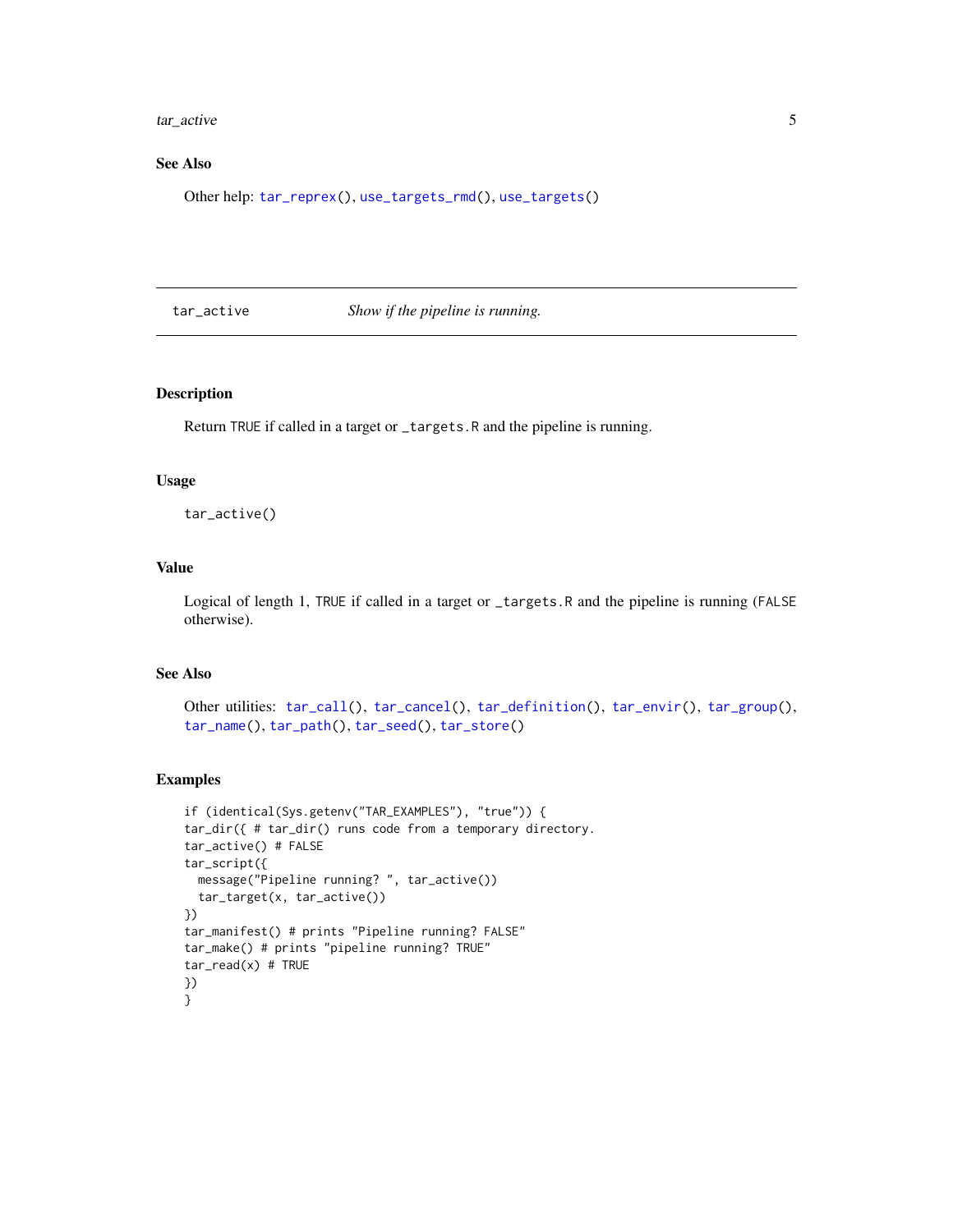## See Also

Other help: `tar_reprex()`, `use_targets_rmd()`, `use_targets()`

---

`tar_active` *Show if the pipeline is running.*

---

### Description

Return TRUE if called in a target or `_targets.R` and the pipeline is running.

### Usage

```
tar_active()
```

### Value

Logical of length 1, TRUE if called in a target or `_targets.R` and the pipeline is running (FALSE otherwise).

### See Also

Other utilities: `tar_call()`, `tar_cancel()`, `tar_definition()`, `tar_envir()`, `tar_group()`, `tar_name()`, `tar_path()`, `tar_seed()`, `tar_store()`

### Examples

```
if (identical(Sys.getenv("TAR_EXAMPLES"), "true")) {
tar_dir({ # tar_dir() runs code from a temporary directory.
tar_active() # FALSE
tar_script({
  message("Pipeline running? ", tar_active())
  tar_target(x, tar_active())
})
tar_manifest() # prints "Pipeline running? FALSE"
tar_make() # prints "pipeline running? TRUE"
tar_read(x) # TRUE
})
}
```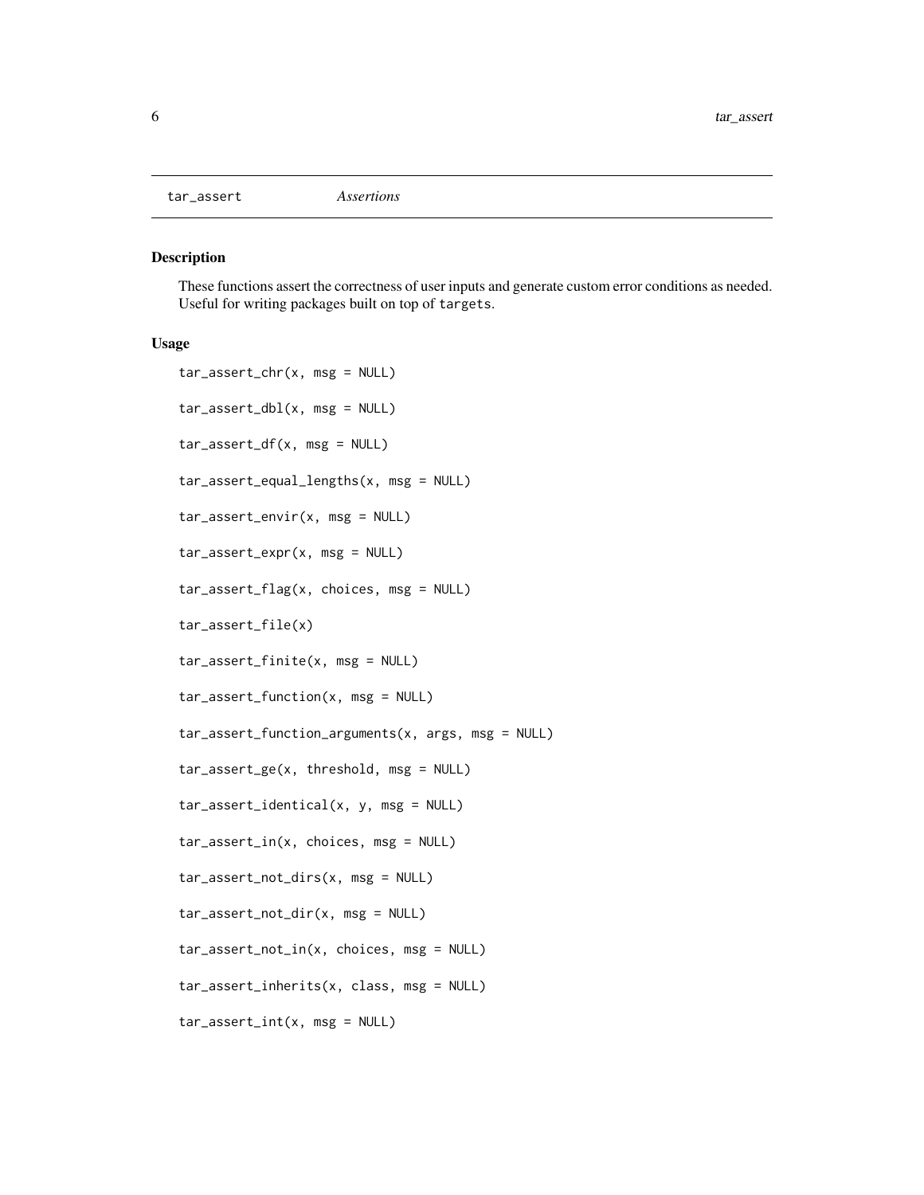tar_assert *Assertions*

## Description

These functions assert the correctness of user inputs and generate custom error conditions as needed. Useful for writing packages built on top of `targets`.

## Usage

```
tar_assert_chr(x, msg = NULL)

tar_assert_dbl(x, msg = NULL)

tar_assert_df(x, msg = NULL)

tar_assert_equal_lengths(x, msg = NULL)

tar_assert_envir(x, msg = NULL)

tar_assert_expr(x, msg = NULL)

tar_assert_flag(x, choices, msg = NULL)

tar_assert_file(x)

tar_assert_finite(x, msg = NULL)

tar_assert_function(x, msg = NULL)

tar_assert_function_arguments(x, args, msg = NULL)

tar_assert_ge(x, threshold, msg = NULL)

tar_assert_identical(x, y, msg = NULL)

tar_assert_in(x, choices, msg = NULL)

tar_assert_not_dirs(x, msg = NULL)

tar_assert_not_dir(x, msg = NULL)

tar_assert_not_in(x, choices, msg = NULL)

tar_assert_inherits(x, class, msg = NULL)

tar_assert_int(x, msg = NULL)
```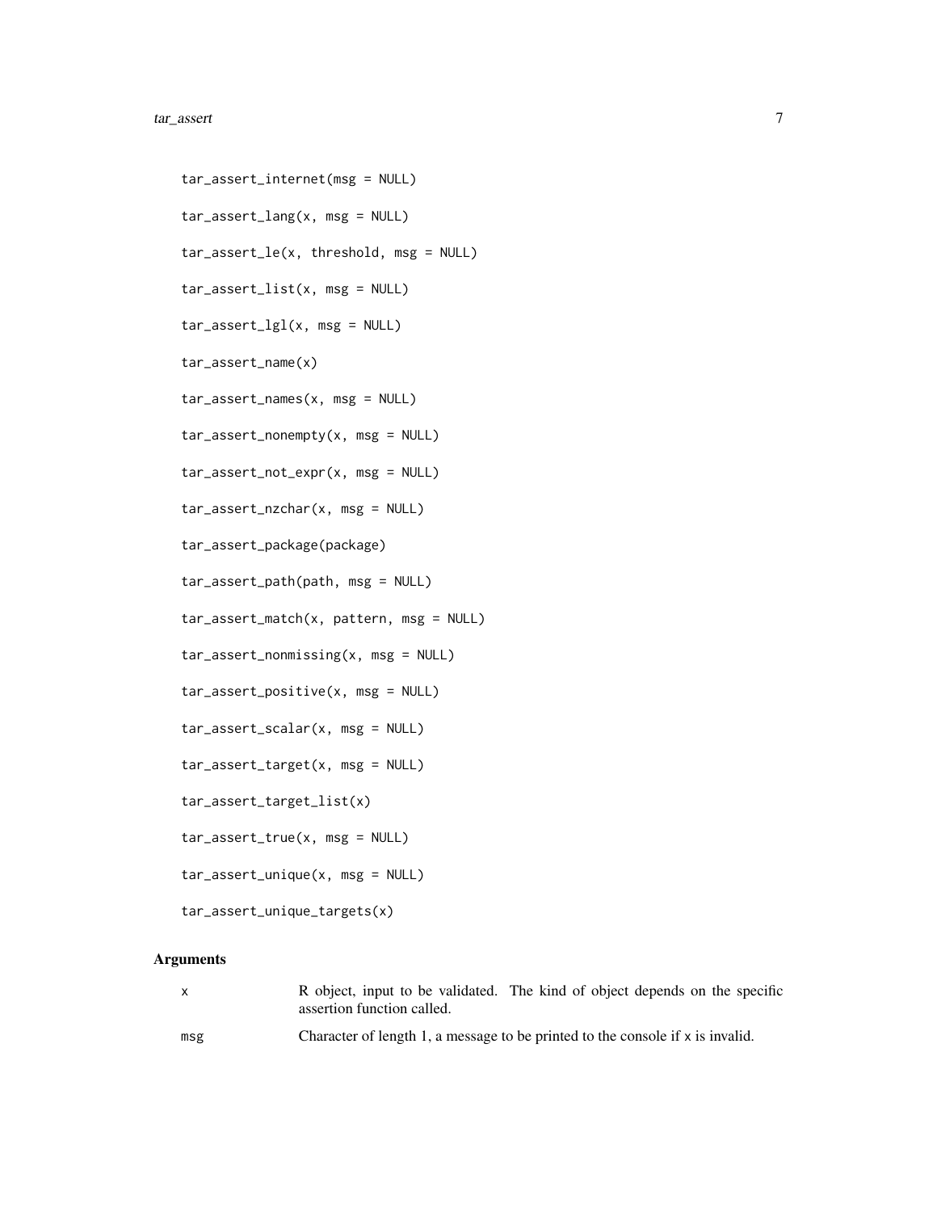```
tar_assert_internet(msg = NULL)

tar_assert_lang(x, msg = NULL)

tar_assert_le(x, threshold, msg = NULL)

tar_assert_list(x, msg = NULL)

tar_assert_lgl(x, msg = NULL)

tar_assert_name(x)

tar_assert_names(x, msg = NULL)

tar_assert_nonempty(x, msg = NULL)

tar_assert_not_expr(x, msg = NULL)

tar_assert_nzchar(x, msg = NULL)

tar_assert_package(package)

tar_assert_path(path, msg = NULL)

tar_assert_match(x, pattern, msg = NULL)

tar_assert_nonmissing(x, msg = NULL)

tar_assert_positive(x, msg = NULL)

tar_assert_scalar(x, msg = NULL)

tar_assert_target(x, msg = NULL)

tar_assert_target_list(x)

tar_assert_true(x, msg = NULL)

tar_assert_unique(x, msg = NULL)

tar_assert_unique_targets(x)
```

## Arguments

| | |
|---|---|
| x | R object, input to be validated. The kind of object depends on the specific assertion function called. |
| msg | Character of length 1, a message to be printed to the console if x is invalid. |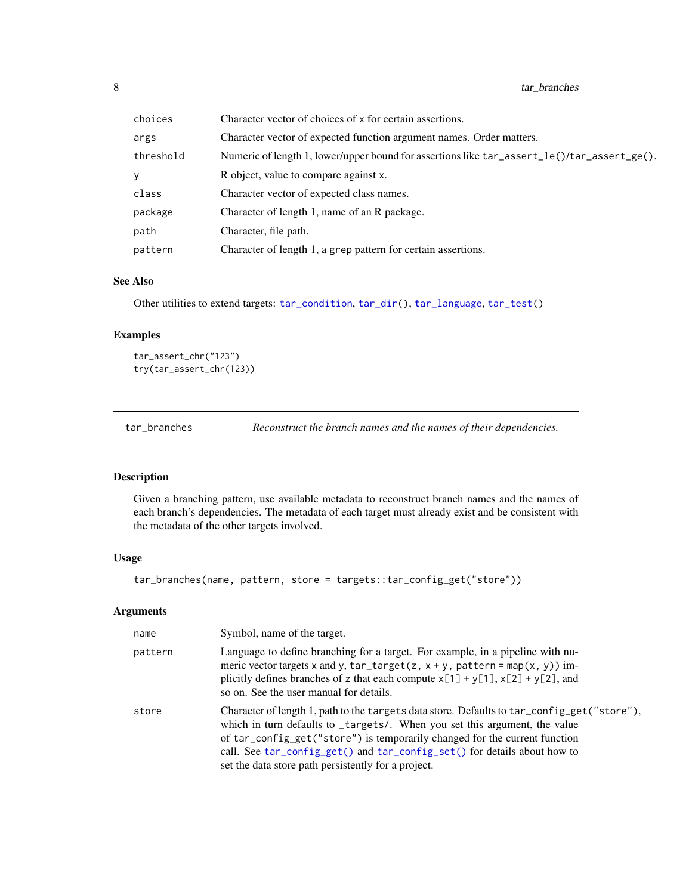| | |
|---|---|
| choices | Character vector of choices of x for certain assertions. |
| args | Character vector of expected function argument names. Order matters. |
| threshold | Numeric of length 1, lower/upper bound for assertions like tar_assert_le()/tar_assert_ge(). |
| y | R object, value to compare against x. |
| class | Character vector of expected class names. |
| package | Character of length 1, name of an R package. |
| path | Character, file path. |
| pattern | Character of length 1, a grep pattern for certain assertions. |

### See Also

Other utilities to extend targets: tar_condition, tar_dir(), tar_language, tar_test()

### Examples

```
tar_assert_chr("123")
try(tar_assert_chr(123))
```

---

## tar_branches — *Reconstruct the branch names and the names of their dependencies.*

---

### Description

Given a branching pattern, use available metadata to reconstruct branch names and the names of each branch's dependencies. The metadata of each target must already exist and be consistent with the metadata of the other targets involved.

### Usage

```
tar_branches(name, pattern, store = targets::tar_config_get("store"))
```

### Arguments

| | |
|---|---|
| name | Symbol, name of the target. |
| pattern | Language to define branching for a target. For example, in a pipeline with numeric vector targets x and y, tar_target(z, x + y, pattern = map(x, y)) implicitly defines branches of z that each compute x[1] + y[1], x[2] + y[2], and so on. See the user manual for details. |
| store | Character of length 1, path to the targets data store. Defaults to tar_config_get("store"), which in turn defaults to _targets/. When you set this argument, the value of tar_config_get("store") is temporarily changed for the current function call. See tar_config_get() and tar_config_set() for details about how to set the data store path persistently for a project. |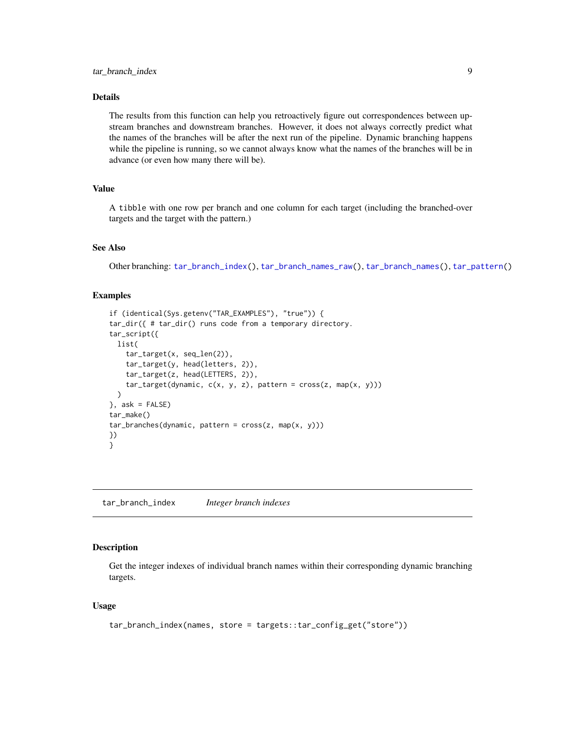### Details

The results from this function can help you retroactively figure out correspondences between upstream branches and downstream branches. However, it does not always correctly predict what the names of the branches will be after the next run of the pipeline. Dynamic branching happens while the pipeline is running, so we cannot always know what the names of the branches will be in advance (or even how many there will be).

### Value

A `tibble` with one row per branch and one column for each target (including the branched-over targets and the target with the pattern.)

### See Also

Other branching: `tar_branch_index()`, `tar_branch_names_raw()`, `tar_branch_names()`, `tar_pattern()`

### Examples

```
if (identical(Sys.getenv("TAR_EXAMPLES"), "true")) {
tar_dir({ # tar_dir() runs code from a temporary directory.
tar_script({
  list(
    tar_target(x, seq_len(2)),
    tar_target(y, head(letters, 2)),
    tar_target(z, head(LETTERS, 2)),
    tar_target(dynamic, c(x, y, z), pattern = cross(z, map(x, y)))
  )
}, ask = FALSE)
tar_make()
tar_branches(dynamic, pattern = cross(z, map(x, y)))
})
}
```

---

## tar_branch_index *Integer branch indexes*

### Description

Get the integer indexes of individual branch names within their corresponding dynamic branching targets.

### Usage

```
tar_branch_index(names, store = targets::tar_config_get("store"))
```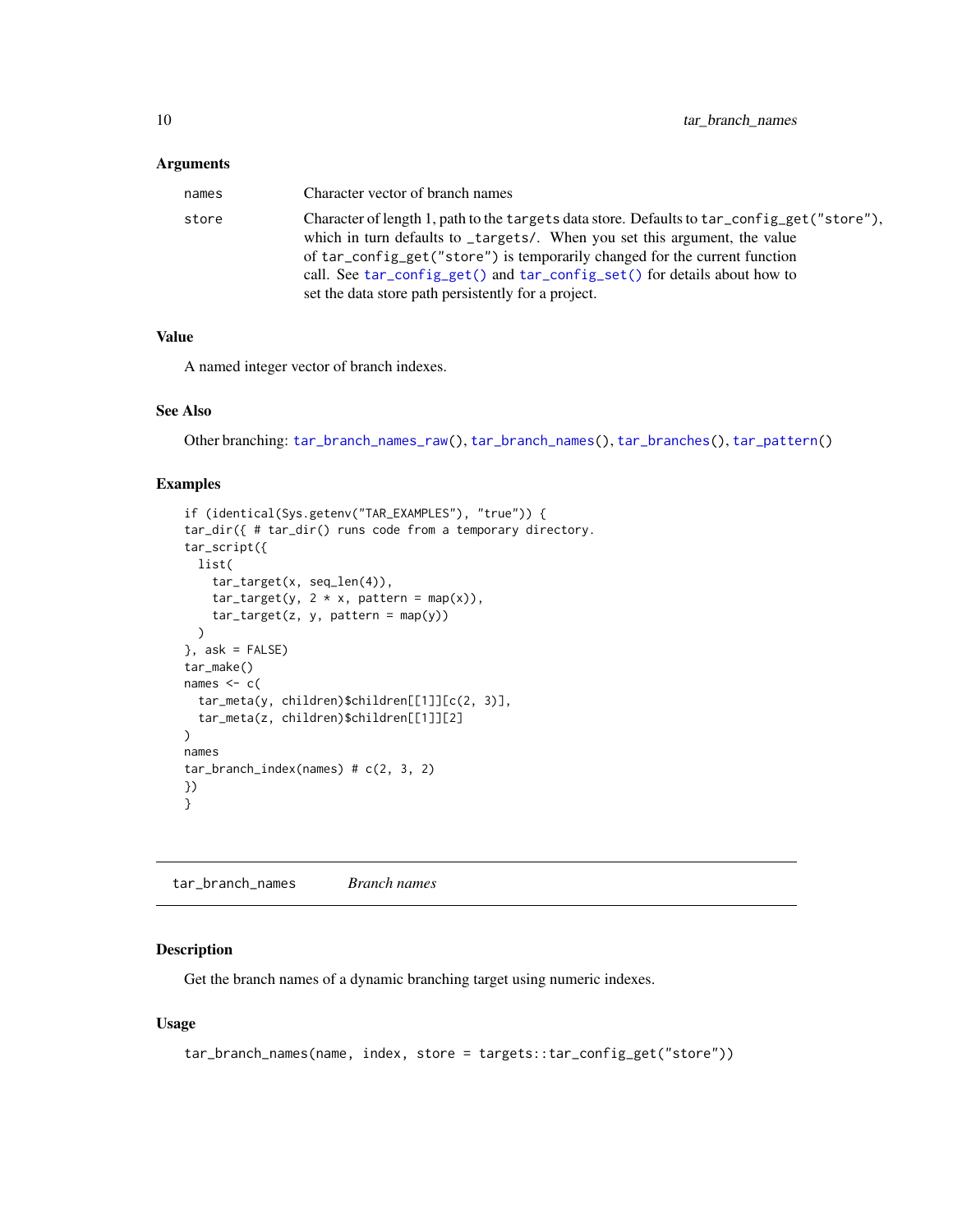### Arguments

| | |
|---|---|
| `names` | Character vector of branch names |
| `store` | Character of length 1, path to the `targets` data store. Defaults to `tar_config_get("store")`, which in turn defaults to `_targets/`. When you set this argument, the value of `tar_config_get("store")` is temporarily changed for the current function call. See `tar_config_get()` and `tar_config_set()` for details about how to set the data store path persistently for a project. |

### Value

A named integer vector of branch indexes.

### See Also

Other branching: `tar_branch_names_raw()`, `tar_branch_names()`, `tar_branches()`, `tar_pattern()`

### Examples

```
if (identical(Sys.getenv("TAR_EXAMPLES"), "true")) {
tar_dir({ # tar_dir() runs code from a temporary directory.
tar_script({
  list(
    tar_target(x, seq_len(4)),
    tar_target(y, 2 * x, pattern = map(x)),
    tar_target(z, y, pattern = map(y))
  )
}, ask = FALSE)
tar_make()
names <- c(
  tar_meta(y, children)$children[[1]][c(2, 3)],
  tar_meta(z, children)$children[[1]][2]
)
names
tar_branch_index(names) # c(2, 3, 2)
})
}
```

---

## tar_branch_names — *Branch names*

### Description

Get the branch names of a dynamic branching target using numeric indexes.

### Usage

```
tar_branch_names(name, index, store = targets::tar_config_get("store"))
```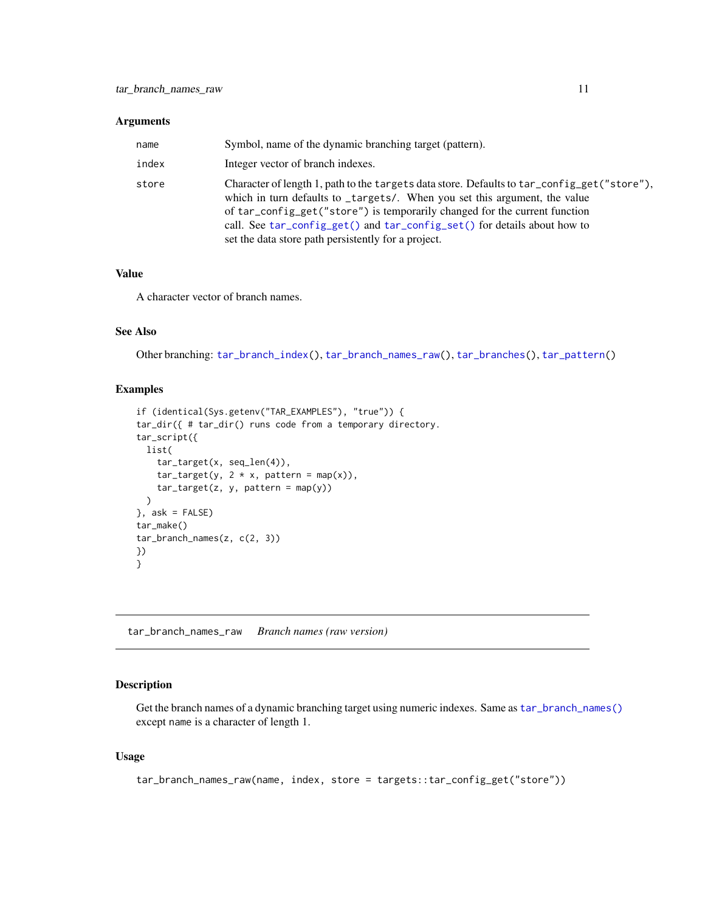### Arguments

| | |
|---|---|
| `name` | Symbol, name of the dynamic branching target (pattern). |
| `index` | Integer vector of branch indexes. |
| `store` | Character of length 1, path to the `targets` data store. Defaults to `tar_config_get("store")`, which in turn defaults to `_targets/`. When you set this argument, the value of `tar_config_get("store")` is temporarily changed for the current function call. See `tar_config_get()` and `tar_config_set()` for details about how to set the data store path persistently for a project. |

### Value

A character vector of branch names.

### See Also

Other branching: `tar_branch_index()`, `tar_branch_names_raw()`, `tar_branches()`, `tar_pattern()`

### Examples

```
if (identical(Sys.getenv("TAR_EXAMPLES"), "true")) {
tar_dir({ # tar_dir() runs code from a temporary directory.
tar_script({
  list(
    tar_target(x, seq_len(4)),
    tar_target(y, 2 * x, pattern = map(x)),
    tar_target(z, y, pattern = map(y))
  )
}, ask = FALSE)
tar_make()
tar_branch_names(z, c(2, 3))
})
}
```

---

## tar_branch_names_raw *Branch names (raw version)*

---

### Description

Get the branch names of a dynamic branching target using numeric indexes. Same as `tar_branch_names()` except `name` is a character of length 1.

### Usage

```
tar_branch_names_raw(name, index, store = targets::tar_config_get("store"))
```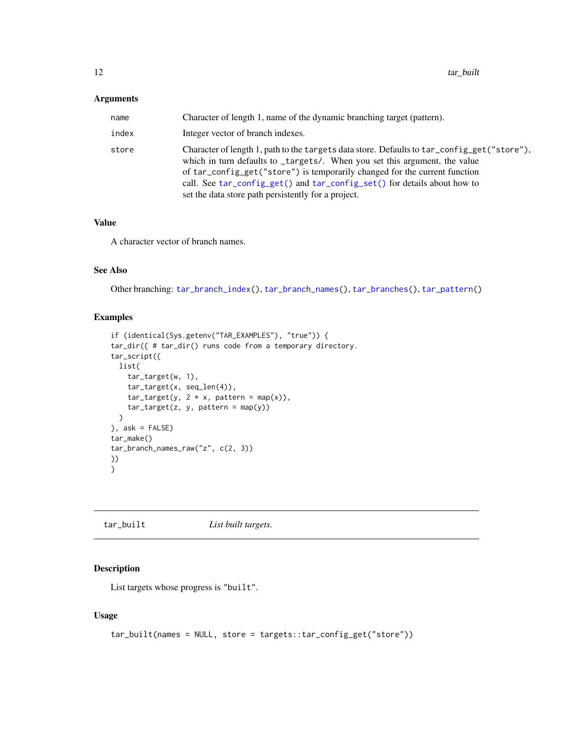### Arguments

| | |
|---|---|
| `name` | Character of length 1, name of the dynamic branching target (pattern). |
| `index` | Integer vector of branch indexes. |
| `store` | Character of length 1, path to the `targets` data store. Defaults to `tar_config_get("store")`, which in turn defaults to `_targets/`. When you set this argument, the value of `tar_config_get("store")` is temporarily changed for the current function call. See `tar_config_get()` and `tar_config_set()` for details about how to set the data store path persistently for a project. |

### Value

A character vector of branch names.

### See Also

Other branching: `tar_branch_index()`, `tar_branch_names()`, `tar_branches()`, `tar_pattern()`

### Examples

```
if (identical(Sys.getenv("TAR_EXAMPLES"), "true")) {
tar_dir({ # tar_dir() runs code from a temporary directory.
tar_script({
  list(
    tar_target(w, 1),
    tar_target(x, seq_len(4)),
    tar_target(y, 2 * x, pattern = map(x)),
    tar_target(z, y, pattern = map(y))
  )
}, ask = FALSE)
tar_make()
tar_branch_names_raw("z", c(2, 3))
})
}
```

---

## tar_built *List built targets.*

### Description

List targets whose progress is "built".

### Usage

```
tar_built(names = NULL, store = targets::tar_config_get("store"))
```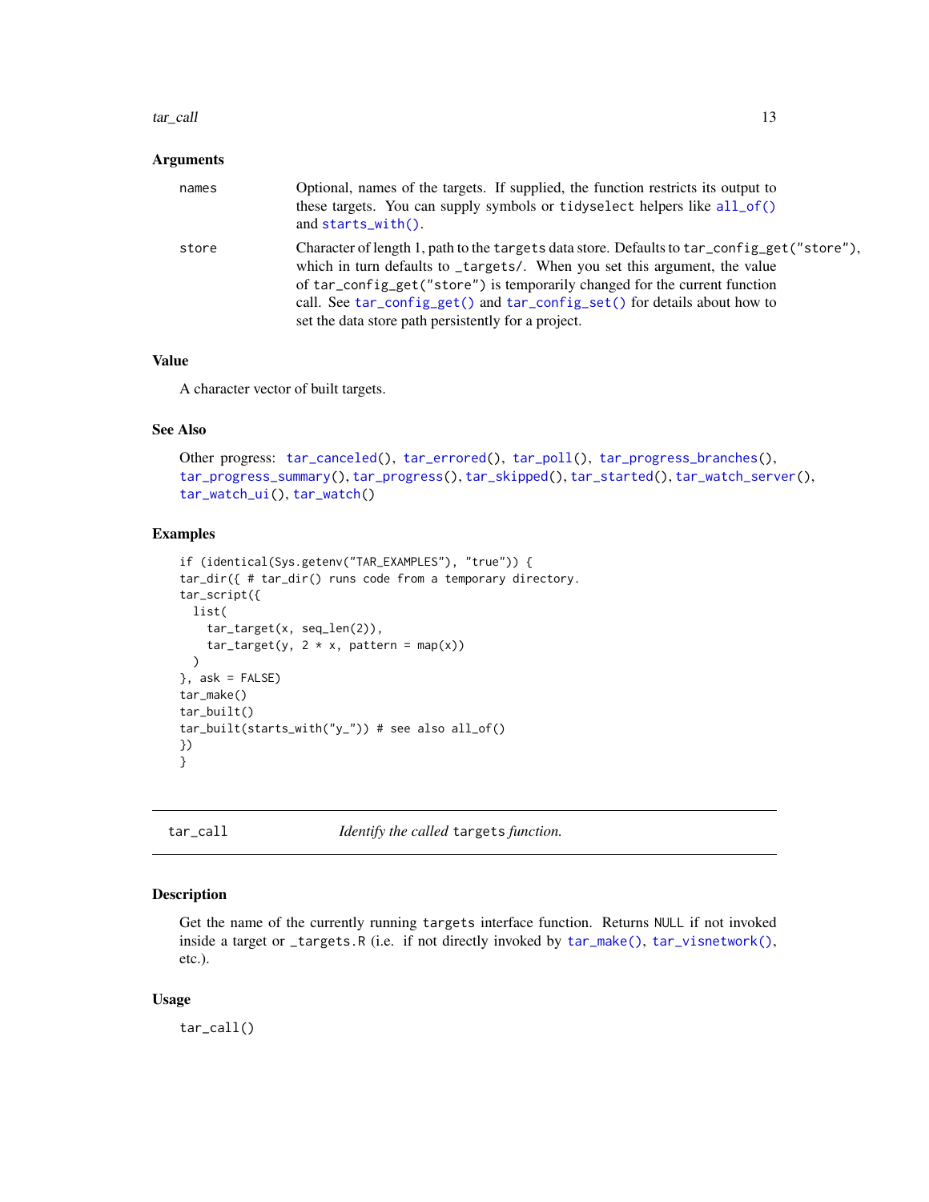### Arguments

| | |
|---|---|
| names | Optional, names of the targets. If supplied, the function restricts its output to these targets. You can supply symbols or `tidyselect` helpers like `all_of()` and `starts_with()`. |
| store | Character of length 1, path to the `targets` data store. Defaults to `tar_config_get("store")`, which in turn defaults to `_targets/`. When you set this argument, the value of `tar_config_get("store")` is temporarily changed for the current function call. See `tar_config_get()` and `tar_config_set()` for details about how to set the data store path persistently for a project. |

### Value

A character vector of built targets.

### See Also

Other progress: `tar_canceled()`, `tar_errored()`, `tar_poll()`, `tar_progress_branches()`, `tar_progress_summary()`, `tar_progress()`, `tar_skipped()`, `tar_started()`, `tar_watch_server()`, `tar_watch_ui()`, `tar_watch()`

### Examples

```
if (identical(Sys.getenv("TAR_EXAMPLES"), "true")) {
tar_dir({ # tar_dir() runs code from a temporary directory.
tar_script({
  list(
    tar_target(x, seq_len(2)),
    tar_target(y, 2 * x, pattern = map(x))
  )
}, ask = FALSE)
tar_make()
tar_built()
tar_built(starts_with("y_")) # see also all_of()
})
}
```

---

## tar_call — *Identify the called* `targets` *function.*

### Description

Get the name of the currently running `targets` interface function. Returns `NULL` if not invoked inside a target or `_targets.R` (i.e. if not directly invoked by `tar_make()`, `tar_visnetwork()`, etc.).

### Usage

```
tar_call()
```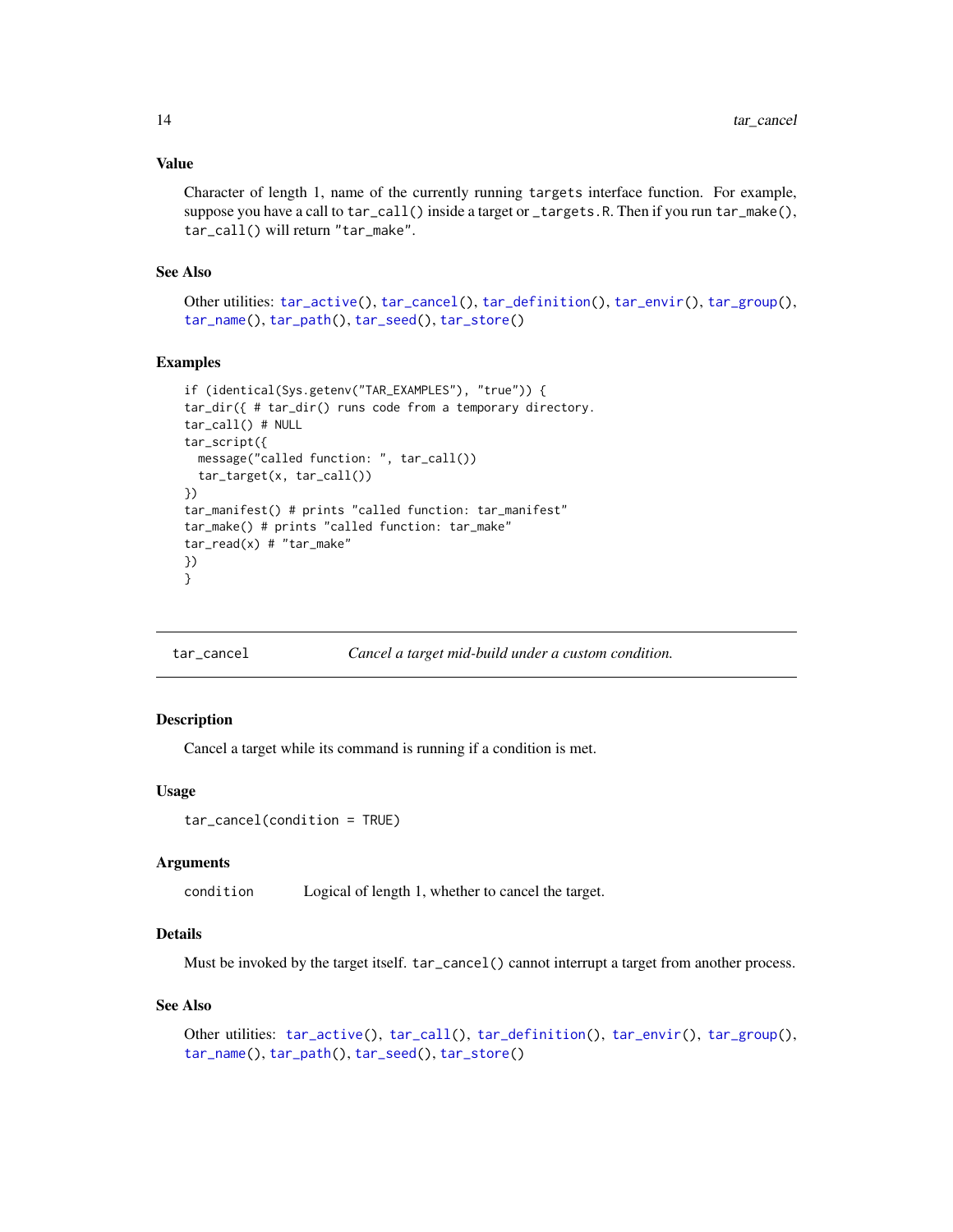### Value

Character of length 1, name of the currently running `targets` interface function. For example, suppose you have a call to `tar_call()` inside a target or `_targets.R`. Then if you run `tar_make()`, `tar_call()` will return `"tar_make"`.

### See Also

Other utilities: `tar_active()`, `tar_cancel()`, `tar_definition()`, `tar_envir()`, `tar_group()`, `tar_name()`, `tar_path()`, `tar_seed()`, `tar_store()`

### Examples

```
if (identical(Sys.getenv("TAR_EXAMPLES"), "true")) {
tar_dir({ # tar_dir() runs code from a temporary directory.
tar_call() # NULL
tar_script({
  message("called function: ", tar_call())
  tar_target(x, tar_call())
})
tar_manifest() # prints "called function: tar_manifest"
tar_make() # prints "called function: tar_make"
tar_read(x) # "tar_make"
})
}
```

---

## tar_cancel — *Cancel a target mid-build under a custom condition.*

### Description

Cancel a target while its command is running if a condition is met.

### Usage

```
tar_cancel(condition = TRUE)
```

### Arguments

| | |
|---|---|
| condition | Logical of length 1, whether to cancel the target. |

### Details

Must be invoked by the target itself. `tar_cancel()` cannot interrupt a target from another process.

### See Also

Other utilities: `tar_active()`, `tar_call()`, `tar_definition()`, `tar_envir()`, `tar_group()`, `tar_name()`, `tar_path()`, `tar_seed()`, `tar_store()`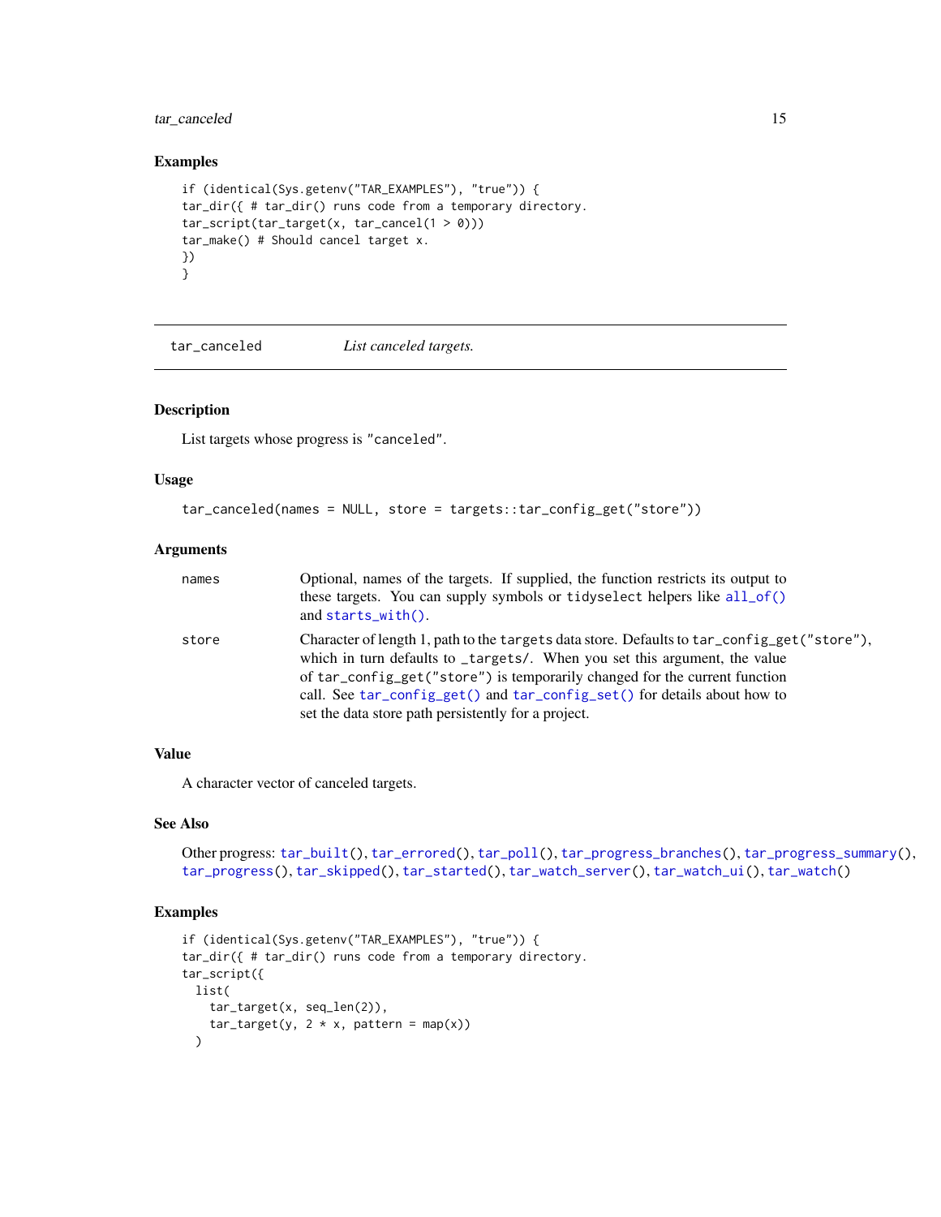## Examples

```
if (identical(Sys.getenv("TAR_EXAMPLES"), "true")) {
tar_dir({ # tar_dir() runs code from a temporary directory.
tar_script(tar_target(x, tar_cancel(1 > 0)))
tar_make() # Should cancel target x.
})
}
```

---

# tar_canceled — *List canceled targets.*

## Description

List targets whose progress is "canceled".

## Usage

```
tar_canceled(names = NULL, store = targets::tar_config_get("store"))
```

## Arguments

| | |
|---|---|
| names | Optional, names of the targets. If supplied, the function restricts its output to these targets. You can supply symbols or tidyselect helpers like all_of() and starts_with(). |
| store | Character of length 1, path to the targets data store. Defaults to tar_config_get("store"), which in turn defaults to _targets/. When you set this argument, the value of tar_config_get("store") is temporarily changed for the current function call. See tar_config_get() and tar_config_set() for details about how to set the data store path persistently for a project. |

## Value

A character vector of canceled targets.

## See Also

Other progress: tar_built(), tar_errored(), tar_poll(), tar_progress_branches(), tar_progress_summary(), tar_progress(), tar_skipped(), tar_started(), tar_watch_server(), tar_watch_ui(), tar_watch()

## Examples

```
if (identical(Sys.getenv("TAR_EXAMPLES"), "true")) {
tar_dir({ # tar_dir() runs code from a temporary directory.
tar_script({
  list(
    tar_target(x, seq_len(2)),
    tar_target(y, 2 * x, pattern = map(x))
  )
```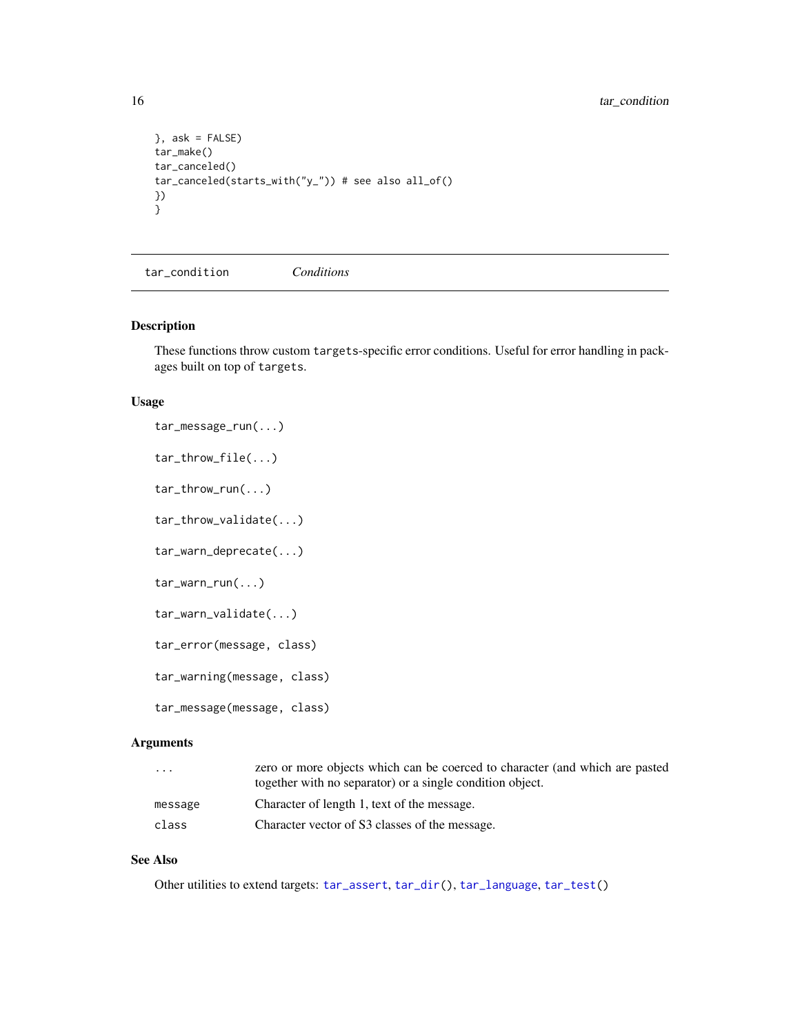```
}, ask = FALSE)
tar_make()
tar_canceled()
tar_canceled(starts_with("y_")) # see also all_of()
})
}
```

---

## tar_condition — *Conditions*

### Description

These functions throw custom `targets`-specific error conditions. Useful for error handling in packages built on top of `targets`.

### Usage

```
tar_message_run(...)

tar_throw_file(...)

tar_throw_run(...)

tar_throw_validate(...)

tar_warn_deprecate(...)

tar_warn_run(...)

tar_warn_validate(...)

tar_error(message, class)

tar_warning(message, class)

tar_message(message, class)
```

### Arguments

| | |
|---|---|
| `...` | zero or more objects which can be coerced to character (and which are pasted together with no separator) or a single condition object. |
| `message` | Character of length 1, text of the message. |
| `class` | Character vector of S3 classes of the message. |

### See Also

Other utilities to extend targets: `tar_assert`, `tar_dir()`, `tar_language`, `tar_test()`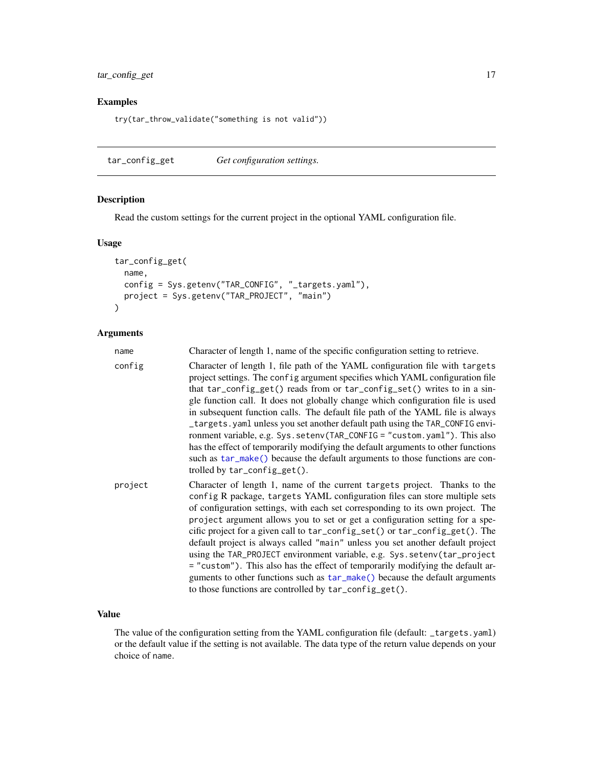### Examples

```
try(tar_throw_validate("something is not valid"))
```

---

## tar_config_get    *Get configuration settings.*

---

### Description

Read the custom settings for the current project in the optional YAML configuration file.

### Usage

```
tar_config_get(
  name,
  config = Sys.getenv("TAR_CONFIG", "_targets.yaml"),
  project = Sys.getenv("TAR_PROJECT", "main")
)
```

### Arguments

| | |
|---|---|
| `name` | Character of length 1, name of the specific configuration setting to retrieve. |
| `config` | Character of length 1, file path of the YAML configuration file with `targets` project settings. The `config` argument specifies which YAML configuration file that `tar_config_get()` reads from or `tar_config_set()` writes to in a single function call. It does not globally change which configuration file is used in subsequent function calls. The default file path of the YAML file is always `_targets.yaml` unless you set another default path using the `TAR_CONFIG` environment variable, e.g. `Sys.setenv(TAR_CONFIG = "custom.yaml")`. This also has the effect of temporarily modifying the default arguments to other functions such as `tar_make()` because the default arguments to those functions are controlled by `tar_config_get()`. |
| `project` | Character of length 1, name of the current `targets` project. Thanks to the `config` R package, `targets` YAML configuration files can store multiple sets of configuration settings, with each set corresponding to its own project. The `project` argument allows you to set or get a configuration setting for a specific project for a given call to `tar_config_set()` or `tar_config_get()`. The default project is always called `"main"` unless you set another default project using the `TAR_PROJECT` environment variable, e.g. `Sys.setenv(tar_project = "custom")`. This also has the effect of temporarily modifying the default arguments to other functions such as `tar_make()` because the default arguments to those functions are controlled by `tar_config_get()`. |

### Value

The value of the configuration setting from the YAML configuration file (default: `_targets.yaml`) or the default value if the setting is not available. The data type of the return value depends on your choice of `name`.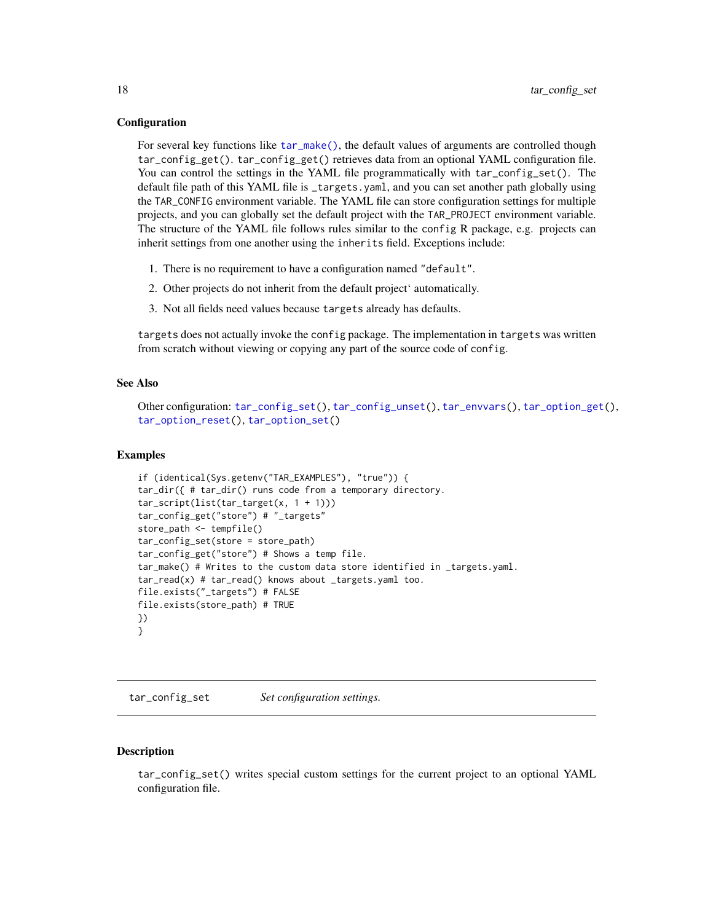### Configuration

For several key functions like `tar_make()`, the default values of arguments are controlled though `tar_config_get()`. `tar_config_get()` retrieves data from an optional YAML configuration file. You can control the settings in the YAML file programmatically with `tar_config_set()`. The default file path of this YAML file is `_targets.yaml`, and you can set another path globally using the `TAR_CONFIG` environment variable. The YAML file can store configuration settings for multiple projects, and you can globally set the default project with the `TAR_PROJECT` environment variable. The structure of the YAML file follows rules similar to the `config` R package, e.g. projects can inherit settings from one another using the `inherits` field. Exceptions include:

1. There is no requirement to have a configuration named `"default"`.
2. Other projects do not inherit from the default project` automatically.
3. Not all fields need values because `targets` already has defaults.

`targets` does not actually invoke the `config` package. The implementation in `targets` was written from scratch without viewing or copying any part of the source code of `config`.

### See Also

Other configuration: `tar_config_set()`, `tar_config_unset()`, `tar_envvars()`, `tar_option_get()`, `tar_option_reset()`, `tar_option_set()`

### Examples

```
if (identical(Sys.getenv("TAR_EXAMPLES"), "true")) {
tar_dir({ # tar_dir() runs code from a temporary directory.
tar_script(list(tar_target(x, 1 + 1)))
tar_config_get("store") # "_targets"
store_path <- tempfile()
tar_config_set(store = store_path)
tar_config_get("store") # Shows a temp file.
tar_make() # Writes to the custom data store identified in _targets.yaml.
tar_read(x) # tar_read() knows about _targets.yaml too.
file.exists("_targets") # FALSE
file.exists(store_path) # TRUE
})
}
```

---

## tar_config_set    *Set configuration settings.*

---

### Description

`tar_config_set()` writes special custom settings for the current project to an optional YAML configuration file.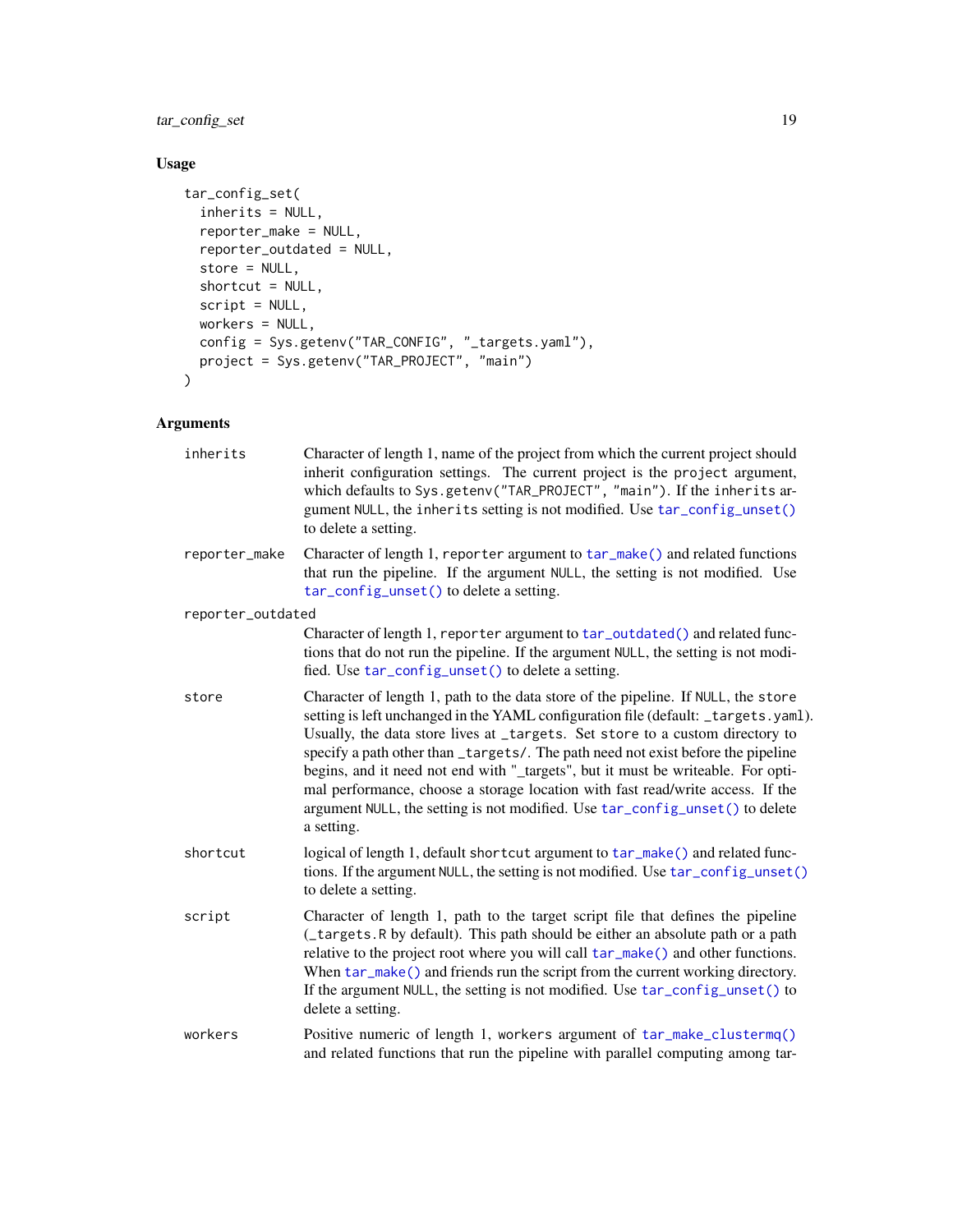## Usage

```
tar_config_set(
  inherits = NULL,
  reporter_make = NULL,
  reporter_outdated = NULL,
  store = NULL,
  shortcut = NULL,
  script = NULL,
  workers = NULL,
  config = Sys.getenv("TAR_CONFIG", "_targets.yaml"),
  project = Sys.getenv("TAR_PROJECT", "main")
)
```

## Arguments

| Argument | Description |
|---|---|
| `inherits` | Character of length 1, name of the project from which the current project should inherit configuration settings. The current project is the `project` argument, which defaults to `Sys.getenv("TAR_PROJECT", "main")`. If the `inherits` argument `NULL`, the `inherits` setting is not modified. Use `tar_config_unset()` to delete a setting. |
| `reporter_make` | Character of length 1, `reporter` argument to `tar_make()` and related functions that run the pipeline. If the argument `NULL`, the setting is not modified. Use `tar_config_unset()` to delete a setting. |
| `reporter_outdated` | Character of length 1, `reporter` argument to `tar_outdated()` and related functions that do not run the pipeline. If the argument `NULL`, the setting is not modified. Use `tar_config_unset()` to delete a setting. |
| `store` | Character of length 1, path to the data store of the pipeline. If `NULL`, the `store` setting is left unchanged in the YAML configuration file (default: `_targets.yaml`). Usually, the data store lives at `_targets`. Set `store` to a custom directory to specify a path other than `_targets/`. The path need not exist before the pipeline begins, and it need not end with "_targets", but it must be writeable. For optimal performance, choose a storage location with fast read/write access. If the argument `NULL`, the setting is not modified. Use `tar_config_unset()` to delete a setting. |
| `shortcut` | logical of length 1, default `shortcut` argument to `tar_make()` and related functions. If the argument `NULL`, the setting is not modified. Use `tar_config_unset()` to delete a setting. |
| `script` | Character of length 1, path to the target script file that defines the pipeline (`_targets.R` by default). This path should be either an absolute path or a path relative to the project root where you will call `tar_make()` and other functions. When `tar_make()` and friends run the script from the current working directory. If the argument `NULL`, the setting is not modified. Use `tar_config_unset()` to delete a setting. |
| `workers` | Positive numeric of length 1, `workers` argument of `tar_make_clustermq()` and related functions that run the pipeline with parallel computing among tar- |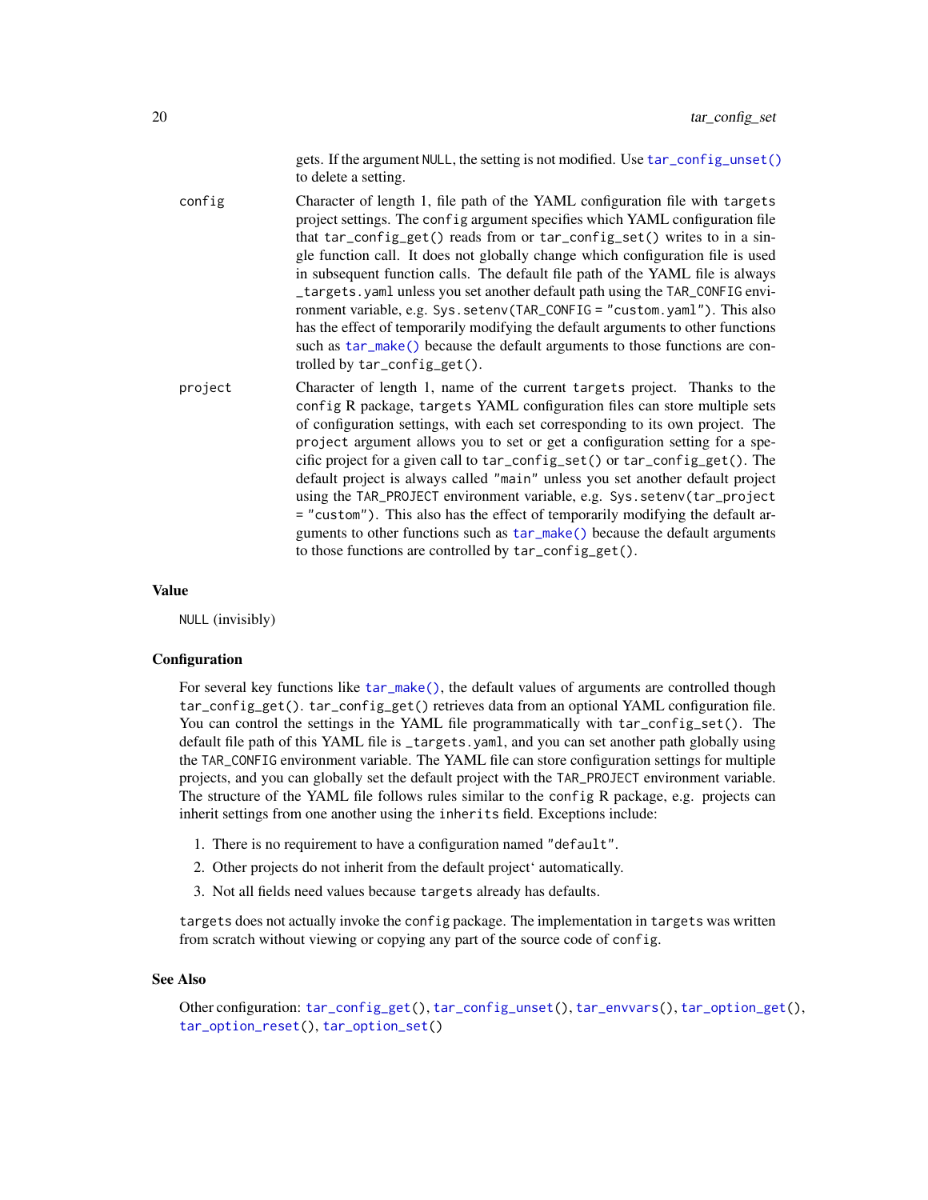gets. If the argument NULL, the setting is not modified. Use tar_config_unset() to delete a setting.

config
: Character of length 1, file path of the YAML configuration file with targets project settings. The config argument specifies which YAML configuration file that tar_config_get() reads from or tar_config_set() writes to in a single function call. It does not globally change which configuration file is used in subsequent function calls. The default file path of the YAML file is always _targets.yaml unless you set another default path using the TAR_CONFIG environment variable, e.g. Sys.setenv(TAR_CONFIG = "custom.yaml"). This also has the effect of temporarily modifying the default arguments to other functions such as tar_make() because the default arguments to those functions are controlled by tar_config_get().

project
: Character of length 1, name of the current targets project. Thanks to the config R package, targets YAML configuration files can store multiple sets of configuration settings, with each set corresponding to its own project. The project argument allows you to set or get a configuration setting for a specific project for a given call to tar_config_set() or tar_config_get(). The default project is always called "main" unless you set another default project using the TAR_PROJECT environment variable, e.g. Sys.setenv(tar_project = "custom"). This also has the effect of temporarily modifying the default arguments to other functions such as tar_make() because the default arguments to those functions are controlled by tar_config_get().

## Value

NULL (invisibly)

## Configuration

For several key functions like tar_make(), the default values of arguments are controlled though tar_config_get(). tar_config_get() retrieves data from an optional YAML configuration file. You can control the settings in the YAML file programmatically with tar_config_set(). The default file path of this YAML file is _targets.yaml, and you can set another path globally using the TAR_CONFIG environment variable. The YAML file can store configuration settings for multiple projects, and you can globally set the default project with the TAR_PROJECT environment variable. The structure of the YAML file follows rules similar to the config R package, e.g. projects can inherit settings from one another using the inherits field. Exceptions include:

1. There is no requirement to have a configuration named "default".
2. Other projects do not inherit from the default project' automatically.
3. Not all fields need values because targets already has defaults.

targets does not actually invoke the config package. The implementation in targets was written from scratch without viewing or copying any part of the source code of config.

## See Also

Other configuration: tar_config_get(), tar_config_unset(), tar_envvars(), tar_option_get(), tar_option_reset(), tar_option_set()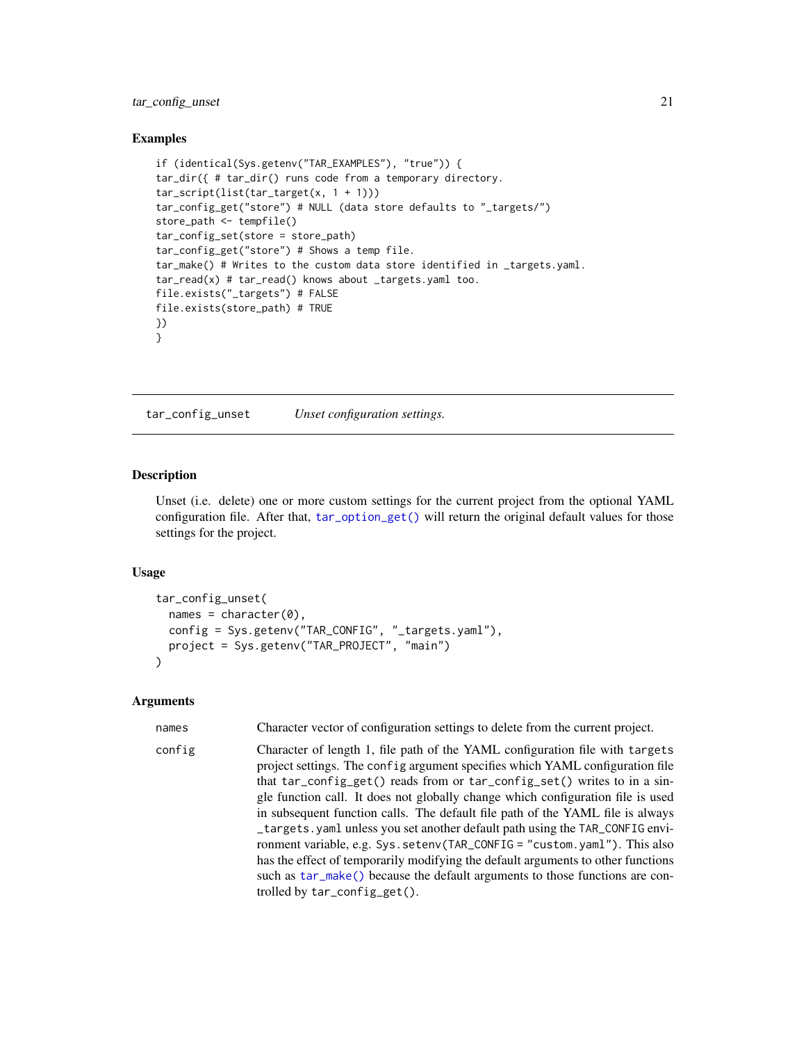### Examples

```
if (identical(Sys.getenv("TAR_EXAMPLES"), "true")) {
tar_dir({ # tar_dir() runs code from a temporary directory.
tar_script(list(tar_target(x, 1 + 1)))
tar_config_get("store") # NULL (data store defaults to "_targets/")
store_path <- tempfile()
tar_config_set(store = store_path)
tar_config_get("store") # Shows a temp file.
tar_make() # Writes to the custom data store identified in _targets.yaml.
tar_read(x) # tar_read() knows about _targets.yaml too.
file.exists("_targets") # FALSE
file.exists(store_path) # TRUE
})
}
```

---

## tar_config_unset — *Unset configuration settings.*

### Description

Unset (i.e. delete) one or more custom settings for the current project from the optional YAML configuration file. After that, `tar_option_get()` will return the original default values for those settings for the project.

### Usage

```
tar_config_unset(
  names = character(0),
  config = Sys.getenv("TAR_CONFIG", "_targets.yaml"),
  project = Sys.getenv("TAR_PROJECT", "main")
)
```

### Arguments

| | |
|---|---|
| `names` | Character vector of configuration settings to delete from the current project. |
| `config` | Character of length 1, file path of the YAML configuration file with `targets` project settings. The `config` argument specifies which YAML configuration file that `tar_config_get()` reads from or `tar_config_set()` writes to in a single function call. It does not globally change which configuration file is used in subsequent function calls. The default file path of the YAML file is always `_targets.yaml` unless you set another default path using the `TAR_CONFIG` environment variable, e.g. `Sys.setenv(TAR_CONFIG = "custom.yaml")`. This also has the effect of temporarily modifying the default arguments to other functions such as `tar_make()` because the default arguments to those functions are controlled by `tar_config_get()`. |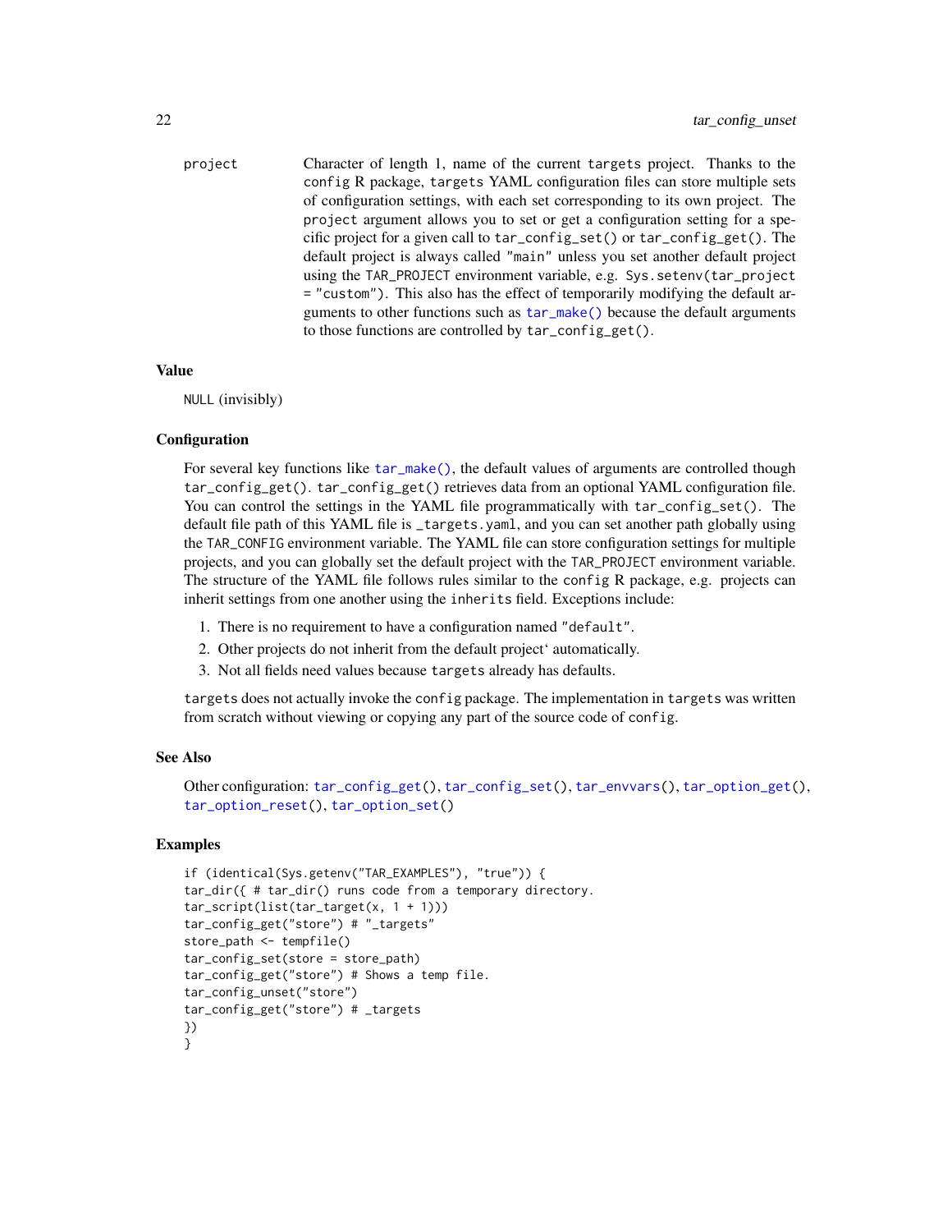project	Character of length 1, name of the current targets project. Thanks to the config R package, targets YAML configuration files can store multiple sets of configuration settings, with each set corresponding to its own project. The project argument allows you to set or get a configuration setting for a specific project for a given call to tar_config_set() or tar_config_get(). The default project is always called "main" unless you set another default project using the TAR_PROJECT environment variable, e.g. Sys.setenv(tar_project = "custom"). This also has the effect of temporarily modifying the default arguments to other functions such as tar_make() because the default arguments to those functions are controlled by tar_config_get().

## Value

NULL (invisibly)

## Configuration

For several key functions like tar_make(), the default values of arguments are controlled though tar_config_get(). tar_config_get() retrieves data from an optional YAML configuration file. You can control the settings in the YAML file programmatically with tar_config_set(). The default file path of this YAML file is _targets.yaml, and you can set another path globally using the TAR_CONFIG environment variable. The YAML file can store configuration settings for multiple projects, and you can globally set the default project with the TAR_PROJECT environment variable. The structure of the YAML file follows rules similar to the config R package, e.g. projects can inherit settings from one another using the inherits field. Exceptions include:

1. There is no requirement to have a configuration named "default".
2. Other projects do not inherit from the default project` automatically.
3. Not all fields need values because targets already has defaults.

targets does not actually invoke the config package. The implementation in targets was written from scratch without viewing or copying any part of the source code of config.

## See Also

Other configuration: tar_config_get(), tar_config_set(), tar_envvars(), tar_option_get(), tar_option_reset(), tar_option_set()

## Examples

```
if (identical(Sys.getenv("TAR_EXAMPLES"), "true")) {
tar_dir({ # tar_dir() runs code from a temporary directory.
tar_script(list(tar_target(x, 1 + 1)))
tar_config_get("store") # "_targets"
store_path <- tempfile()
tar_config_set(store = store_path)
tar_config_get("store") # Shows a temp file.
tar_config_unset("store")
tar_config_get("store") # _targets
})
}
```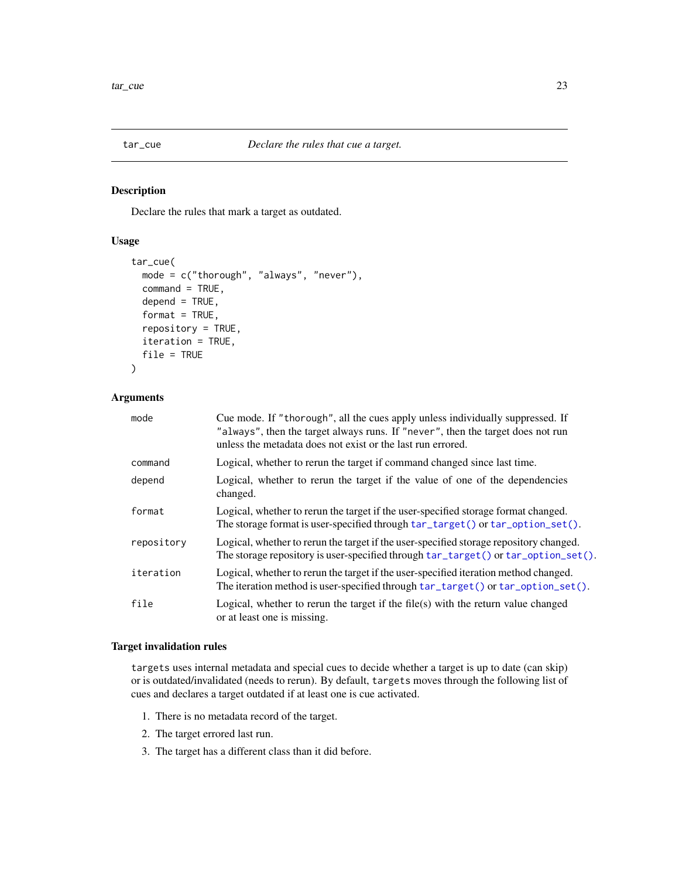## tar_cue — *Declare the rules that cue a target.*

### Description

Declare the rules that mark a target as outdated.

### Usage

```
tar_cue(
  mode = c("thorough", "always", "never"),
  command = TRUE,
  depend = TRUE,
  format = TRUE,
  repository = TRUE,
  iteration = TRUE,
  file = TRUE
)
```

### Arguments

| Argument | Description |
|---|---|
| `mode` | Cue mode. If `"thorough"`, all the cues apply unless individually suppressed. If `"always"`, then the target always runs. If `"never"`, then the target does not run unless the metadata does not exist or the last run errored. |
| `command` | Logical, whether to rerun the target if command changed since last time. |
| `depend` | Logical, whether to rerun the target if the value of one of the dependencies changed. |
| `format` | Logical, whether to rerun the target if the user-specified storage format changed. The storage format is user-specified through `tar_target()` or `tar_option_set()`. |
| `repository` | Logical, whether to rerun the target if the user-specified storage repository changed. The storage repository is user-specified through `tar_target()` or `tar_option_set()`. |
| `iteration` | Logical, whether to rerun the target if the user-specified iteration method changed. The iteration method is user-specified through `tar_target()` or `tar_option_set()`. |
| `file` | Logical, whether to rerun the target if the file(s) with the return value changed or at least one is missing. |

### Target invalidation rules

`targets` uses internal metadata and special cues to decide whether a target is up to date (can skip) or is outdated/invalidated (needs to rerun). By default, `targets` moves through the following list of cues and declares a target outdated if at least one is cue activated.

1. There is no metadata record of the target.
2. The target errored last run.
3. The target has a different class than it did before.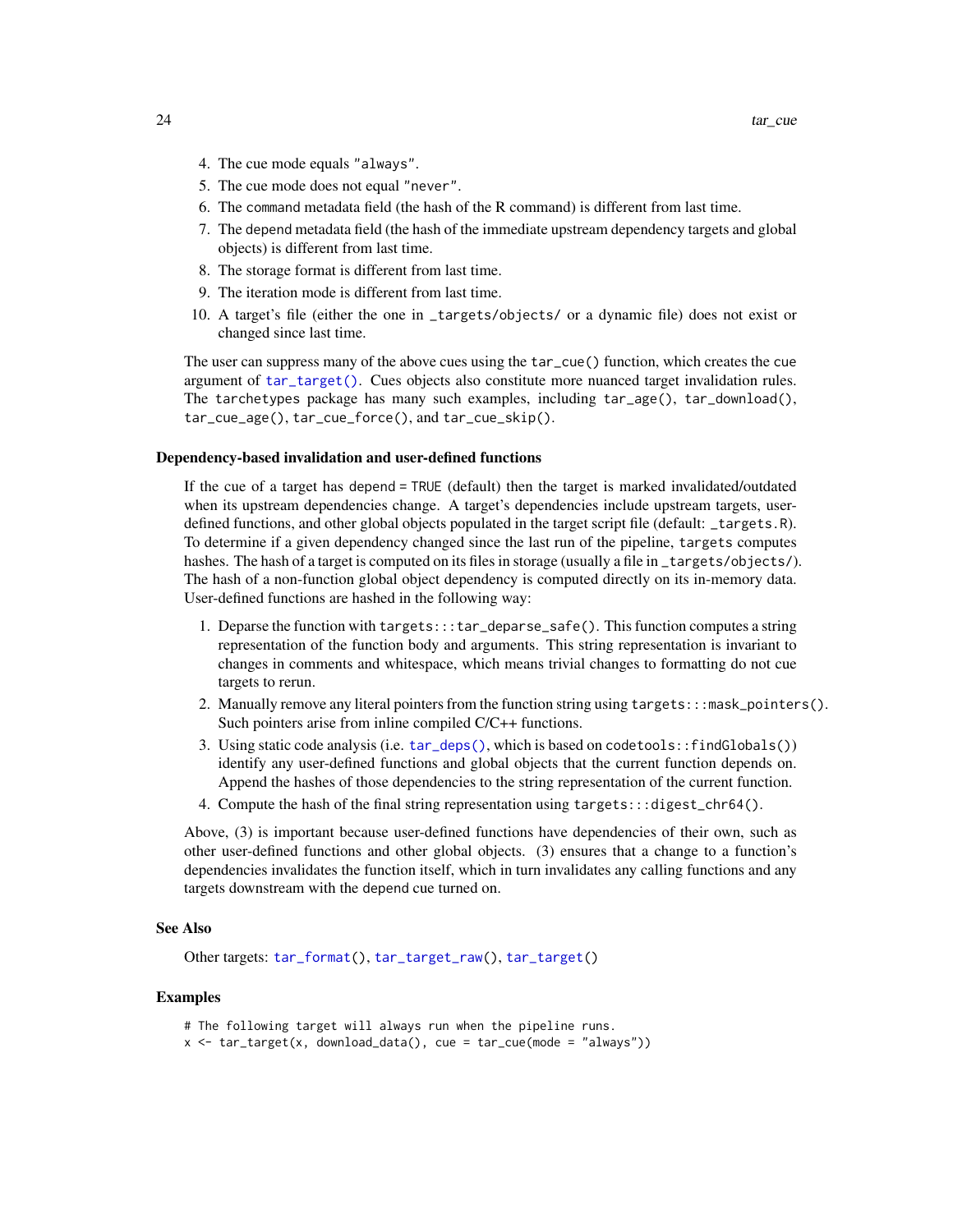4. The cue mode equals "always".
5. The cue mode does not equal "never".
6. The command metadata field (the hash of the R command) is different from last time.
7. The depend metadata field (the hash of the immediate upstream dependency targets and global objects) is different from last time.
8. The storage format is different from last time.
9. The iteration mode is different from last time.
10. A target's file (either the one in _targets/objects/ or a dynamic file) does not exist or changed since last time.

The user can suppress many of the above cues using the `tar_cue()` function, which creates the cue argument of `tar_target()`. Cues objects also constitute more nuanced target invalidation rules. The `tarchetypes` package has many such examples, including `tar_age()`, `tar_download()`, `tar_cue_age()`, `tar_cue_force()`, and `tar_cue_skip()`.

### Dependency-based invalidation and user-defined functions

If the cue of a target has `depend = TRUE` (default) then the target is marked invalidated/outdated when its upstream dependencies change. A target's dependencies include upstream targets, user-defined functions, and other global objects populated in the target script file (default: `_targets.R`). To determine if a given dependency changed since the last run of the pipeline, `targets` computes hashes. The hash of a target is computed on its files in storage (usually a file in `_targets/objects/`). The hash of a non-function global object dependency is computed directly on its in-memory data. User-defined functions are hashed in the following way:

1. Deparse the function with `targets:::tar_deparse_safe()`. This function computes a string representation of the function body and arguments. This string representation is invariant to changes in comments and whitespace, which means trivial changes to formatting do not cue targets to rerun.
2. Manually remove any literal pointers from the function string using `targets:::mask_pointers()`. Such pointers arise from inline compiled C/C++ functions.
3. Using static code analysis (i.e. `tar_deps()`, which is based on `codetools::findGlobals()`) identify any user-defined functions and global objects that the current function depends on. Append the hashes of those dependencies to the string representation of the current function.
4. Compute the hash of the final string representation using `targets:::digest_chr64()`.

Above, (3) is important because user-defined functions have dependencies of their own, such as other user-defined functions and other global objects. (3) ensures that a change to a function's dependencies invalidates the function itself, which in turn invalidates any calling functions and any targets downstream with the `depend` cue turned on.

## See Also

Other targets: `tar_format()`, `tar_target_raw()`, `tar_target()`

## Examples

```
# The following target will always run when the pipeline runs.
x <- tar_target(x, download_data(), cue = tar_cue(mode = "always"))
```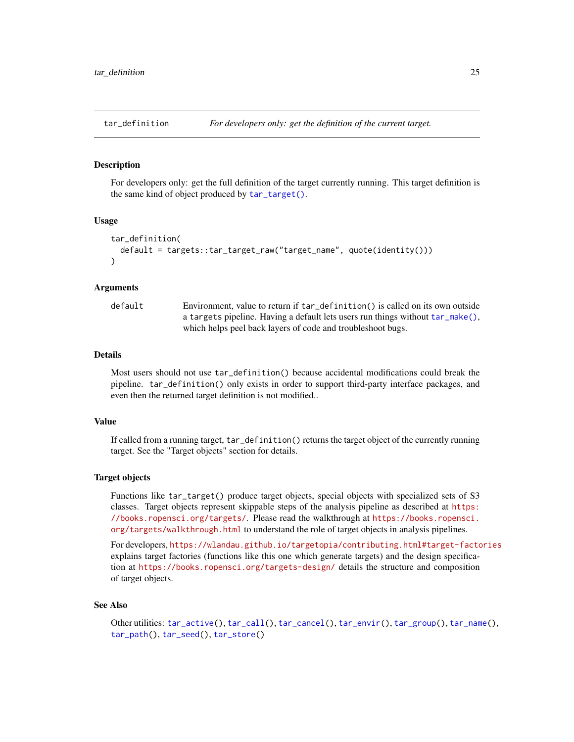## tar_definition — *For developers only: get the definition of the current target.*

### Description

For developers only: get the full definition of the target currently running. This target definition is the same kind of object produced by `tar_target()`.

### Usage

```
tar_definition(
  default = targets::tar_target_raw("target_name", quote(identity()))
)
```

### Arguments

| | |
|---|---|
| `default` | Environment, value to return if `tar_definition()` is called on its own outside a `targets` pipeline. Having a default lets users run things without `tar_make()`, which helps peel back layers of code and troubleshoot bugs. |

### Details

Most users should not use `tar_definition()` because accidental modifications could break the pipeline. `tar_definition()` only exists in order to support third-party interface packages, and even then the returned target definition is not modified..

### Value

If called from a running target, `tar_definition()` returns the target object of the currently running target. See the "Target objects" section for details.

### Target objects

Functions like `tar_target()` produce target objects, special objects with specialized sets of S3 classes. Target objects represent skippable steps of the analysis pipeline as described at https://books.ropensci.org/targets/. Please read the walkthrough at https://books.ropensci.org/targets/walkthrough.html to understand the role of target objects in analysis pipelines.

For developers, https://wlandau.github.io/targetopia/contributing.html#target-factories explains target factories (functions like this one which generate targets) and the design specification at https://books.ropensci.org/targets-design/ details the structure and composition of target objects.

### See Also

Other utilities: `tar_active()`, `tar_call()`, `tar_cancel()`, `tar_envir()`, `tar_group()`, `tar_name()`, `tar_path()`, `tar_seed()`, `tar_store()`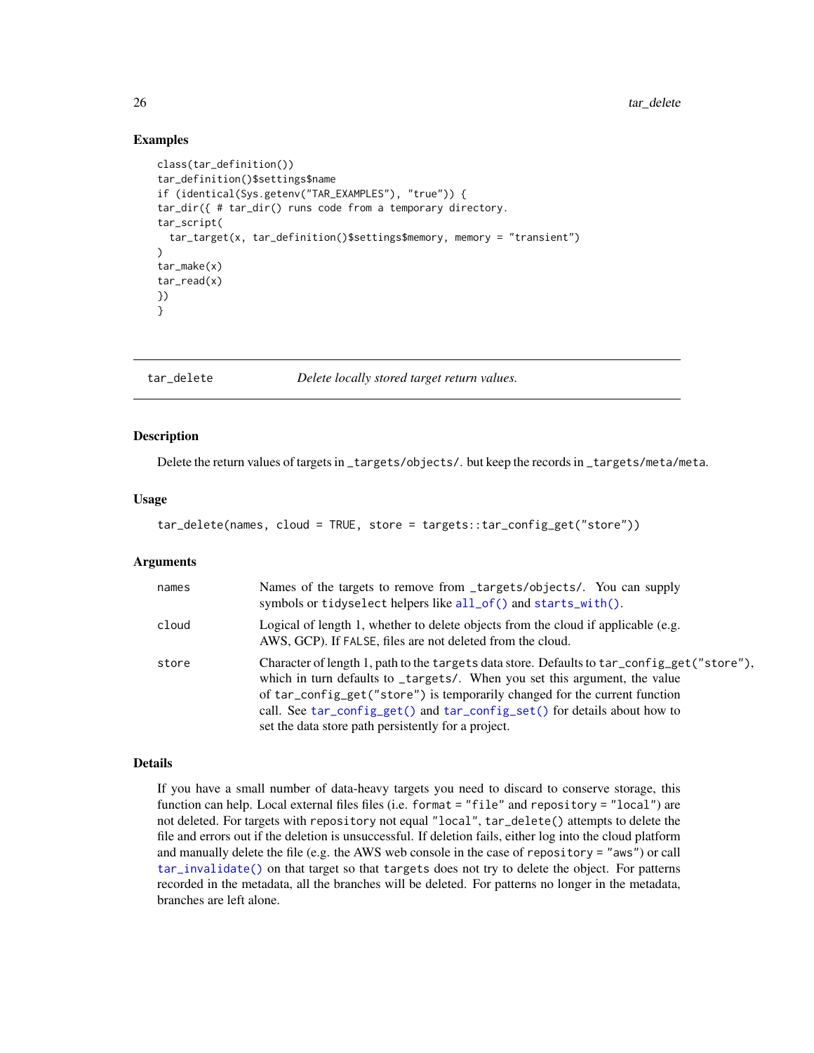## Examples

```
class(tar_definition())
tar_definition()$settings$name
if (identical(Sys.getenv("TAR_EXAMPLES"), "true")) {
tar_dir({ # tar_dir() runs code from a temporary directory.
tar_script(
  tar_target(x, tar_definition()$settings$memory, memory = "transient")
)
tar_make(x)
tar_read(x)
})
}
```

---

# tar_delete — *Delete locally stored target return values.*

## Description

Delete the return values of targets in `_targets/objects/`. but keep the records in `_targets/meta/meta`.

## Usage

```
tar_delete(names, cloud = TRUE, store = targets::tar_config_get("store"))
```

## Arguments

| | |
|---|---|
| `names` | Names of the targets to remove from `_targets/objects/`. You can supply symbols or `tidyselect` helpers like `all_of()` and `starts_with()`. |
| `cloud` | Logical of length 1, whether to delete objects from the cloud if applicable (e.g. AWS, GCP). If `FALSE`, files are not deleted from the cloud. |
| `store` | Character of length 1, path to the `targets` data store. Defaults to `tar_config_get("store")`, which in turn defaults to `_targets/`. When you set this argument, the value of `tar_config_get("store")` is temporarily changed for the current function call. See `tar_config_get()` and `tar_config_set()` for details about how to set the data store path persistently for a project. |

## Details

If you have a small number of data-heavy targets you need to discard to conserve storage, this function can help. Local external files files (i.e. `format = "file"` and `repository = "local"`) are not deleted. For targets with `repository` not equal `"local"`, `tar_delete()` attempts to delete the file and errors out if the deletion is unsuccessful. If deletion fails, either log into the cloud platform and manually delete the file (e.g. the AWS web console in the case of `repository = "aws"`) or call `tar_invalidate()` on that target so that `targets` does not try to delete the object. For patterns recorded in the metadata, all the branches will be deleted. For patterns no longer in the metadata, branches are left alone.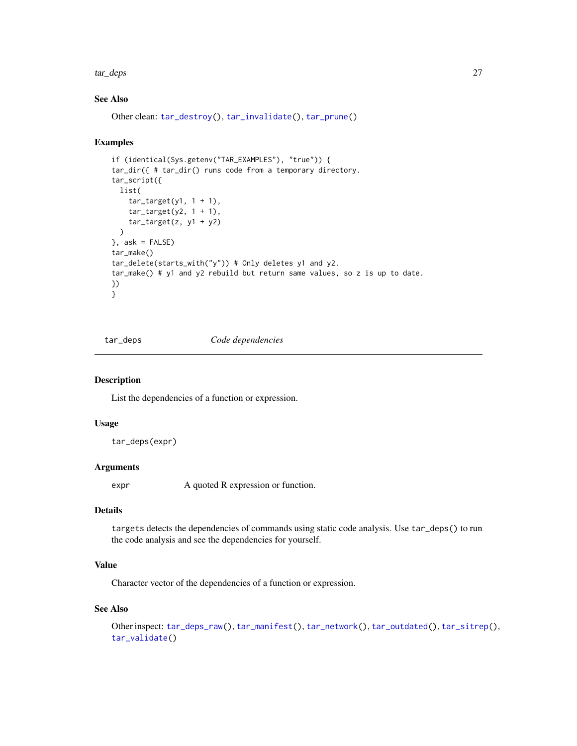### See Also

Other clean: tar_destroy(), tar_invalidate(), tar_prune()

### Examples

```
if (identical(Sys.getenv("TAR_EXAMPLES"), "true")) {
tar_dir({ # tar_dir() runs code from a temporary directory.
tar_script({
  list(
    tar_target(y1, 1 + 1),
    tar_target(y2, 1 + 1),
    tar_target(z, y1 + y2)
  )
}, ask = FALSE)
tar_make()
tar_delete(starts_with("y")) # Only deletes y1 and y2.
tar_make() # y1 and y2 rebuild but return same values, so z is up to date.
})
}
```

---

## tar_deps — *Code dependencies*

### Description

List the dependencies of a function or expression.

### Usage

```
tar_deps(expr)
```

### Arguments

| | |
|---|---|
| expr | A quoted R expression or function. |

### Details

`targets` detects the dependencies of commands using static code analysis. Use `tar_deps()` to run the code analysis and see the dependencies for yourself.

### Value

Character vector of the dependencies of a function or expression.

### See Also

Other inspect: tar_deps_raw(), tar_manifest(), tar_network(), tar_outdated(), tar_sitrep(), tar_validate()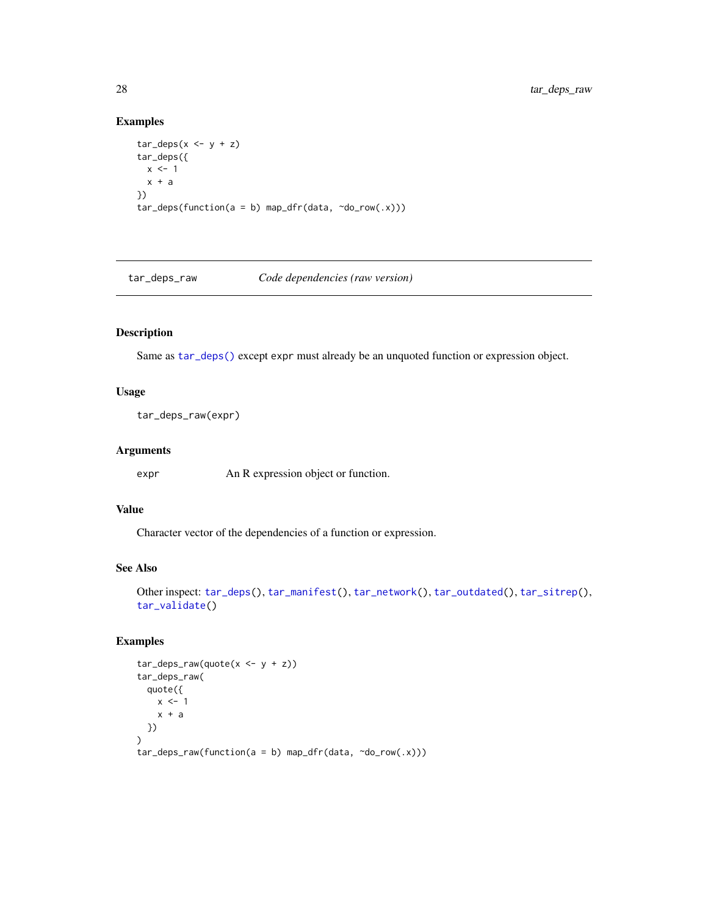### Examples

```
tar_deps(x <- y + z)
tar_deps({
  x <- 1
  x + a
})
tar_deps(function(a = b) map_dfr(data, ~do_row(.x)))
```

---

## tar_deps_raw — *Code dependencies (raw version)*

---

### Description

Same as `tar_deps()` except `expr` must already be an unquoted function or expression object.

### Usage

```
tar_deps_raw(expr)
```

### Arguments

| | |
|---|---|
| `expr` | An R expression object or function. |

### Value

Character vector of the dependencies of a function or expression.

### See Also

Other inspect: `tar_deps()`, `tar_manifest()`, `tar_network()`, `tar_outdated()`, `tar_sitrep()`, `tar_validate()`

### Examples

```
tar_deps_raw(quote(x <- y + z))
tar_deps_raw(
  quote({
    x <- 1
    x + a
  })
)
tar_deps_raw(function(a = b) map_dfr(data, ~do_row(.x)))
```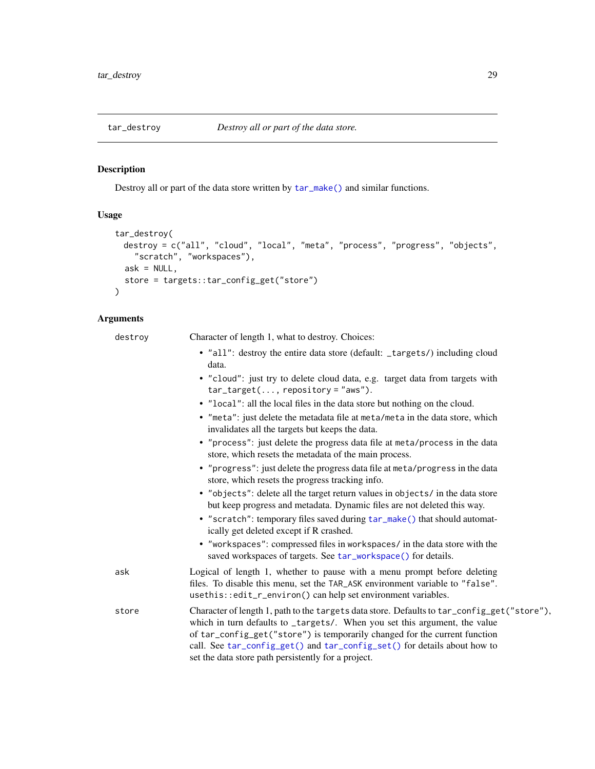# tar_destroy — *Destroy all or part of the data store.*

## Description

Destroy all or part of the data store written by `tar_make()` and similar functions.

## Usage

```
tar_destroy(
  destroy = c("all", "cloud", "local", "meta", "process", "progress", "objects",
    "scratch", "workspaces"),
  ask = NULL,
  store = targets::tar_config_get("store")
)
```

## Arguments

**destroy** — Character of length 1, what to destroy. Choices:

- `"all"`: destroy the entire data store (default: `_targets/`) including cloud data.
- `"cloud"`: just try to delete cloud data, e.g. target data from targets with `tar_target(..., repository = "aws")`.
- `"local"`: all the local files in the data store but nothing on the cloud.
- `"meta"`: just delete the metadata file at `meta/meta` in the data store, which invalidates all the targets but keeps the data.
- `"process"`: just delete the progress data file at `meta/process` in the data store, which resets the metadata of the main process.
- `"progress"`: just delete the progress data file at `meta/progress` in the data store, which resets the progress tracking info.
- `"objects"`: delete all the target return values in `objects/` in the data store but keep progress and metadata. Dynamic files are not deleted this way.
- `"scratch"`: temporary files saved during `tar_make()` that should automatically get deleted except if R crashed.
- `"workspaces"`: compressed files in `workspaces/` in the data store with the saved workspaces of targets. See `tar_workspace()` for details.

**ask** — Logical of length 1, whether to pause with a menu prompt before deleting files. To disable this menu, set the `TAR_ASK` environment variable to `"false"`. `usethis::edit_r_environ()` can help set environment variables.

**store** — Character of length 1, path to the `targets` data store. Defaults to `tar_config_get("store")`, which in turn defaults to `_targets/`. When you set this argument, the value of `tar_config_get("store")` is temporarily changed for the current function call. See `tar_config_get()` and `tar_config_set()` for details about how to set the data store path persistently for a project.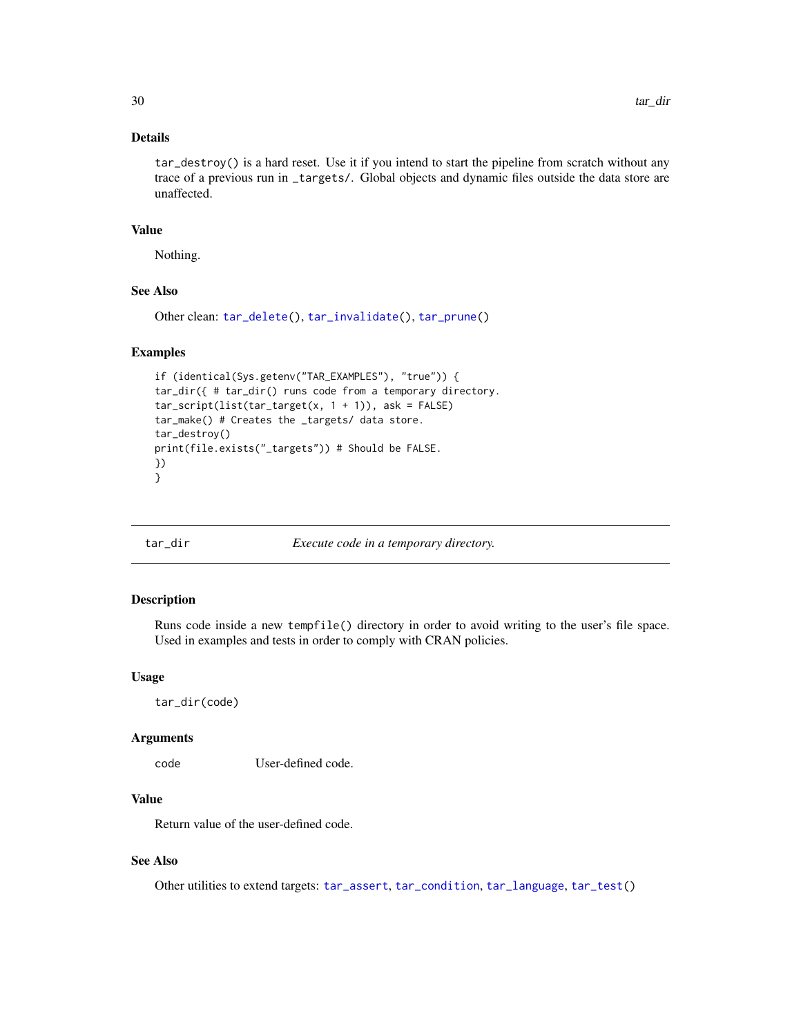### Details

`tar_destroy()` is a hard reset. Use it if you intend to start the pipeline from scratch without any trace of a previous run in `_targets/`. Global objects and dynamic files outside the data store are unaffected.

### Value

Nothing.

### See Also

Other clean: `tar_delete()`, `tar_invalidate()`, `tar_prune()`

### Examples

```
if (identical(Sys.getenv("TAR_EXAMPLES"), "true")) {
tar_dir({ # tar_dir() runs code from a temporary directory.
tar_script(list(tar_target(x, 1 + 1)), ask = FALSE)
tar_make() # Creates the _targets/ data store.
tar_destroy()
print(file.exists("_targets")) # Should be FALSE.
})
}
```

---

## tar_dir — *Execute code in a temporary directory.*

---

### Description

Runs code inside a new `tempfile()` directory in order to avoid writing to the user's file space. Used in examples and tests in order to comply with CRAN policies.

### Usage

```
tar_dir(code)
```

### Arguments

| | |
|---|---|
| `code` | User-defined code. |

### Value

Return value of the user-defined code.

### See Also

Other utilities to extend targets: `tar_assert`, `tar_condition`, `tar_language`, `tar_test()`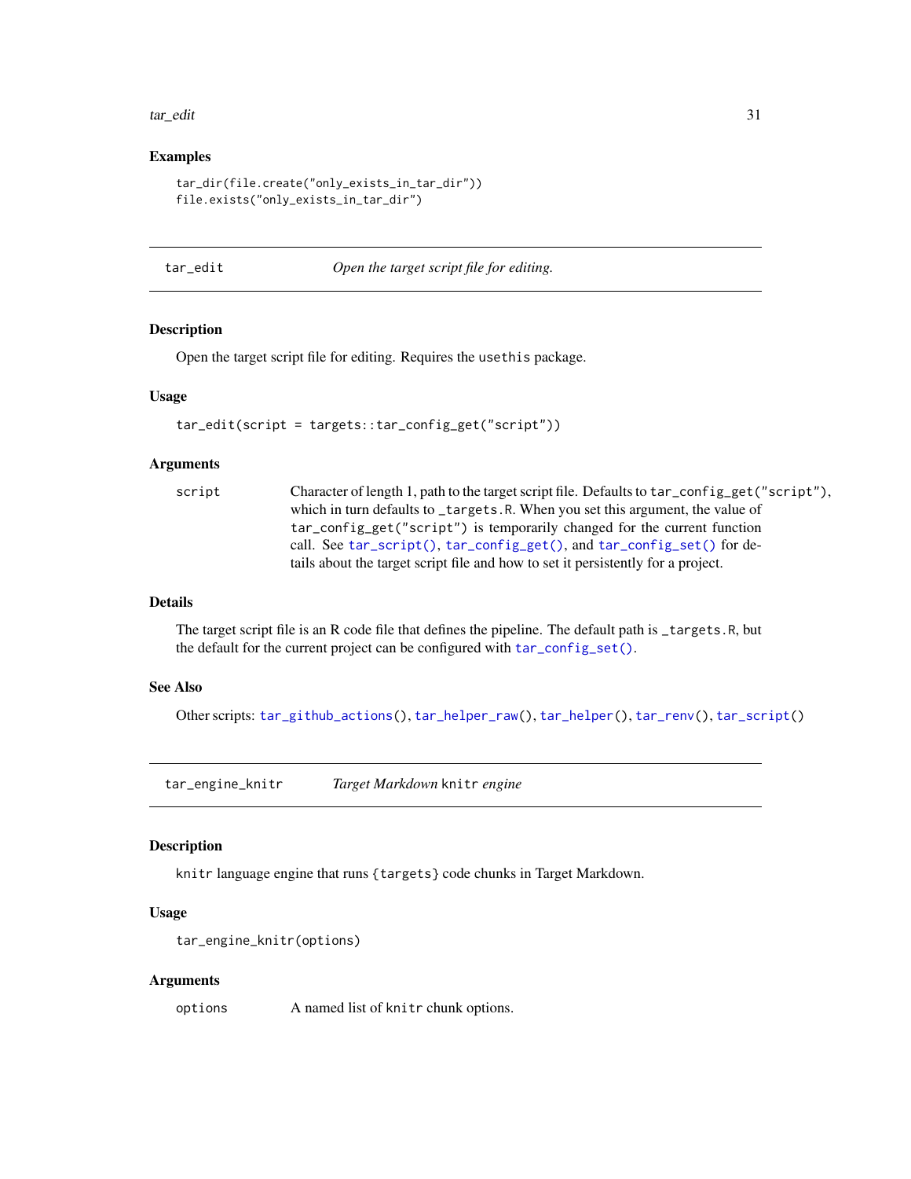### Examples

```
tar_dir(file.create("only_exists_in_tar_dir"))
file.exists("only_exists_in_tar_dir")
```

---

## tar_edit — *Open the target script file for editing.*

### Description

Open the target script file for editing. Requires the `usethis` package.

### Usage

```
tar_edit(script = targets::tar_config_get("script"))
```

### Arguments

| | |
|---|---|
| `script` | Character of length 1, path to the target script file. Defaults to `tar_config_get("script")`, which in turn defaults to `_targets.R`. When you set this argument, the value of `tar_config_get("script")` is temporarily changed for the current function call. See `tar_script()`, `tar_config_get()`, and `tar_config_set()` for details about the target script file and how to set it persistently for a project. |

### Details

The target script file is an R code file that defines the pipeline. The default path is `_targets.R`, but the default for the current project can be configured with `tar_config_set()`.

### See Also

Other scripts: `tar_github_actions()`, `tar_helper_raw()`, `tar_helper()`, `tar_renv()`, `tar_script()`

---

## tar_engine_knitr — *Target Markdown* `knitr` *engine*

### Description

`knitr` language engine that runs `{targets}` code chunks in Target Markdown.

### Usage

```
tar_engine_knitr(options)
```

### Arguments

| | |
|---|---|
| `options` | A named list of `knitr` chunk options. |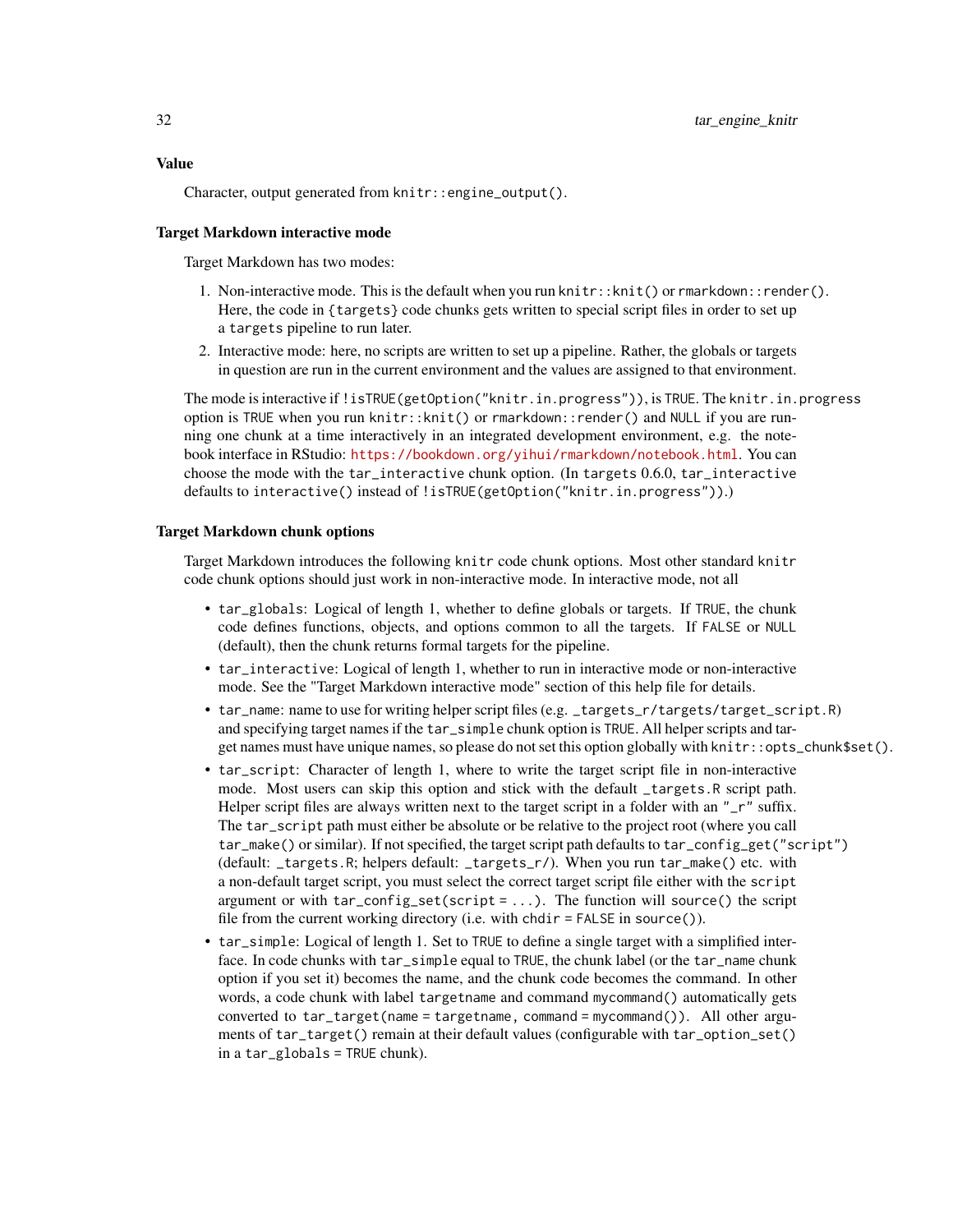## Value

Character, output generated from `knitr::engine_output()`.

### Target Markdown interactive mode

Target Markdown has two modes:

1. Non-interactive mode. This is the default when you run `knitr::knit()` or `rmarkdown::render()`. Here, the code in `{targets}` code chunks gets written to special script files in order to set up a `targets` pipeline to run later.
2. Interactive mode: here, no scripts are written to set up a pipeline. Rather, the globals or targets in question are run in the current environment and the values are assigned to that environment.

The mode is interactive if `!isTRUE(getOption("knitr.in.progress"))`, is `TRUE`. The `knitr.in.progress` option is `TRUE` when you run `knitr::knit()` or `rmarkdown::render()` and `NULL` if you are running one chunk at a time interactively in an integrated development environment, e.g. the notebook interface in RStudio: https://bookdown.org/yihui/rmarkdown/notebook.html. You can choose the mode with the `tar_interactive` chunk option. (In `targets` 0.6.0, `tar_interactive` defaults to `interactive()` instead of `!isTRUE(getOption("knitr.in.progress"))`.)

### Target Markdown chunk options

Target Markdown introduces the following `knitr` code chunk options. Most other standard `knitr` code chunk options should just work in non-interactive mode. In interactive mode, not all

- `tar_globals`: Logical of length 1, whether to define globals or targets. If `TRUE`, the chunk code defines functions, objects, and options common to all the targets. If `FALSE` or `NULL` (default), then the chunk returns formal targets for the pipeline.
- `tar_interactive`: Logical of length 1, whether to run in interactive mode or non-interactive mode. See the "Target Markdown interactive mode" section of this help file for details.
- `tar_name`: name to use for writing helper script files (e.g. `_targets_r/targets/target_script.R`) and specifying target names if the `tar_simple` chunk option is `TRUE`. All helper scripts and target names must have unique names, so please do not set this option globally with `knitr::opts_chunk$set()`.
- `tar_script`: Character of length 1, where to write the target script file in non-interactive mode. Most users can skip this option and stick with the default `_targets.R` script path. Helper script files are always written next to the target script in a folder with an `"_r"` suffix. The `tar_script` path must either be absolute or be relative to the project root (where you call `tar_make()` or similar). If not specified, the target script path defaults to `tar_config_get("script")` (default: `_targets.R`; helpers default: `_targets_r/`). When you run `tar_make()` etc. with a non-default target script, you must select the correct target script file either with the `script` argument or with `tar_config_set(script = ...)`. The function will `source()` the script file from the current working directory (i.e. with `chdir = FALSE` in `source()`).
- `tar_simple`: Logical of length 1. Set to `TRUE` to define a single target with a simplified interface. In code chunks with `tar_simple` equal to `TRUE`, the chunk label (or the `tar_name` chunk option if you set it) becomes the name, and the chunk code becomes the command. In other words, a code chunk with label `targetname` and command `mycommand()` automatically gets converted to `tar_target(name = targetname, command = mycommand())`. All other arguments of `tar_target()` remain at their default values (configurable with `tar_option_set()` in a `tar_globals = TRUE` chunk).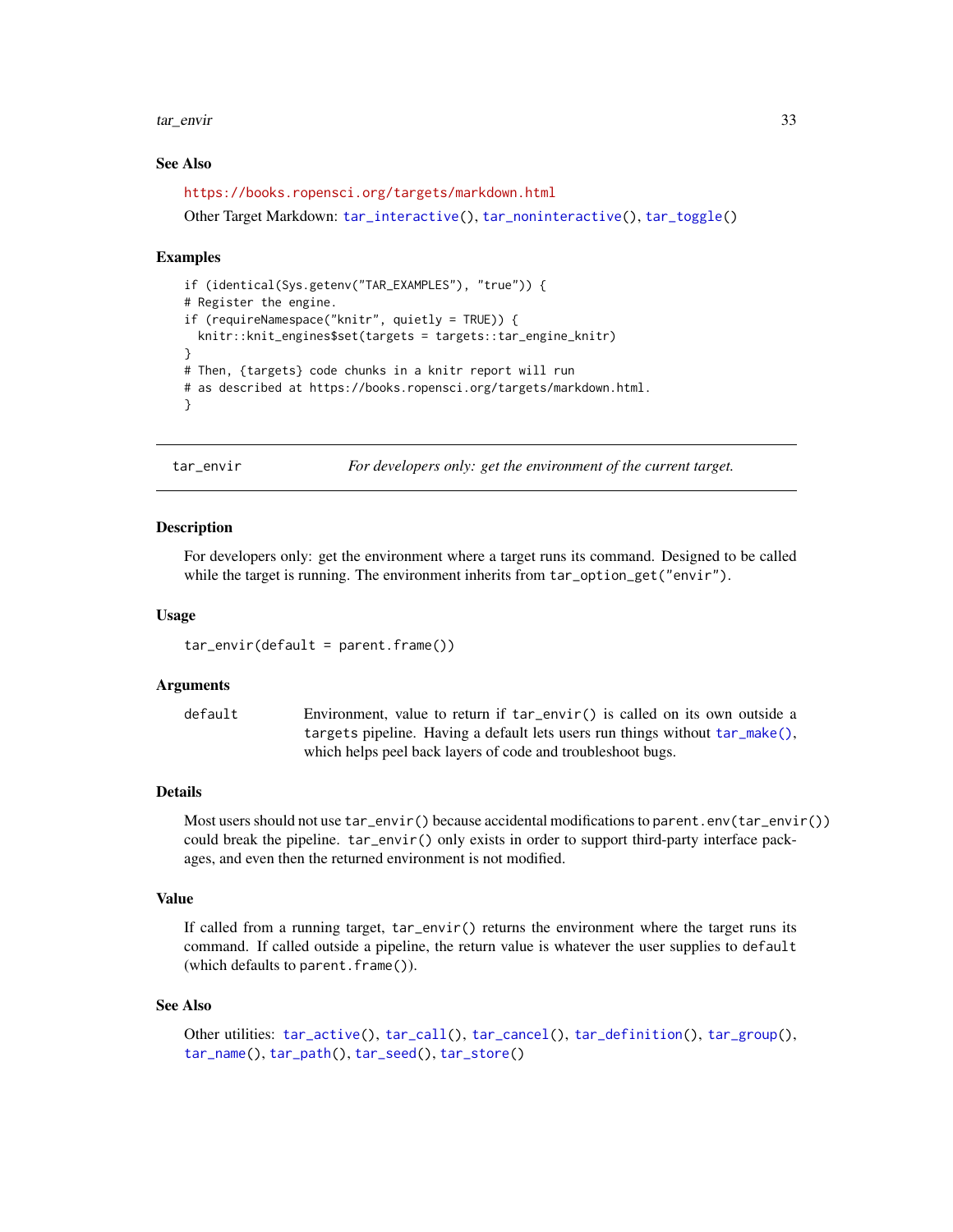### See Also

https://books.ropensci.org/targets/markdown.html

Other Target Markdown: tar_interactive(), tar_noninteractive(), tar_toggle()

### Examples

```
if (identical(Sys.getenv("TAR_EXAMPLES"), "true")) {
# Register the engine.
if (requireNamespace("knitr", quietly = TRUE)) {
  knitr::knit_engines$set(targets = targets::tar_engine_knitr)
}
# Then, {targets} code chunks in a knitr report will run
# as described at https://books.ropensci.org/targets/markdown.html.
}
```

---

## tar_envir — *For developers only: get the environment of the current target.*

### Description

For developers only: get the environment where a target runs its command. Designed to be called while the target is running. The environment inherits from `tar_option_get("envir")`.

### Usage

```
tar_envir(default = parent.frame())
```

### Arguments

| | |
|---|---|
| default | Environment, value to return if `tar_envir()` is called on its own outside a targets pipeline. Having a default lets users run things without `tar_make()`, which helps peel back layers of code and troubleshoot bugs. |

### Details

Most users should not use `tar_envir()` because accidental modifications to `parent.env(tar_envir())` could break the pipeline. `tar_envir()` only exists in order to support third-party interface packages, and even then the returned environment is not modified.

### Value

If called from a running target, `tar_envir()` returns the environment where the target runs its command. If called outside a pipeline, the return value is whatever the user supplies to `default` (which defaults to `parent.frame()`).

### See Also

Other utilities: tar_active(), tar_call(), tar_cancel(), tar_definition(), tar_group(), tar_name(), tar_path(), tar_seed(), tar_store()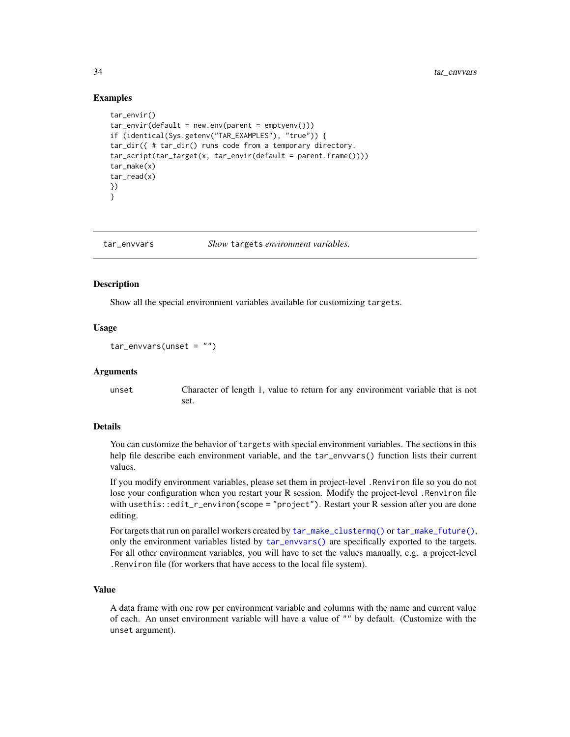### Examples

```
tar_envir()
tar_envir(default = new.env(parent = emptyenv()))
if (identical(Sys.getenv("TAR_EXAMPLES"), "true")) {
tar_dir({ # tar_dir() runs code from a temporary directory.
tar_script(tar_target(x, tar_envir(default = parent.frame())))
tar_make(x)
tar_read(x)
})
}
```

---

## tar_envvars — *Show* `targets` *environment variables.*

### Description

Show all the special environment variables available for customizing `targets`.

### Usage

```
tar_envvars(unset = "")
```

### Arguments

| | |
|---|---|
| `unset` | Character of length 1, value to return for any environment variable that is not set. |

### Details

You can customize the behavior of `targets` with special environment variables. The sections in this help file describe each environment variable, and the `tar_envvars()` function lists their current values.

If you modify environment variables, please set them in project-level `.Renviron` file so you do not lose your configuration when you restart your R session. Modify the project-level `.Renviron` file with `usethis::edit_r_environ(scope = "project")`. Restart your R session after you are done editing.

For targets that run on parallel workers created by `tar_make_clustermq()` or `tar_make_future()`, only the environment variables listed by `tar_envvars()` are specifically exported to the targets. For all other environment variables, you will have to set the values manually, e.g. a project-level `.Renviron` file (for workers that have access to the local file system).

### Value

A data frame with one row per environment variable and columns with the name and current value of each. An unset environment variable will have a value of `""` by default. (Customize with the `unset` argument).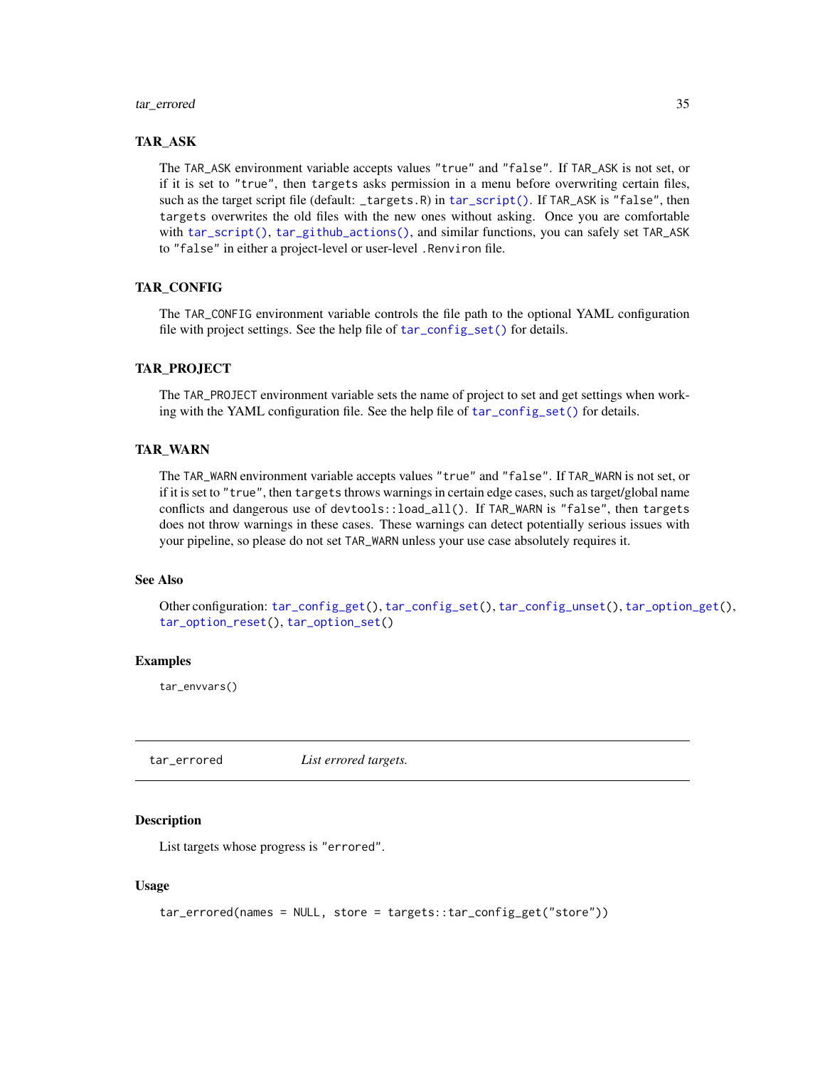### TAR_ASK

The TAR_ASK environment variable accepts values "true" and "false". If TAR_ASK is not set, or if it is set to "true", then targets asks permission in a menu before overwriting certain files, such as the target script file (default: _targets.R) in tar_script(). If TAR_ASK is "false", then targets overwrites the old files with the new ones without asking. Once you are comfortable with tar_script(), tar_github_actions(), and similar functions, you can safely set TAR_ASK to "false" in either a project-level or user-level .Renviron file.

### TAR_CONFIG

The TAR_CONFIG environment variable controls the file path to the optional YAML configuration file with project settings. See the help file of tar_config_set() for details.

### TAR_PROJECT

The TAR_PROJECT environment variable sets the name of project to set and get settings when working with the YAML configuration file. See the help file of tar_config_set() for details.

### TAR_WARN

The TAR_WARN environment variable accepts values "true" and "false". If TAR_WARN is not set, or if it is set to "true", then targets throws warnings in certain edge cases, such as target/global name conflicts and dangerous use of devtools::load_all(). If TAR_WARN is "false", then targets does not throw warnings in these cases. These warnings can detect potentially serious issues with your pipeline, so please do not set TAR_WARN unless your use case absolutely requires it.

### See Also

Other configuration: tar_config_get(), tar_config_set(), tar_config_unset(), tar_option_get(), tar_option_reset(), tar_option_set()

### Examples

```
tar_envvars()
```

---

## tar_errored — *List errored targets.*

---

### Description

List targets whose progress is "errored".

### Usage

```
tar_errored(names = NULL, store = targets::tar_config_get("store"))
```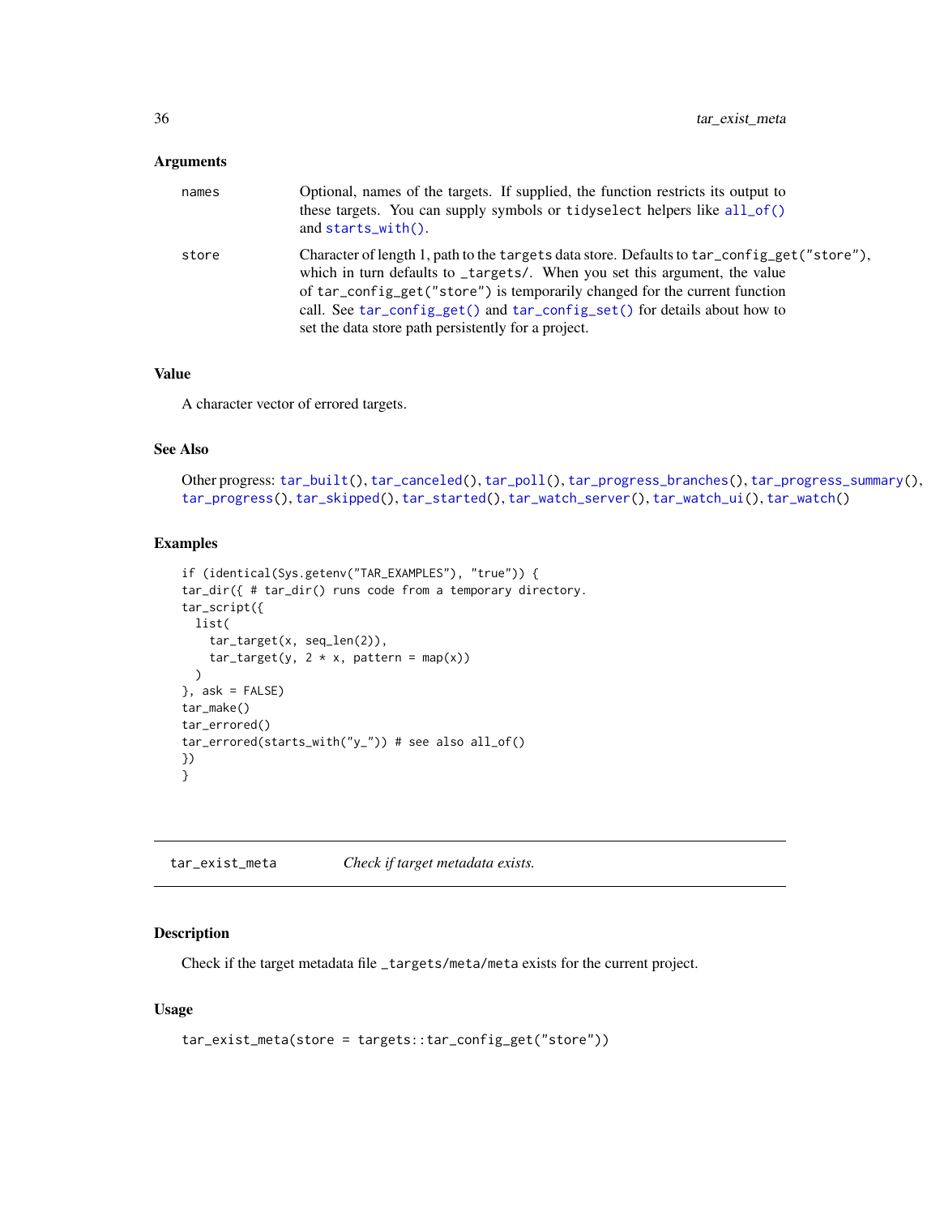### Arguments

| | |
|---|---|
| names | Optional, names of the targets. If supplied, the function restricts its output to these targets. You can supply symbols or tidyselect helpers like all_of() and starts_with(). |
| store | Character of length 1, path to the targets data store. Defaults to tar_config_get("store"), which in turn defaults to _targets/. When you set this argument, the value of tar_config_get("store") is temporarily changed for the current function call. See tar_config_get() and tar_config_set() for details about how to set the data store path persistently for a project. |

### Value

A character vector of errored targets.

### See Also

Other progress: tar_built(), tar_canceled(), tar_poll(), tar_progress_branches(), tar_progress_summary(), tar_progress(), tar_skipped(), tar_started(), tar_watch_server(), tar_watch_ui(), tar_watch()

### Examples

```
if (identical(Sys.getenv("TAR_EXAMPLES"), "true")) {
tar_dir({ # tar_dir() runs code from a temporary directory.
tar_script({
  list(
    tar_target(x, seq_len(2)),
    tar_target(y, 2 * x, pattern = map(x))
  )
}, ask = FALSE)
tar_make()
tar_errored()
tar_errored(starts_with("y_")) # see also all_of()
})
}
```

---

## tar_exist_meta *Check if target metadata exists.*

---

### Description

Check if the target metadata file _targets/meta/meta exists for the current project.

### Usage

```
tar_exist_meta(store = targets::tar_config_get("store"))
```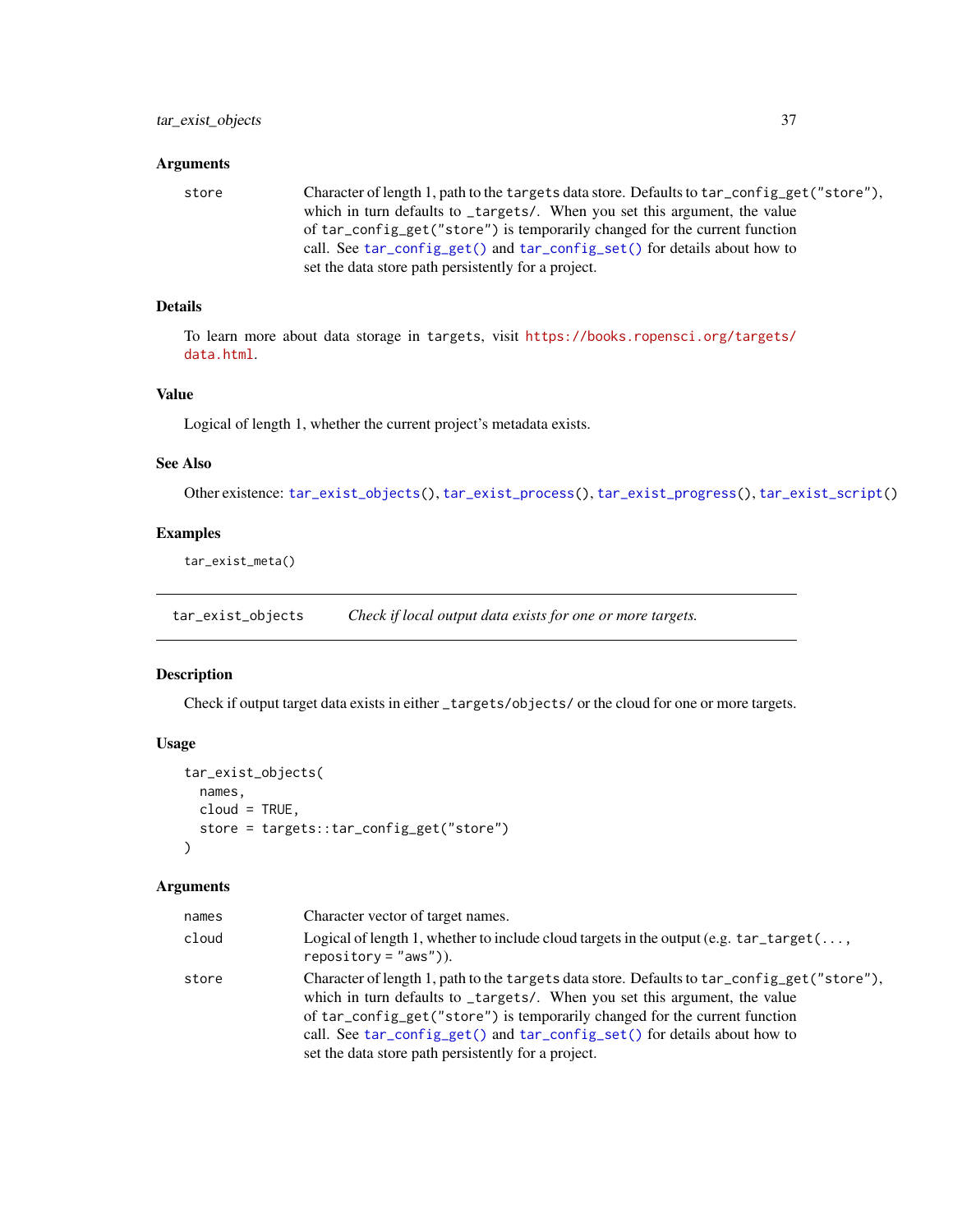### Arguments

store Character of length 1, path to the `targets` data store. Defaults to `tar_config_get("store")`, which in turn defaults to `_targets/`. When you set this argument, the value of `tar_config_get("store")` is temporarily changed for the current function call. See `tar_config_get()` and `tar_config_set()` for details about how to set the data store path persistently for a project.

### Details

To learn more about data storage in `targets`, visit https://books.ropensci.org/targets/data.html.

### Value

Logical of length 1, whether the current project's metadata exists.

### See Also

Other existence: `tar_exist_objects()`, `tar_exist_process()`, `tar_exist_progress()`, `tar_exist_script()`

### Examples

```
tar_exist_meta()
```

---

## tar_exist_objects *Check if local output data exists for one or more targets.*

---

### Description

Check if output target data exists in either `_targets/objects/` or the cloud for one or more targets.

### Usage

```
tar_exist_objects(
  names,
  cloud = TRUE,
  store = targets::tar_config_get("store")
)
```

### Arguments

names Character vector of target names.

cloud Logical of length 1, whether to include cloud targets in the output (e.g. `tar_target(..., repository = "aws")`).

store Character of length 1, path to the `targets` data store. Defaults to `tar_config_get("store")`, which in turn defaults to `_targets/`. When you set this argument, the value of `tar_config_get("store")` is temporarily changed for the current function call. See `tar_config_get()` and `tar_config_set()` for details about how to set the data store path persistently for a project.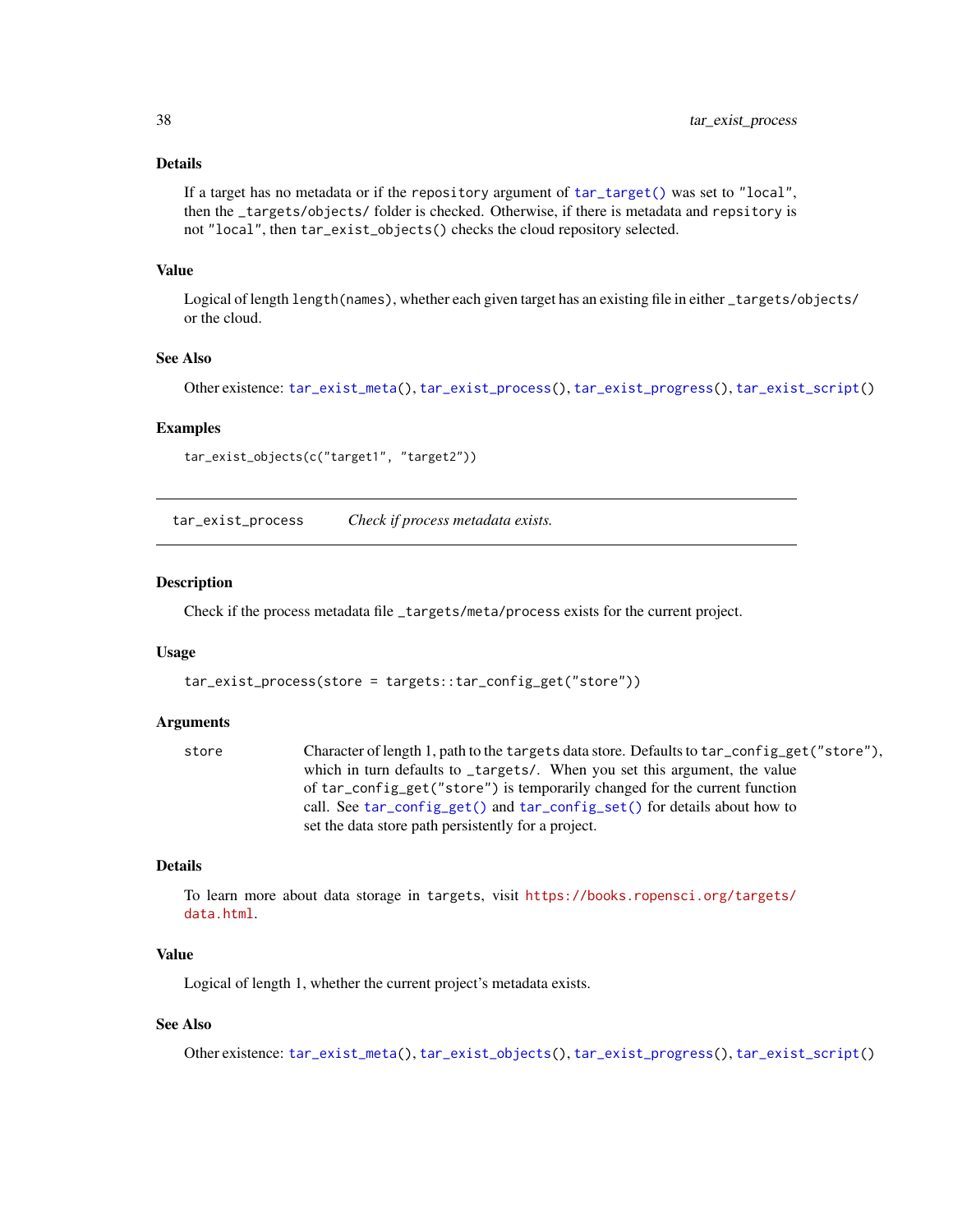### Details

If a target has no metadata or if the `repository` argument of `tar_target()` was set to `"local"`, then the `_targets/objects/` folder is checked. Otherwise, if there is metadata and `repsitory` is not `"local"`, then `tar_exist_objects()` checks the cloud repository selected.

### Value

Logical of length `length(names)`, whether each given target has an existing file in either `_targets/objects/` or the cloud.

### See Also

Other existence: `tar_exist_meta()`, `tar_exist_process()`, `tar_exist_progress()`, `tar_exist_script()`

### Examples

```
tar_exist_objects(c("target1", "target2"))
```

---

## tar_exist_process — *Check if process metadata exists.*

---

### Description

Check if the process metadata file `_targets/meta/process` exists for the current project.

### Usage

```
tar_exist_process(store = targets::tar_config_get("store"))
```

### Arguments

`store` — Character of length 1, path to the `targets` data store. Defaults to `tar_config_get("store")`, which in turn defaults to `_targets/`. When you set this argument, the value of `tar_config_get("store")` is temporarily changed for the current function call. See `tar_config_get()` and `tar_config_set()` for details about how to set the data store path persistently for a project.

### Details

To learn more about data storage in `targets`, visit https://books.ropensci.org/targets/data.html.

### Value

Logical of length 1, whether the current project's metadata exists.

### See Also

Other existence: `tar_exist_meta()`, `tar_exist_objects()`, `tar_exist_progress()`, `tar_exist_script()`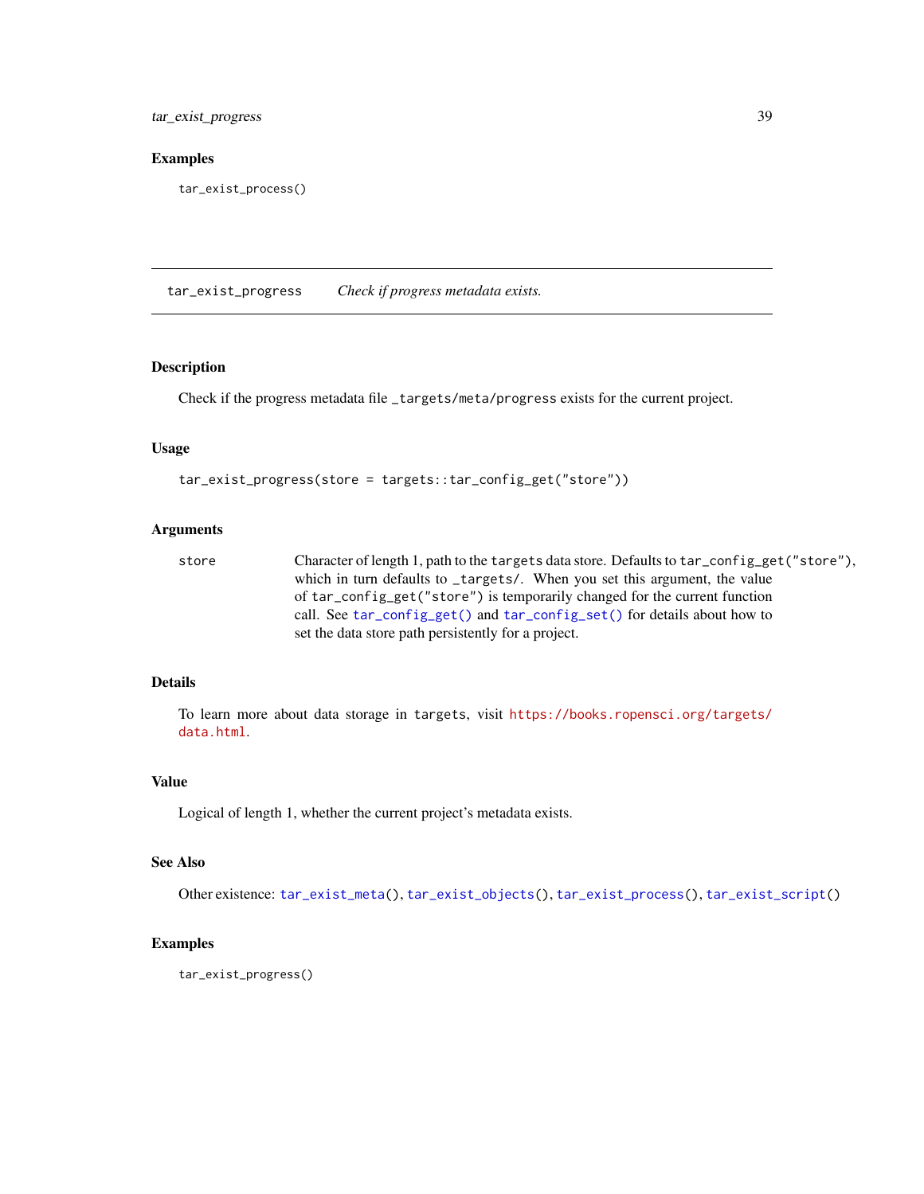## Examples

```
tar_exist_process()
```

---

## tar_exist_progress    *Check if progress metadata exists.*

---

### Description

Check if the progress metadata file `_targets/meta/progress` exists for the current project.

### Usage

```
tar_exist_progress(store = targets::tar_config_get("store"))
```

### Arguments

| | |
|---|---|
| store | Character of length 1, path to the `targets` data store. Defaults to `tar_config_get("store")`, which in turn defaults to `_targets/`. When you set this argument, the value of `tar_config_get("store")` is temporarily changed for the current function call. See `tar_config_get()` and `tar_config_set()` for details about how to set the data store path persistently for a project. |

### Details

To learn more about data storage in `targets`, visit https://books.ropensci.org/targets/data.html.

### Value

Logical of length 1, whether the current project's metadata exists.

### See Also

Other existence: `tar_exist_meta()`, `tar_exist_objects()`, `tar_exist_process()`, `tar_exist_script()`

### Examples

```
tar_exist_progress()
```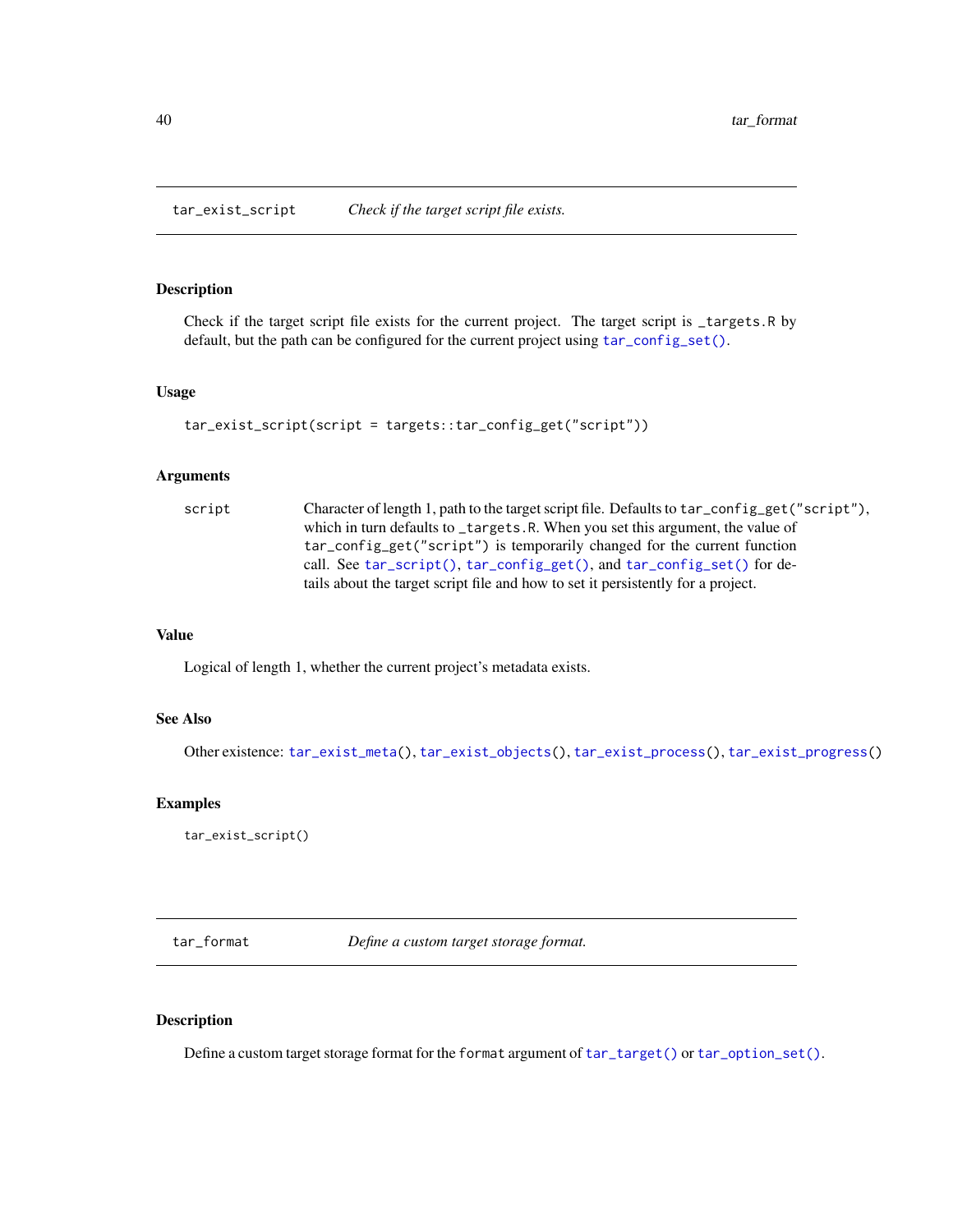## tar_exist_script    *Check if the target script file exists.*

### Description

Check if the target script file exists for the current project. The target script is `_targets.R` by default, but the path can be configured for the current project using `tar_config_set()`.

### Usage

```
tar_exist_script(script = targets::tar_config_get("script"))
```

### Arguments

| | |
|---|---|
| `script` | Character of length 1, path to the target script file. Defaults to `tar_config_get("script")`, which in turn defaults to `_targets.R`. When you set this argument, the value of `tar_config_get("script")` is temporarily changed for the current function call. See `tar_script()`, `tar_config_get()`, and `tar_config_set()` for details about the target script file and how to set it persistently for a project. |

### Value

Logical of length 1, whether the current project's metadata exists.

### See Also

Other existence: `tar_exist_meta()`, `tar_exist_objects()`, `tar_exist_process()`, `tar_exist_progress()`

### Examples

```
tar_exist_script()
```

## tar_format    *Define a custom target storage format.*

### Description

Define a custom target storage format for the `format` argument of `tar_target()` or `tar_option_set()`.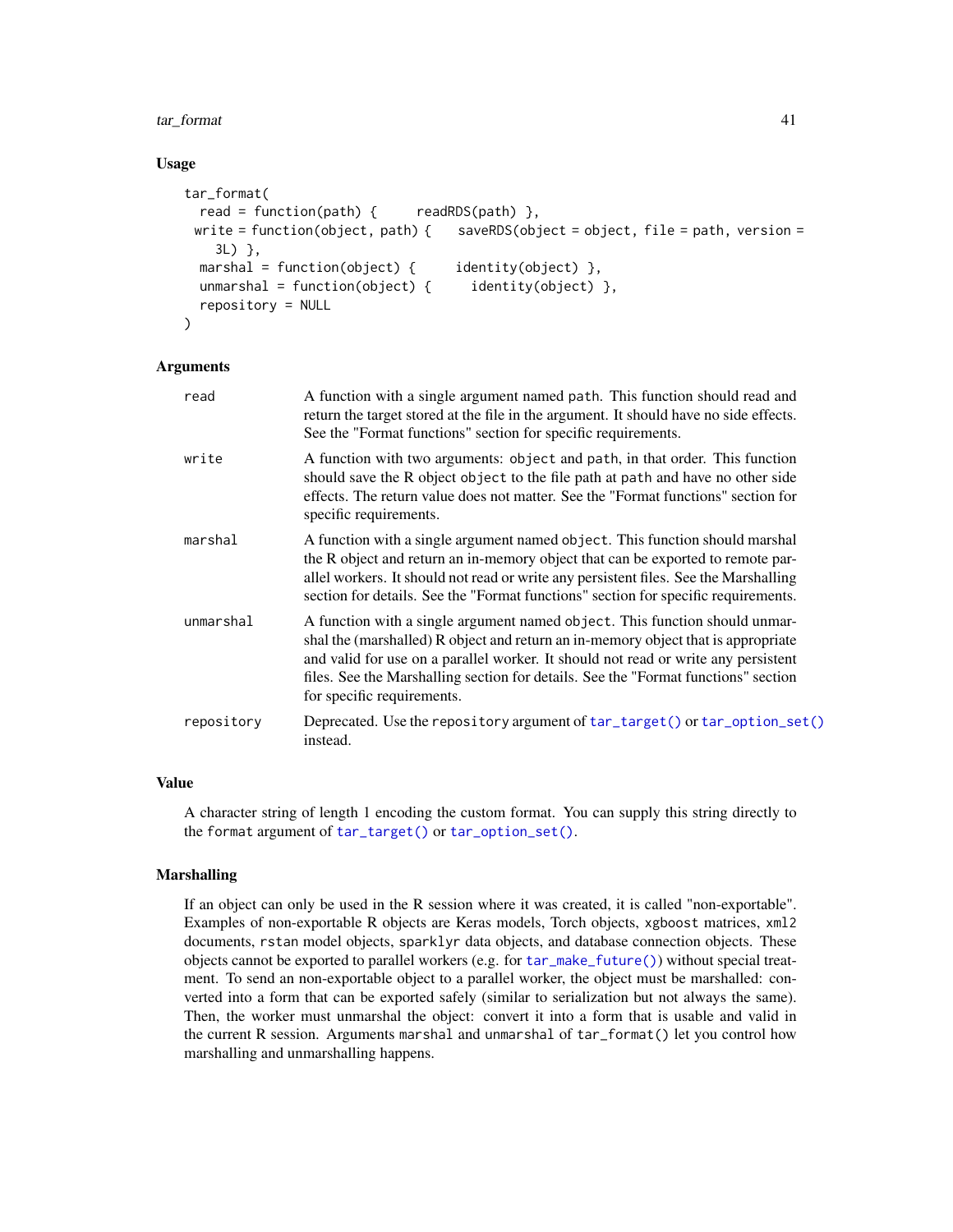### Usage

```
tar_format(
  read = function(path) {     readRDS(path) },
 write = function(object, path) {    saveRDS(object = object, file = path, version =
    3L) },
  marshal = function(object) {     identity(object) },
  unmarshal = function(object) {     identity(object) },
  repository = NULL
)
```

### Arguments

| | |
|---|---|
| `read` | A function with a single argument named `path`. This function should read and return the target stored at the file in the argument. It should have no side effects. See the "Format functions" section for specific requirements. |
| `write` | A function with two arguments: `object` and `path`, in that order. This function should save the R object `object` to the file path at `path` and have no other side effects. The return value does not matter. See the "Format functions" section for specific requirements. |
| `marshal` | A function with a single argument named `object`. This function should marshal the R object and return an in-memory object that can be exported to remote parallel workers. It should not read or write any persistent files. See the Marshalling section for details. See the "Format functions" section for specific requirements. |
| `unmarshal` | A function with a single argument named `object`. This function should unmarshal the (marshalled) R object and return an in-memory object that is appropriate and valid for use on a parallel worker. It should not read or write any persistent files. See the Marshalling section for details. See the "Format functions" section for specific requirements. |
| `repository` | Deprecated. Use the `repository` argument of `tar_target()` or `tar_option_set()` instead. |

### Value

A character string of length 1 encoding the custom format. You can supply this string directly to the `format` argument of `tar_target()` or `tar_option_set()`.

### Marshalling

If an object can only be used in the R session where it was created, it is called "non-exportable". Examples of non-exportable R objects are Keras models, Torch objects, `xgboost` matrices, `xml2` documents, `rstan` model objects, `sparklyr` data objects, and database connection objects. These objects cannot be exported to parallel workers (e.g. for `tar_make_future()`) without special treatment. To send an non-exportable object to a parallel worker, the object must be marshalled: converted into a form that can be exported safely (similar to serialization but not always the same). Then, the worker must unmarshal the object: convert it into a form that is usable and valid in the current R session. Arguments `marshal` and `unmarshal` of `tar_format()` let you control how marshalling and unmarshalling happens.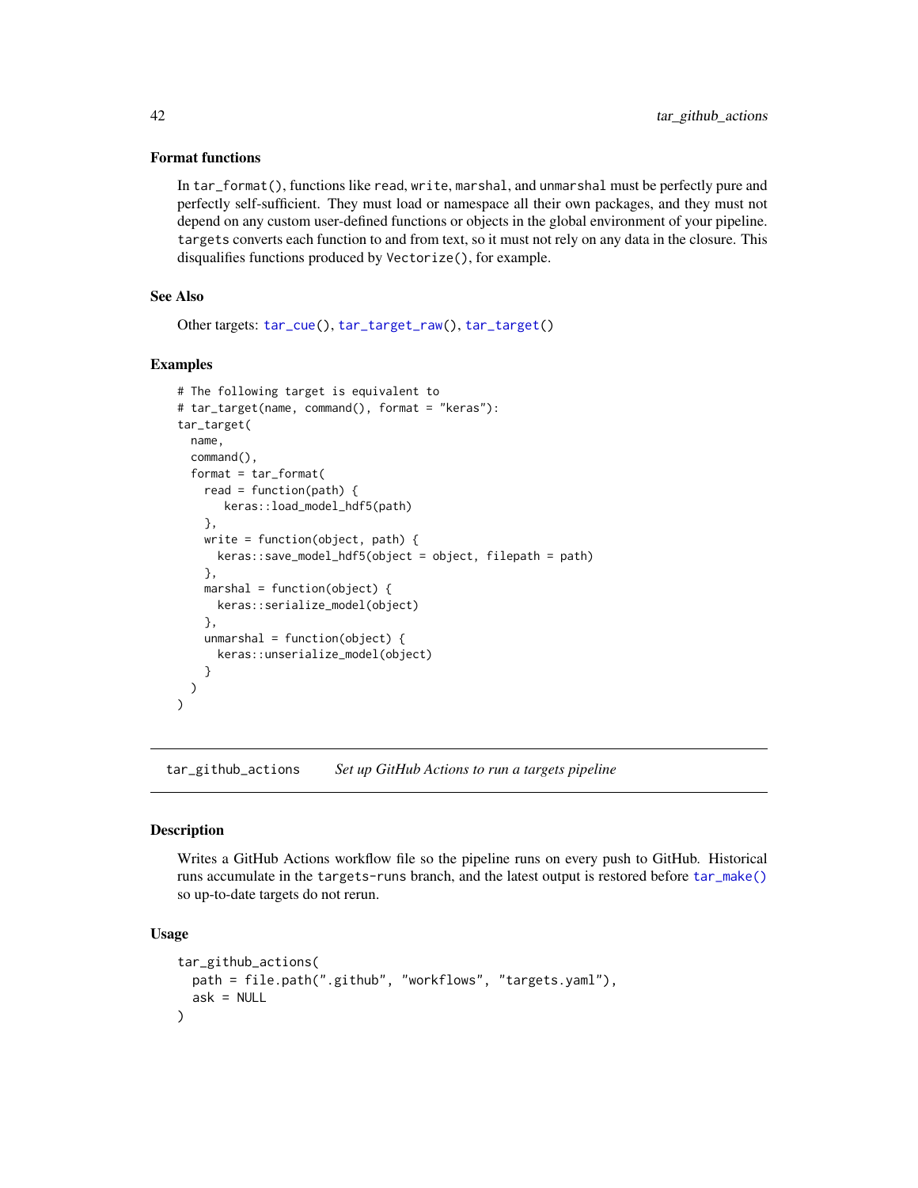### Format functions

In `tar_format()`, functions like `read`, `write`, `marshal`, and `unmarshal` must be perfectly pure and perfectly self-sufficient. They must load or namespace all their own packages, and they must not depend on any custom user-defined functions or objects in the global environment of your pipeline. `targets` converts each function to and from text, so it must not rely on any data in the closure. This disqualifies functions produced by `Vectorize()`, for example.

### See Also

Other targets: `tar_cue()`, `tar_target_raw()`, `tar_target()`

### Examples

```
# The following target is equivalent to
# tar_target(name, command(), format = "keras"):
tar_target(
  name,
  command(),
  format = tar_format(
    read = function(path) {
       keras::load_model_hdf5(path)
    },
    write = function(object, path) {
      keras::save_model_hdf5(object = object, filepath = path)
    },
    marshal = function(object) {
      keras::serialize_model(object)
    },
    unmarshal = function(object) {
      keras::unserialize_model(object)
    }
  )
)
```

---

## tar_github_actions *Set up GitHub Actions to run a targets pipeline*

### Description

Writes a GitHub Actions workflow file so the pipeline runs on every push to GitHub. Historical runs accumulate in the `targets-runs` branch, and the latest output is restored before `tar_make()` so up-to-date targets do not rerun.

### Usage

```
tar_github_actions(
  path = file.path(".github", "workflows", "targets.yaml"),
  ask = NULL
)
```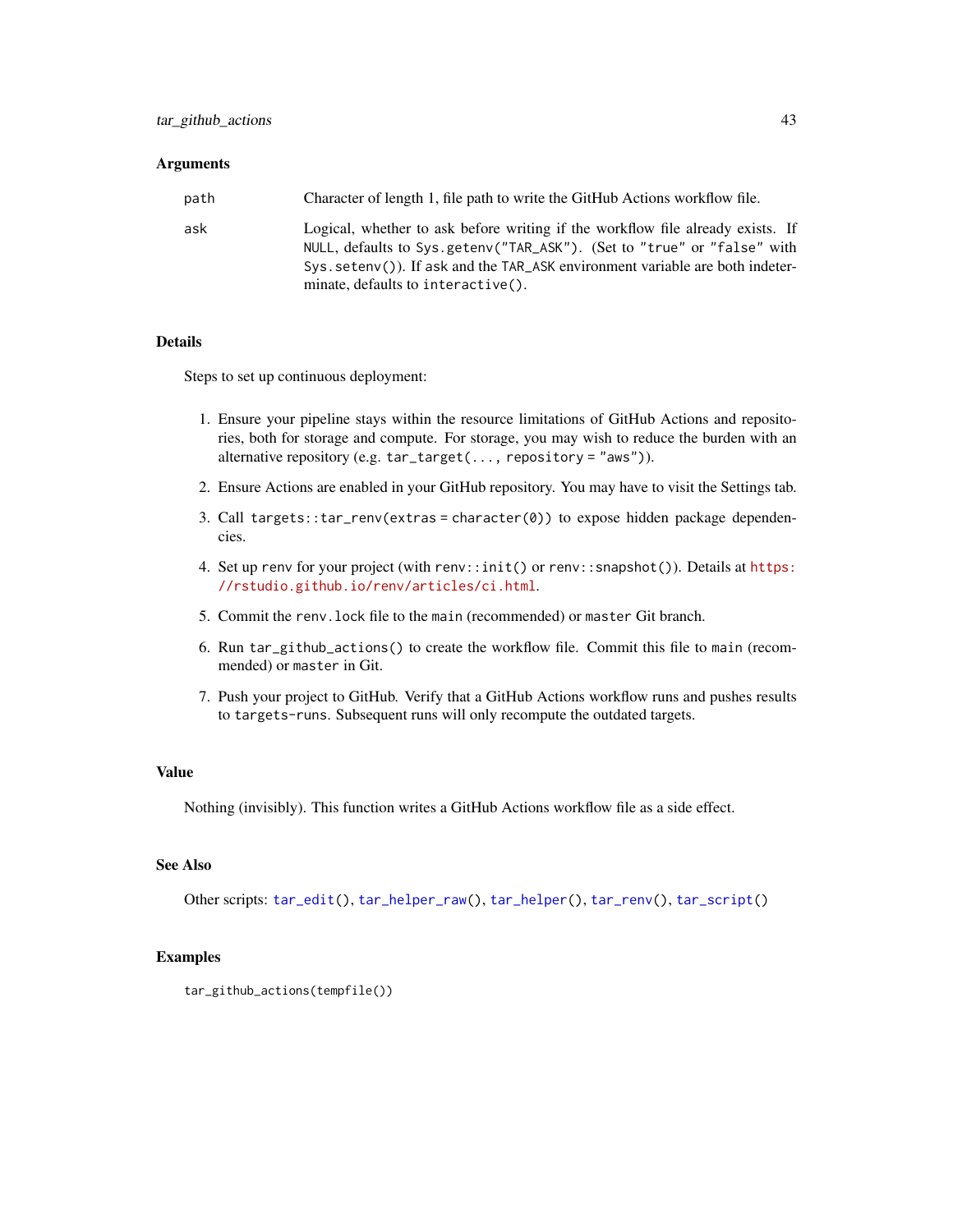### Arguments

| | |
|---|---|
| `path` | Character of length 1, file path to write the GitHub Actions workflow file. |
| `ask` | Logical, whether to ask before writing if the workflow file already exists. If `NULL`, defaults to `Sys.getenv("TAR_ASK")`. (Set to `"true"` or `"false"` with `Sys.setenv()`). If `ask` and the `TAR_ASK` environment variable are both indeterminate, defaults to `interactive()`. |

### Details

Steps to set up continuous deployment:

1. Ensure your pipeline stays within the resource limitations of GitHub Actions and repositories, both for storage and compute. For storage, you may wish to reduce the burden with an alternative repository (e.g. `tar_target(..., repository = "aws")`).
2. Ensure Actions are enabled in your GitHub repository. You may have to visit the Settings tab.
3. Call `targets::tar_renv(extras = character(0))` to expose hidden package dependencies.
4. Set up `renv` for your project (with `renv::init()` or `renv::snapshot()`). Details at https://rstudio.github.io/renv/articles/ci.html.
5. Commit the `renv.lock` file to the `main` (recommended) or `master` Git branch.
6. Run `tar_github_actions()` to create the workflow file. Commit this file to `main` (recommended) or `master` in Git.
7. Push your project to GitHub. Verify that a GitHub Actions workflow runs and pushes results to `targets-runs`. Subsequent runs will only recompute the outdated targets.

### Value

Nothing (invisibly). This function writes a GitHub Actions workflow file as a side effect.

### See Also

Other scripts: `tar_edit()`, `tar_helper_raw()`, `tar_helper()`, `tar_renv()`, `tar_script()`

### Examples

```
tar_github_actions(tempfile())
```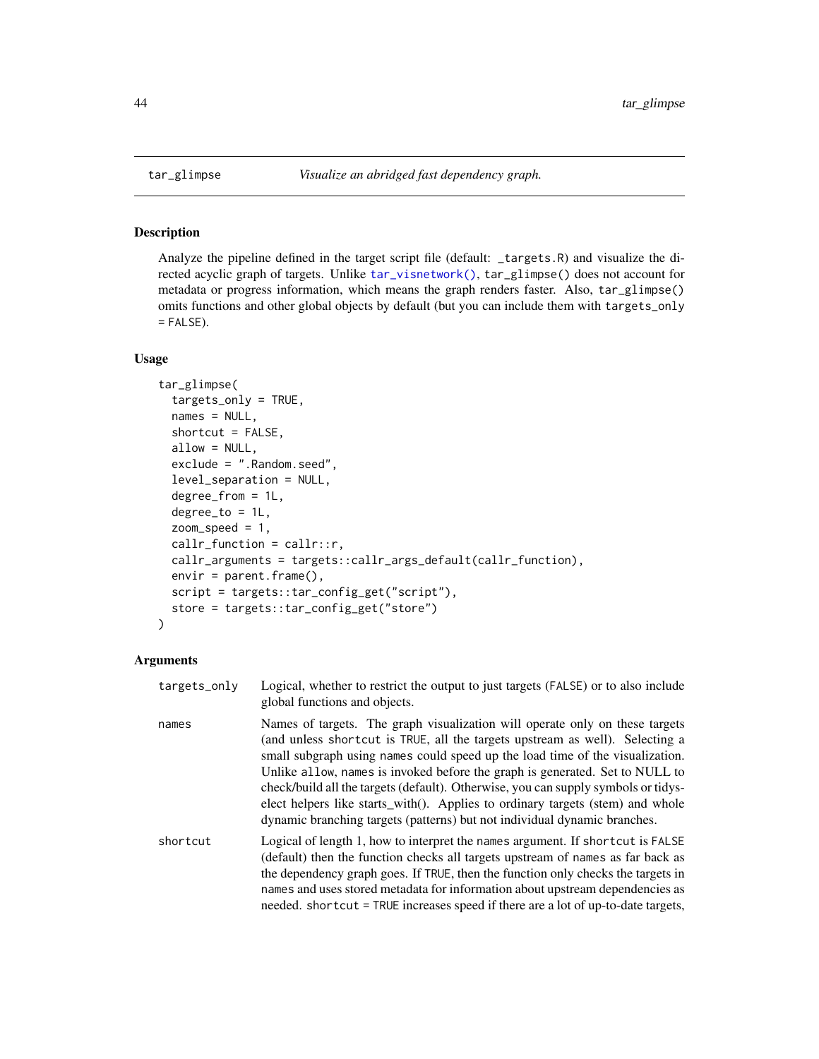## tar_glimpse — *Visualize an abridged fast dependency graph.*

### Description

Analyze the pipeline defined in the target script file (default: _targets.R) and visualize the directed acyclic graph of targets. Unlike tar_visnetwork(), tar_glimpse() does not account for metadata or progress information, which means the graph renders faster. Also, tar_glimpse() omits functions and other global objects by default (but you can include them with targets_only = FALSE).

### Usage

```
tar_glimpse(
  targets_only = TRUE,
  names = NULL,
  shortcut = FALSE,
  allow = NULL,
  exclude = ".Random.seed",
  level_separation = NULL,
  degree_from = 1L,
  degree_to = 1L,
  zoom_speed = 1,
  callr_function = callr::r,
  callr_arguments = targets::callr_args_default(callr_function),
  envir = parent.frame(),
  script = targets::tar_config_get("script"),
  store = targets::tar_config_get("store")
)
```

### Arguments

| Argument | Description |
|---|---|
| targets_only | Logical, whether to restrict the output to just targets (FALSE) or to also include global functions and objects. |
| names | Names of targets. The graph visualization will operate only on these targets (and unless shortcut is TRUE, all the targets upstream as well). Selecting a small subgraph using names could speed up the load time of the visualization. Unlike allow, names is invoked before the graph is generated. Set to NULL to check/build all the targets (default). Otherwise, you can supply symbols or tidyselect helpers like starts_with(). Applies to ordinary targets (stem) and whole dynamic branching targets (patterns) but not individual dynamic branches. |
| shortcut | Logical of length 1, how to interpret the names argument. If shortcut is FALSE (default) then the function checks all targets upstream of names as far back as the dependency graph goes. If TRUE, then the function only checks the targets in names and uses stored metadata for information about upstream dependencies as needed. shortcut = TRUE increases speed if there are a lot of up-to-date targets, |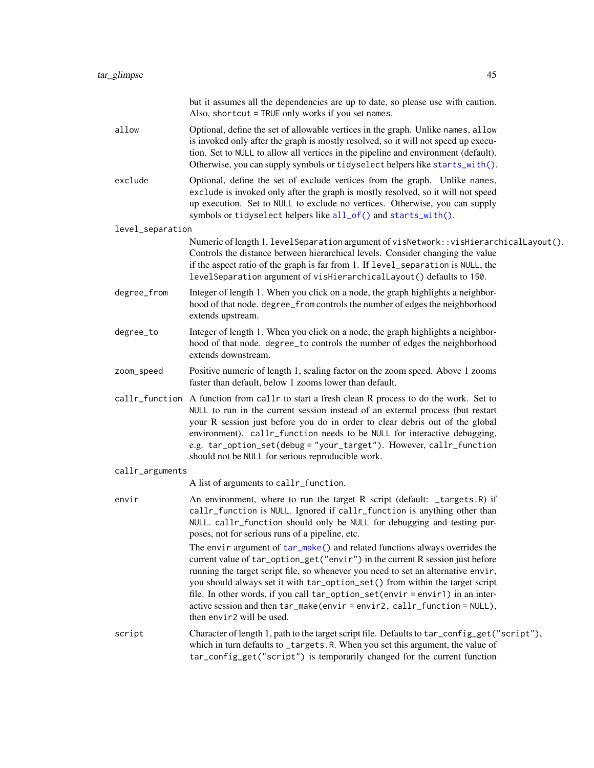but it assumes all the dependencies are up to date, so please use with caution. Also, `shortcut = TRUE` only works if you set `names`.

`allow`
: Optional, define the set of allowable vertices in the graph. Unlike `names`, `allow` is invoked only after the graph is mostly resolved, so it will not speed up execution. Set to `NULL` to allow all vertices in the pipeline and environment (default). Otherwise, you can supply symbols or `tidyselect` helpers like `starts_with()`.

`exclude`
: Optional, define the set of exclude vertices from the graph. Unlike `names`, `exclude` is invoked only after the graph is mostly resolved, so it will not speed up execution. Set to `NULL` to exclude no vertices. Otherwise, you can supply symbols or `tidyselect` helpers like `all_of()` and `starts_with()`.

`level_separation`
: Numeric of length 1, `levelSeparation` argument of `visNetwork::visHierarchicalLayout()`. Controls the distance between hierarchical levels. Consider changing the value if the aspect ratio of the graph is far from 1. If `level_separation` is `NULL`, the `levelSeparation` argument of `visHierarchicalLayout()` defaults to `150`.

`degree_from`
: Integer of length 1. When you click on a node, the graph highlights a neighborhood of that node. `degree_from` controls the number of edges the neighborhood extends upstream.

`degree_to`
: Integer of length 1. When you click on a node, the graph highlights a neighborhood of that node. `degree_to` controls the number of edges the neighborhood extends downstream.

`zoom_speed`
: Positive numeric of length 1, scaling factor on the zoom speed. Above 1 zooms faster than default, below 1 zooms lower than default.

`callr_function`
: A function from `callr` to start a fresh clean R process to do the work. Set to `NULL` to run in the current session instead of an external process (but restart your R session just before you do in order to clear debris out of the global environment). `callr_function` needs to be `NULL` for interactive debugging, e.g. `tar_option_set(debug = "your_target")`. However, `callr_function` should not be `NULL` for serious reproducible work.

`callr_arguments`
: A list of arguments to `callr_function`.

`envir`
: An environment, where to run the target R script (default: `_targets.R`) if `callr_function` is `NULL`. Ignored if `callr_function` is anything other than `NULL`. `callr_function` should only be `NULL` for debugging and testing purposes, not for serious runs of a pipeline, etc.

  The `envir` argument of `tar_make()` and related functions always overrides the current value of `tar_option_get("envir")` in the current R session just before running the target script file, so whenever you need to set an alternative `envir`, you should always set it with `tar_option_set()` from within the target script file. In other words, if you call `tar_option_set(envir = envir1)` in an interactive session and then `tar_make(envir = envir2, callr_function = NULL)`, then `envir2` will be used.

`script`
: Character of length 1, path to the target script file. Defaults to `tar_config_get("script")`, which in turn defaults to `_targets.R`. When you set this argument, the value of `tar_config_get("script")` is temporarily changed for the current function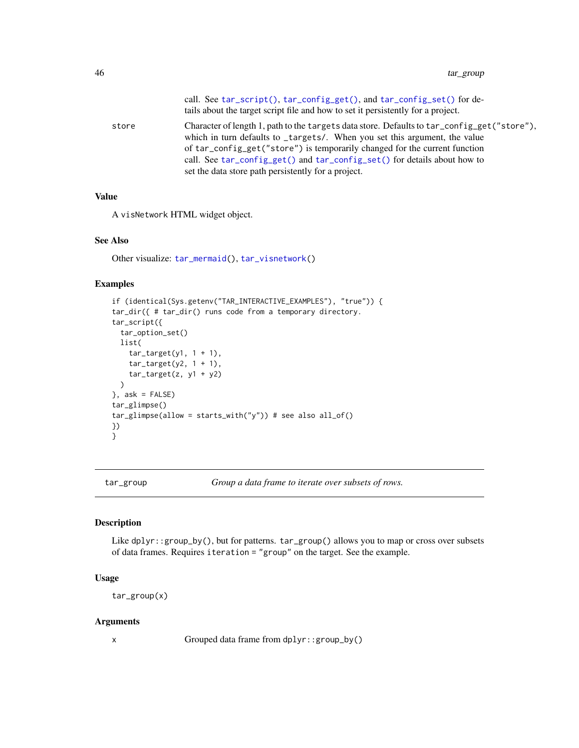call. See `tar_script()`, `tar_config_get()`, and `tar_config_set()` for details about the target script file and how to set it persistently for a project.

store
: Character of length 1, path to the `targets` data store. Defaults to `tar_config_get("store")`, which in turn defaults to `_targets/`. When you set this argument, the value of `tar_config_get("store")` is temporarily changed for the current function call. See `tar_config_get()` and `tar_config_set()` for details about how to set the data store path persistently for a project.

### Value

A `visNetwork` HTML widget object.

### See Also

Other visualize: `tar_mermaid()`, `tar_visnetwork()`

### Examples

```
if (identical(Sys.getenv("TAR_INTERACTIVE_EXAMPLES"), "true")) {
tar_dir({ # tar_dir() runs code from a temporary directory.
tar_script({
  tar_option_set()
  list(
    tar_target(y1, 1 + 1),
    tar_target(y2, 1 + 1),
    tar_target(z, y1 + y2)
  )
}, ask = FALSE)
tar_glimpse()
tar_glimpse(allow = starts_with("y")) # see also all_of()
})
}
```

---

## tar_group — *Group a data frame to iterate over subsets of rows.*

---

### Description

Like `dplyr::group_by()`, but for patterns. `tar_group()` allows you to map or cross over subsets of data frames. Requires `iteration = "group"` on the target. See the example.

### Usage

```
tar_group(x)
```

### Arguments

x
: Grouped data frame from `dplyr::group_by()`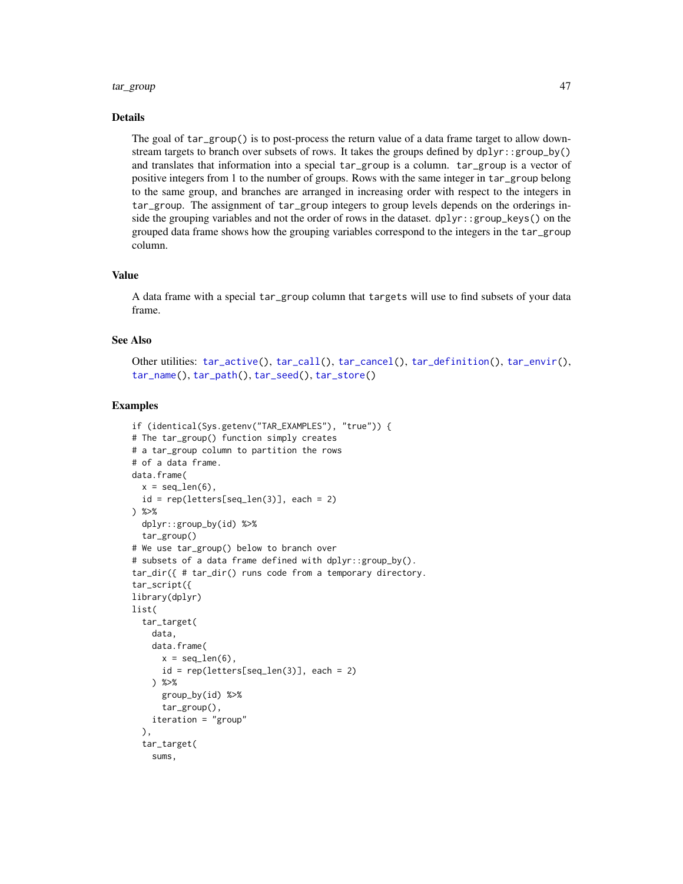### Details

The goal of `tar_group()` is to post-process the return value of a data frame target to allow downstream targets to branch over subsets of rows. It takes the groups defined by `dplyr::group_by()` and translates that information into a special `tar_group` is a column. `tar_group` is a vector of positive integers from 1 to the number of groups. Rows with the same integer in `tar_group` belong to the same group, and branches are arranged in increasing order with respect to the integers in `tar_group`. The assignment of `tar_group` integers to group levels depends on the orderings inside the grouping variables and not the order of rows in the dataset. `dplyr::group_keys()` on the grouped data frame shows how the grouping variables correspond to the integers in the `tar_group` column.

### Value

A data frame with a special `tar_group` column that `targets` will use to find subsets of your data frame.

### See Also

Other utilities: `tar_active()`, `tar_call()`, `tar_cancel()`, `tar_definition()`, `tar_envir()`, `tar_name()`, `tar_path()`, `tar_seed()`, `tar_store()`

### Examples

```
if (identical(Sys.getenv("TAR_EXAMPLES"), "true")) {
# The tar_group() function simply creates
# a tar_group column to partition the rows
# of a data frame.
data.frame(
  x = seq_len(6),
  id = rep(letters[seq_len(3)], each = 2)
) %>%
  dplyr::group_by(id) %>%
  tar_group()
# We use tar_group() below to branch over
# subsets of a data frame defined with dplyr::group_by().
tar_dir({ # tar_dir() runs code from a temporary directory.
tar_script({
library(dplyr)
list(
  tar_target(
    data,
    data.frame(
      x = seq_len(6),
      id = rep(letters[seq_len(3)], each = 2)
    ) %>%
      group_by(id) %>%
      tar_group(),
    iteration = "group"
  ),
  tar_target(
    sums,
```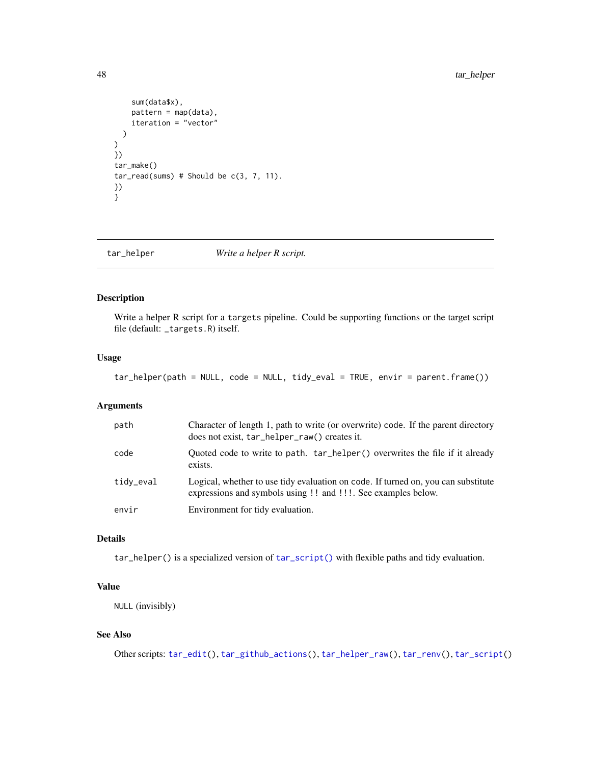```
    sum(data$x),
    pattern = map(data),
    iteration = "vector"
  )
)
})
tar_make()
tar_read(sums) # Should be c(3, 7, 11).
})
}
```

## tar_helper *Write a helper R script.*

### Description

Write a helper R script for a targets pipeline. Could be supporting functions or the target script file (default: _targets.R) itself.

### Usage

```
tar_helper(path = NULL, code = NULL, tidy_eval = TRUE, envir = parent.frame())
```

### Arguments

| | |
|---|---|
| path | Character of length 1, path to write (or overwrite) code. If the parent directory does not exist, tar_helper_raw() creates it. |
| code | Quoted code to write to path. tar_helper() overwrites the file if it already exists. |
| tidy_eval | Logical, whether to use tidy evaluation on code. If turned on, you can substitute expressions and symbols using !! and !!!. See examples below. |
| envir | Environment for tidy evaluation. |

### Details

tar_helper() is a specialized version of tar_script() with flexible paths and tidy evaluation.

### Value

NULL (invisibly)

### See Also

Other scripts: tar_edit(), tar_github_actions(), tar_helper_raw(), tar_renv(), tar_script()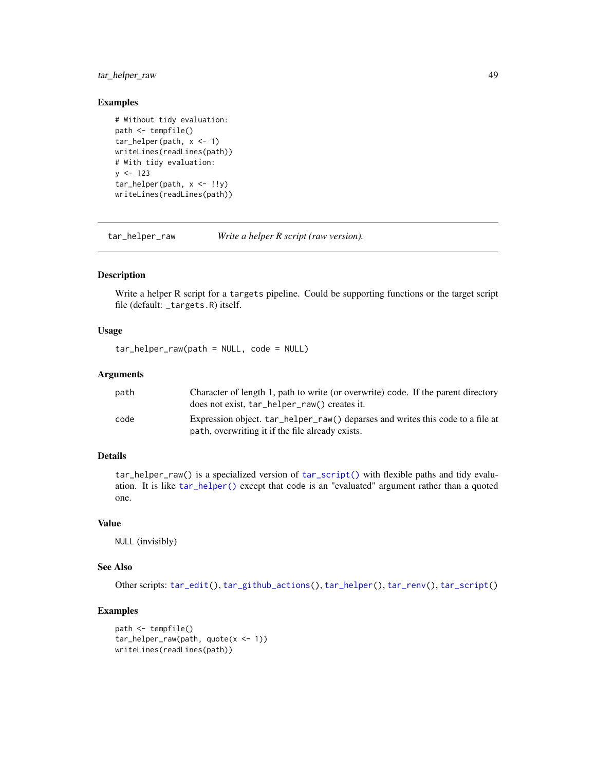## Examples

```
# Without tidy evaluation:
path <- tempfile()
tar_helper(path, x <- 1)
writeLines(readLines(path))
# With tidy evaluation:
y <- 123
tar_helper(path, x <- !!y)
writeLines(readLines(path))
```

---

# tar_helper_raw *Write a helper R script (raw version).*

---

## Description

Write a helper R script for a `targets` pipeline. Could be supporting functions or the target script file (default: `_targets.R`) itself.

## Usage

```
tar_helper_raw(path = NULL, code = NULL)
```

## Arguments

| | |
|---|---|
| `path` | Character of length 1, path to write (or overwrite) code. If the parent directory does not exist, `tar_helper_raw()` creates it. |
| `code` | Expression object. `tar_helper_raw()` deparses and writes this code to a file at `path`, overwriting it if the file already exists. |

## Details

`tar_helper_raw()` is a specialized version of `tar_script()` with flexible paths and tidy evaluation. It is like `tar_helper()` except that code is an "evaluated" argument rather than a quoted one.

## Value

`NULL` (invisibly)

## See Also

Other scripts: `tar_edit()`, `tar_github_actions()`, `tar_helper()`, `tar_renv()`, `tar_script()`

## Examples

```
path <- tempfile()
tar_helper_raw(path, quote(x <- 1))
writeLines(readLines(path))
```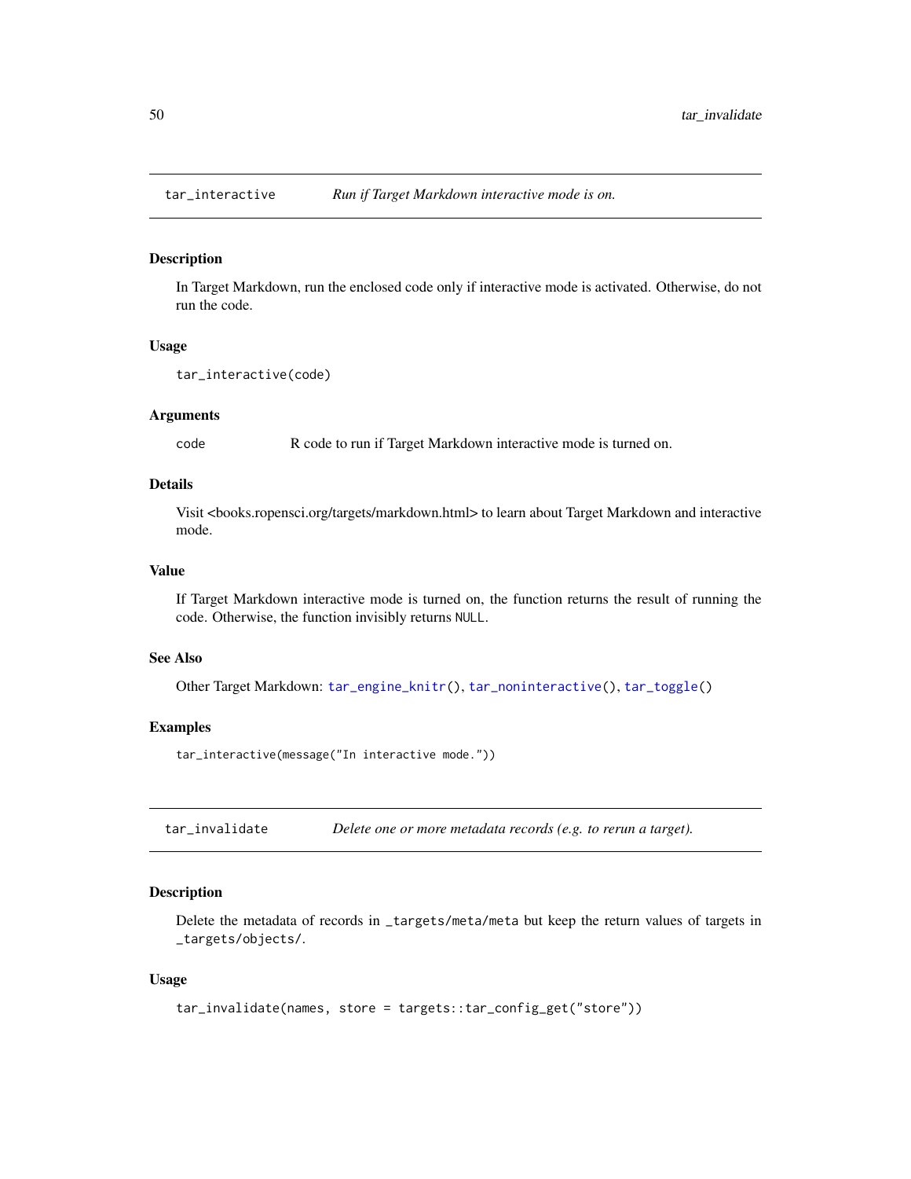## tar_interactive — *Run if Target Markdown interactive mode is on.*

### Description

In Target Markdown, run the enclosed code only if interactive mode is activated. Otherwise, do not run the code.

### Usage

```
tar_interactive(code)
```

### Arguments

`code` R code to run if Target Markdown interactive mode is turned on.

### Details

Visit <books.ropensci.org/targets/markdown.html> to learn about Target Markdown and interactive mode.

### Value

If Target Markdown interactive mode is turned on, the function returns the result of running the code. Otherwise, the function invisibly returns `NULL`.

### See Also

Other Target Markdown: `tar_engine_knitr()`, `tar_noninteractive()`, `tar_toggle()`

### Examples

```
tar_interactive(message("In interactive mode."))
```

## tar_invalidate — *Delete one or more metadata records (e.g. to rerun a target).*

### Description

Delete the metadata of records in `_targets/meta/meta` but keep the return values of targets in `_targets/objects/`.

### Usage

```
tar_invalidate(names, store = targets::tar_config_get("store"))
```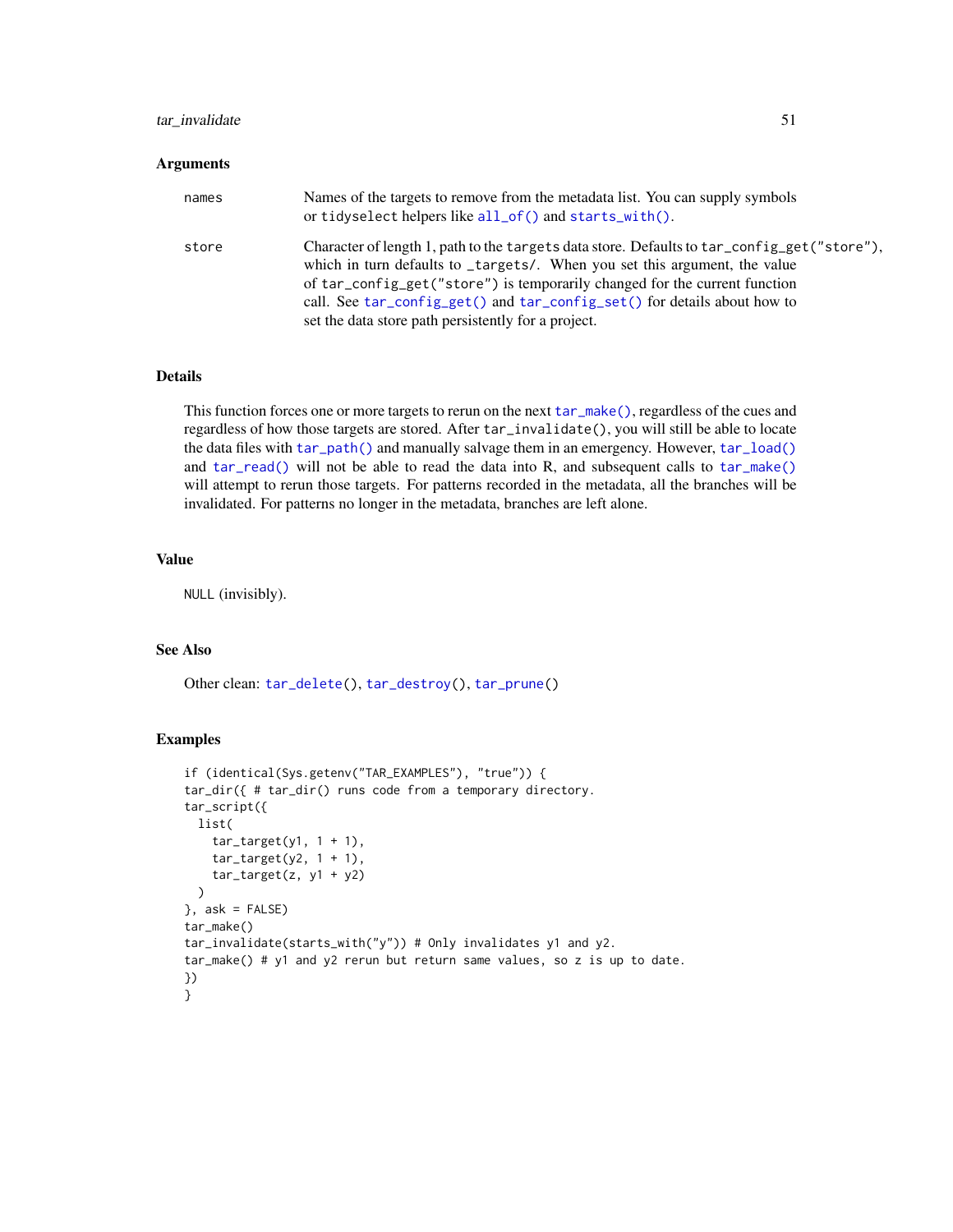## Arguments

| | |
|---|---|
| names | Names of the targets to remove from the metadata list. You can supply symbols or tidyselect helpers like all_of() and starts_with(). |
| store | Character of length 1, path to the targets data store. Defaults to tar_config_get("store"), which in turn defaults to _targets/. When you set this argument, the value of tar_config_get("store") is temporarily changed for the current function call. See tar_config_get() and tar_config_set() for details about how to set the data store path persistently for a project. |

## Details

This function forces one or more targets to rerun on the next tar_make(), regardless of the cues and regardless of how those targets are stored. After tar_invalidate(), you will still be able to locate the data files with tar_path() and manually salvage them in an emergency. However, tar_load() and tar_read() will not be able to read the data into R, and subsequent calls to tar_make() will attempt to rerun those targets. For patterns recorded in the metadata, all the branches will be invalidated. For patterns no longer in the metadata, branches are left alone.

## Value

NULL (invisibly).

## See Also

Other clean: tar_delete(), tar_destroy(), tar_prune()

## Examples

```
if (identical(Sys.getenv("TAR_EXAMPLES"), "true")) {
tar_dir({ # tar_dir() runs code from a temporary directory.
tar_script({
  list(
    tar_target(y1, 1 + 1),
    tar_target(y2, 1 + 1),
    tar_target(z, y1 + y2)
  )
}, ask = FALSE)
tar_make()
tar_invalidate(starts_with("y")) # Only invalidates y1 and y2.
tar_make() # y1 and y2 rerun but return same values, so z is up to date.
})
}
```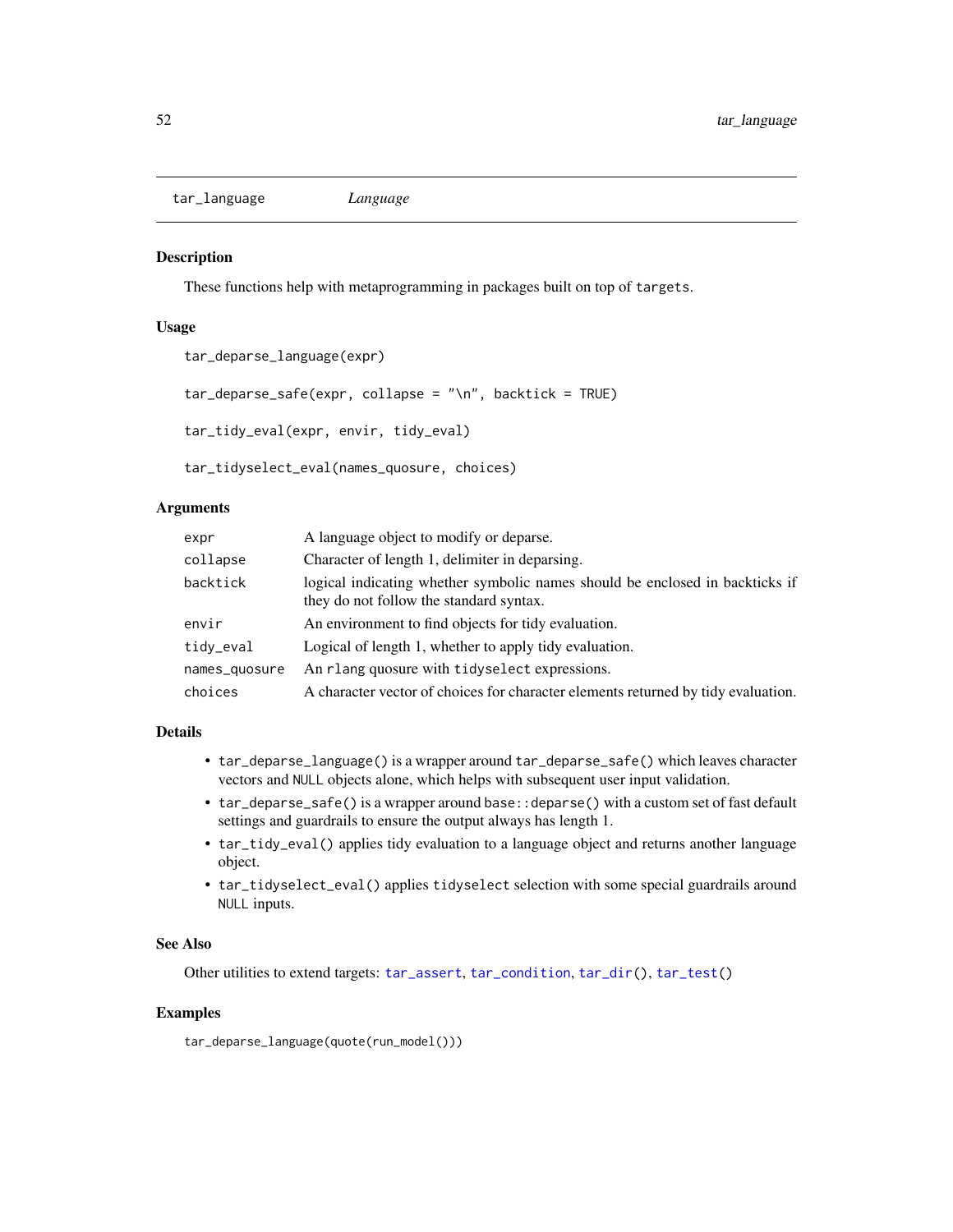# tar_language *Language*

## Description

These functions help with metaprogramming in packages built on top of `targets`.

## Usage

```
tar_deparse_language(expr)

tar_deparse_safe(expr, collapse = "\n", backtick = TRUE)

tar_tidy_eval(expr, envir, tidy_eval)

tar_tidyselect_eval(names_quosure, choices)
```

## Arguments

| | |
|---|---|
| `expr` | A language object to modify or deparse. |
| `collapse` | Character of length 1, delimiter in deparsing. |
| `backtick` | logical indicating whether symbolic names should be enclosed in backticks if they do not follow the standard syntax. |
| `envir` | An environment to find objects for tidy evaluation. |
| `tidy_eval` | Logical of length 1, whether to apply tidy evaluation. |
| `names_quosure` | An `rlang` quosure with `tidyselect` expressions. |
| `choices` | A character vector of choices for character elements returned by tidy evaluation. |

## Details

- `tar_deparse_language()` is a wrapper around `tar_deparse_safe()` which leaves character vectors and `NULL` objects alone, which helps with subsequent user input validation.
- `tar_deparse_safe()` is a wrapper around `base::deparse()` with a custom set of fast default settings and guardrails to ensure the output always has length 1.
- `tar_tidy_eval()` applies tidy evaluation to a language object and returns another language object.
- `tar_tidyselect_eval()` applies `tidyselect` selection with some special guardrails around `NULL` inputs.

## See Also

Other utilities to extend targets: `tar_assert`, `tar_condition`, `tar_dir()`, `tar_test()`

## Examples

```
tar_deparse_language(quote(run_model()))
```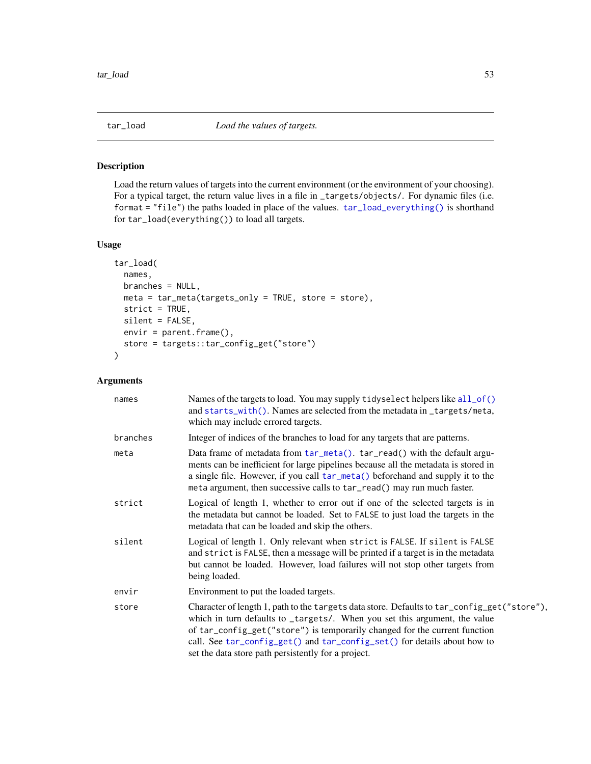## tar_load *Load the values of targets.*

### Description

Load the return values of targets into the current environment (or the environment of your choosing). For a typical target, the return value lives in a file in `_targets/objects/`. For dynamic files (i.e. `format = "file"`) the paths loaded in place of the values. `tar_load_everything()` is shorthand for `tar_load(everything())` to load all targets.

### Usage

```
tar_load(
  names,
  branches = NULL,
  meta = tar_meta(targets_only = TRUE, store = store),
  strict = TRUE,
  silent = FALSE,
  envir = parent.frame(),
  store = targets::tar_config_get("store")
)
```

### Arguments

| | |
|---|---|
| `names` | Names of the targets to load. You may supply `tidyselect` helpers like `all_of()` and `starts_with()`. Names are selected from the metadata in `_targets/meta`, which may include errored targets. |
| `branches` | Integer of indices of the branches to load for any targets that are patterns. |
| `meta` | Data frame of metadata from `tar_meta()`. `tar_read()` with the default arguments can be inefficient for large pipelines because all the metadata is stored in a single file. However, if you call `tar_meta()` beforehand and supply it to the `meta` argument, then successive calls to `tar_read()` may run much faster. |
| `strict` | Logical of length 1, whether to error out if one of the selected targets is in the metadata but cannot be loaded. Set to `FALSE` to just load the targets in the metadata that can be loaded and skip the others. |
| `silent` | Logical of length 1. Only relevant when `strict` is `FALSE`. If `silent` is `FALSE` and `strict` is `FALSE`, then a message will be printed if a target is in the metadata but cannot be loaded. However, load failures will not stop other targets from being loaded. |
| `envir` | Environment to put the loaded targets. |
| `store` | Character of length 1, path to the `targets` data store. Defaults to `tar_config_get("store")`, which in turn defaults to `_targets/`. When you set this argument, the value of `tar_config_get("store")` is temporarily changed for the current function call. See `tar_config_get()` and `tar_config_set()` for details about how to set the data store path persistently for a project. |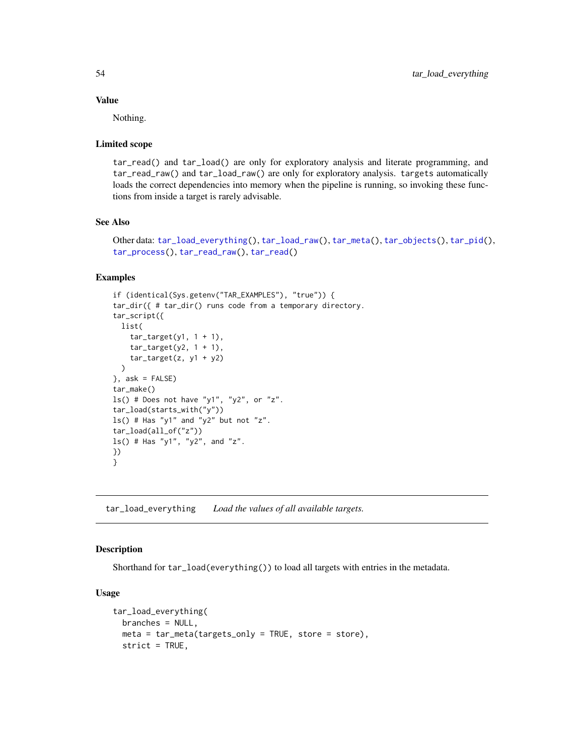### Value

Nothing.

### Limited scope

tar_read() and tar_load() are only for exploratory analysis and literate programming, and tar_read_raw() and tar_load_raw() are only for exploratory analysis. targets automatically loads the correct dependencies into memory when the pipeline is running, so invoking these functions from inside a target is rarely advisable.

### See Also

Other data: tar_load_everything(), tar_load_raw(), tar_meta(), tar_objects(), tar_pid(), tar_process(), tar_read_raw(), tar_read()

### Examples

```
if (identical(Sys.getenv("TAR_EXAMPLES"), "true")) {
tar_dir({ # tar_dir() runs code from a temporary directory.
tar_script({
  list(
    tar_target(y1, 1 + 1),
    tar_target(y2, 1 + 1),
    tar_target(z, y1 + y2)
  )
}, ask = FALSE)
tar_make()
ls() # Does not have "y1", "y2", or "z".
tar_load(starts_with("y"))
ls() # Has "y1" and "y2" but not "z".
tar_load(all_of("z"))
ls() # Has "y1", "y2", and "z".
})
}
```

---

## tar_load_everything    *Load the values of all available targets.*

### Description

Shorthand for tar_load(everything()) to load all targets with entries in the metadata.

### Usage

```
tar_load_everything(
  branches = NULL,
  meta = tar_meta(targets_only = TRUE, store = store),
  strict = TRUE,
```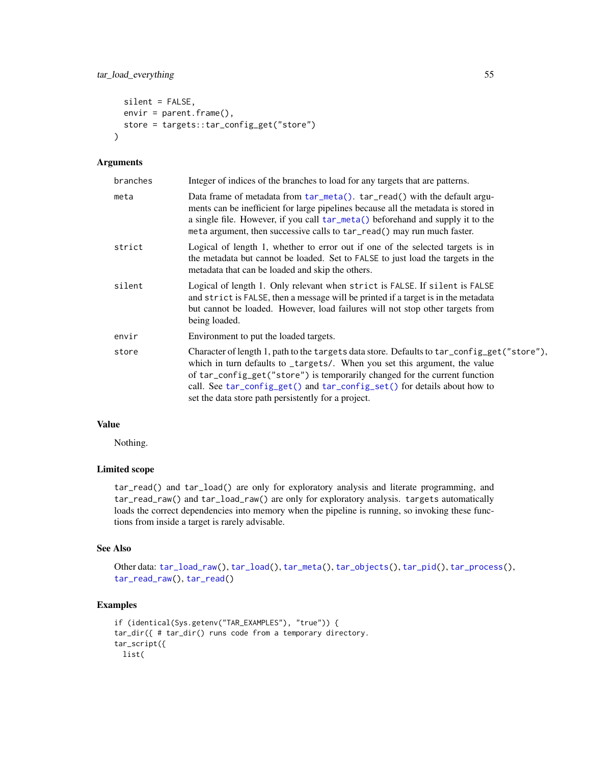```
  silent = FALSE,
  envir = parent.frame(),
  store = targets::tar_config_get("store")
)
```

### Arguments

| | |
|---|---|
| branches | Integer of indices of the branches to load for any targets that are patterns. |
| meta | Data frame of metadata from tar_meta(). tar_read() with the default arguments can be inefficient for large pipelines because all the metadata is stored in a single file. However, if you call tar_meta() beforehand and supply it to the meta argument, then successive calls to tar_read() may run much faster. |
| strict | Logical of length 1, whether to error out if one of the selected targets is in the metadata but cannot be loaded. Set to FALSE to just load the targets in the metadata that can be loaded and skip the others. |
| silent | Logical of length 1. Only relevant when strict is FALSE. If silent is FALSE and strict is FALSE, then a message will be printed if a target is in the metadata but cannot be loaded. However, load failures will not stop other targets from being loaded. |
| envir | Environment to put the loaded targets. |
| store | Character of length 1, path to the targets data store. Defaults to tar_config_get("store"), which in turn defaults to _targets/. When you set this argument, the value of tar_config_get("store") is temporarily changed for the current function call. See tar_config_get() and tar_config_set() for details about how to set the data store path persistently for a project. |

### Value

Nothing.

### Limited scope

tar_read() and tar_load() are only for exploratory analysis and literate programming, and tar_read_raw() and tar_load_raw() are only for exploratory analysis. targets automatically loads the correct dependencies into memory when the pipeline is running, so invoking these functions from inside a target is rarely advisable.

### See Also

Other data: tar_load_raw(), tar_load(), tar_meta(), tar_objects(), tar_pid(), tar_process(), tar_read_raw(), tar_read()

### Examples

```
if (identical(Sys.getenv("TAR_EXAMPLES"), "true")) {
tar_dir({ # tar_dir() runs code from a temporary directory.
tar_script({
  list(
```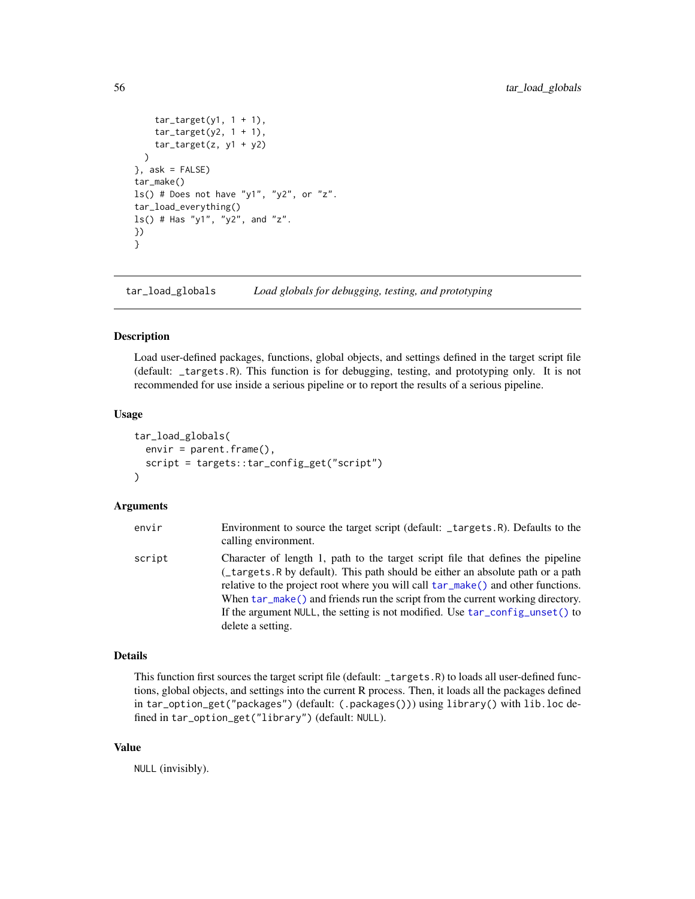```
    tar_target(y1, 1 + 1),
    tar_target(y2, 1 + 1),
    tar_target(z, y1 + y2)
  )
}, ask = FALSE)
tar_make()
ls() # Does not have "y1", "y2", or "z".
tar_load_everything()
ls() # Has "y1", "y2", and "z".
})
}
```

## tar_load_globals    *Load globals for debugging, testing, and prototyping*

### Description

Load user-defined packages, functions, global objects, and settings defined in the target script file (default: `_targets.R`). This function is for debugging, testing, and prototyping only. It is not recommended for use inside a serious pipeline or to report the results of a serious pipeline.

### Usage

```
tar_load_globals(
  envir = parent.frame(),
  script = targets::tar_config_get("script")
)
```

### Arguments

| | |
|---|---|
| envir | Environment to source the target script (default: `_targets.R`). Defaults to the calling environment. |
| script | Character of length 1, path to the target script file that defines the pipeline (`_targets.R` by default). This path should be either an absolute path or a path relative to the project root where you will call `tar_make()` and other functions. When `tar_make()` and friends run the script from the current working directory. If the argument NULL, the setting is not modified. Use `tar_config_unset()` to delete a setting. |

### Details

This function first sources the target script file (default: `_targets.R`) to loads all user-defined functions, global objects, and settings into the current R process. Then, it loads all the packages defined in `tar_option_get("packages")` (default: `(.packages())`) using `library()` with `lib.loc` defined in `tar_option_get("library")` (default: `NULL`).

### Value

`NULL` (invisibly).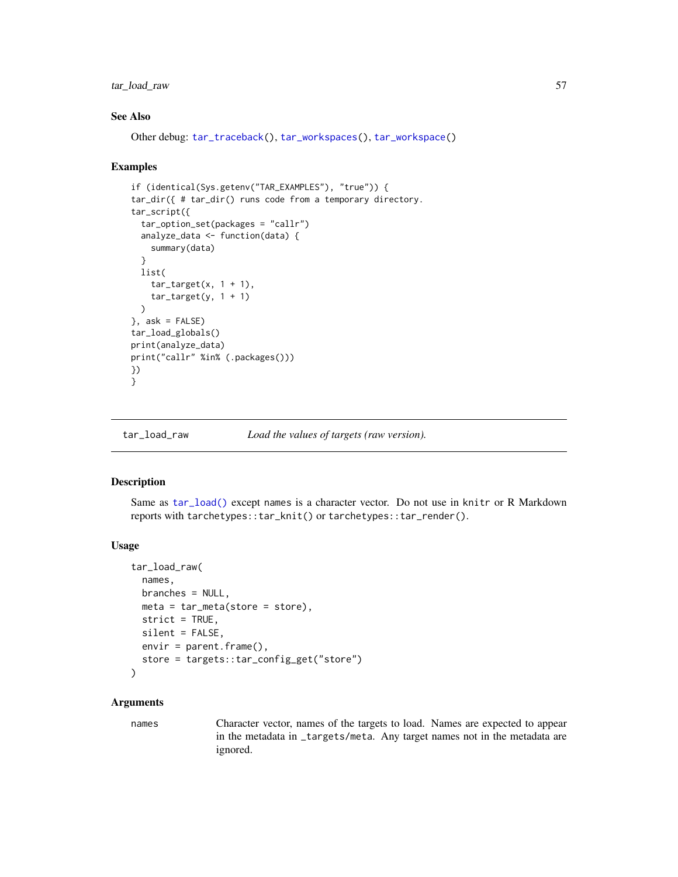## See Also

Other debug: `tar_traceback()`, `tar_workspaces()`, `tar_workspace()`

## Examples

```
if (identical(Sys.getenv("TAR_EXAMPLES"), "true")) {
tar_dir({ # tar_dir() runs code from a temporary directory.
tar_script({
  tar_option_set(packages = "callr")
  analyze_data <- function(data) {
    summary(data)
  }
  list(
    tar_target(x, 1 + 1),
    tar_target(y, 1 + 1)
  )
}, ask = FALSE)
tar_load_globals()
print(analyze_data)
print("callr" %in% (.packages()))
})
}
```

---

# tar_load_raw — *Load the values of targets (raw version).*

---

## Description

Same as `tar_load()` except names is a character vector. Do not use in knitr or R Markdown reports with `tarchetypes::tar_knit()` or `tarchetypes::tar_render()`.

## Usage

```
tar_load_raw(
  names,
  branches = NULL,
  meta = tar_meta(store = store),
  strict = TRUE,
  silent = FALSE,
  envir = parent.frame(),
  store = targets::tar_config_get("store")
)
```

## Arguments

| | |
|---|---|
| `names` | Character vector, names of the targets to load. Names are expected to appear in the metadata in `_targets/meta`. Any target names not in the metadata are ignored. |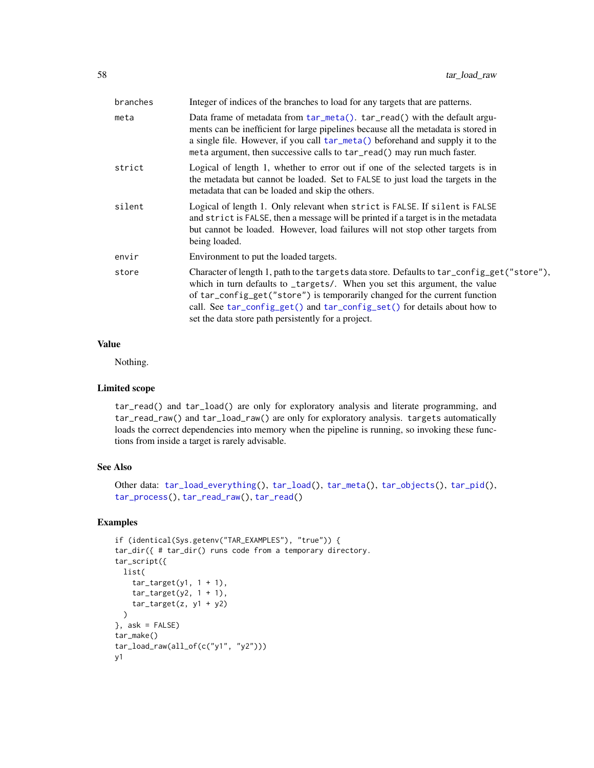| | |
|---|---|
| branches | Integer of indices of the branches to load for any targets that are patterns. |
| meta | Data frame of metadata from `tar_meta()`. `tar_read()` with the default arguments can be inefficient for large pipelines because all the metadata is stored in a single file. However, if you call `tar_meta()` beforehand and supply it to the `meta` argument, then successive calls to `tar_read()` may run much faster. |
| strict | Logical of length 1, whether to error out if one of the selected targets is in the metadata but cannot be loaded. Set to `FALSE` to just load the targets in the metadata that can be loaded and skip the others. |
| silent | Logical of length 1. Only relevant when `strict` is `FALSE`. If `silent` is `FALSE` and `strict` is `FALSE`, then a message will be printed if a target is in the metadata but cannot be loaded. However, load failures will not stop other targets from being loaded. |
| envir | Environment to put the loaded targets. |
| store | Character of length 1, path to the `targets` data store. Defaults to `tar_config_get("store")`, which in turn defaults to `_targets/`. When you set this argument, the value of `tar_config_get("store")` is temporarily changed for the current function call. See `tar_config_get()` and `tar_config_set()` for details about how to set the data store path persistently for a project. |

### Value

Nothing.

### Limited scope

`tar_read()` and `tar_load()` are only for exploratory analysis and literate programming, and `tar_read_raw()` and `tar_load_raw()` are only for exploratory analysis. `targets` automatically loads the correct dependencies into memory when the pipeline is running, so invoking these functions from inside a target is rarely advisable.

### See Also

Other data: `tar_load_everything()`, `tar_load()`, `tar_meta()`, `tar_objects()`, `tar_pid()`, `tar_process()`, `tar_read_raw()`, `tar_read()`

### Examples

```
if (identical(Sys.getenv("TAR_EXAMPLES"), "true")) {
tar_dir({ # tar_dir() runs code from a temporary directory.
tar_script({
  list(
    tar_target(y1, 1 + 1),
    tar_target(y2, 1 + 1),
    tar_target(z, y1 + y2)
  )
}, ask = FALSE)
tar_make()
tar_load_raw(all_of(c("y1", "y2")))
y1
```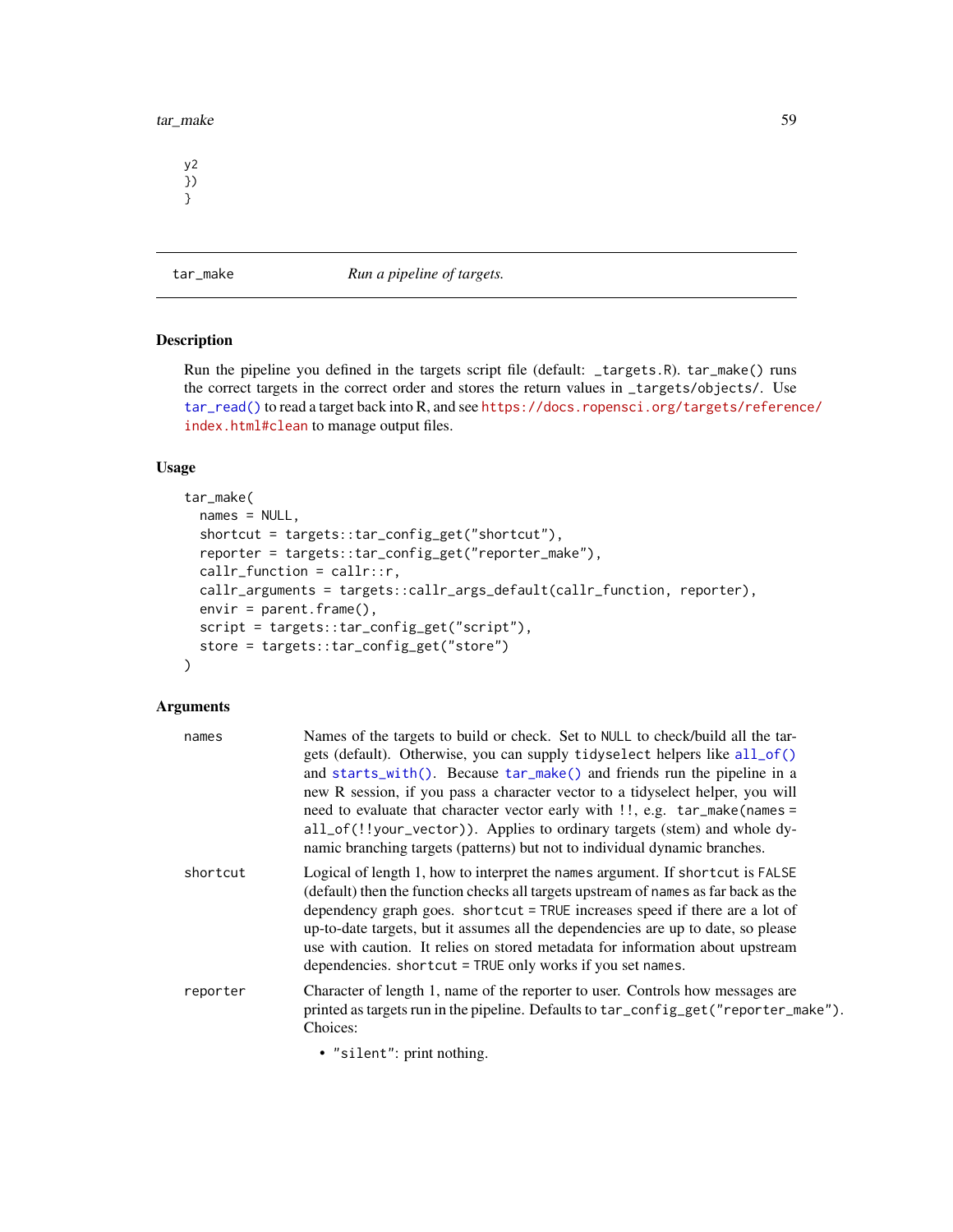```
y2
})
}
```

## tar_make — *Run a pipeline of targets.*

### Description

Run the pipeline you defined in the targets script file (default: `_targets.R`). `tar_make()` runs the correct targets in the correct order and stores the return values in `_targets/objects/`. Use `tar_read()` to read a target back into R, and see https://docs.ropensci.org/targets/reference/index.html#clean to manage output files.

### Usage

```
tar_make(
  names = NULL,
  shortcut = targets::tar_config_get("shortcut"),
  reporter = targets::tar_config_get("reporter_make"),
  callr_function = callr::r,
  callr_arguments = targets::callr_args_default(callr_function, reporter),
  envir = parent.frame(),
  script = targets::tar_config_get("script"),
  store = targets::tar_config_get("store")
)
```

### Arguments

`names` — Names of the targets to build or check. Set to `NULL` to check/build all the targets (default). Otherwise, you can supply `tidyselect` helpers like `all_of()` and `starts_with()`. Because `tar_make()` and friends run the pipeline in a new R session, if you pass a character vector to a tidyselect helper, you will need to evaluate that character vector early with `!!`, e.g. `tar_make(names = all_of(!!your_vector))`. Applies to ordinary targets (stem) and whole dynamic branching targets (patterns) but not to individual dynamic branches.

`shortcut` — Logical of length 1, how to interpret the `names` argument. If `shortcut` is `FALSE` (default) then the function checks all targets upstream of `names` as far back as the dependency graph goes. `shortcut = TRUE` increases speed if there are a lot of up-to-date targets, but it assumes all the dependencies are up to date, so please use with caution. It relies on stored metadata for information about upstream dependencies. `shortcut = TRUE` only works if you set `names`.

`reporter` — Character of length 1, name of the reporter to user. Controls how messages are printed as targets run in the pipeline. Defaults to `tar_config_get("reporter_make")`. Choices:

- `"silent"`: print nothing.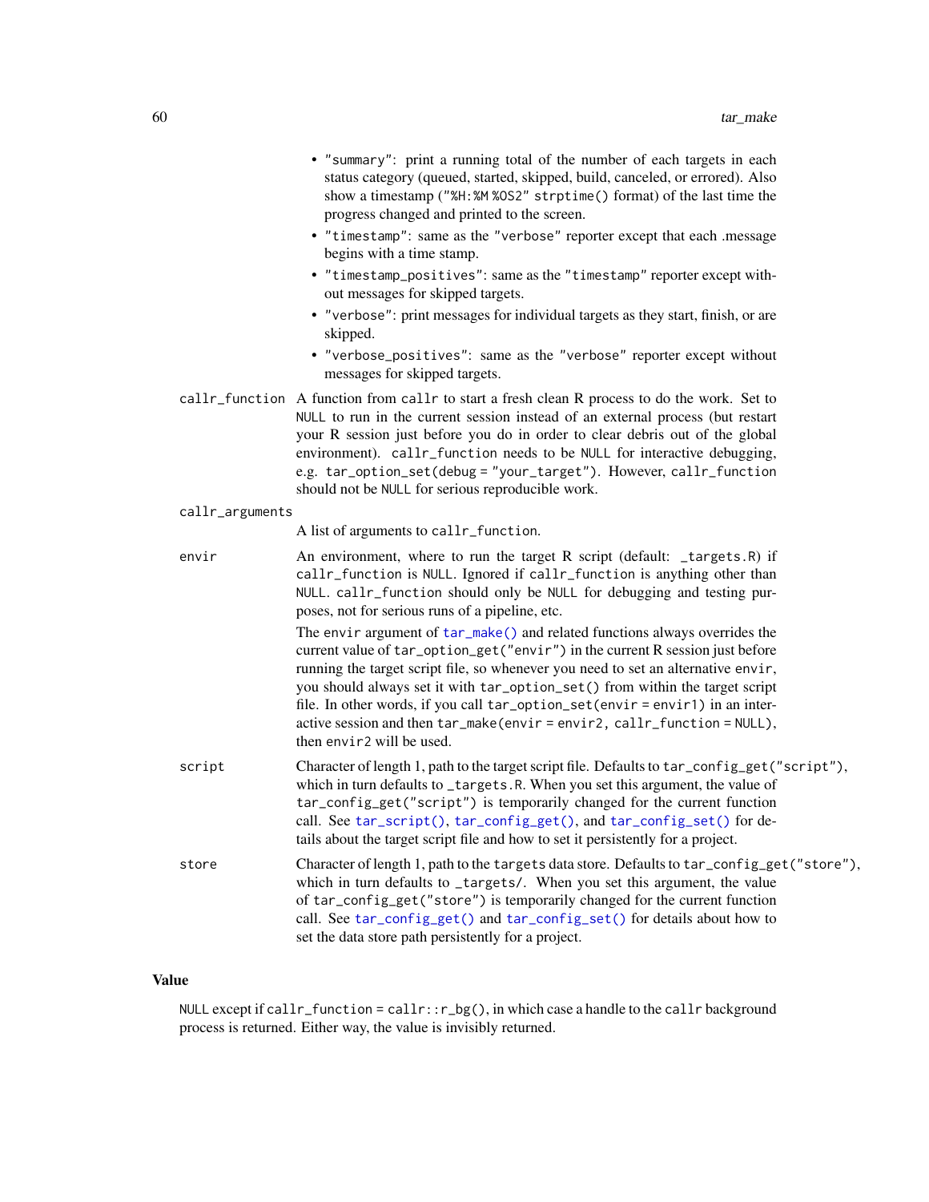- "summary": print a running total of the number of each targets in each status category (queued, started, skipped, build, canceled, or errored). Also show a timestamp ("%H:%M %OS2" strptime() format) of the last time the progress changed and printed to the screen.
- "timestamp": same as the "verbose" reporter except that each .message begins with a time stamp.
- "timestamp_positives": same as the "timestamp" reporter except without messages for skipped targets.
- "verbose": print messages for individual targets as they start, finish, or are skipped.
- "verbose_positives": same as the "verbose" reporter except without messages for skipped targets.

`callr_function`
: A function from callr to start a fresh clean R process to do the work. Set to NULL to run in the current session instead of an external process (but restart your R session just before you do in order to clear debris out of the global environment). callr_function needs to be NULL for interactive debugging, e.g. tar_option_set(debug = "your_target"). However, callr_function should not be NULL for serious reproducible work.

`callr_arguments`
: A list of arguments to callr_function.

`envir`
: An environment, where to run the target R script (default: _targets.R) if callr_function is NULL. Ignored if callr_function is anything other than NULL. callr_function should only be NULL for debugging and testing purposes, not for serious runs of a pipeline, etc.

  The envir argument of tar_make() and related functions always overrides the current value of tar_option_get("envir") in the current R session just before running the target script file, so whenever you need to set an alternative envir, you should always set it with tar_option_set() from within the target script file. In other words, if you call tar_option_set(envir = envir1) in an interactive session and then tar_make(envir = envir2, callr_function = NULL), then envir2 will be used.

`script`
: Character of length 1, path to the target script file. Defaults to tar_config_get("script"), which in turn defaults to _targets.R. When you set this argument, the value of tar_config_get("script") is temporarily changed for the current function call. See tar_script(), tar_config_get(), and tar_config_set() for details about the target script file and how to set it persistently for a project.

`store`
: Character of length 1, path to the targets data store. Defaults to tar_config_get("store"), which in turn defaults to _targets/. When you set this argument, the value of tar_config_get("store") is temporarily changed for the current function call. See tar_config_get() and tar_config_set() for details about how to set the data store path persistently for a project.

## Value

NULL except if callr_function = callr::r_bg(), in which case a handle to the callr background process is returned. Either way, the value is invisibly returned.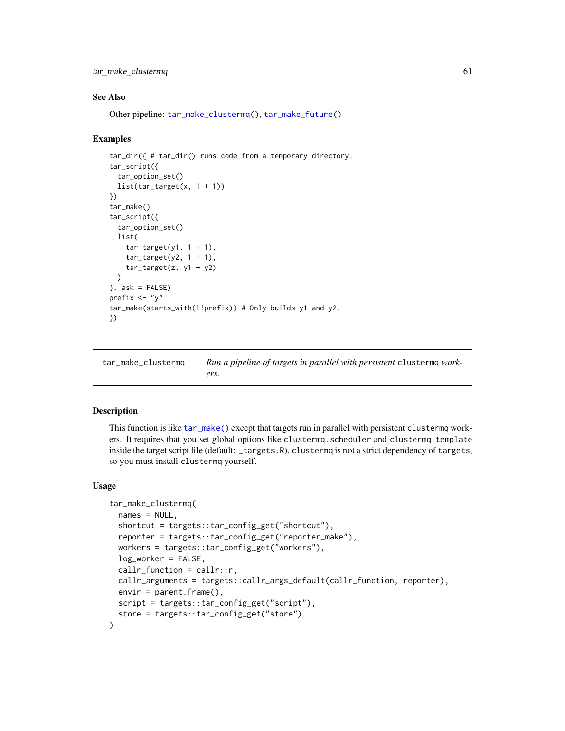### See Also

Other pipeline: `tar_make_clustermq()`, `tar_make_future()`

### Examples

```
tar_dir({ # tar_dir() runs code from a temporary directory.
tar_script({
  tar_option_set()
  list(tar_target(x, 1 + 1))
})
tar_make()
tar_script({
  tar_option_set()
  list(
    tar_target(y1, 1 + 1),
    tar_target(y2, 1 + 1),
    tar_target(z, y1 + y2)
  )
}, ask = FALSE)
prefix <- "y"
tar_make(starts_with(!!prefix)) # Only builds y1 and y2.
})
```

---

## tar_make_clustermq — *Run a pipeline of targets in parallel with persistent* `clustermq` *workers.*

---

### Description

This function is like `tar_make()` except that targets run in parallel with persistent `clustermq` workers. It requires that you set global options like `clustermq.scheduler` and `clustermq.template` inside the target script file (default: `_targets.R`). `clustermq` is not a strict dependency of `targets`, so you must install `clustermq` yourself.

### Usage

```
tar_make_clustermq(
  names = NULL,
  shortcut = targets::tar_config_get("shortcut"),
  reporter = targets::tar_config_get("reporter_make"),
  workers = targets::tar_config_get("workers"),
  log_worker = FALSE,
  callr_function = callr::r,
  callr_arguments = targets::callr_args_default(callr_function, reporter),
  envir = parent.frame(),
  script = targets::tar_config_get("script"),
  store = targets::tar_config_get("store")
)
```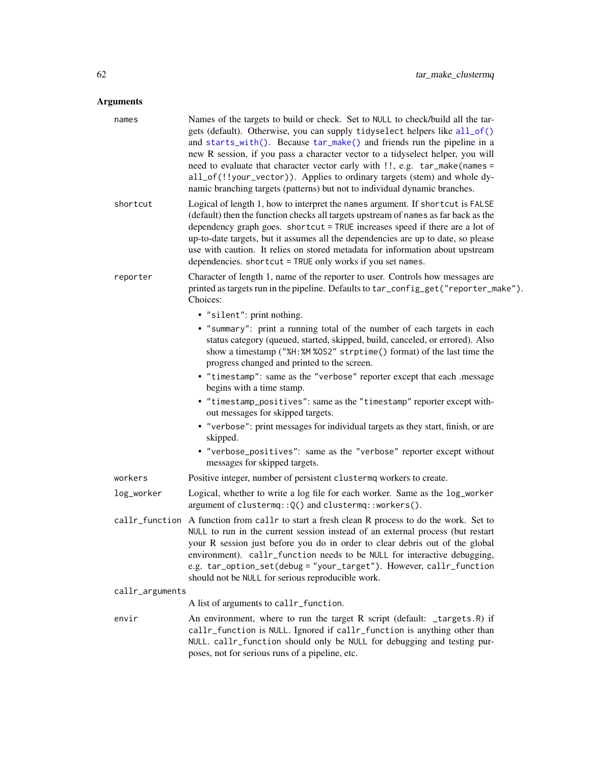## Arguments

**names**
: Names of the targets to build or check. Set to `NULL` to check/build all the targets (default). Otherwise, you can supply `tidyselect` helpers like `all_of()` and `starts_with()`. Because `tar_make()` and friends run the pipeline in a new R session, if you pass a character vector to a tidyselect helper, you will need to evaluate that character vector early with `!!`, e.g. `tar_make(names = all_of(!!your_vector))`. Applies to ordinary targets (stem) and whole dynamic branching targets (patterns) but not to individual dynamic branches.

**shortcut**
: Logical of length 1, how to interpret the `names` argument. If `shortcut` is `FALSE` (default) then the function checks all targets upstream of `names` as far back as the dependency graph goes. `shortcut = TRUE` increases speed if there are a lot of up-to-date targets, but it assumes all the dependencies are up to date, so please use with caution. It relies on stored metadata for information about upstream dependencies. `shortcut = TRUE` only works if you set `names`.

**reporter**
: Character of length 1, name of the reporter to user. Controls how messages are printed as targets run in the pipeline. Defaults to `tar_config_get("reporter_make")`. Choices:

  - `"silent"`: print nothing.
  - `"summary"`: print a running total of the number of each targets in each status category (queued, started, skipped, build, canceled, or errored). Also show a timestamp (`"%H:%M %OS2"` `strptime()` format) of the last time the progress changed and printed to the screen.
  - `"timestamp"`: same as the `"verbose"` reporter except that each .message begins with a time stamp.
  - `"timestamp_positives"`: same as the `"timestamp"` reporter except without messages for skipped targets.
  - `"verbose"`: print messages for individual targets as they start, finish, or are skipped.
  - `"verbose_positives"`: same as the `"verbose"` reporter except without messages for skipped targets.

**workers**
: Positive integer, number of persistent `clustermq` workers to create.

**log_worker**
: Logical, whether to write a log file for each worker. Same as the `log_worker` argument of `clustermq::Q()` and `clustermq::workers()`.

**callr_function**
: A function from `callr` to start a fresh clean R process to do the work. Set to `NULL` to run in the current session instead of an external process (but restart your R session just before you do in order to clear debris out of the global environment). `callr_function` needs to be `NULL` for interactive debugging, e.g. `tar_option_set(debug = "your_target")`. However, `callr_function` should not be `NULL` for serious reproducible work.

**callr_arguments**
: A list of arguments to `callr_function`.

**envir**
: An environment, where to run the target R script (default: `_targets.R`) if `callr_function` is `NULL`. Ignored if `callr_function` is anything other than `NULL`. `callr_function` should only be `NULL` for debugging and testing purposes, not for serious runs of a pipeline, etc.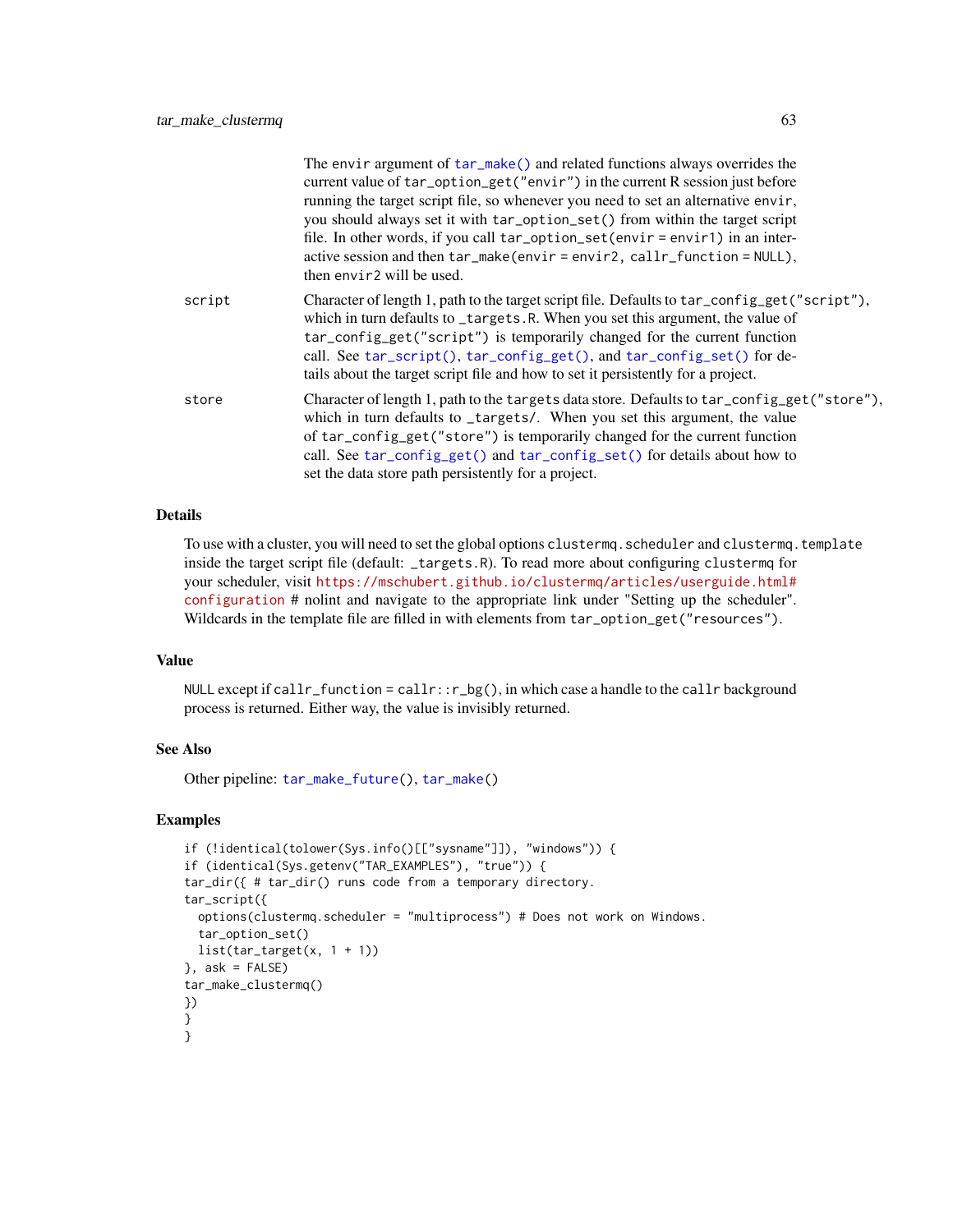The envir argument of `tar_make()` and related functions always overrides the current value of `tar_option_get("envir")` in the current R session just before running the target script file, so whenever you need to set an alternative envir, you should always set it with `tar_option_set()` from within the target script file. In other words, if you call `tar_option_set(envir = envir1)` in an interactive session and then `tar_make(envir = envir2, callr_function = NULL)`, then envir2 will be used.

**script** Character of length 1, path to the target script file. Defaults to `tar_config_get("script")`, which in turn defaults to `_targets.R`. When you set this argument, the value of `tar_config_get("script")` is temporarily changed for the current function call. See `tar_script()`, `tar_config_get()`, and `tar_config_set()` for details about the target script file and how to set it persistently for a project.

**store** Character of length 1, path to the targets data store. Defaults to `tar_config_get("store")`, which in turn defaults to `_targets/`. When you set this argument, the value of `tar_config_get("store")` is temporarily changed for the current function call. See `tar_config_get()` and `tar_config_set()` for details about how to set the data store path persistently for a project.

## Details

To use with a cluster, you will need to set the global options `clustermq.scheduler` and `clustermq.template` inside the target script file (default: `_targets.R`). To read more about configuring clustermq for your scheduler, visit https://mschubert.github.io/clustermq/articles/userguide.html#configuration # nolint and navigate to the appropriate link under "Setting up the scheduler". Wildcards in the template file are filled in with elements from `tar_option_get("resources")`.

## Value

NULL except if `callr_function = callr::r_bg()`, in which case a handle to the callr background process is returned. Either way, the value is invisibly returned.

## See Also

Other pipeline: `tar_make_future()`, `tar_make()`

## Examples

```
if (!identical(tolower(Sys.info()[["sysname"]]), "windows")) {
if (identical(Sys.getenv("TAR_EXAMPLES"), "true")) {
tar_dir({ # tar_dir() runs code from a temporary directory.
tar_script({
  options(clustermq.scheduler = "multiprocess") # Does not work on Windows.
  tar_option_set()
  list(tar_target(x, 1 + 1))
}, ask = FALSE)
tar_make_clustermq()
})
}
}
```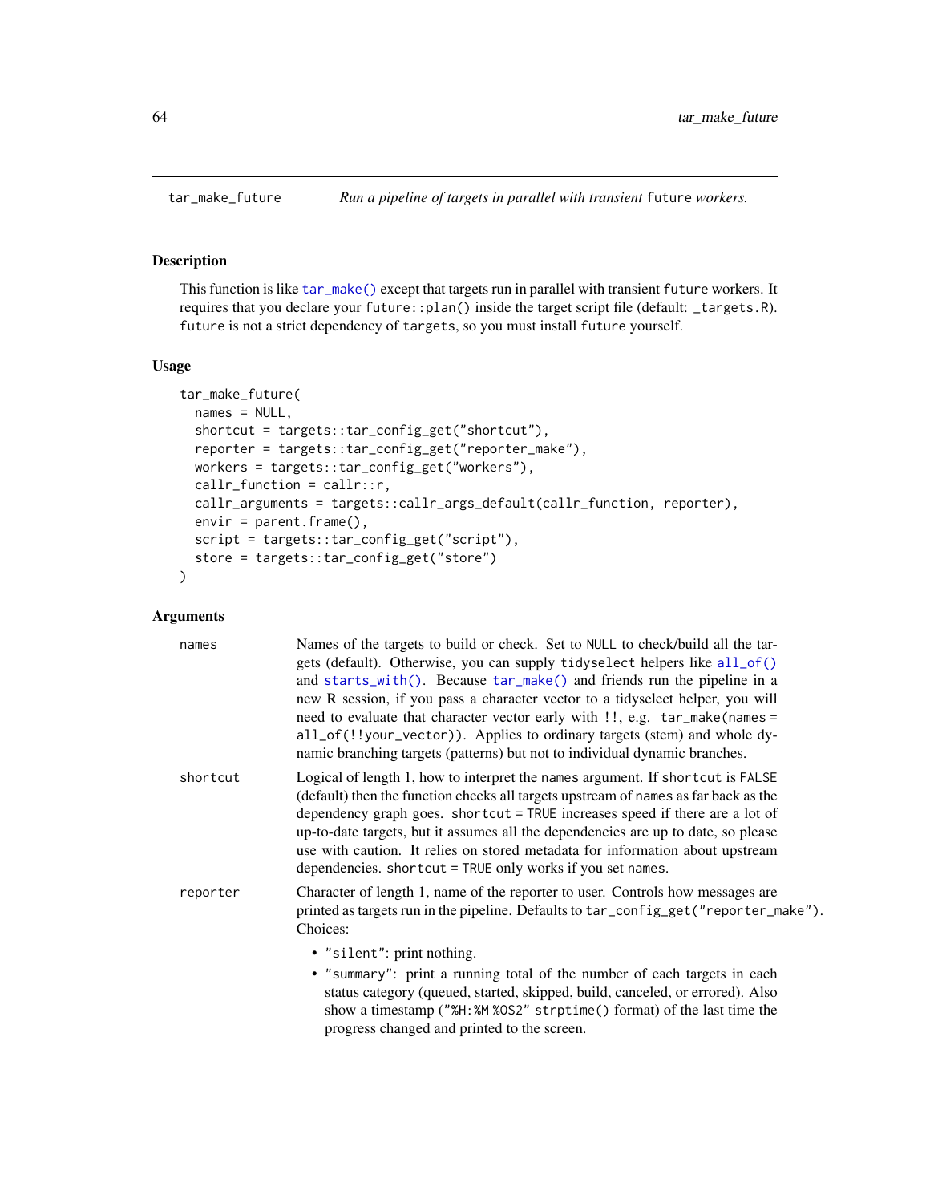## tar_make_future

*Run a pipeline of targets in parallel with transient* `future` *workers.*

### Description

This function is like `tar_make()` except that targets run in parallel with transient `future` workers. It requires that you declare your `future::plan()` inside the target script file (default: `_targets.R`). `future` is not a strict dependency of `targets`, so you must install `future` yourself.

### Usage

```
tar_make_future(
  names = NULL,
  shortcut = targets::tar_config_get("shortcut"),
  reporter = targets::tar_config_get("reporter_make"),
  workers = targets::tar_config_get("workers"),
  callr_function = callr::r,
  callr_arguments = targets::callr_args_default(callr_function, reporter),
  envir = parent.frame(),
  script = targets::tar_config_get("script"),
  store = targets::tar_config_get("store")
)
```

### Arguments

`names` — Names of the targets to build or check. Set to `NULL` to check/build all the targets (default). Otherwise, you can supply `tidyselect` helpers like `all_of()` and `starts_with()`. Because `tar_make()` and friends run the pipeline in a new R session, if you pass a character vector to a tidyselect helper, you will need to evaluate that character vector early with `!!`, e.g. `tar_make(names = all_of(!!your_vector))`. Applies to ordinary targets (stem) and whole dynamic branching targets (patterns) but not to individual dynamic branches.

`shortcut` — Logical of length 1, how to interpret the `names` argument. If `shortcut` is `FALSE` (default) then the function checks all targets upstream of `names` as far back as the dependency graph goes. `shortcut = TRUE` increases speed if there are a lot of up-to-date targets, but it assumes all the dependencies are up to date, so please use with caution. It relies on stored metadata for information about upstream dependencies. `shortcut = TRUE` only works if you set `names`.

`reporter` — Character of length 1, name of the reporter to user. Controls how messages are printed as targets run in the pipeline. Defaults to `tar_config_get("reporter_make")`. Choices:

- `"silent"`: print nothing.
- `"summary"`: print a running total of the number of each targets in each status category (queued, started, skipped, build, canceled, or errored). Also show a timestamp (`"%H:%M %OS2"` `strptime()` format) of the last time the progress changed and printed to the screen.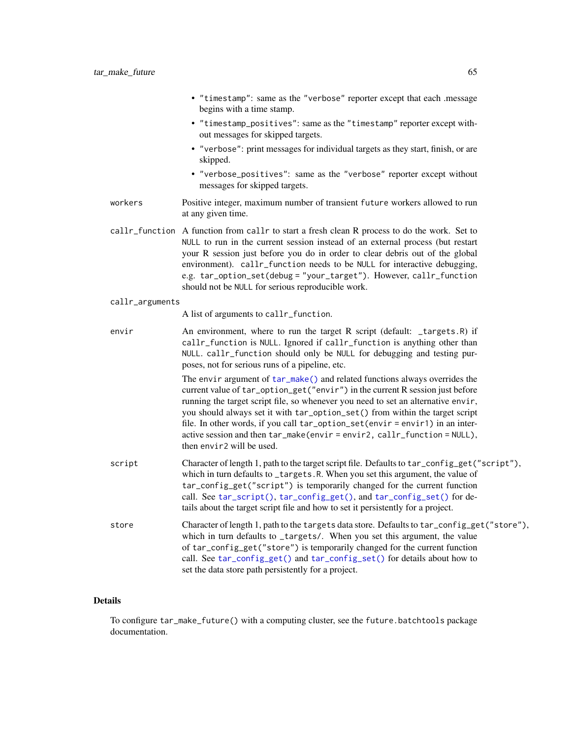- "timestamp": same as the "verbose" reporter except that each .message begins with a time stamp.
- "timestamp_positives": same as the "timestamp" reporter except without messages for skipped targets.
- "verbose": print messages for individual targets as they start, finish, or are skipped.
- "verbose_positives": same as the "verbose" reporter except without messages for skipped targets.

**workers** Positive integer, maximum number of transient future workers allowed to run at any given time.

**callr_function** A function from callr to start a fresh clean R process to do the work. Set to NULL to run in the current session instead of an external process (but restart your R session just before you do in order to clear debris out of the global environment). callr_function needs to be NULL for interactive debugging, e.g. tar_option_set(debug = "your_target"). However, callr_function should not be NULL for serious reproducible work.

**callr_arguments** A list of arguments to callr_function.

**envir** An environment, where to run the target R script (default: _targets.R) if callr_function is NULL. Ignored if callr_function is anything other than NULL. callr_function should only be NULL for debugging and testing purposes, not for serious runs of a pipeline, etc.

The envir argument of tar_make() and related functions always overrides the current value of tar_option_get("envir") in the current R session just before running the target script file, so whenever you need to set an alternative envir, you should always set it with tar_option_set() from within the target script file. In other words, if you call tar_option_set(envir = envir1) in an interactive session and then tar_make(envir = envir2, callr_function = NULL), then envir2 will be used.

**script** Character of length 1, path to the target script file. Defaults to tar_config_get("script"), which in turn defaults to _targets.R. When you set this argument, the value of tar_config_get("script") is temporarily changed for the current function call. See tar_script(), tar_config_get(), and tar_config_set() for details about the target script file and how to set it persistently for a project.

**store** Character of length 1, path to the targets data store. Defaults to tar_config_get("store"), which in turn defaults to _targets/. When you set this argument, the value of tar_config_get("store") is temporarily changed for the current function call. See tar_config_get() and tar_config_set() for details about how to set the data store path persistently for a project.

## Details

To configure tar_make_future() with a computing cluster, see the future.batchtools package documentation.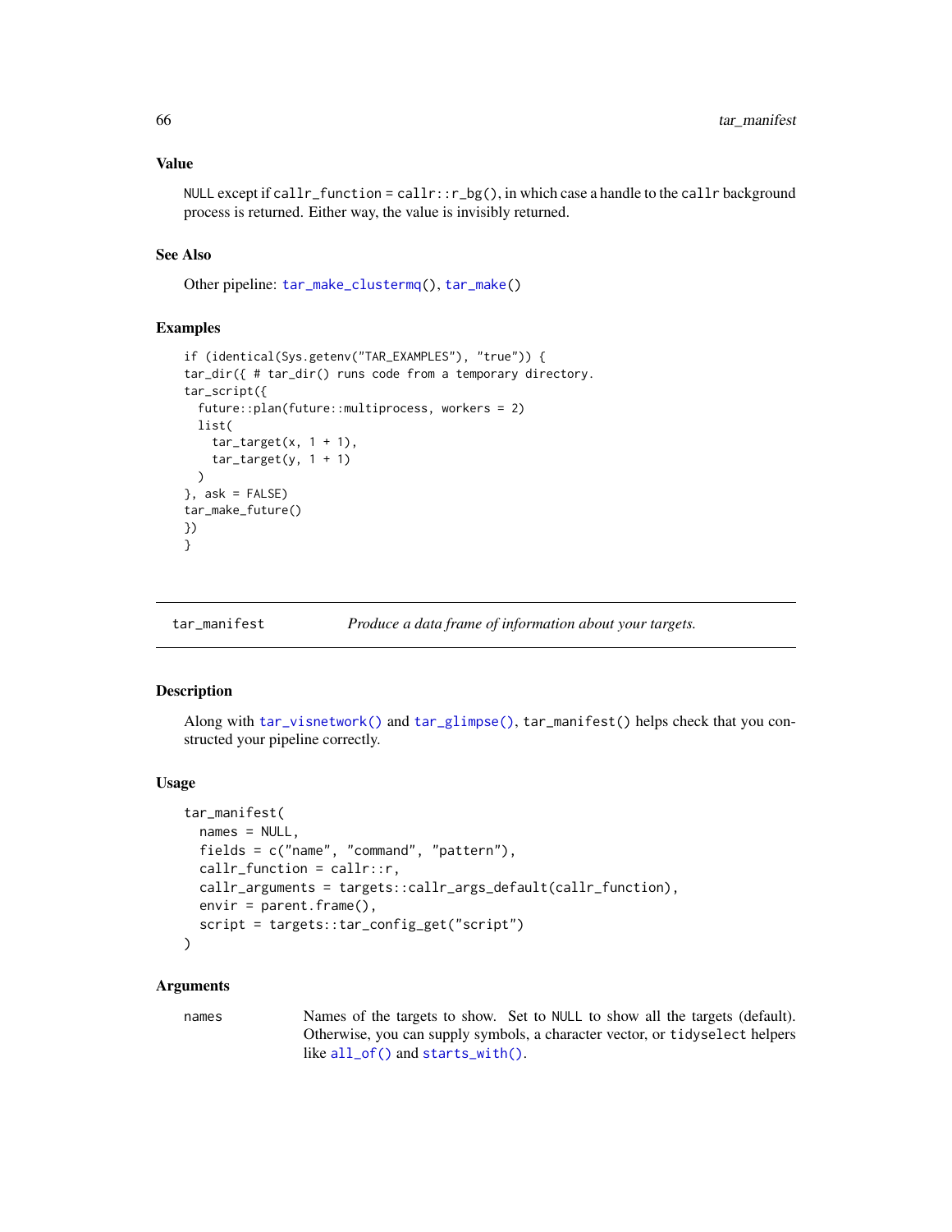### Value

NULL except if callr_function = callr::r_bg(), in which case a handle to the callr background process is returned. Either way, the value is invisibly returned.

### See Also

Other pipeline: tar_make_clustermq(), tar_make()

### Examples

```
if (identical(Sys.getenv("TAR_EXAMPLES"), "true")) {
tar_dir({ # tar_dir() runs code from a temporary directory.
tar_script({
  future::plan(future::multiprocess, workers = 2)
  list(
    tar_target(x, 1 + 1),
    tar_target(y, 1 + 1)
  )
}, ask = FALSE)
tar_make_future()
})
}
```

---

## tar_manifest — *Produce a data frame of information about your targets.*

### Description

Along with tar_visnetwork() and tar_glimpse(), tar_manifest() helps check that you constructed your pipeline correctly.

### Usage

```
tar_manifest(
  names = NULL,
  fields = c("name", "command", "pattern"),
  callr_function = callr::r,
  callr_arguments = targets::callr_args_default(callr_function),
  envir = parent.frame(),
  script = targets::tar_config_get("script")
)
```

### Arguments

names — Names of the targets to show. Set to NULL to show all the targets (default). Otherwise, you can supply symbols, a character vector, or tidyselect helpers like all_of() and starts_with().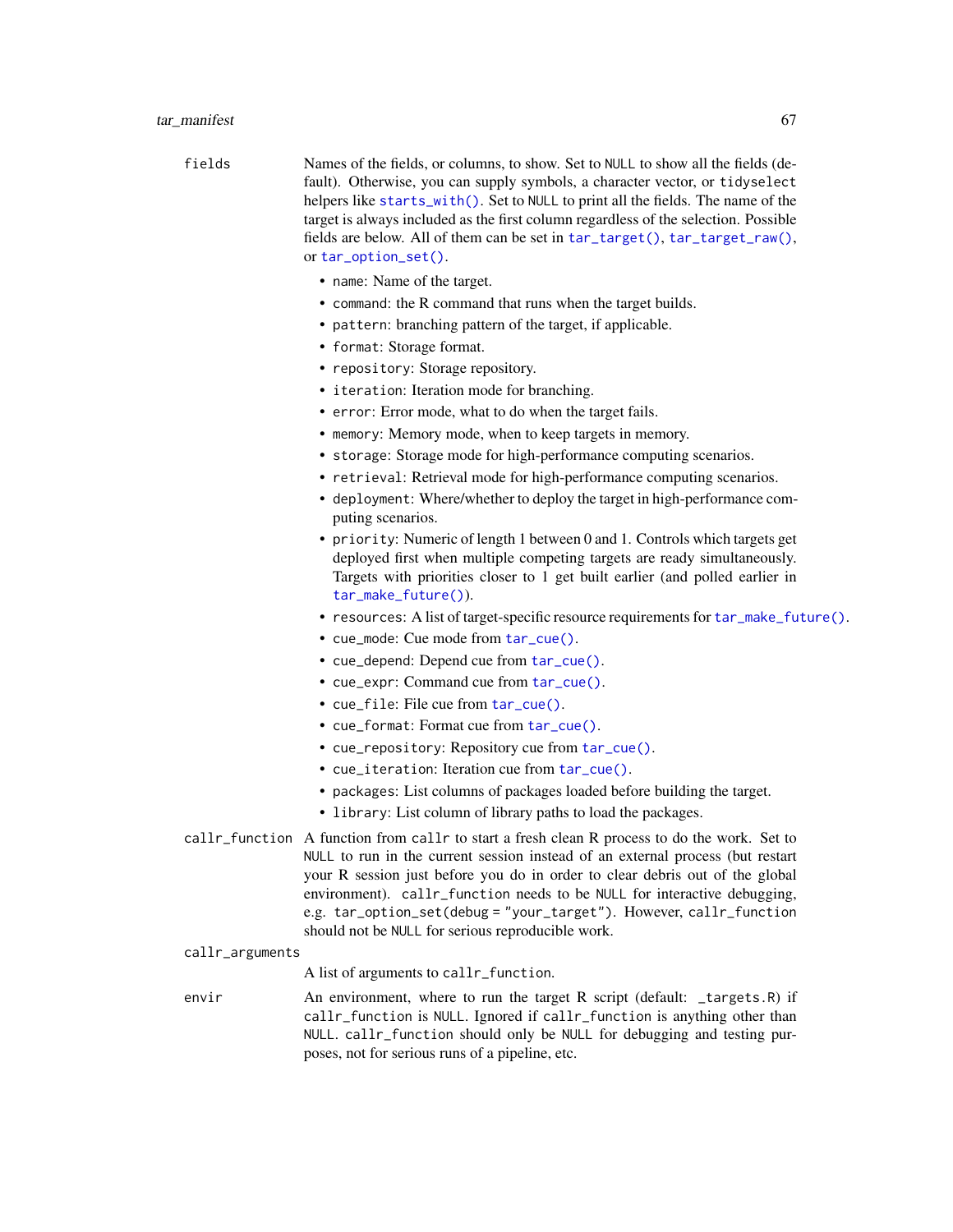`fields` Names of the fields, or columns, to show. Set to `NULL` to show all the fields (default). Otherwise, you can supply symbols, a character vector, or `tidyselect` helpers like `starts_with()`. Set to `NULL` to print all the fields. The name of the target is always included as the first column regardless of the selection. Possible fields are below. All of them can be set in `tar_target()`, `tar_target_raw()`, or `tar_option_set()`.

- `name`: Name of the target.
- `command`: the R command that runs when the target builds.
- `pattern`: branching pattern of the target, if applicable.
- `format`: Storage format.
- `repository`: Storage repository.
- `iteration`: Iteration mode for branching.
- `error`: Error mode, what to do when the target fails.
- `memory`: Memory mode, when to keep targets in memory.
- `storage`: Storage mode for high-performance computing scenarios.
- `retrieval`: Retrieval mode for high-performance computing scenarios.
- `deployment`: Where/whether to deploy the target in high-performance computing scenarios.
- `priority`: Numeric of length 1 between 0 and 1. Controls which targets get deployed first when multiple competing targets are ready simultaneously. Targets with priorities closer to 1 get built earlier (and polled earlier in `tar_make_future()`).
- `resources`: A list of target-specific resource requirements for `tar_make_future()`.
- `cue_mode`: Cue mode from `tar_cue()`.
- `cue_depend`: Depend cue from `tar_cue()`.
- `cue_expr`: Command cue from `tar_cue()`.
- `cue_file`: File cue from `tar_cue()`.
- `cue_format`: Format cue from `tar_cue()`.
- `cue_repository`: Repository cue from `tar_cue()`.
- `cue_iteration`: Iteration cue from `tar_cue()`.
- `packages`: List columns of packages loaded before building the target.
- `library`: List column of library paths to load the packages.

`callr_function` A function from `callr` to start a fresh clean R process to do the work. Set to `NULL` to run in the current session instead of an external process (but restart your R session just before you do in order to clear debris out of the global environment). `callr_function` needs to be `NULL` for interactive debugging, e.g. `tar_option_set(debug = "your_target")`. However, `callr_function` should not be `NULL` for serious reproducible work.

`callr_arguments` A list of arguments to `callr_function`.

`envir` An environment, where to run the target R script (default: `_targets.R`) if `callr_function` is `NULL`. Ignored if `callr_function` is anything other than `NULL`. `callr_function` should only be `NULL` for debugging and testing purposes, not for serious runs of a pipeline, etc.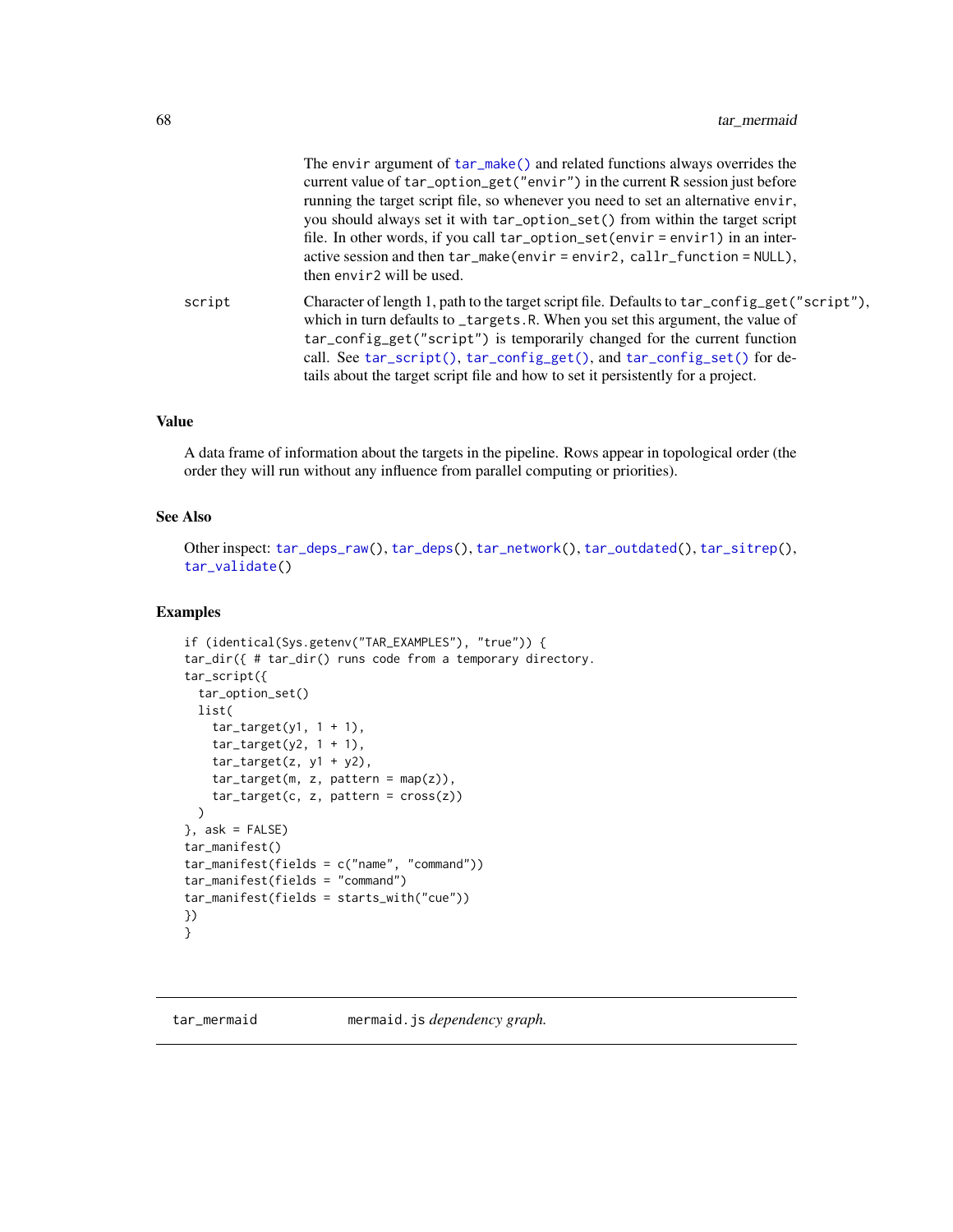The `envir` argument of `tar_make()` and related functions always overrides the current value of `tar_option_get("envir")` in the current R session just before running the target script file, so whenever you need to set an alternative `envir`, you should always set it with `tar_option_set()` from within the target script file. In other words, if you call `tar_option_set(envir = envir1)` in an interactive session and then `tar_make(envir = envir2, callr_function = NULL)`, then `envir2` will be used.

`script` — Character of length 1, path to the target script file. Defaults to `tar_config_get("script")`, which in turn defaults to `_targets.R`. When you set this argument, the value of `tar_config_get("script")` is temporarily changed for the current function call. See `tar_script()`, `tar_config_get()`, and `tar_config_set()` for details about the target script file and how to set it persistently for a project.

## Value

A data frame of information about the targets in the pipeline. Rows appear in topological order (the order they will run without any influence from parallel computing or priorities).

## See Also

Other inspect: `tar_deps_raw()`, `tar_deps()`, `tar_network()`, `tar_outdated()`, `tar_sitrep()`, `tar_validate()`

## Examples

```
if (identical(Sys.getenv("TAR_EXAMPLES"), "true")) {
tar_dir({ # tar_dir() runs code from a temporary directory.
tar_script({
  tar_option_set()
  list(
    tar_target(y1, 1 + 1),
    tar_target(y2, 1 + 1),
    tar_target(z, y1 + y2),
    tar_target(m, z, pattern = map(z)),
    tar_target(c, z, pattern = cross(z))
  )
}, ask = FALSE)
tar_manifest()
tar_manifest(fields = c("name", "command"))
tar_manifest(fields = "command")
tar_manifest(fields = starts_with("cue"))
})
}
```

---

# tar_mermaid — `mermaid.js` *dependency graph.*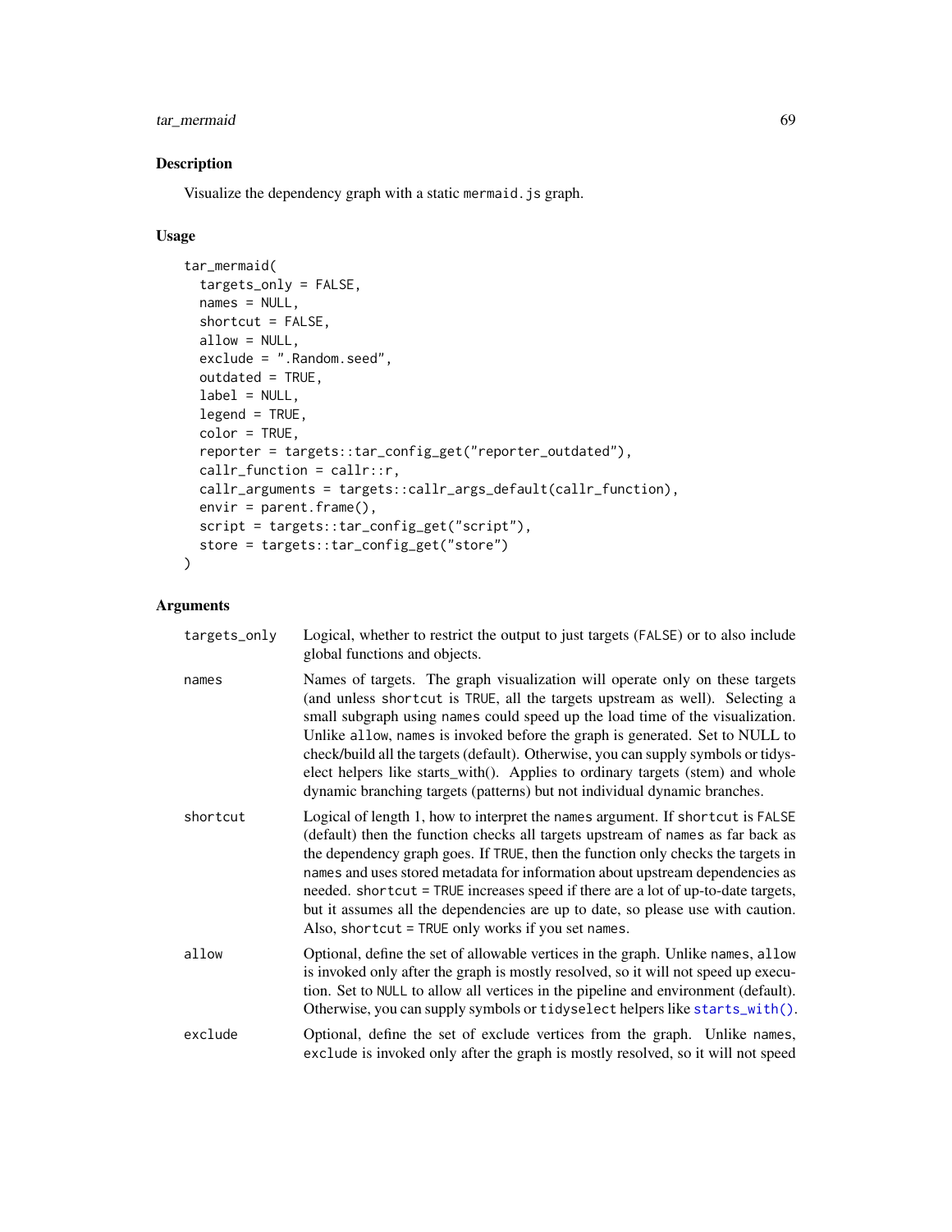## Description

Visualize the dependency graph with a static `mermaid.js` graph.

## Usage

```
tar_mermaid(
  targets_only = FALSE,
  names = NULL,
  shortcut = FALSE,
  allow = NULL,
  exclude = ".Random.seed",
  outdated = TRUE,
  label = NULL,
  legend = TRUE,
  color = TRUE,
  reporter = targets::tar_config_get("reporter_outdated"),
  callr_function = callr::r,
  callr_arguments = targets::callr_args_default(callr_function),
  envir = parent.frame(),
  script = targets::tar_config_get("script"),
  store = targets::tar_config_get("store")
)
```

## Arguments

`targets_only`
: Logical, whether to restrict the output to just targets (`FALSE`) or to also include global functions and objects.

`names`
: Names of targets. The graph visualization will operate only on these targets (and unless `shortcut` is `TRUE`, all the targets upstream as well). Selecting a small subgraph using `names` could speed up the load time of the visualization. Unlike `allow`, `names` is invoked before the graph is generated. Set to NULL to check/build all the targets (default). Otherwise, you can supply symbols or tidyselect helpers like starts_with(). Applies to ordinary targets (stem) and whole dynamic branching targets (patterns) but not individual dynamic branches.

`shortcut`
: Logical of length 1, how to interpret the `names` argument. If `shortcut` is `FALSE` (default) then the function checks all targets upstream of `names` as far back as the dependency graph goes. If `TRUE`, then the function only checks the targets in `names` and uses stored metadata for information about upstream dependencies as needed. `shortcut = TRUE` increases speed if there are a lot of up-to-date targets, but it assumes all the dependencies are up to date, so please use with caution. Also, `shortcut = TRUE` only works if you set `names`.

`allow`
: Optional, define the set of allowable vertices in the graph. Unlike `names`, `allow` is invoked only after the graph is mostly resolved, so it will not speed up execution. Set to `NULL` to allow all vertices in the pipeline and environment (default). Otherwise, you can supply symbols or `tidyselect` helpers like `starts_with()`.

`exclude`
: Optional, define the set of exclude vertices from the graph. Unlike `names`, `exclude` is invoked only after the graph is mostly resolved, so it will not speed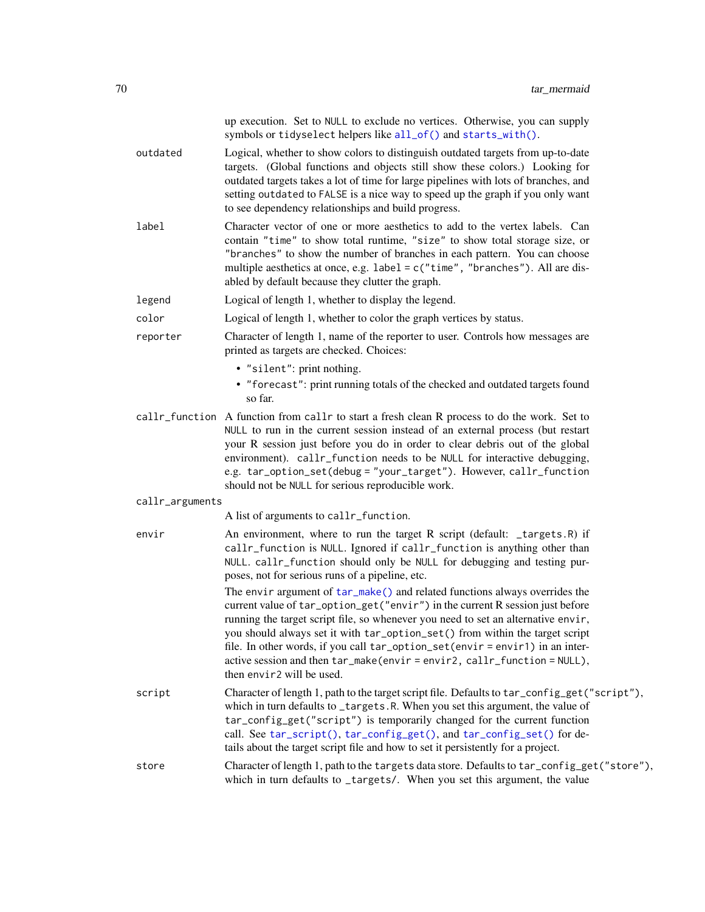up execution. Set to `NULL` to exclude no vertices. Otherwise, you can supply symbols or `tidyselect` helpers like `all_of()` and `starts_with()`.

`outdated`
: Logical, whether to show colors to distinguish outdated targets from up-to-date targets. (Global functions and objects still show these colors.) Looking for outdated targets takes a lot of time for large pipelines with lots of branches, and setting `outdated` to `FALSE` is a nice way to speed up the graph if you only want to see dependency relationships and build progress.

`label`
: Character vector of one or more aesthetics to add to the vertex labels. Can contain `"time"` to show total runtime, `"size"` to show total storage size, or `"branches"` to show the number of branches in each pattern. You can choose multiple aesthetics at once, e.g. `label = c("time", "branches")`. All are disabled by default because they clutter the graph.

`legend`
: Logical of length 1, whether to display the legend.

`color`
: Logical of length 1, whether to color the graph vertices by status.

`reporter`
: Character of length 1, name of the reporter to user. Controls how messages are printed as targets are checked. Choices:
  - `"silent"`: print nothing.
  - `"forecast"`: print running totals of the checked and outdated targets found so far.

`callr_function`
: A function from `callr` to start a fresh clean R process to do the work. Set to `NULL` to run in the current session instead of an external process (but restart your R session just before you do in order to clear debris out of the global environment). `callr_function` needs to be `NULL` for interactive debugging, e.g. `tar_option_set(debug = "your_target")`. However, `callr_function` should not be `NULL` for serious reproducible work.

`callr_arguments`
: A list of arguments to `callr_function`.

`envir`
: An environment, where to run the target R script (default: `_targets.R`) if `callr_function` is `NULL`. Ignored if `callr_function` is anything other than `NULL`. `callr_function` should only be `NULL` for debugging and testing purposes, not for serious runs of a pipeline, etc.

  The `envir` argument of `tar_make()` and related functions always overrides the current value of `tar_option_get("envir")` in the current R session just before running the target script file, so whenever you need to set an alternative `envir`, you should always set it with `tar_option_set()` from within the target script file. In other words, if you call `tar_option_set(envir = envir1)` in an interactive session and then `tar_make(envir = envir2, callr_function = NULL)`, then `envir2` will be used.

`script`
: Character of length 1, path to the target script file. Defaults to `tar_config_get("script")`, which in turn defaults to `_targets.R`. When you set this argument, the value of `tar_config_get("script")` is temporarily changed for the current function call. See `tar_script()`, `tar_config_get()`, and `tar_config_set()` for details about the target script file and how to set it persistently for a project.

`store`
: Character of length 1, path to the `targets` data store. Defaults to `tar_config_get("store")`, which in turn defaults to `_targets/`. When you set this argument, the value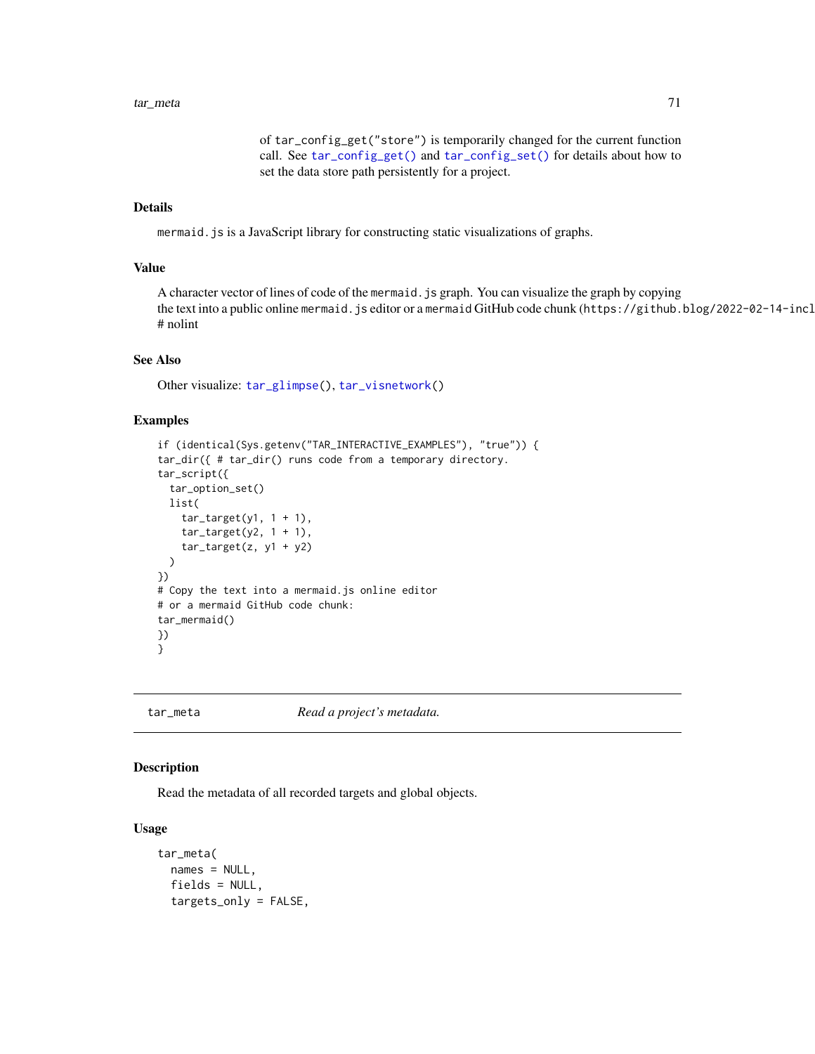of tar_config_get("store") is temporarily changed for the current function call. See tar_config_get() and tar_config_set() for details about how to set the data store path persistently for a project.

### Details

mermaid.js is a JavaScript library for constructing static visualizations of graphs.

### Value

A character vector of lines of code of the mermaid.js graph. You can visualize the graph by copying the text into a public online mermaid.js editor or a mermaid GitHub code chunk (https://github.blog/2022-02-14-incl
# nolint

### See Also

Other visualize: tar_glimpse(), tar_visnetwork()

### Examples

```
if (identical(Sys.getenv("TAR_INTERACTIVE_EXAMPLES"), "true")) {
tar_dir({ # tar_dir() runs code from a temporary directory.
tar_script({
  tar_option_set()
  list(
    tar_target(y1, 1 + 1),
    tar_target(y2, 1 + 1),
    tar_target(z, y1 + y2)
  )
})
# Copy the text into a mermaid.js online editor
# or a mermaid GitHub code chunk:
tar_mermaid()
})
}
```

---

## tar_meta *Read a project's metadata.*

---

### Description

Read the metadata of all recorded targets and global objects.

### Usage

```
tar_meta(
  names = NULL,
  fields = NULL,
  targets_only = FALSE,
```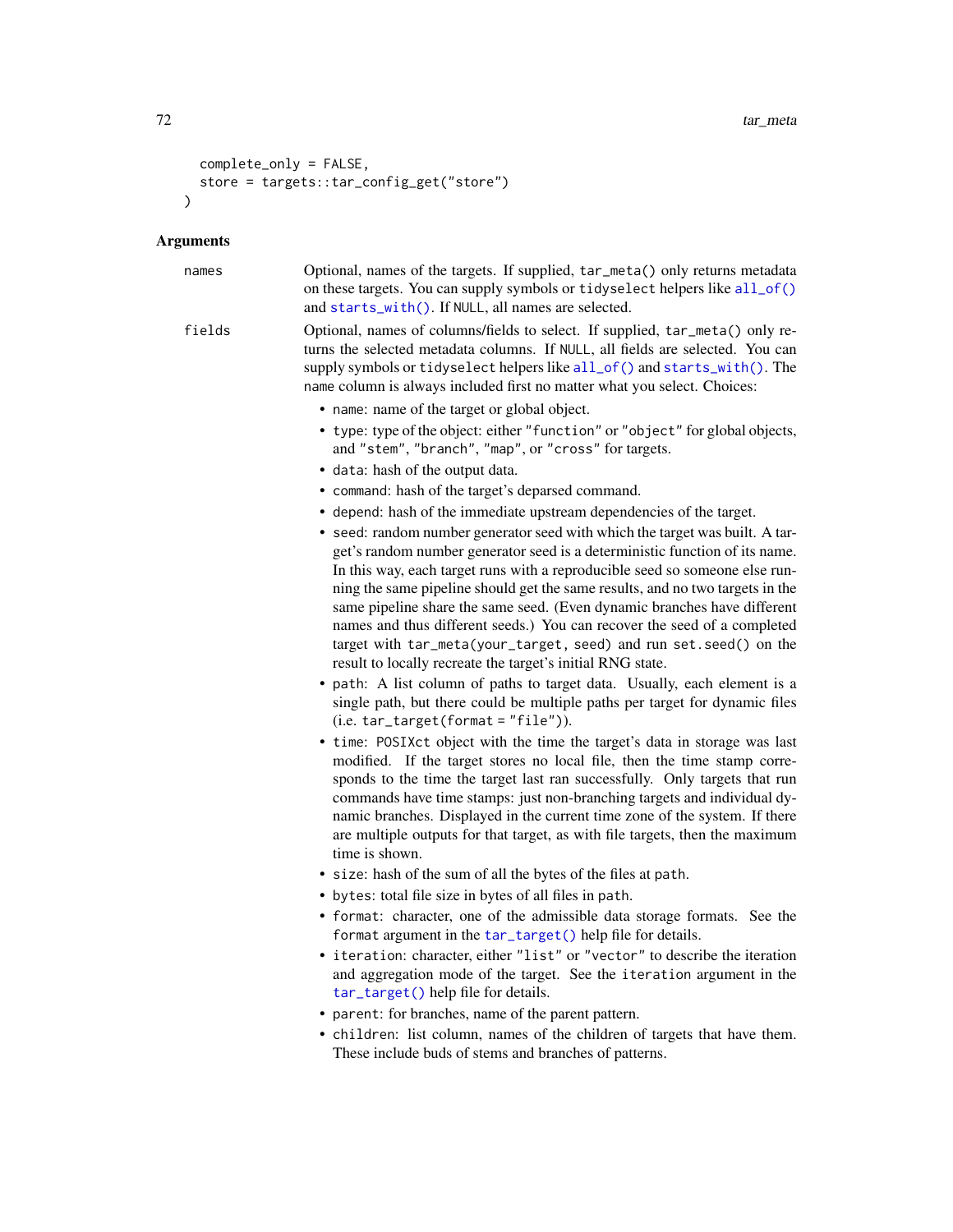```
  complete_only = FALSE,
  store = targets::tar_config_get("store")
)
```

### Arguments

`names` — Optional, names of the targets. If supplied, `tar_meta()` only returns metadata on these targets. You can supply symbols or `tidyselect` helpers like `all_of()` and `starts_with()`. If `NULL`, all names are selected.

`fields` — Optional, names of columns/fields to select. If supplied, `tar_meta()` only returns the selected metadata columns. If `NULL`, all fields are selected. You can supply symbols or `tidyselect` helpers like `all_of()` and `starts_with()`. The `name` column is always included first no matter what you select. Choices:

- `name`: name of the target or global object.
- `type`: type of the object: either `"function"` or `"object"` for global objects, and `"stem"`, `"branch"`, `"map"`, or `"cross"` for targets.
- `data`: hash of the output data.
- `command`: hash of the target's deparsed command.
- `depend`: hash of the immediate upstream dependencies of the target.
- `seed`: random number generator seed with which the target was built. A target's random number generator seed is a deterministic function of its name. In this way, each target runs with a reproducible seed so someone else running the same pipeline should get the same results, and no two targets in the same pipeline share the same seed. (Even dynamic branches have different names and thus different seeds.) You can recover the seed of a completed target with `tar_meta(your_target, seed)` and run `set.seed()` on the result to locally recreate the target's initial RNG state.
- `path`: A list column of paths to target data. Usually, each element is a single path, but there could be multiple paths per target for dynamic files (i.e. `tar_target(format = "file")`).
- `time`: `POSIXct` object with the time the target's data in storage was last modified. If the target stores no local file, then the time stamp corresponds to the time the target last ran successfully. Only targets that run commands have time stamps: just non-branching targets and individual dynamic branches. Displayed in the current time zone of the system. If there are multiple outputs for that target, as with file targets, then the maximum time is shown.
- `size`: hash of the sum of all the bytes of the files at `path`.
- `bytes`: total file size in bytes of all files in `path`.
- `format`: character, one of the admissible data storage formats. See the `format` argument in the `tar_target()` help file for details.
- `iteration`: character, either `"list"` or `"vector"` to describe the iteration and aggregation mode of the target. See the `iteration` argument in the `tar_target()` help file for details.
- `parent`: for branches, name of the parent pattern.
- `children`: list column, names of the children of targets that have them. These include buds of stems and branches of patterns.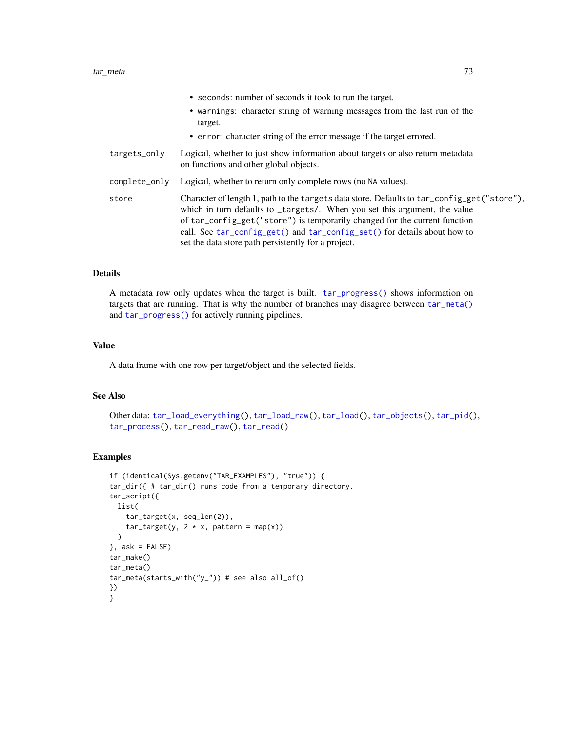- `seconds`: number of seconds it took to run the target.
- `warnings`: character string of warning messages from the last run of the target.
- `error`: character string of the error message if the target errored.

`targets_only` Logical, whether to just show information about targets or also return metadata on functions and other global objects.

`complete_only` Logical, whether to return only complete rows (no `NA` values).

`store` Character of length 1, path to the `targets` data store. Defaults to `tar_config_get("store")`, which in turn defaults to `_targets/`. When you set this argument, the value of `tar_config_get("store")` is temporarily changed for the current function call. See `tar_config_get()` and `tar_config_set()` for details about how to set the data store path persistently for a project.

### Details

A metadata row only updates when the target is built. `tar_progress()` shows information on targets that are running. That is why the number of branches may disagree between `tar_meta()` and `tar_progress()` for actively running pipelines.

### Value

A data frame with one row per target/object and the selected fields.

### See Also

Other data: `tar_load_everything()`, `tar_load_raw()`, `tar_load()`, `tar_objects()`, `tar_pid()`, `tar_process()`, `tar_read_raw()`, `tar_read()`

### Examples

```
if (identical(Sys.getenv("TAR_EXAMPLES"), "true")) {
tar_dir({ # tar_dir() runs code from a temporary directory.
tar_script({
  list(
    tar_target(x, seq_len(2)),
    tar_target(y, 2 * x, pattern = map(x))
  )
}, ask = FALSE)
tar_make()
tar_meta()
tar_meta(starts_with("y_")) # see also all_of()
})
}
```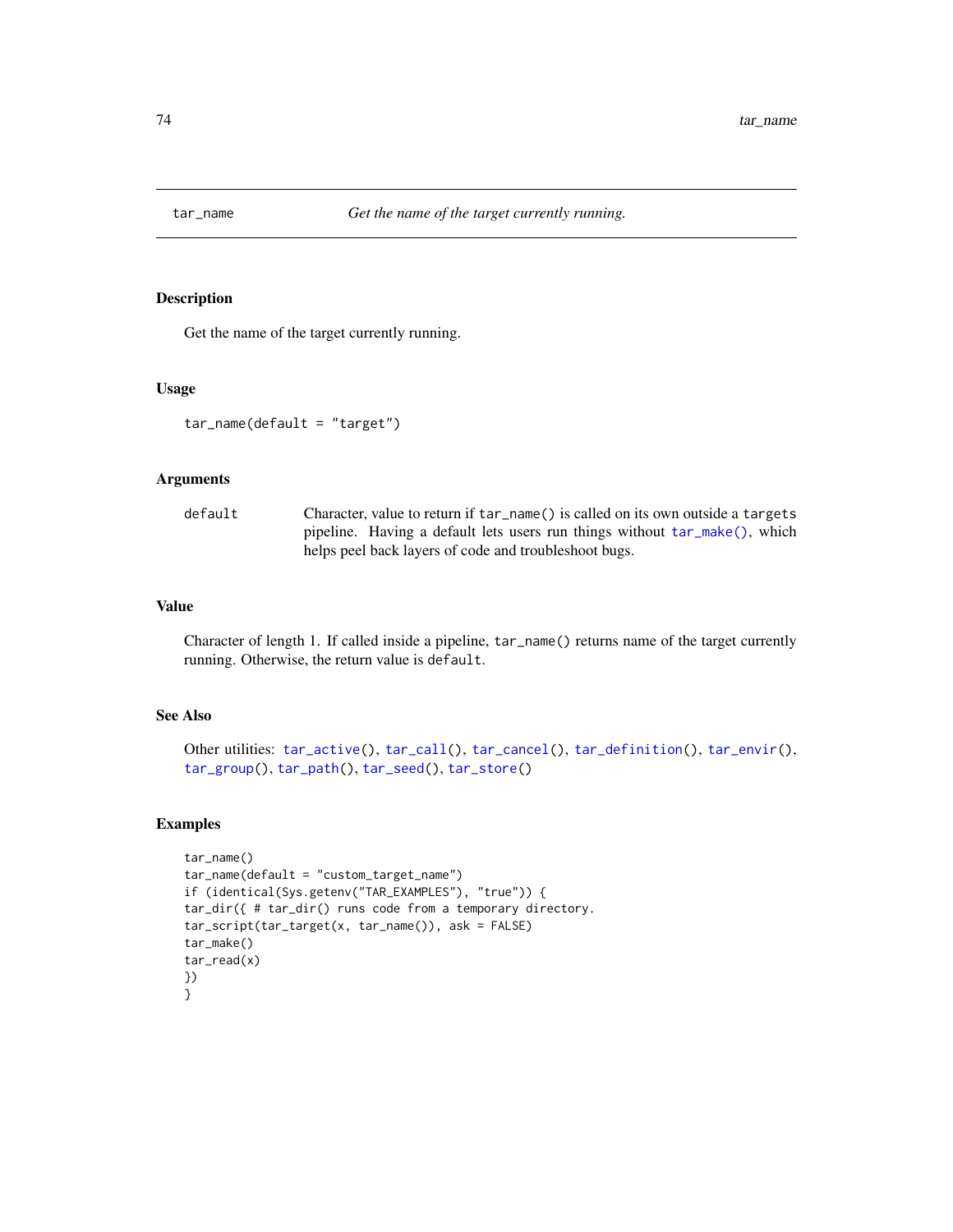tar_name *Get the name of the target currently running.*

## Description

Get the name of the target currently running.

## Usage

```
tar_name(default = "target")
```

## Arguments

| | |
|---|---|
| default | Character, value to return if `tar_name()` is called on its own outside a `targets` pipeline. Having a default lets users run things without `tar_make()`, which helps peel back layers of code and troubleshoot bugs. |

## Value

Character of length 1. If called inside a pipeline, `tar_name()` returns name of the target currently running. Otherwise, the return value is `default`.

## See Also

Other utilities: `tar_active()`, `tar_call()`, `tar_cancel()`, `tar_definition()`, `tar_envir()`, `tar_group()`, `tar_path()`, `tar_seed()`, `tar_store()`

## Examples

```
tar_name()
tar_name(default = "custom_target_name")
if (identical(Sys.getenv("TAR_EXAMPLES"), "true")) {
tar_dir({ # tar_dir() runs code from a temporary directory.
tar_script(tar_target(x, tar_name()), ask = FALSE)
tar_make()
tar_read(x)
})
}
```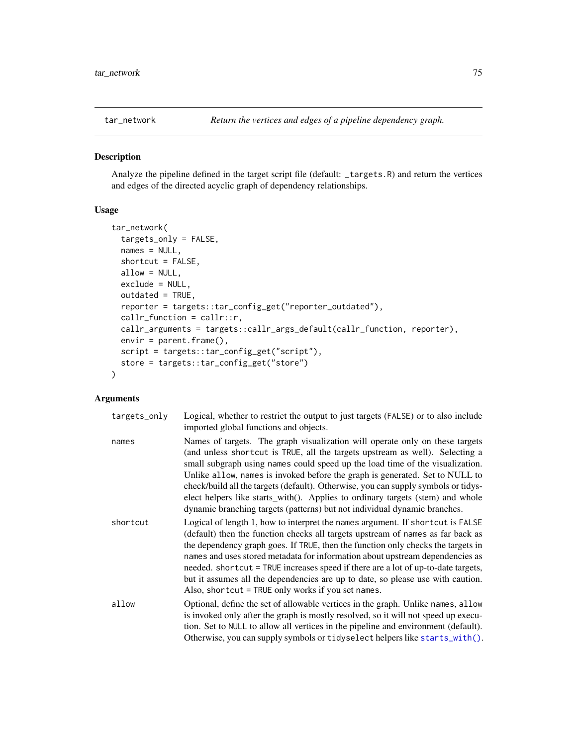# tar_network — *Return the vertices and edges of a pipeline dependency graph.*

## Description

Analyze the pipeline defined in the target script file (default: `_targets.R`) and return the vertices and edges of the directed acyclic graph of dependency relationships.

## Usage

```
tar_network(
  targets_only = FALSE,
  names = NULL,
  shortcut = FALSE,
  allow = NULL,
  exclude = NULL,
  outdated = TRUE,
  reporter = targets::tar_config_get("reporter_outdated"),
  callr_function = callr::r,
  callr_arguments = targets::callr_args_default(callr_function, reporter),
  envir = parent.frame(),
  script = targets::tar_config_get("script"),
  store = targets::tar_config_get("store")
)
```

## Arguments

| | |
|---|---|
| `targets_only` | Logical, whether to restrict the output to just targets (`FALSE`) or to also include imported global functions and objects. |
| `names` | Names of targets. The graph visualization will operate only on these targets (and unless `shortcut` is `TRUE`, all the targets upstream as well). Selecting a small subgraph using `names` could speed up the load time of the visualization. Unlike `allow`, `names` is invoked before the graph is generated. Set to NULL to check/build all the targets (default). Otherwise, you can supply symbols or tidyselect helpers like starts_with(). Applies to ordinary targets (stem) and whole dynamic branching targets (patterns) but not individual dynamic branches. |
| `shortcut` | Logical of length 1, how to interpret the `names` argument. If `shortcut` is `FALSE` (default) then the function checks all targets upstream of `names` as far back as the dependency graph goes. If `TRUE`, then the function only checks the targets in `names` and uses stored metadata for information about upstream dependencies as needed. `shortcut = TRUE` increases speed if there are a lot of up-to-date targets, but it assumes all the dependencies are up to date, so please use with caution. Also, `shortcut = TRUE` only works if you set `names`. |
| `allow` | Optional, define the set of allowable vertices in the graph. Unlike `names`, `allow` is invoked only after the graph is mostly resolved, so it will not speed up execution. Set to `NULL` to allow all vertices in the pipeline and environment (default). Otherwise, you can supply symbols or `tidyselect` helpers like `starts_with()`. |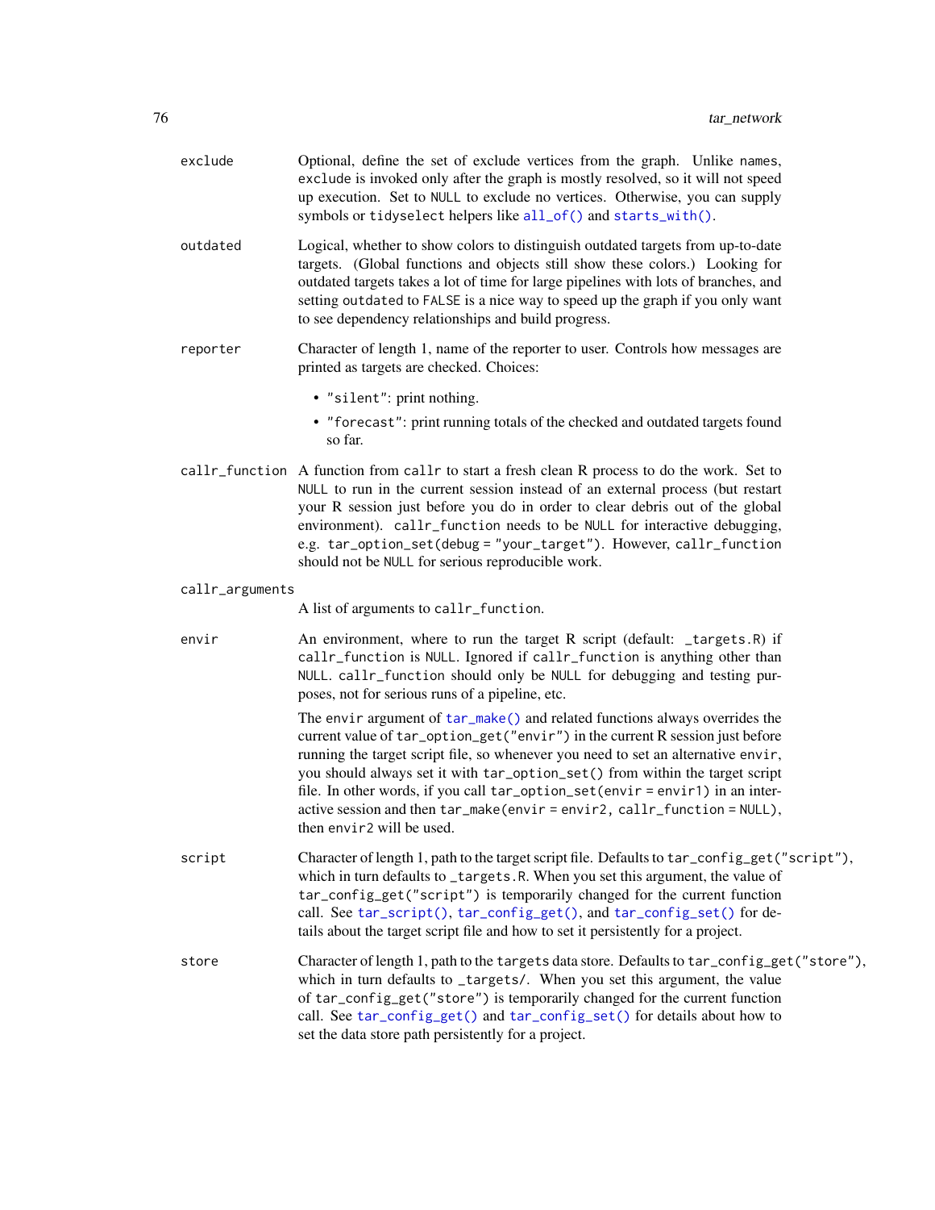exclude
: Optional, define the set of exclude vertices from the graph. Unlike `names`, `exclude` is invoked only after the graph is mostly resolved, so it will not speed up execution. Set to `NULL` to exclude no vertices. Otherwise, you can supply symbols or `tidyselect` helpers like `all_of()` and `starts_with()`.

outdated
: Logical, whether to show colors to distinguish outdated targets from up-to-date targets. (Global functions and objects still show these colors.) Looking for outdated targets takes a lot of time for large pipelines with lots of branches, and setting `outdated` to `FALSE` is a nice way to speed up the graph if you only want to see dependency relationships and build progress.

reporter
: Character of length 1, name of the reporter to user. Controls how messages are printed as targets are checked. Choices:
  - `"silent"`: print nothing.
  - `"forecast"`: print running totals of the checked and outdated targets found so far.

callr_function
: A function from `callr` to start a fresh clean R process to do the work. Set to `NULL` to run in the current session instead of an external process (but restart your R session just before you do in order to clear debris out of the global environment). `callr_function` needs to be `NULL` for interactive debugging, e.g. `tar_option_set(debug = "your_target")`. However, `callr_function` should not be `NULL` for serious reproducible work.

callr_arguments
: A list of arguments to `callr_function`.

envir
: An environment, where to run the target R script (default: `_targets.R`) if `callr_function` is `NULL`. Ignored if `callr_function` is anything other than `NULL`. `callr_function` should only be `NULL` for debugging and testing purposes, not for serious runs of a pipeline, etc.

  The `envir` argument of `tar_make()` and related functions always overrides the current value of `tar_option_get("envir")` in the current R session just before running the target script file, so whenever you need to set an alternative `envir`, you should always set it with `tar_option_set()` from within the target script file. In other words, if you call `tar_option_set(envir = envir1)` in an interactive session and then `tar_make(envir = envir2, callr_function = NULL)`, then `envir2` will be used.

script
: Character of length 1, path to the target script file. Defaults to `tar_config_get("script")`, which in turn defaults to `_targets.R`. When you set this argument, the value of `tar_config_get("script")` is temporarily changed for the current function call. See `tar_script()`, `tar_config_get()`, and `tar_config_set()` for details about the target script file and how to set it persistently for a project.

store
: Character of length 1, path to the `targets` data store. Defaults to `tar_config_get("store")`, which in turn defaults to `_targets/`. When you set this argument, the value of `tar_config_get("store")` is temporarily changed for the current function call. See `tar_config_get()` and `tar_config_set()` for details about how to set the data store path persistently for a project.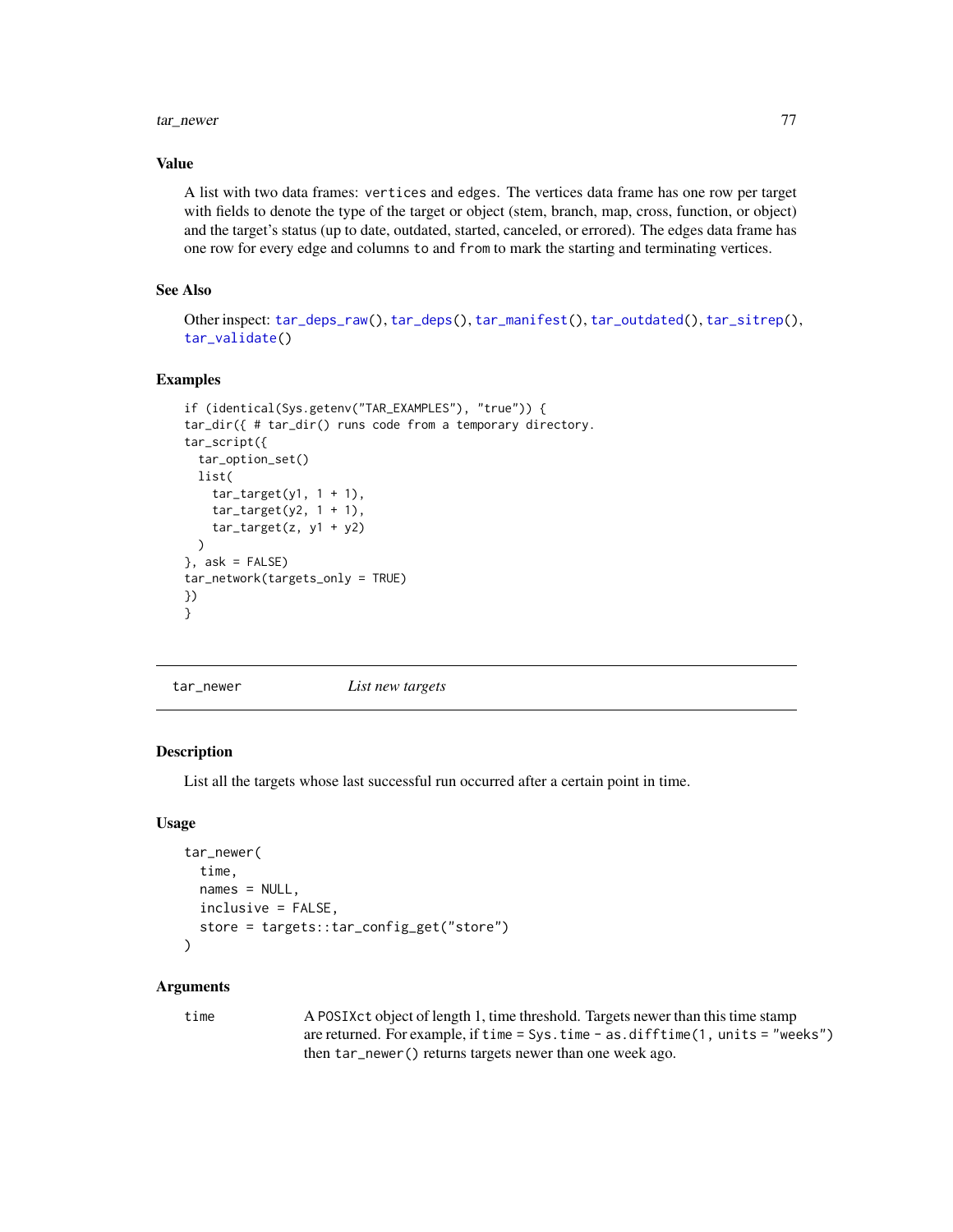### Value

A list with two data frames: `vertices` and `edges`. The vertices data frame has one row per target with fields to denote the type of the target or object (stem, branch, map, cross, function, or object) and the target's status (up to date, outdated, started, canceled, or errored). The edges data frame has one row for every edge and columns `to` and `from` to mark the starting and terminating vertices.

### See Also

Other inspect: `tar_deps_raw()`, `tar_deps()`, `tar_manifest()`, `tar_outdated()`, `tar_sitrep()`, `tar_validate()`

### Examples

```
if (identical(Sys.getenv("TAR_EXAMPLES"), "true")) {
tar_dir({ # tar_dir() runs code from a temporary directory.
tar_script({
  tar_option_set()
  list(
    tar_target(y1, 1 + 1),
    tar_target(y2, 1 + 1),
    tar_target(z, y1 + y2)
  )
}, ask = FALSE)
tar_network(targets_only = TRUE)
})
}
```

---

## tar_newer — *List new targets*

### Description

List all the targets whose last successful run occurred after a certain point in time.

### Usage

```
tar_newer(
  time,
  names = NULL,
  inclusive = FALSE,
  store = targets::tar_config_get("store")
)
```

### Arguments

| | |
|---|---|
| `time` | A `POSIXct` object of length 1, time threshold. Targets newer than this time stamp are returned. For example, if `time = Sys.time - as.difftime(1, units = "weeks")` then `tar_newer()` returns targets newer than one week ago. |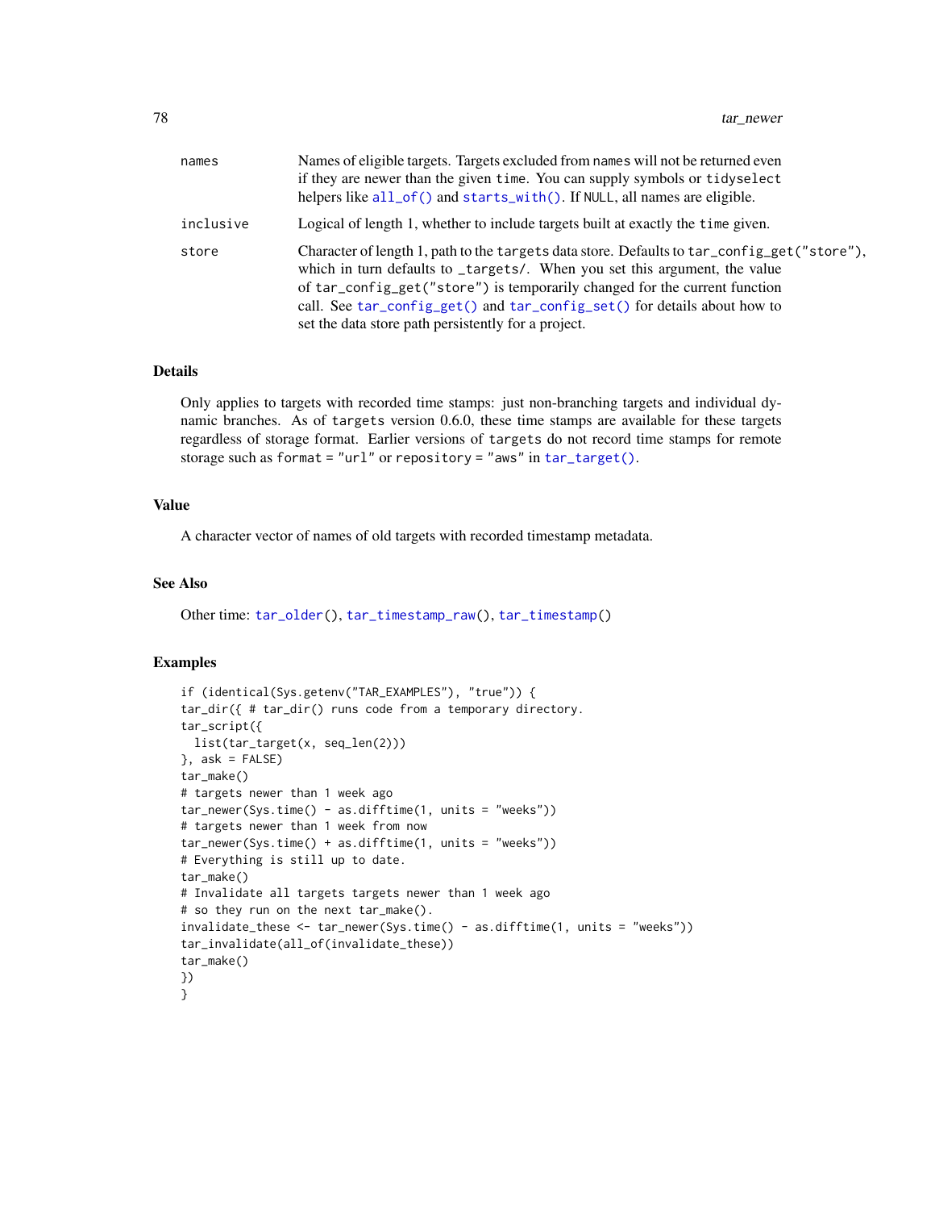| | |
|---|---|
| `names` | Names of eligible targets. Targets excluded from `names` will not be returned even if they are newer than the given `time`. You can supply symbols or `tidyselect` helpers like `all_of()` and `starts_with()`. If `NULL`, all names are eligible. |
| `inclusive` | Logical of length 1, whether to include targets built at exactly the `time` given. |
| `store` | Character of length 1, path to the `targets` data store. Defaults to `tar_config_get("store")`, which in turn defaults to `_targets/`. When you set this argument, the value of `tar_config_get("store")` is temporarily changed for the current function call. See `tar_config_get()` and `tar_config_set()` for details about how to set the data store path persistently for a project. |

## Details

Only applies to targets with recorded time stamps: just non-branching targets and individual dynamic branches. As of `targets` version 0.6.0, these time stamps are available for these targets regardless of storage format. Earlier versions of `targets` do not record time stamps for remote storage such as `format = "url"` or `repository = "aws"` in `tar_target()`.

## Value

A character vector of names of old targets with recorded timestamp metadata.

## See Also

Other time: `tar_older()`, `tar_timestamp_raw()`, `tar_timestamp()`

## Examples

```
if (identical(Sys.getenv("TAR_EXAMPLES"), "true")) {
tar_dir({ # tar_dir() runs code from a temporary directory.
tar_script({
  list(tar_target(x, seq_len(2)))
}, ask = FALSE)
tar_make()
# targets newer than 1 week ago
tar_newer(Sys.time() - as.difftime(1, units = "weeks"))
# targets newer than 1 week from now
tar_newer(Sys.time() + as.difftime(1, units = "weeks"))
# Everything is still up to date.
tar_make()
# Invalidate all targets targets newer than 1 week ago
# so they run on the next tar_make().
invalidate_these <- tar_newer(Sys.time() - as.difftime(1, units = "weeks"))
tar_invalidate(all_of(invalidate_these))
tar_make()
})
}
```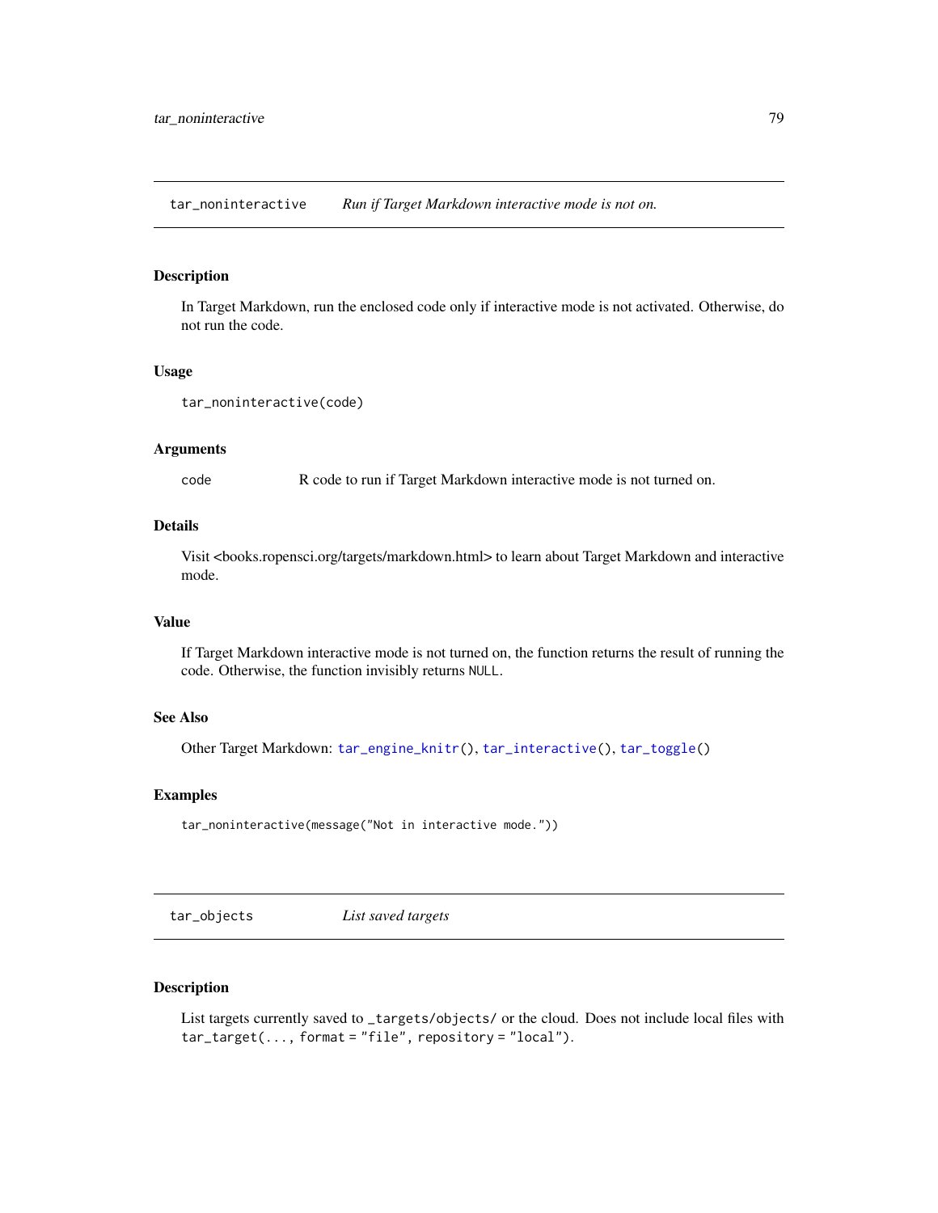## tar_noninteractive *Run if Target Markdown interactive mode is not on.*

### Description

In Target Markdown, run the enclosed code only if interactive mode is not activated. Otherwise, do not run the code.

### Usage

```
tar_noninteractive(code)
```

### Arguments

| | |
|---|---|
| code | R code to run if Target Markdown interactive mode is not turned on. |

### Details

Visit <books.ropensci.org/targets/markdown.html> to learn about Target Markdown and interactive mode.

### Value

If Target Markdown interactive mode is not turned on, the function returns the result of running the code. Otherwise, the function invisibly returns `NULL`.

### See Also

Other Target Markdown: `tar_engine_knitr()`, `tar_interactive()`, `tar_toggle()`

### Examples

```
tar_noninteractive(message("Not in interactive mode."))
```

## tar_objects *List saved targets*

### Description

List targets currently saved to `_targets/objects/` or the cloud. Does not include local files with `tar_target(..., format = "file", repository = "local")`.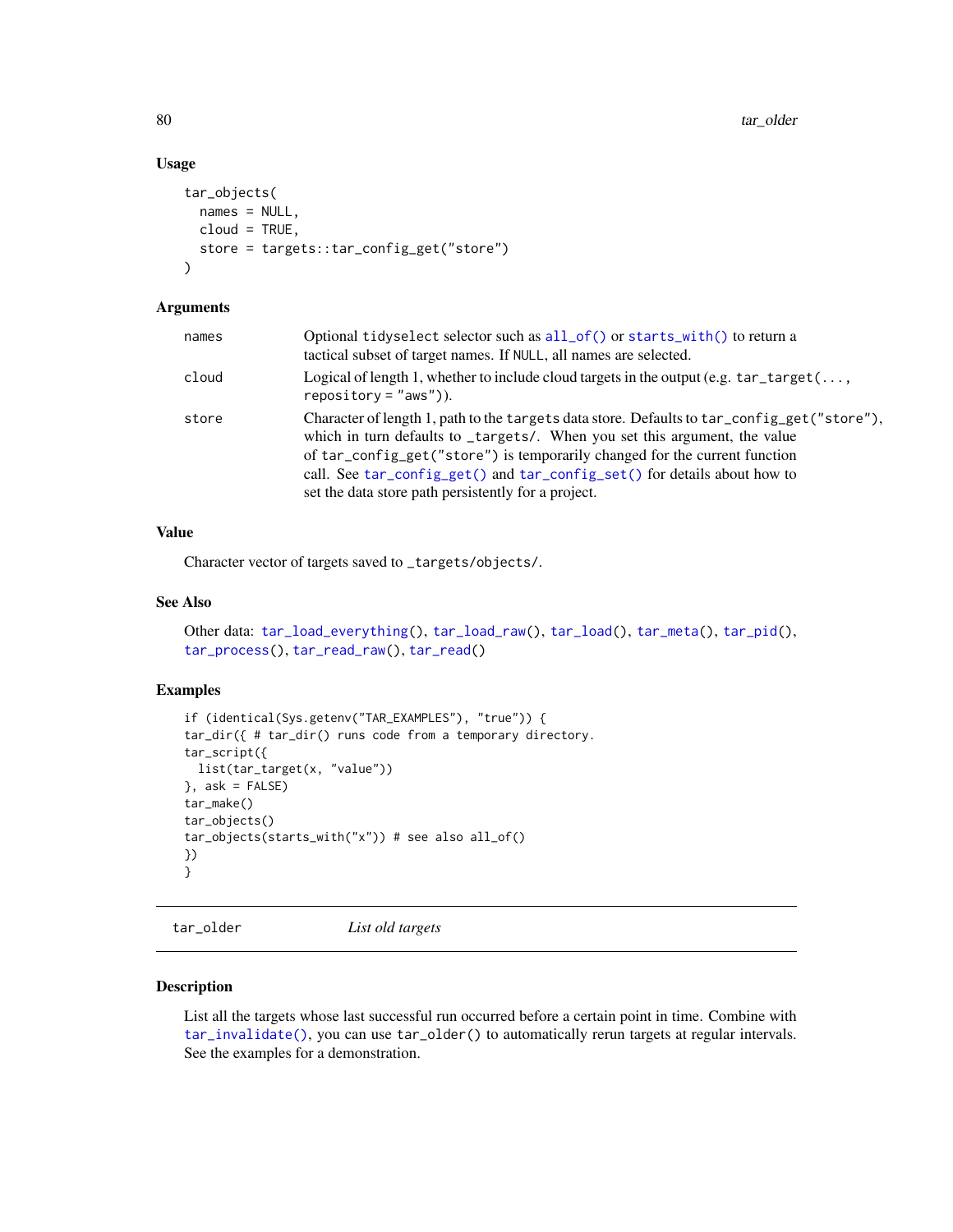### Usage

```
tar_objects(
  names = NULL,
  cloud = TRUE,
  store = targets::tar_config_get("store")
)
```

### Arguments

| | |
|---|---|
| names | Optional tidyselect selector such as all_of() or starts_with() to return a tactical subset of target names. If NULL, all names are selected. |
| cloud | Logical of length 1, whether to include cloud targets in the output (e.g. tar_target(..., repository = "aws")). |
| store | Character of length 1, path to the targets data store. Defaults to tar_config_get("store"), which in turn defaults to _targets/. When you set this argument, the value of tar_config_get("store") is temporarily changed for the current function call. See tar_config_get() and tar_config_set() for details about how to set the data store path persistently for a project. |

### Value

Character vector of targets saved to _targets/objects/.

### See Also

Other data: tar_load_everything(), tar_load_raw(), tar_load(), tar_meta(), tar_pid(), tar_process(), tar_read_raw(), tar_read()

### Examples

```
if (identical(Sys.getenv("TAR_EXAMPLES"), "true")) {
tar_dir({ # tar_dir() runs code from a temporary directory.
tar_script({
  list(tar_target(x, "value"))
}, ask = FALSE)
tar_make()
tar_objects()
tar_objects(starts_with("x")) # see also all_of()
})
}
```

---

## tar_older *List old targets*

### Description

List all the targets whose last successful run occurred before a certain point in time. Combine with tar_invalidate(), you can use tar_older() to automatically rerun targets at regular intervals. See the examples for a demonstration.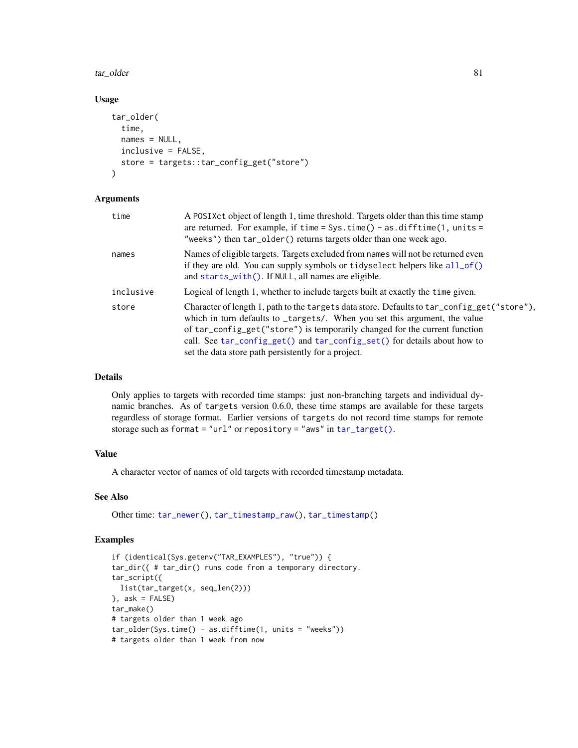### Usage

```
tar_older(
  time,
  names = NULL,
  inclusive = FALSE,
  store = targets::tar_config_get("store")
)
```

### Arguments

| | |
|---|---|
| time | A POSIXct object of length 1, time threshold. Targets older than this time stamp are returned. For example, if time = Sys.time() - as.difftime(1, units = "weeks") then tar_older() returns targets older than one week ago. |
| names | Names of eligible targets. Targets excluded from names will not be returned even if they are old. You can supply symbols or tidyselect helpers like all_of() and starts_with(). If NULL, all names are eligible. |
| inclusive | Logical of length 1, whether to include targets built at exactly the time given. |
| store | Character of length 1, path to the targets data store. Defaults to tar_config_get("store"), which in turn defaults to _targets/. When you set this argument, the value of tar_config_get("store") is temporarily changed for the current function call. See tar_config_get() and tar_config_set() for details about how to set the data store path persistently for a project. |

### Details

Only applies to targets with recorded time stamps: just non-branching targets and individual dynamic branches. As of targets version 0.6.0, these time stamps are available for these targets regardless of storage format. Earlier versions of targets do not record time stamps for remote storage such as format = "url" or repository = "aws" in tar_target().

### Value

A character vector of names of old targets with recorded timestamp metadata.

### See Also

Other time: tar_newer(), tar_timestamp_raw(), tar_timestamp()

### Examples

```
if (identical(Sys.getenv("TAR_EXAMPLES"), "true")) {
tar_dir({ # tar_dir() runs code from a temporary directory.
tar_script({
  list(tar_target(x, seq_len(2)))
}, ask = FALSE)
tar_make()
# targets older than 1 week ago
tar_older(Sys.time() - as.difftime(1, units = "weeks"))
# targets older than 1 week from now
```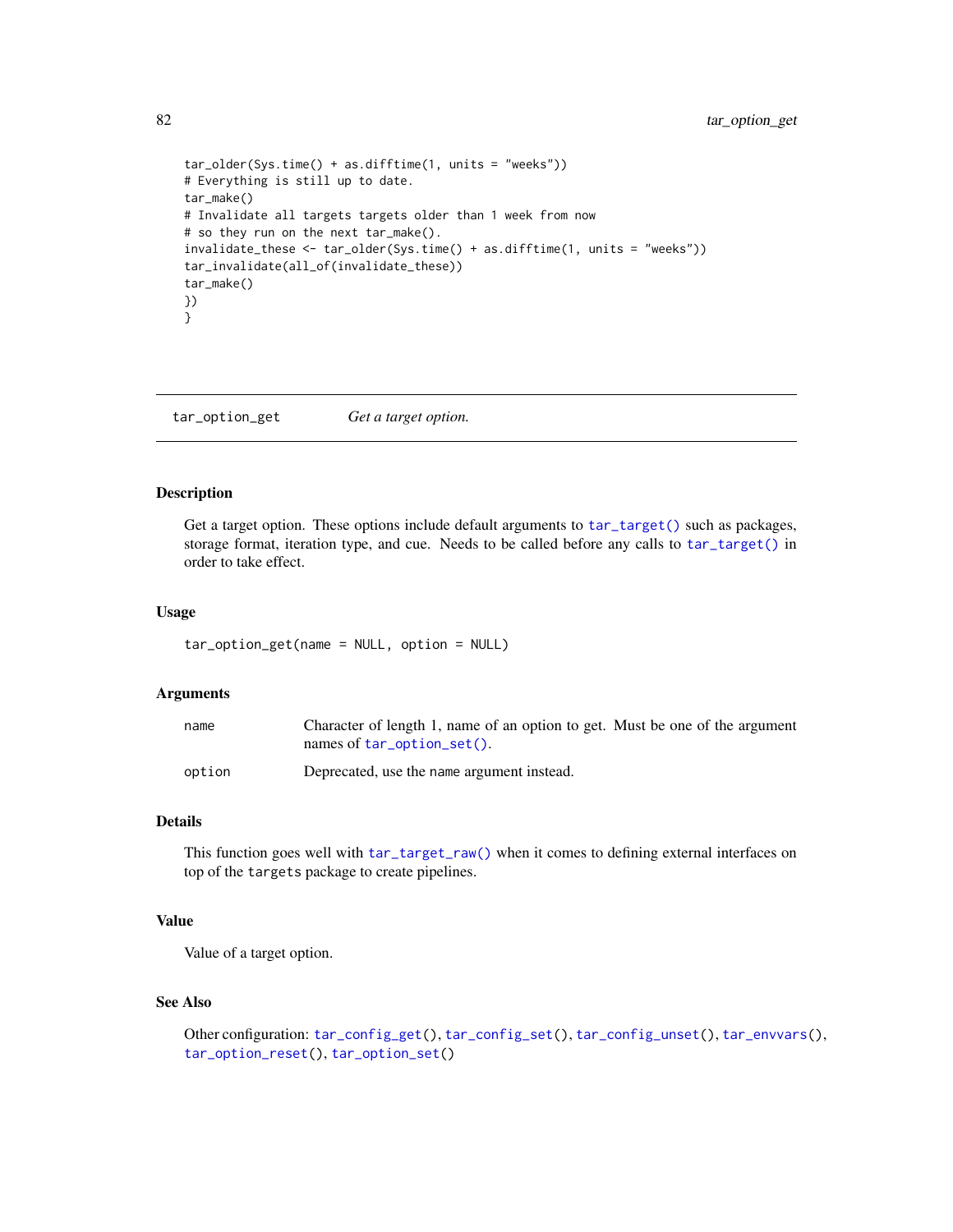```
tar_older(Sys.time() + as.difftime(1, units = "weeks"))
# Everything is still up to date.
tar_make()
# Invalidate all targets targets older than 1 week from now
# so they run on the next tar_make().
invalidate_these <- tar_older(Sys.time() + as.difftime(1, units = "weeks"))
tar_invalidate(all_of(invalidate_these))
tar_make()
})
}
```

---

## tar_option_get — *Get a target option.*

### Description

Get a target option. These options include default arguments to `tar_target()` such as packages, storage format, iteration type, and cue. Needs to be called before any calls to `tar_target()` in order to take effect.

### Usage

```
tar_option_get(name = NULL, option = NULL)
```

### Arguments

| | |
|---|---|
| `name` | Character of length 1, name of an option to get. Must be one of the argument names of `tar_option_set()`. |
| `option` | Deprecated, use the name argument instead. |

### Details

This function goes well with `tar_target_raw()` when it comes to defining external interfaces on top of the `targets` package to create pipelines.

### Value

Value of a target option.

### See Also

Other configuration: `tar_config_get()`, `tar_config_set()`, `tar_config_unset()`, `tar_envvars()`, `tar_option_reset()`, `tar_option_set()`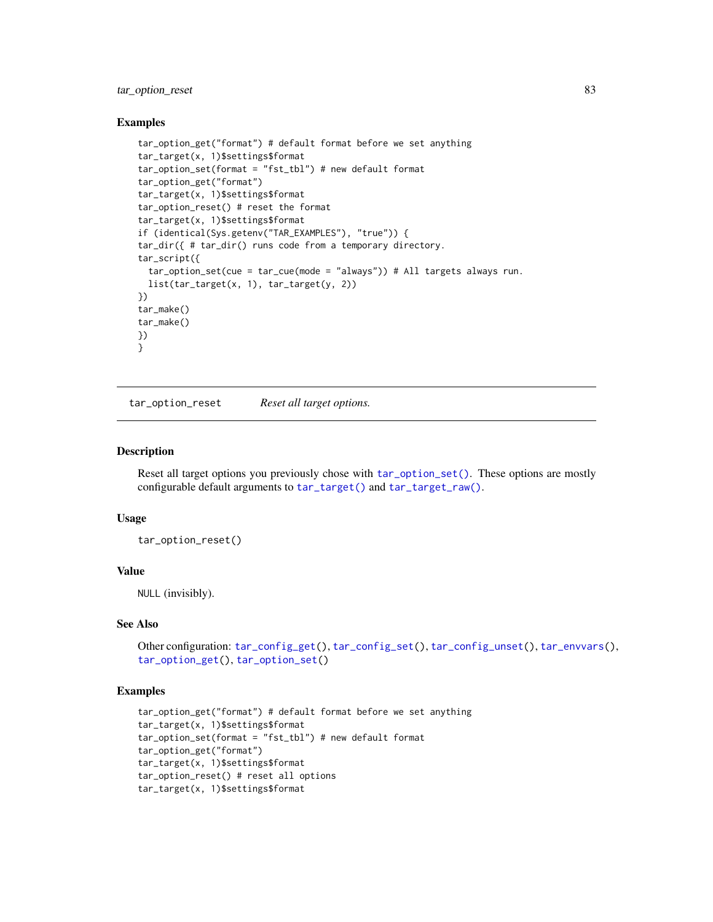### Examples

```
tar_option_get("format") # default format before we set anything
tar_target(x, 1)$settings$format
tar_option_set(format = "fst_tbl") # new default format
tar_option_get("format")
tar_target(x, 1)$settings$format
tar_option_reset() # reset the format
tar_target(x, 1)$settings$format
if (identical(Sys.getenv("TAR_EXAMPLES"), "true")) {
tar_dir({ # tar_dir() runs code from a temporary directory.
tar_script({
  tar_option_set(cue = tar_cue(mode = "always")) # All targets always run.
  list(tar_target(x, 1), tar_target(y, 2))
})
tar_make()
tar_make()
})
}
```

---

## tar_option_reset    *Reset all target options.*

---

### Description

Reset all target options you previously chose with `tar_option_set()`. These options are mostly configurable default arguments to `tar_target()` and `tar_target_raw()`.

### Usage

```
tar_option_reset()
```

### Value

`NULL` (invisibly).

### See Also

Other configuration: `tar_config_get()`, `tar_config_set()`, `tar_config_unset()`, `tar_envvars()`, `tar_option_get()`, `tar_option_set()`

### Examples

```
tar_option_get("format") # default format before we set anything
tar_target(x, 1)$settings$format
tar_option_set(format = "fst_tbl") # new default format
tar_option_get("format")
tar_target(x, 1)$settings$format
tar_option_reset() # reset all options
tar_target(x, 1)$settings$format
```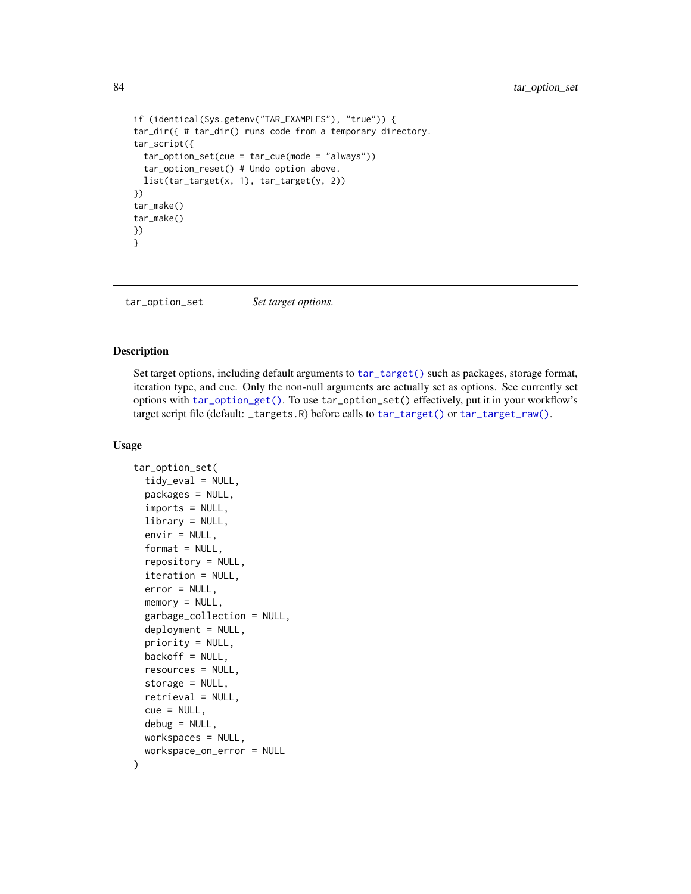```
if (identical(Sys.getenv("TAR_EXAMPLES"), "true")) {
tar_dir({ # tar_dir() runs code from a temporary directory.
tar_script({
  tar_option_set(cue = tar_cue(mode = "always"))
  tar_option_reset() # Undo option above.
  list(tar_target(x, 1), tar_target(y, 2))
})
tar_make()
tar_make()
})
}
```

---

`tar_option_set` *Set target options.*

---

## Description

Set target options, including default arguments to `tar_target()` such as packages, storage format, iteration type, and cue. Only the non-null arguments are actually set as options. See currently set options with `tar_option_get()`. To use `tar_option_set()` effectively, put it in your workflow's target script file (default: `_targets.R`) before calls to `tar_target()` or `tar_target_raw()`.

## Usage

```
tar_option_set(
  tidy_eval = NULL,
  packages = NULL,
  imports = NULL,
  library = NULL,
  envir = NULL,
  format = NULL,
  repository = NULL,
  iteration = NULL,
  error = NULL,
  memory = NULL,
  garbage_collection = NULL,
  deployment = NULL,
  priority = NULL,
  backoff = NULL,
  resources = NULL,
  storage = NULL,
  retrieval = NULL,
  cue = NULL,
  debug = NULL,
  workspaces = NULL,
  workspace_on_error = NULL
)
```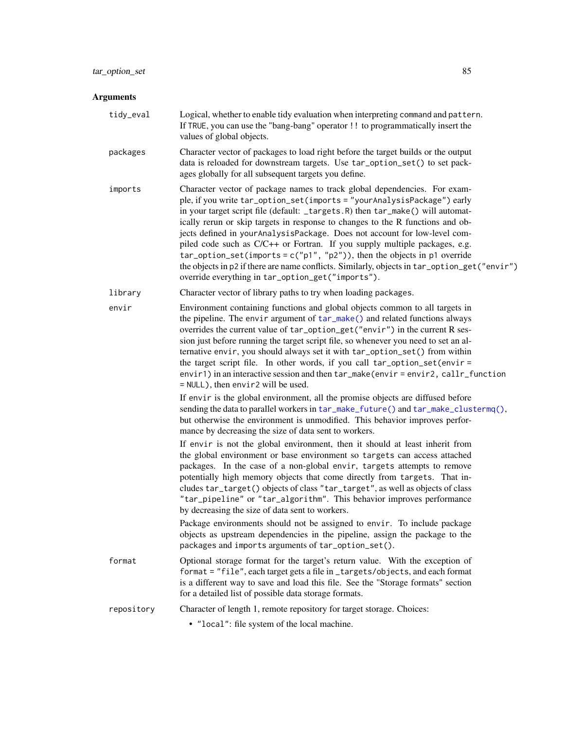## Arguments

**tidy_eval**
Logical, whether to enable tidy evaluation when interpreting `command` and `pattern`. If `TRUE`, you can use the "bang-bang" operator `!!` to programmatically insert the values of global objects.

**packages**
Character vector of packages to load right before the target builds or the output data is reloaded for downstream targets. Use `tar_option_set()` to set packages globally for all subsequent targets you define.

**imports**
Character vector of package names to track global dependencies. For example, if you write `tar_option_set(imports = "yourAnalysisPackage")` early in your target script file (default: `_targets.R`) then `tar_make()` will automatically rerun or skip targets in response to changes to the R functions and objects defined in `yourAnalysisPackage`. Does not account for low-level compiled code such as C/C++ or Fortran. If you supply multiple packages, e.g. `tar_option_set(imports = c("p1", "p2"))`, then the objects in `p1` override the objects in `p2` if there are name conflicts. Similarly, objects in `tar_option_get("envir")` override everything in `tar_option_get("imports")`.

**library**
Character vector of library paths to try when loading `packages`.

**envir**
Environment containing functions and global objects common to all targets in the pipeline. The `envir` argument of `tar_make()` and related functions always overrides the current value of `tar_option_get("envir")` in the current R session just before running the target script file, so whenever you need to set an alternative `envir`, you should always set it with `tar_option_set()` from within the target script file. In other words, if you call `tar_option_set(envir = envir1)` in an interactive session and then `tar_make(envir = envir2, callr_function = NULL)`, then `envir2` will be used.

If `envir` is the global environment, all the promise objects are diffused before sending the data to parallel workers in `tar_make_future()` and `tar_make_clustermq()`, but otherwise the environment is unmodified. This behavior improves performance by decreasing the size of data sent to workers.

If `envir` is not the global environment, then it should at least inherit from the global environment or base environment so `targets` can access attached packages. In the case of a non-global `envir`, `targets` attempts to remove potentially high memory objects that come directly from `targets`. That includes `tar_target()` objects of class `"tar_target"`, as well as objects of class `"tar_pipeline"` or `"tar_algorithm"`. This behavior improves performance by decreasing the size of data sent to workers.

Package environments should not be assigned to `envir`. To include package objects as upstream dependencies in the pipeline, assign the package to the `packages` and `imports` arguments of `tar_option_set()`.

**format**
Optional storage format for the target's return value. With the exception of `format = "file"`, each target gets a file in `_targets/objects`, and each format is a different way to save and load this file. See the "Storage formats" section for a detailed list of possible data storage formats.

**repository**
Character of length 1, remote repository for target storage. Choices:

- `"local"`: file system of the local machine.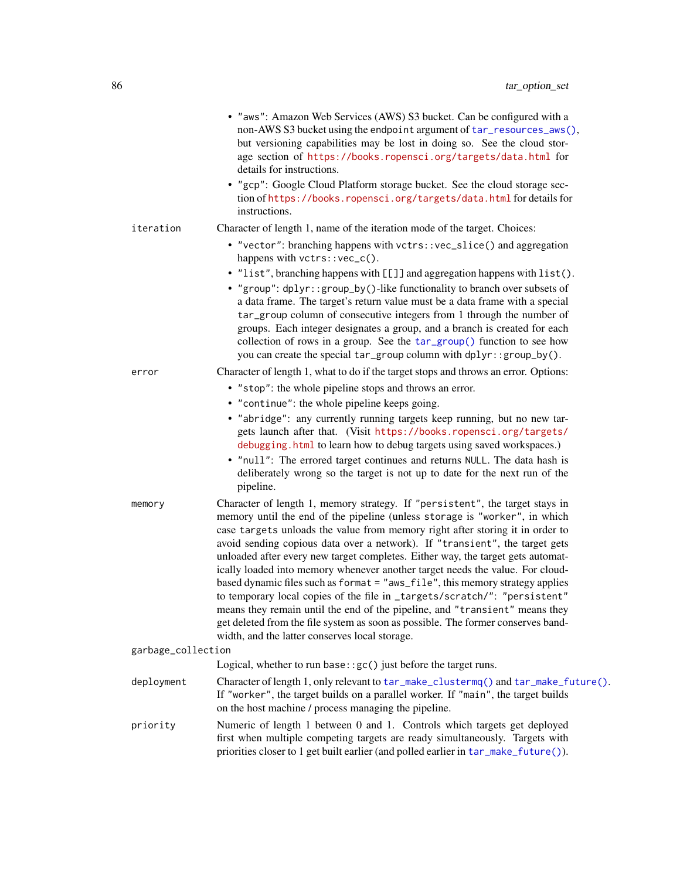- "aws": Amazon Web Services (AWS) S3 bucket. Can be configured with a non-AWS S3 bucket using the endpoint argument of `tar_resources_aws()`, but versioning capabilities may be lost in doing so. See the cloud storage section of https://books.ropensci.org/targets/data.html for details for instructions.
- "gcp": Google Cloud Platform storage bucket. See the cloud storage section of https://books.ropensci.org/targets/data.html for details for instructions.

`iteration` Character of length 1, name of the iteration mode of the target. Choices:

- "vector": branching happens with `vctrs::vec_slice()` and aggregation happens with `vctrs::vec_c()`.
- "list", branching happens with `[[]]` and aggregation happens with `list()`.
- "group": `dplyr::group_by()`-like functionality to branch over subsets of a data frame. The target's return value must be a data frame with a special `tar_group` column of consecutive integers from 1 through the number of groups. Each integer designates a group, and a branch is created for each collection of rows in a group. See the `tar_group()` function to see how you can create the special `tar_group` column with `dplyr::group_by()`.

`error` Character of length 1, what to do if the target stops and throws an error. Options:

- "stop": the whole pipeline stops and throws an error.
- "continue": the whole pipeline keeps going.
- "abridge": any currently running targets keep running, but no new targets launch after that. (Visit https://books.ropensci.org/targets/debugging.html to learn how to debug targets using saved workspaces.)
- "null": The errored target continues and returns `NULL`. The data hash is deliberately wrong so the target is not up to date for the next run of the pipeline.

`memory` Character of length 1, memory strategy. If "persistent", the target stays in memory until the end of the pipeline (unless `storage` is "worker", in which case `targets` unloads the value from memory right after storing it in order to avoid sending copious data over a network). If "transient", the target gets unloaded after every new target completes. Either way, the target gets automatically loaded into memory whenever another target needs the value. For cloud-based dynamic files such as `format = "aws_file"`, this memory strategy applies to temporary local copies of the file in `_targets/scratch/`: "persistent" means they remain until the end of the pipeline, and "transient" means they get deleted from the file system as soon as possible. The former conserves bandwidth, and the latter conserves local storage.

`garbage_collection`
Logical, whether to run `base::gc()` just before the target runs.

`deployment` Character of length 1, only relevant to `tar_make_clustermq()` and `tar_make_future()`. If "worker", the target builds on a parallel worker. If "main", the target builds on the host machine / process managing the pipeline.

`priority` Numeric of length 1 between 0 and 1. Controls which targets get deployed first when multiple competing targets are ready simultaneously. Targets with priorities closer to 1 get built earlier (and polled earlier in `tar_make_future()`).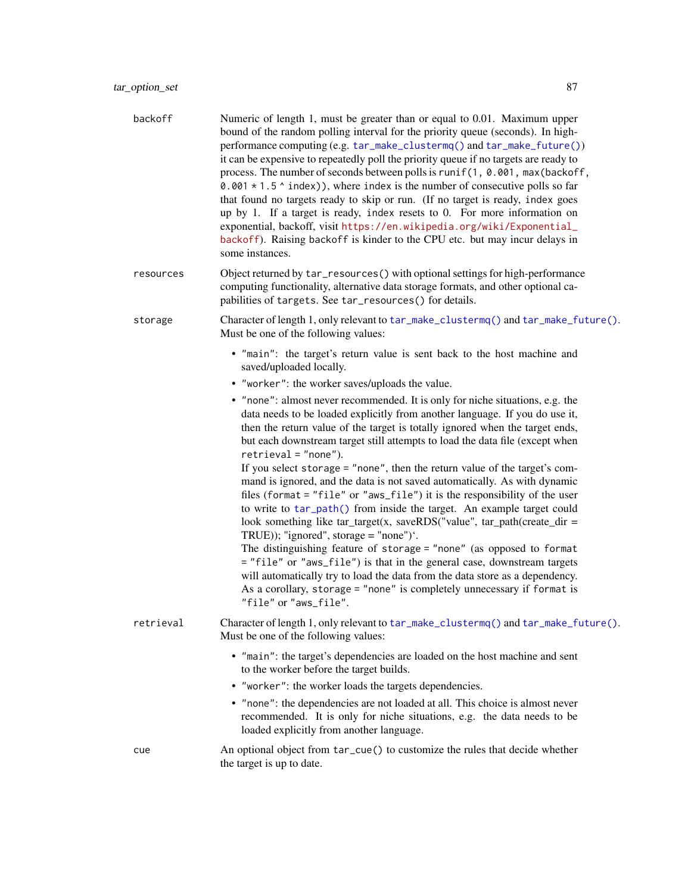**backoff** Numeric of length 1, must be greater than or equal to 0.01. Maximum upper bound of the random polling interval for the priority queue (seconds). In high-performance computing (e.g. `tar_make_clustermq()` and `tar_make_future()`) it can be expensive to repeatedly poll the priority queue if no targets are ready to process. The number of seconds between polls is `runif(1, 0.001, max(backoff, 0.001 * 1.5 ^ index))`, where `index` is the number of consecutive polls so far that found no targets ready to skip or run. (If no target is ready, `index` goes up by 1. If a target is ready, `index` resets to 0. For more information on exponential, backoff, visit https://en.wikipedia.org/wiki/Exponential_backoff). Raising `backoff` is kinder to the CPU etc. but may incur delays in some instances.

**resources** Object returned by `tar_resources()` with optional settings for high-performance computing functionality, alternative data storage formats, and other optional capabilities of `targets`. See `tar_resources()` for details.

**storage** Character of length 1, only relevant to `tar_make_clustermq()` and `tar_make_future()`. Must be one of the following values:

- `"main"`: the target's return value is sent back to the host machine and saved/uploaded locally.
- `"worker"`: the worker saves/uploads the value.
- `"none"`: almost never recommended. It is only for niche situations, e.g. the data needs to be loaded explicitly from another language. If you do use it, then the return value of the target is totally ignored when the target ends, but each downstream target still attempts to load the data file (except when `retrieval = "none"`).
  If you select `storage = "none"`, then the return value of the target's command is ignored, and the data is not saved automatically. As with dynamic files (`format = "file"` or `"aws_file"`) it is the responsibility of the user to write to `tar_path()` from inside the target. An example target could look something like tar_target(x, saveRDS("value", tar_path(create_dir = TRUE)); "ignored", storage = "none")`.
  The distinguishing feature of `storage = "none"` (as opposed to `format = "file"` or `"aws_file"`) is that in the general case, downstream targets will automatically try to load the data from the data store as a dependency. As a corollary, `storage = "none"` is completely unnecessary if `format` is `"file"` or `"aws_file"`.

**retrieval** Character of length 1, only relevant to `tar_make_clustermq()` and `tar_make_future()`. Must be one of the following values:

- `"main"`: the target's dependencies are loaded on the host machine and sent to the worker before the target builds.
- `"worker"`: the worker loads the targets dependencies.
- `"none"`: the dependencies are not loaded at all. This choice is almost never recommended. It is only for niche situations, e.g. the data needs to be loaded explicitly from another language.

**cue** An optional object from `tar_cue()` to customize the rules that decide whether the target is up to date.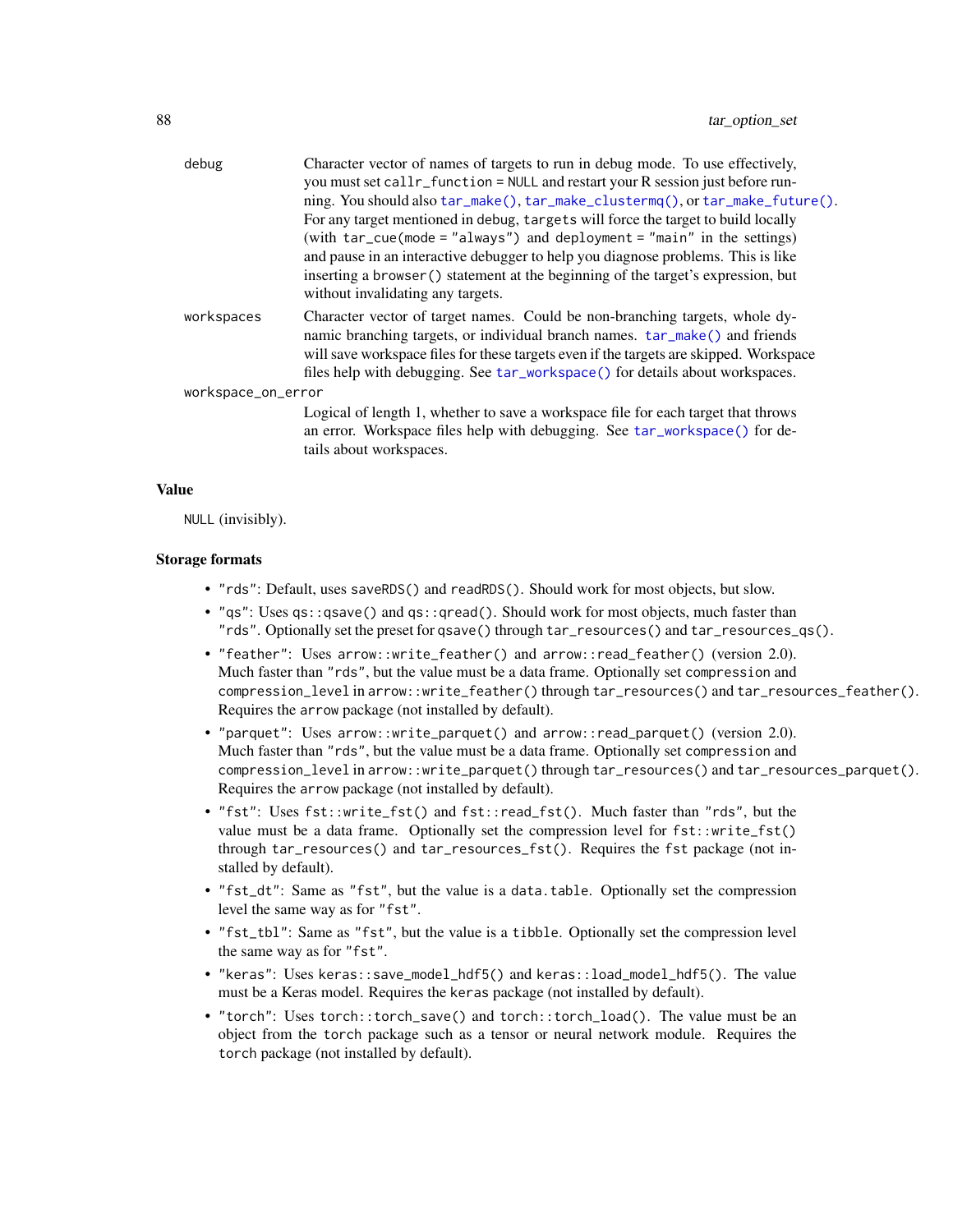`debug` Character vector of names of targets to run in debug mode. To use effectively, you must set `callr_function = NULL` and restart your R session just before running. You should also `tar_make()`, `tar_make_clustermq()`, or `tar_make_future()`. For any target mentioned in debug, `targets` will force the target to build locally (with `tar_cue(mode = "always")` and `deployment = "main"` in the settings) and pause in an interactive debugger to help you diagnose problems. This is like inserting a `browser()` statement at the beginning of the target's expression, but without invalidating any targets.

`workspaces` Character vector of target names. Could be non-branching targets, whole dynamic branching targets, or individual branch names. `tar_make()` and friends will save workspace files for these targets even if the targets are skipped. Workspace files help with debugging. See `tar_workspace()` for details about workspaces.

`workspace_on_error`
Logical of length 1, whether to save a workspace file for each target that throws an error. Workspace files help with debugging. See `tar_workspace()` for details about workspaces.

### Value

`NULL` (invisibly).

### Storage formats

- `"rds"`: Default, uses `saveRDS()` and `readRDS()`. Should work for most objects, but slow.
- `"qs"`: Uses `qs::qsave()` and `qs::qread()`. Should work for most objects, much faster than `"rds"`. Optionally set the preset for `qsave()` through `tar_resources()` and `tar_resources_qs()`.
- `"feather"`: Uses `arrow::write_feather()` and `arrow::read_feather()` (version 2.0). Much faster than `"rds"`, but the value must be a data frame. Optionally set `compression` and `compression_level` in `arrow::write_feather()` through `tar_resources()` and `tar_resources_feather()`. Requires the `arrow` package (not installed by default).
- `"parquet"`: Uses `arrow::write_parquet()` and `arrow::read_parquet()` (version 2.0). Much faster than `"rds"`, but the value must be a data frame. Optionally set `compression` and `compression_level` in `arrow::write_parquet()` through `tar_resources()` and `tar_resources_parquet()`. Requires the `arrow` package (not installed by default).
- `"fst"`: Uses `fst::write_fst()` and `fst::read_fst()`. Much faster than `"rds"`, but the value must be a data frame. Optionally set the compression level for `fst::write_fst()` through `tar_resources()` and `tar_resources_fst()`. Requires the `fst` package (not installed by default).
- `"fst_dt"`: Same as `"fst"`, but the value is a `data.table`. Optionally set the compression level the same way as for `"fst"`.
- `"fst_tbl"`: Same as `"fst"`, but the value is a `tibble`. Optionally set the compression level the same way as for `"fst"`.
- `"keras"`: Uses `keras::save_model_hdf5()` and `keras::load_model_hdf5()`. The value must be a Keras model. Requires the `keras` package (not installed by default).
- `"torch"`: Uses `torch::torch_save()` and `torch::torch_load()`. The value must be an object from the `torch` package such as a tensor or neural network module. Requires the `torch` package (not installed by default).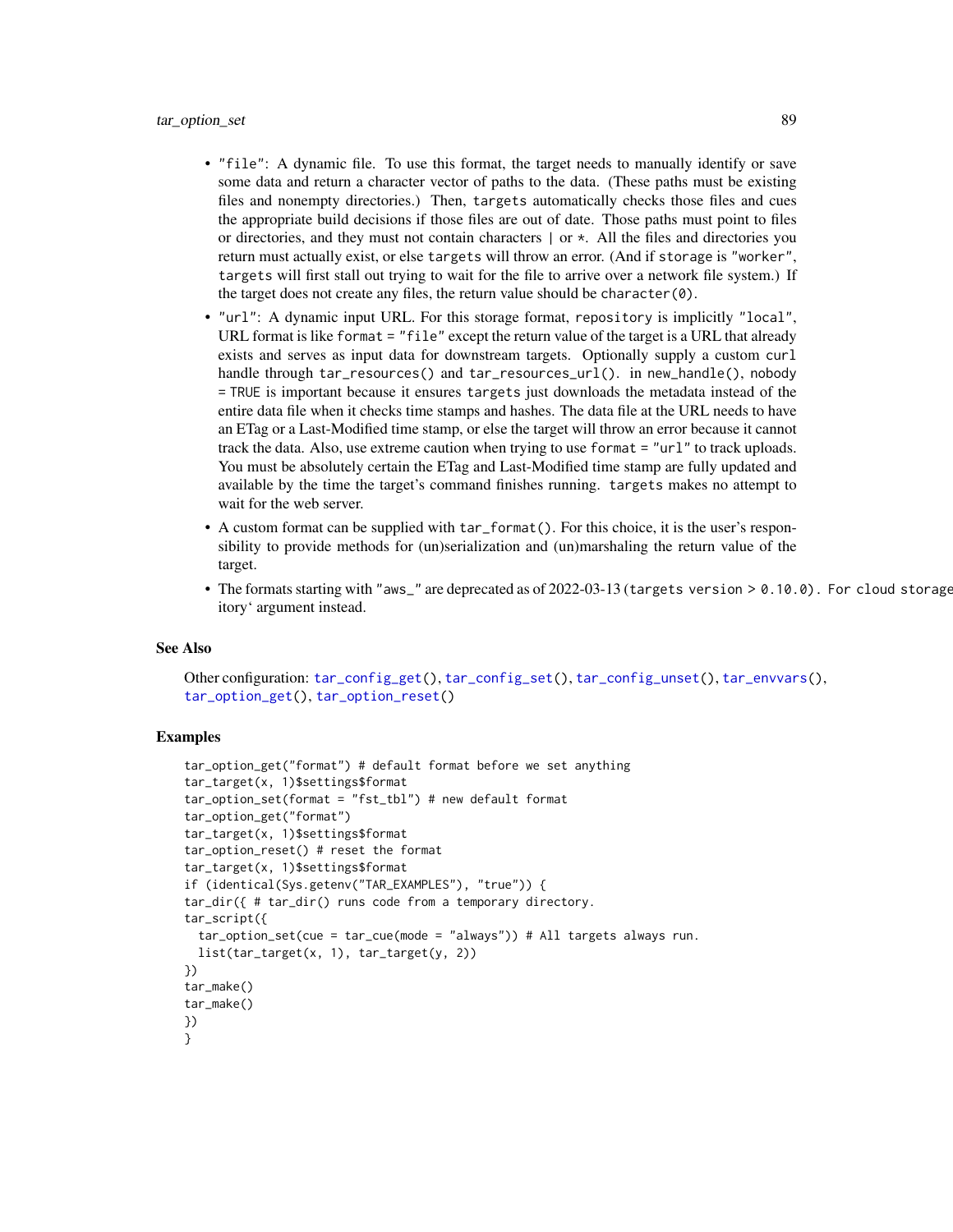- "file": A dynamic file. To use this format, the target needs to manually identify or save some data and return a character vector of paths to the data. (These paths must be existing files and nonempty directories.) Then, `targets` automatically checks those files and cues the appropriate build decisions if those files are out of date. Those paths must point to files or directories, and they must not contain characters `|` or `*`. All the files and directories you return must actually exist, or else `targets` will throw an error. (And if `storage` is `"worker"`, `targets` will first stall out trying to wait for the file to arrive over a network file system.) If the target does not create any files, the return value should be `character(0)`.
- "url": A dynamic input URL. For this storage format, `repository` is implicitly `"local"`, URL format is like `format = "file"` except the return value of the target is a URL that already exists and serves as input data for downstream targets. Optionally supply a custom `curl` handle through `tar_resources()` and `tar_resources_url()`. in `new_handle()`, `nobody = TRUE` is important because it ensures `targets` just downloads the metadata instead of the entire data file when it checks time stamps and hashes. The data file at the URL needs to have an ETag or a Last-Modified time stamp, or else the target will throw an error because it cannot track the data. Also, use extreme caution when trying to use `format = "url"` to track uploads. You must be absolutely certain the ETag and Last-Modified time stamp are fully updated and available by the time the target's command finishes running. `targets` makes no attempt to wait for the web server.
- A custom format can be supplied with `tar_format()`. For this choice, it is the user's responsibility to provide methods for (un)serialization and (un)marshaling the return value of the target.
- The formats starting with "aws_" are deprecated as of 2022-03-13 (`targets version > 0.10.0). For cloud storage` itory` argument instead.

### See Also

Other configuration: `tar_config_get()`, `tar_config_set()`, `tar_config_unset()`, `tar_envvars()`, `tar_option_get()`, `tar_option_reset()`

### Examples

```
tar_option_get("format") # default format before we set anything
tar_target(x, 1)$settings$format
tar_option_set(format = "fst_tbl") # new default format
tar_option_get("format")
tar_target(x, 1)$settings$format
tar_option_reset() # reset the format
tar_target(x, 1)$settings$format
if (identical(Sys.getenv("TAR_EXAMPLES"), "true")) {
tar_dir({ # tar_dir() runs code from a temporary directory.
tar_script({
  tar_option_set(cue = tar_cue(mode = "always")) # All targets always run.
  list(tar_target(x, 1), tar_target(y, 2))
})
tar_make()
tar_make()
})
}
```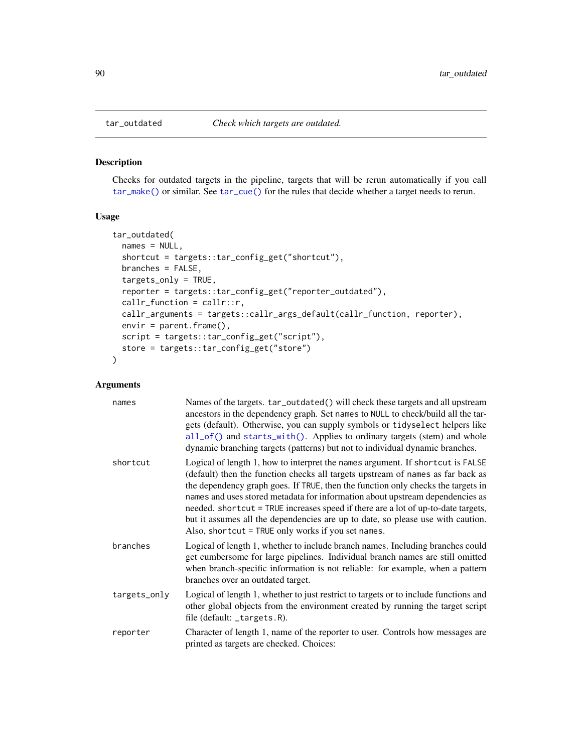tar_outdated    *Check which targets are outdated.*

## Description

Checks for outdated targets in the pipeline, targets that will be rerun automatically if you call `tar_make()` or similar. See `tar_cue()` for the rules that decide whether a target needs to rerun.

## Usage

```
tar_outdated(
  names = NULL,
  shortcut = targets::tar_config_get("shortcut"),
  branches = FALSE,
  targets_only = TRUE,
  reporter = targets::tar_config_get("reporter_outdated"),
  callr_function = callr::r,
  callr_arguments = targets::callr_args_default(callr_function, reporter),
  envir = parent.frame(),
  script = targets::tar_config_get("script"),
  store = targets::tar_config_get("store")
)
```

## Arguments

| | |
|---|---|
| `names` | Names of the targets. `tar_outdated()` will check these targets and all upstream ancestors in the dependency graph. Set `names` to `NULL` to check/build all the targets (default). Otherwise, you can supply symbols or `tidyselect` helpers like `all_of()` and `starts_with()`. Applies to ordinary targets (stem) and whole dynamic branching targets (patterns) but not to individual dynamic branches. |
| `shortcut` | Logical of length 1, how to interpret the `names` argument. If `shortcut` is `FALSE` (default) then the function checks all targets upstream of `names` as far back as the dependency graph goes. If `TRUE`, then the function only checks the targets in `names` and uses stored metadata for information about upstream dependencies as needed. `shortcut = TRUE` increases speed if there are a lot of up-to-date targets, but it assumes all the dependencies are up to date, so please use with caution. Also, `shortcut = TRUE` only works if you set `names`. |
| `branches` | Logical of length 1, whether to include branch names. Including branches could get cumbersome for large pipelines. Individual branch names are still omitted when branch-specific information is not reliable: for example, when a pattern branches over an outdated target. |
| `targets_only` | Logical of length 1, whether to just restrict to targets or to include functions and other global objects from the environment created by running the target script file (default: `_targets.R`). |
| `reporter` | Character of length 1, name of the reporter to user. Controls how messages are printed as targets are checked. Choices: |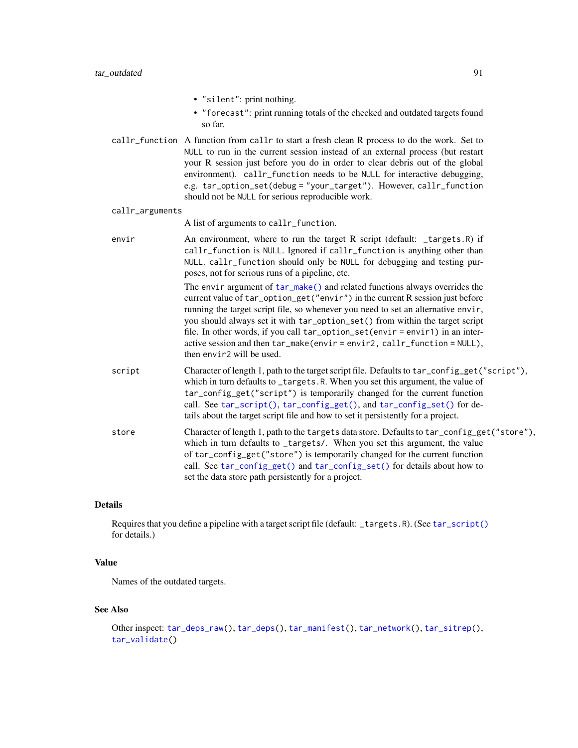- "silent": print nothing.
- "forecast": print running totals of the checked and outdated targets found so far.

callr_function
: A function from callr to start a fresh clean R process to do the work. Set to NULL to run in the current session instead of an external process (but restart your R session just before you do in order to clear debris out of the global environment). callr_function needs to be NULL for interactive debugging, e.g. tar_option_set(debug = "your_target"). However, callr_function should not be NULL for serious reproducible work.

callr_arguments
: A list of arguments to callr_function.

envir
: An environment, where to run the target R script (default: _targets.R) if callr_function is NULL. Ignored if callr_function is anything other than NULL. callr_function should only be NULL for debugging and testing purposes, not for serious runs of a pipeline, etc.

  The envir argument of tar_make() and related functions always overrides the current value of tar_option_get("envir") in the current R session just before running the target script file, so whenever you need to set an alternative envir, you should always set it with tar_option_set() from within the target script file. In other words, if you call tar_option_set(envir = envir1) in an interactive session and then tar_make(envir = envir2, callr_function = NULL), then envir2 will be used.

script
: Character of length 1, path to the target script file. Defaults to tar_config_get("script"), which in turn defaults to _targets.R. When you set this argument, the value of tar_config_get("script") is temporarily changed for the current function call. See tar_script(), tar_config_get(), and tar_config_set() for details about the target script file and how to set it persistently for a project.

store
: Character of length 1, path to the targets data store. Defaults to tar_config_get("store"), which in turn defaults to _targets/. When you set this argument, the value of tar_config_get("store") is temporarily changed for the current function call. See tar_config_get() and tar_config_set() for details about how to set the data store path persistently for a project.

## Details

Requires that you define a pipeline with a target script file (default: _targets.R). (See tar_script() for details.)

## Value

Names of the outdated targets.

## See Also

Other inspect: tar_deps_raw(), tar_deps(), tar_manifest(), tar_network(), tar_sitrep(), tar_validate()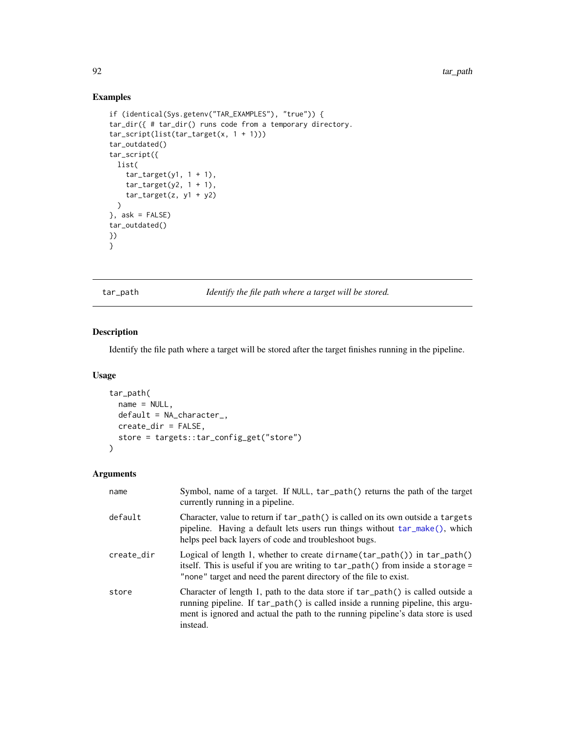## Examples

```
if (identical(Sys.getenv("TAR_EXAMPLES"), "true")) {
tar_dir({ # tar_dir() runs code from a temporary directory.
tar_script(list(tar_target(x, 1 + 1)))
tar_outdated()
tar_script({
  list(
    tar_target(y1, 1 + 1),
    tar_target(y2, 1 + 1),
    tar_target(z, y1 + y2)
  )
}, ask = FALSE)
tar_outdated()
})
}
```

---

## tar_path — *Identify the file path where a target will be stored.*

---

### Description

Identify the file path where a target will be stored after the target finishes running in the pipeline.

### Usage

```
tar_path(
  name = NULL,
  default = NA_character_,
  create_dir = FALSE,
  store = targets::tar_config_get("store")
)
```

### Arguments

| | |
|---|---|
| name | Symbol, name of a target. If NULL, tar_path() returns the path of the target currently running in a pipeline. |
| default | Character, value to return if tar_path() is called on its own outside a targets pipeline. Having a default lets users run things without tar_make(), which helps peel back layers of code and troubleshoot bugs. |
| create_dir | Logical of length 1, whether to create dirname(tar_path()) in tar_path() itself. This is useful if you are writing to tar_path() from inside a storage = "none" target and need the parent directory of the file to exist. |
| store | Character of length 1, path to the data store if tar_path() is called outside a running pipeline. If tar_path() is called inside a running pipeline, this argument is ignored and actual the path to the running pipeline's data store is used instead. |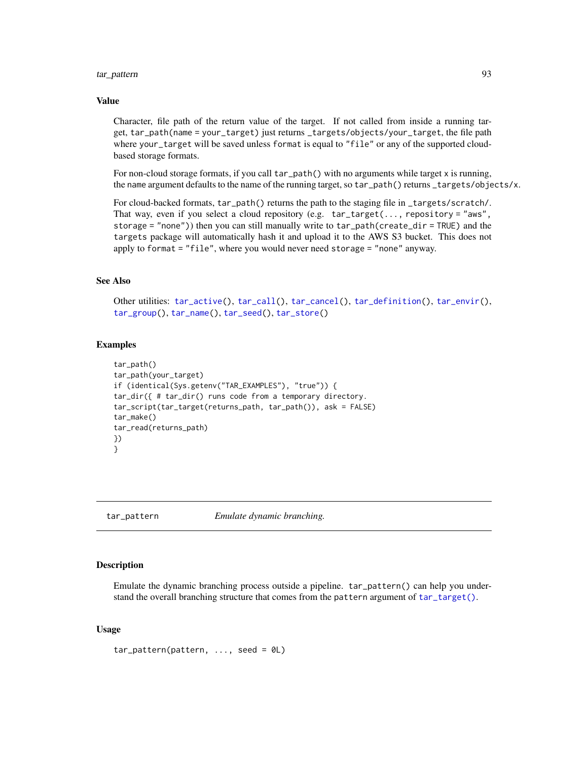## Value

Character, file path of the return value of the target. If not called from inside a running target, `tar_path(name = your_target)` just returns `_targets/objects/your_target`, the file path where `your_target` will be saved unless `format` is equal to `"file"` or any of the supported cloud-based storage formats.

For non-cloud storage formats, if you call `tar_path()` with no arguments while target `x` is running, the `name` argument defaults to the name of the running target, so `tar_path()` returns `_targets/objects/x`.

For cloud-backed formats, `tar_path()` returns the path to the staging file in `_targets/scratch/`. That way, even if you select a cloud repository (e.g. `tar_target(..., repository = "aws", storage = "none")`) then you can still manually write to `tar_path(create_dir = TRUE)` and the `targets` package will automatically hash it and upload it to the AWS S3 bucket. This does not apply to `format = "file"`, where you would never need `storage = "none"` anyway.

## See Also

Other utilities: `tar_active()`, `tar_call()`, `tar_cancel()`, `tar_definition()`, `tar_envir()`, `tar_group()`, `tar_name()`, `tar_seed()`, `tar_store()`

## Examples

```
tar_path()
tar_path(your_target)
if (identical(Sys.getenv("TAR_EXAMPLES"), "true")) {
tar_dir({ # tar_dir() runs code from a temporary directory.
tar_script(tar_target(returns_path, tar_path()), ask = FALSE)
tar_make()
tar_read(returns_path)
})
}
```

---

# tar_pattern — *Emulate dynamic branching.*

## Description

Emulate the dynamic branching process outside a pipeline. `tar_pattern()` can help you understand the overall branching structure that comes from the `pattern` argument of `tar_target()`.

## Usage

```
tar_pattern(pattern, ..., seed = 0L)
```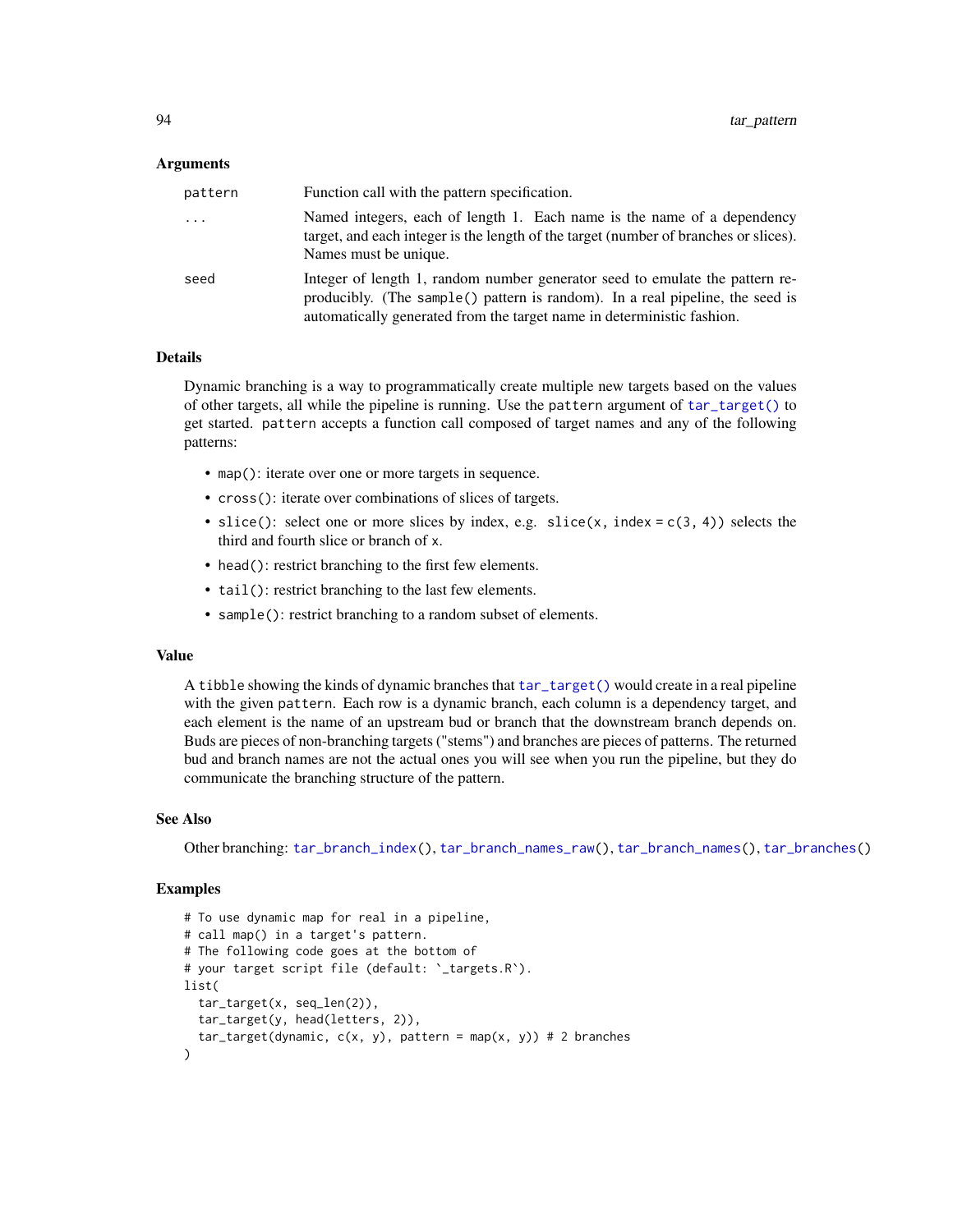### Arguments

| | |
|---|---|
| `pattern` | Function call with the pattern specification. |
| `...` | Named integers, each of length 1. Each name is the name of a dependency target, and each integer is the length of the target (number of branches or slices). Names must be unique. |
| `seed` | Integer of length 1, random number generator seed to emulate the pattern reproducibly. (The `sample()` pattern is random). In a real pipeline, the seed is automatically generated from the target name in deterministic fashion. |

### Details

Dynamic branching is a way to programmatically create multiple new targets based on the values of other targets, all while the pipeline is running. Use the `pattern` argument of `tar_target()` to get started. `pattern` accepts a function call composed of target names and any of the following patterns:

- `map()`: iterate over one or more targets in sequence.
- `cross()`: iterate over combinations of slices of targets.
- `slice()`: select one or more slices by index, e.g. `slice(x, index = c(3, 4))` selects the third and fourth slice or branch of `x`.
- `head()`: restrict branching to the first few elements.
- `tail()`: restrict branching to the last few elements.
- `sample()`: restrict branching to a random subset of elements.

### Value

A `tibble` showing the kinds of dynamic branches that `tar_target()` would create in a real pipeline with the given `pattern`. Each row is a dynamic branch, each column is a dependency target, and each element is the name of an upstream bud or branch that the downstream branch depends on. Buds are pieces of non-branching targets ("stems") and branches are pieces of patterns. The returned bud and branch names are not the actual ones you will see when you run the pipeline, but they do communicate the branching structure of the pattern.

### See Also

Other branching: `tar_branch_index()`, `tar_branch_names_raw()`, `tar_branch_names()`, `tar_branches()`

### Examples

```
# To use dynamic map for real in a pipeline,
# call map() in a target's pattern.
# The following code goes at the bottom of
# your target script file (default: `_targets.R`).
list(
  tar_target(x, seq_len(2)),
  tar_target(y, head(letters, 2)),
  tar_target(dynamic, c(x, y), pattern = map(x, y)) # 2 branches
)
```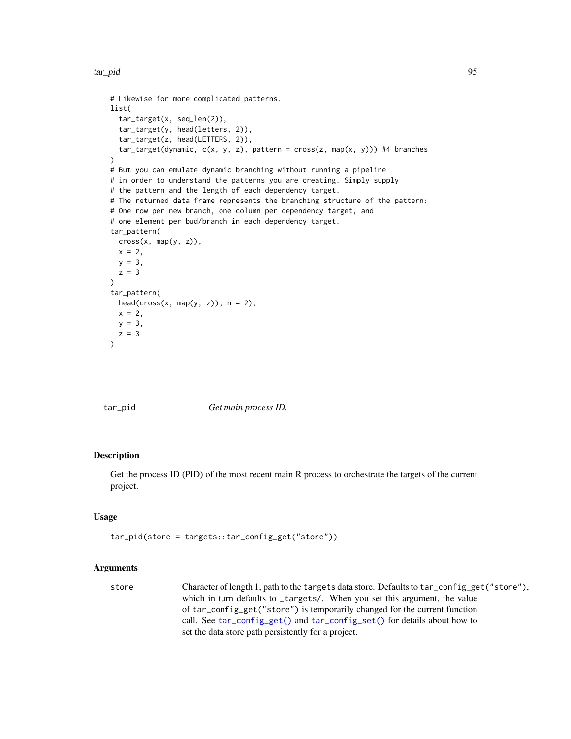```
# Likewise for more complicated patterns.
list(
  tar_target(x, seq_len(2)),
  tar_target(y, head(letters, 2)),
  tar_target(z, head(LETTERS, 2)),
  tar_target(dynamic, c(x, y, z), pattern = cross(z, map(x, y))) #4 branches
)
# But you can emulate dynamic branching without running a pipeline
# in order to understand the patterns you are creating. Simply supply
# the pattern and the length of each dependency target.
# The returned data frame represents the branching structure of the pattern:
# One row per new branch, one column per dependency target, and
# one element per bud/branch in each dependency target.
tar_pattern(
  cross(x, map(y, z)),
  x = 2,
  y = 3,
  z = 3
)
tar_pattern(
  head(cross(x, map(y, z)), n = 2),
  x = 2,
  y = 3,
  z = 3
)
```

## tar_pid — *Get main process ID.*

### Description

Get the process ID (PID) of the most recent main R process to orchestrate the targets of the current project.

### Usage

```
tar_pid(store = targets::tar_config_get("store"))
```

### Arguments

| | |
|---|---|
| store | Character of length 1, path to the targets data store. Defaults to tar_config_get("store"), which in turn defaults to _targets/. When you set this argument, the value of tar_config_get("store") is temporarily changed for the current function call. See tar_config_get() and tar_config_set() for details about how to set the data store path persistently for a project. |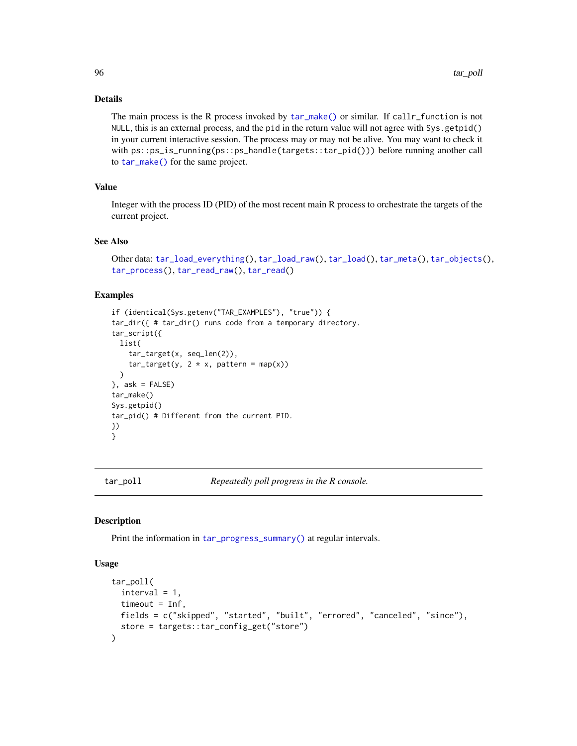### Details

The main process is the R process invoked by `tar_make()` or similar. If `callr_function` is not `NULL`, this is an external process, and the `pid` in the return value will not agree with `Sys.getpid()` in your current interactive session. The process may or may not be alive. You may want to check it with `ps::ps_is_running(ps::ps_handle(targets::tar_pid()))` before running another call to `tar_make()` for the same project.

### Value

Integer with the process ID (PID) of the most recent main R process to orchestrate the targets of the current project.

### See Also

Other data: `tar_load_everything()`, `tar_load_raw()`, `tar_load()`, `tar_meta()`, `tar_objects()`, `tar_process()`, `tar_read_raw()`, `tar_read()`

### Examples

```
if (identical(Sys.getenv("TAR_EXAMPLES"), "true")) {
tar_dir({ # tar_dir() runs code from a temporary directory.
tar_script({
  list(
    tar_target(x, seq_len(2)),
    tar_target(y, 2 * x, pattern = map(x))
  )
}, ask = FALSE)
tar_make()
Sys.getpid()
tar_pid() # Different from the current PID.
})
}
```

---

## tar_poll — *Repeatedly poll progress in the R console.*

### Description

Print the information in `tar_progress_summary()` at regular intervals.

### Usage

```
tar_poll(
  interval = 1,
  timeout = Inf,
  fields = c("skipped", "started", "built", "errored", "canceled", "since"),
  store = targets::tar_config_get("store")
)
```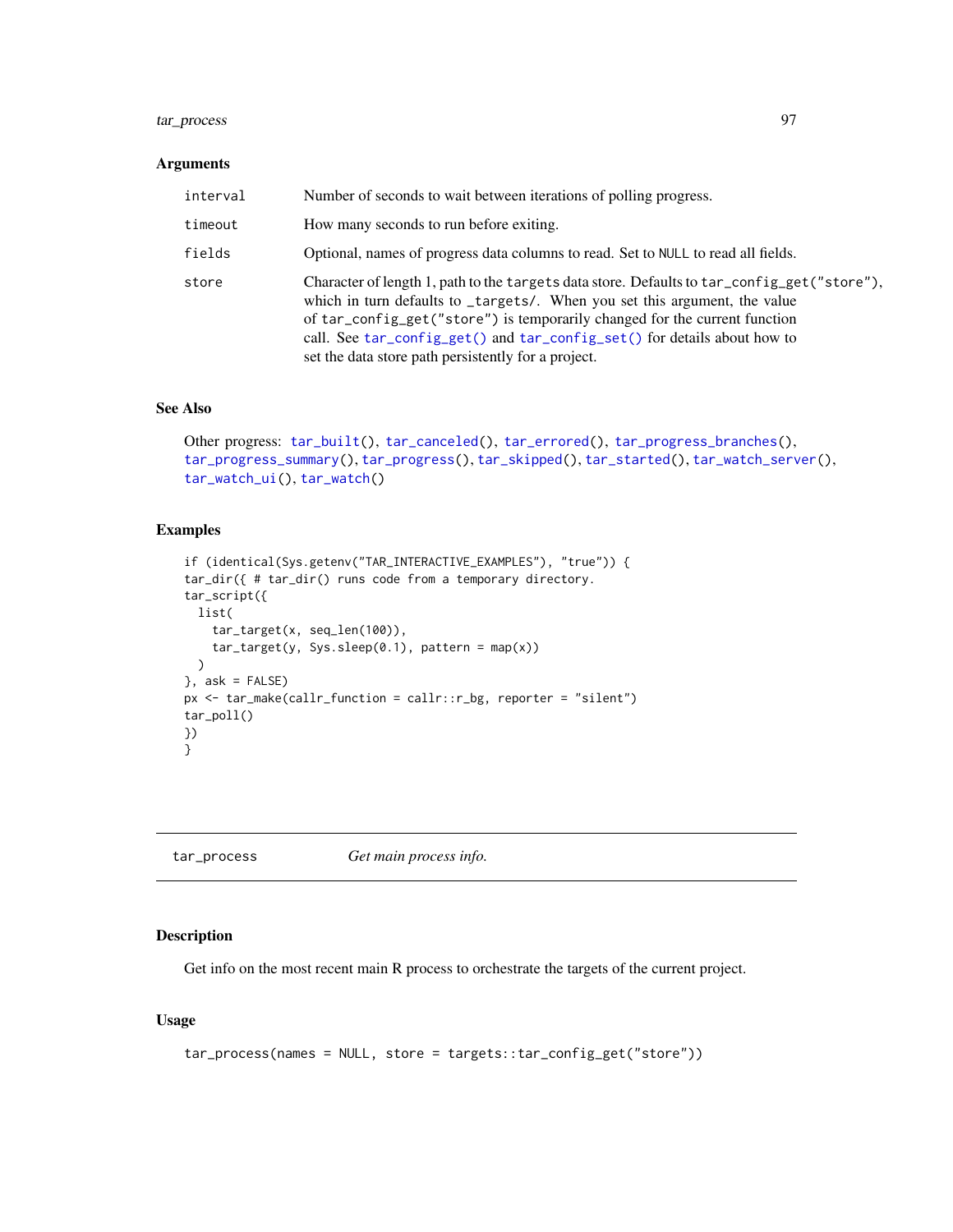### Arguments

| | |
|---|---|
| `interval` | Number of seconds to wait between iterations of polling progress. |
| `timeout` | How many seconds to run before exiting. |
| `fields` | Optional, names of progress data columns to read. Set to `NULL` to read all fields. |
| `store` | Character of length 1, path to the `targets` data store. Defaults to `tar_config_get("store")`, which in turn defaults to `_targets/`. When you set this argument, the value of `tar_config_get("store")` is temporarily changed for the current function call. See `tar_config_get()` and `tar_config_set()` for details about how to set the data store path persistently for a project. |

### See Also

Other progress: `tar_built()`, `tar_canceled()`, `tar_errored()`, `tar_progress_branches()`, `tar_progress_summary()`, `tar_progress()`, `tar_skipped()`, `tar_started()`, `tar_watch_server()`, `tar_watch_ui()`, `tar_watch()`

### Examples

```
if (identical(Sys.getenv("TAR_INTERACTIVE_EXAMPLES"), "true")) {
tar_dir({ # tar_dir() runs code from a temporary directory.
tar_script({
  list(
    tar_target(x, seq_len(100)),
    tar_target(y, Sys.sleep(0.1), pattern = map(x))
  )
}, ask = FALSE)
px <- tar_make(callr_function = callr::r_bg, reporter = "silent")
tar_poll()
})
}
```

---

## tar_process &nbsp;&nbsp;&nbsp; *Get main process info.*

---

### Description

Get info on the most recent main R process to orchestrate the targets of the current project.

### Usage

```
tar_process(names = NULL, store = targets::tar_config_get("store"))
```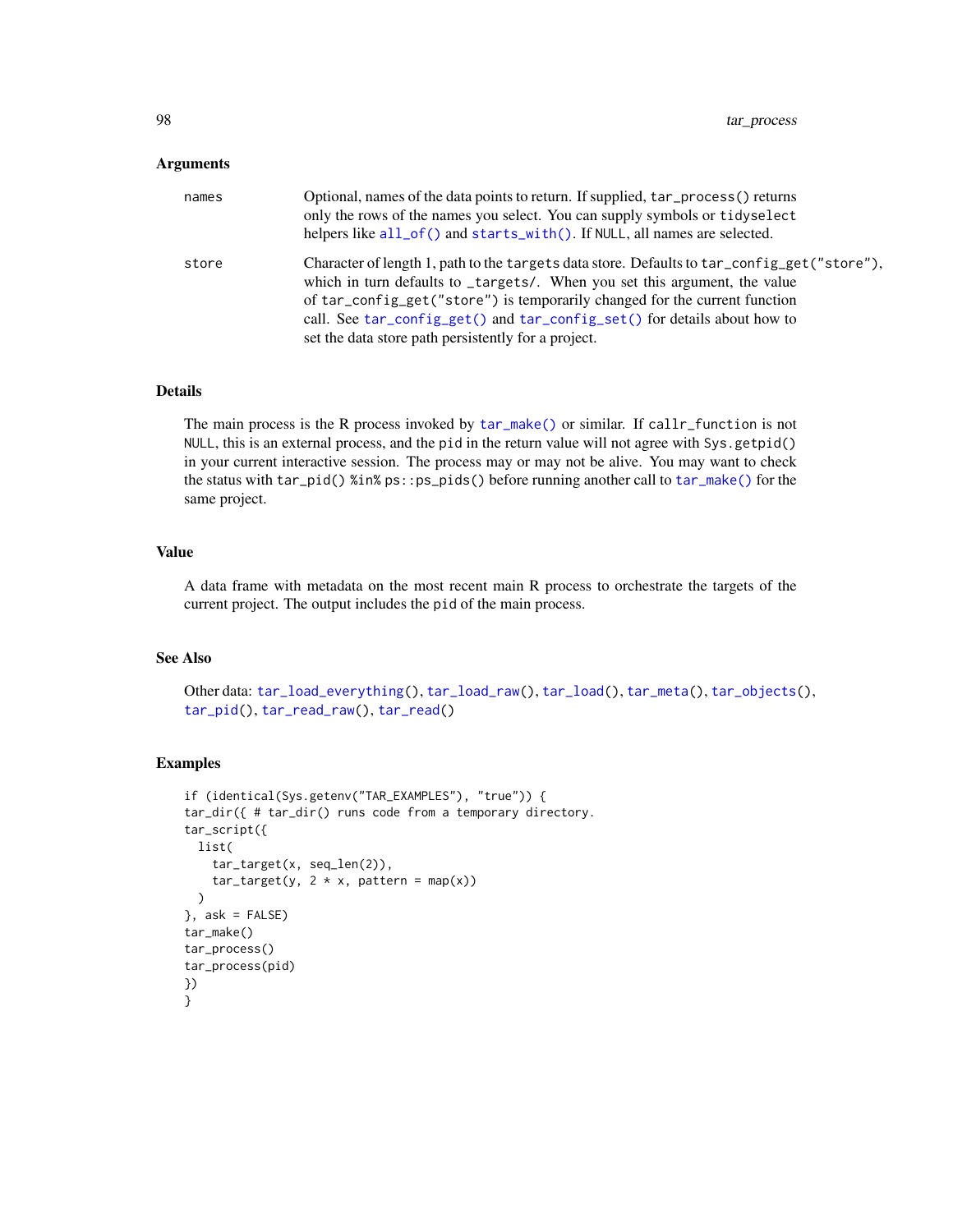## Arguments

names
: Optional, names of the data points to return. If supplied, `tar_process()` returns only the rows of the names you select. You can supply symbols or `tidyselect` helpers like `all_of()` and `starts_with()`. If `NULL`, all names are selected.

store
: Character of length 1, path to the `targets` data store. Defaults to `tar_config_get("store")`, which in turn defaults to `_targets/`. When you set this argument, the value of `tar_config_get("store")` is temporarily changed for the current function call. See `tar_config_get()` and `tar_config_set()` for details about how to set the data store path persistently for a project.

## Details

The main process is the R process invoked by `tar_make()` or similar. If `callr_function` is not `NULL`, this is an external process, and the `pid` in the return value will not agree with `Sys.getpid()` in your current interactive session. The process may or may not be alive. You may want to check the status with `tar_pid() %in% ps::ps_pids()` before running another call to `tar_make()` for the same project.

## Value

A data frame with metadata on the most recent main R process to orchestrate the targets of the current project. The output includes the `pid` of the main process.

## See Also

Other data: `tar_load_everything()`, `tar_load_raw()`, `tar_load()`, `tar_meta()`, `tar_objects()`, `tar_pid()`, `tar_read_raw()`, `tar_read()`

## Examples

```
if (identical(Sys.getenv("TAR_EXAMPLES"), "true")) {
tar_dir({ # tar_dir() runs code from a temporary directory.
tar_script({
  list(
    tar_target(x, seq_len(2)),
    tar_target(y, 2 * x, pattern = map(x))
  )
}, ask = FALSE)
tar_make()
tar_process()
tar_process(pid)
})
}
```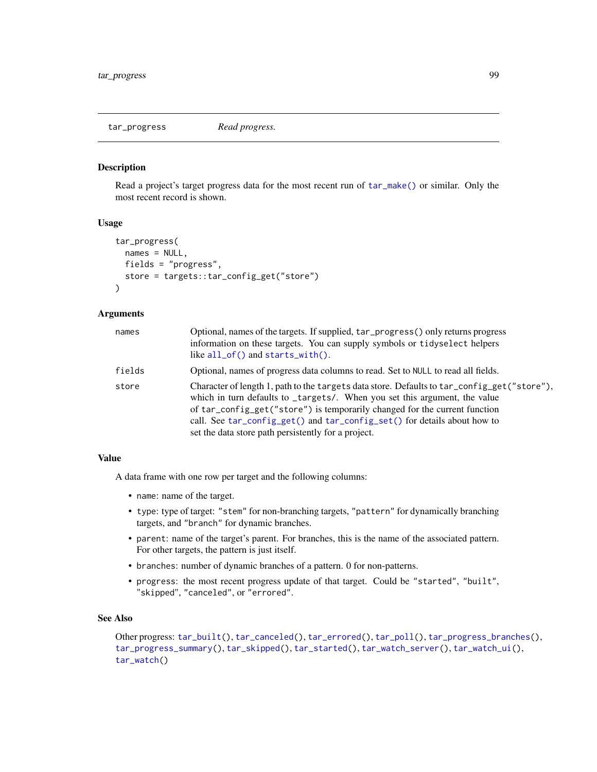## tar_progress    *Read progress.*

### Description

Read a project's target progress data for the most recent run of `tar_make()` or similar. Only the most recent record is shown.

### Usage

```
tar_progress(
  names = NULL,
  fields = "progress",
  store = targets::tar_config_get("store")
)
```

### Arguments

| | |
|---|---|
| `names` | Optional, names of the targets. If supplied, `tar_progress()` only returns progress information on these targets. You can supply symbols or `tidyselect` helpers like `all_of()` and `starts_with()`. |
| `fields` | Optional, names of progress data columns to read. Set to `NULL` to read all fields. |
| `store` | Character of length 1, path to the `targets` data store. Defaults to `tar_config_get("store")`, which in turn defaults to `_targets/`. When you set this argument, the value of `tar_config_get("store")` is temporarily changed for the current function call. See `tar_config_get()` and `tar_config_set()` for details about how to set the data store path persistently for a project. |

### Value

A data frame with one row per target and the following columns:

- `name`: name of the target.
- `type`: type of target: `"stem"` for non-branching targets, `"pattern"` for dynamically branching targets, and `"branch"` for dynamic branches.
- `parent`: name of the target's parent. For branches, this is the name of the associated pattern. For other targets, the pattern is just itself.
- `branches`: number of dynamic branches of a pattern. 0 for non-patterns.
- `progress`: the most recent progress update of that target. Could be `"started"`, `"built"`, `"skipped"`, `"canceled"`, or `"errored"`.

### See Also

Other progress: `tar_built()`, `tar_canceled()`, `tar_errored()`, `tar_poll()`, `tar_progress_branches()`, `tar_progress_summary()`, `tar_skipped()`, `tar_started()`, `tar_watch_server()`, `tar_watch_ui()`, `tar_watch()`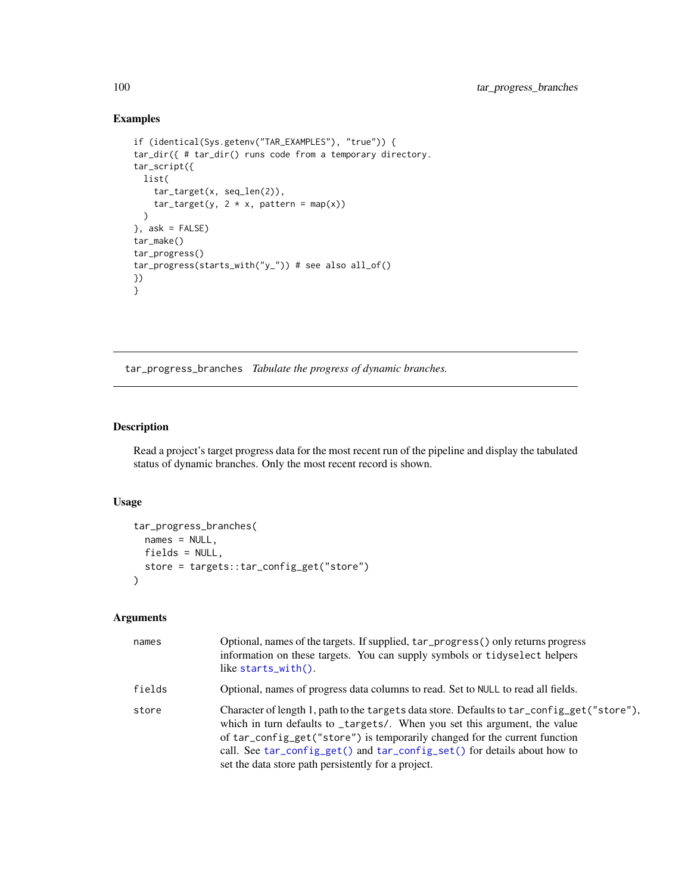### Examples

```
if (identical(Sys.getenv("TAR_EXAMPLES"), "true")) {
tar_dir({ # tar_dir() runs code from a temporary directory.
tar_script({
  list(
    tar_target(x, seq_len(2)),
    tar_target(y, 2 * x, pattern = map(x))
  )
}, ask = FALSE)
tar_make()
tar_progress()
tar_progress(starts_with("y_")) # see also all_of()
})
}
```

---

## tar_progress_branches *Tabulate the progress of dynamic branches.*

---

### Description

Read a project's target progress data for the most recent run of the pipeline and display the tabulated status of dynamic branches. Only the most recent record is shown.

### Usage

```
tar_progress_branches(
  names = NULL,
  fields = NULL,
  store = targets::tar_config_get("store")
)
```

### Arguments

| | |
|---|---|
| `names` | Optional, names of the targets. If supplied, `tar_progress()` only returns progress information on these targets. You can supply symbols or `tidyselect` helpers like `starts_with()`. |
| `fields` | Optional, names of progress data columns to read. Set to `NULL` to read all fields. |
| `store` | Character of length 1, path to the `targets` data store. Defaults to `tar_config_get("store")`, which in turn defaults to `_targets/`. When you set this argument, the value of `tar_config_get("store")` is temporarily changed for the current function call. See `tar_config_get()` and `tar_config_set()` for details about how to set the data store path persistently for a project. |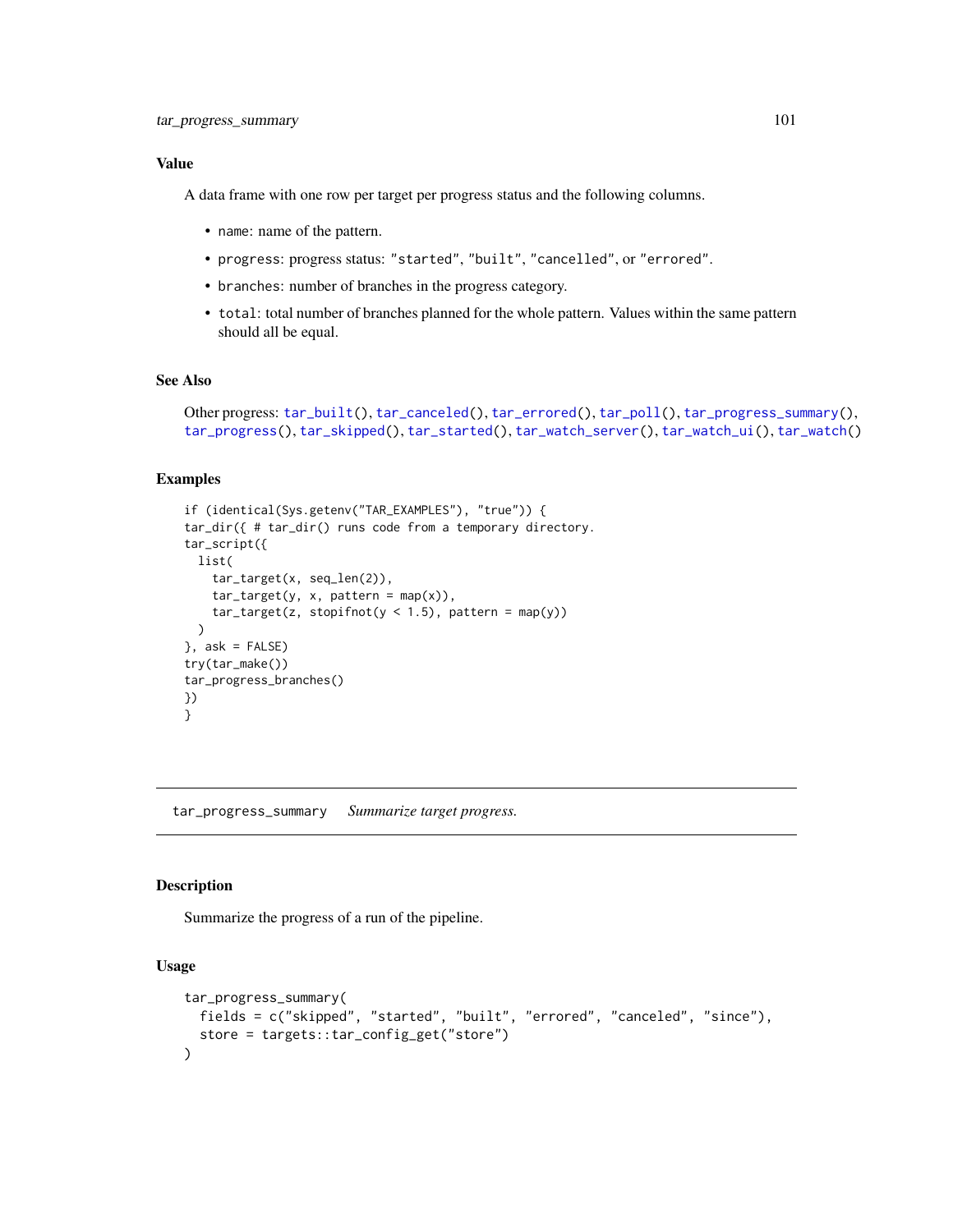## Value

A data frame with one row per target per progress status and the following columns.

- name: name of the pattern.
- progress: progress status: "started", "built", "cancelled", or "errored".
- branches: number of branches in the progress category.
- total: total number of branches planned for the whole pattern. Values within the same pattern should all be equal.

## See Also

Other progress: tar_built(), tar_canceled(), tar_errored(), tar_poll(), tar_progress_summary(), tar_progress(), tar_skipped(), tar_started(), tar_watch_server(), tar_watch_ui(), tar_watch()

## Examples

```
if (identical(Sys.getenv("TAR_EXAMPLES"), "true")) {
tar_dir({ # tar_dir() runs code from a temporary directory.
tar_script({
  list(
    tar_target(x, seq_len(2)),
    tar_target(y, x, pattern = map(x)),
    tar_target(z, stopifnot(y < 1.5), pattern = map(y))
  )
}, ask = FALSE)
try(tar_make())
tar_progress_branches()
})
}
```

---

# tar_progress_summary *Summarize target progress.*

## Description

Summarize the progress of a run of the pipeline.

## Usage

```
tar_progress_summary(
  fields = c("skipped", "started", "built", "errored", "canceled", "since"),
  store = targets::tar_config_get("store")
)
```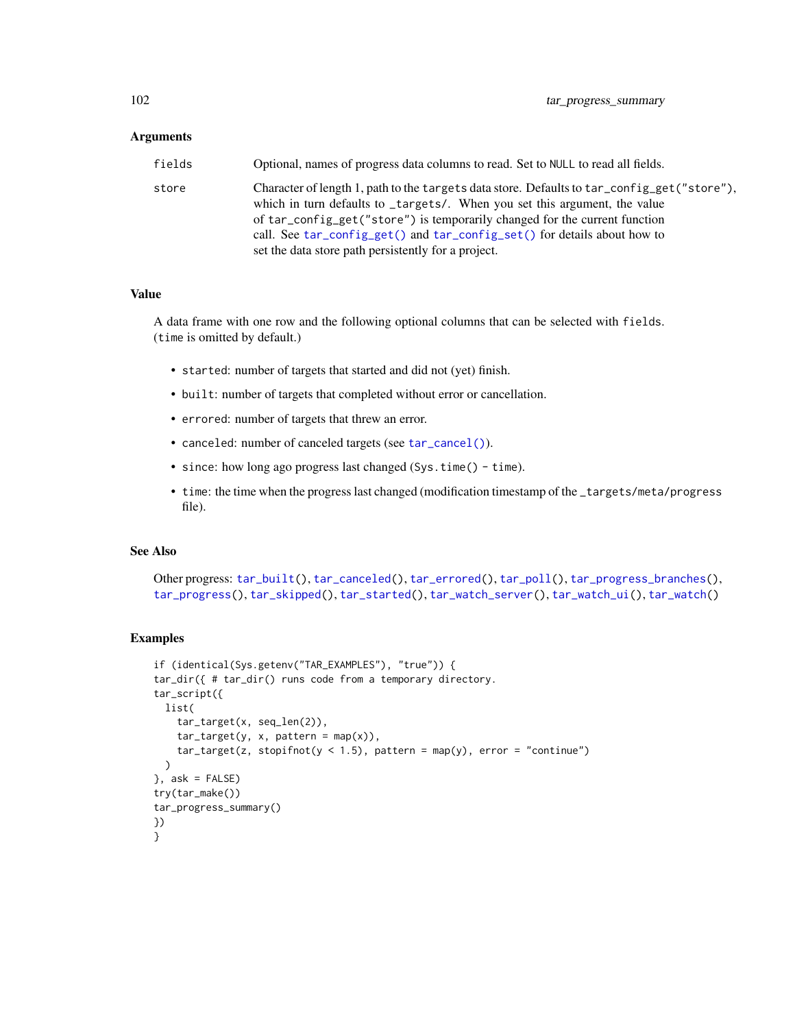### Arguments

| | |
|---|---|
| `fields` | Optional, names of progress data columns to read. Set to `NULL` to read all fields. |
| `store` | Character of length 1, path to the `targets` data store. Defaults to `tar_config_get("store")`, which in turn defaults to `_targets/`. When you set this argument, the value of `tar_config_get("store")` is temporarily changed for the current function call. See `tar_config_get()` and `tar_config_set()` for details about how to set the data store path persistently for a project. |

### Value

A data frame with one row and the following optional columns that can be selected with `fields`. (`time` is omitted by default.)

- `started`: number of targets that started and did not (yet) finish.
- `built`: number of targets that completed without error or cancellation.
- `errored`: number of targets that threw an error.
- `canceled`: number of canceled targets (see `tar_cancel()`).
- `since`: how long ago progress last changed (`Sys.time() - time`).
- `time`: the time when the progress last changed (modification timestamp of the `_targets/meta/progress` file).

### See Also

Other progress: `tar_built()`, `tar_canceled()`, `tar_errored()`, `tar_poll()`, `tar_progress_branches()`, `tar_progress()`, `tar_skipped()`, `tar_started()`, `tar_watch_server()`, `tar_watch_ui()`, `tar_watch()`

### Examples

```
if (identical(Sys.getenv("TAR_EXAMPLES"), "true")) {
tar_dir({ # tar_dir() runs code from a temporary directory.
tar_script({
  list(
    tar_target(x, seq_len(2)),
    tar_target(y, x, pattern = map(x)),
    tar_target(z, stopifnot(y < 1.5), pattern = map(y), error = "continue")
  )
}, ask = FALSE)
try(tar_make())
tar_progress_summary()
})
}
```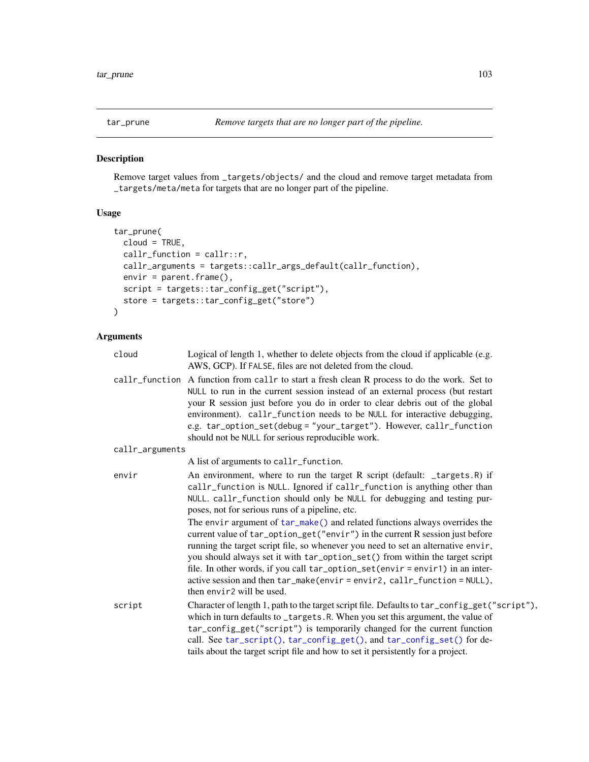## tar_prune — *Remove targets that are no longer part of the pipeline.*

### Description

Remove target values from `_targets/objects/` and the cloud and remove target metadata from `_targets/meta/meta` for targets that are no longer part of the pipeline.

### Usage

```
tar_prune(
  cloud = TRUE,
  callr_function = callr::r,
  callr_arguments = targets::callr_args_default(callr_function),
  envir = parent.frame(),
  script = targets::tar_config_get("script"),
  store = targets::tar_config_get("store")
)
```

### Arguments

| | |
|---|---|
| `cloud` | Logical of length 1, whether to delete objects from the cloud if applicable (e.g. AWS, GCP). If `FALSE`, files are not deleted from the cloud. |
| `callr_function` | A function from `callr` to start a fresh clean R process to do the work. Set to `NULL` to run in the current session instead of an external process (but restart your R session just before you do in order to clear debris out of the global environment). `callr_function` needs to be `NULL` for interactive debugging, e.g. `tar_option_set(debug = "your_target")`. However, `callr_function` should not be `NULL` for serious reproducible work. |
| `callr_arguments` | A list of arguments to `callr_function`. |
| `envir` | An environment, where to run the target R script (default: `_targets.R`) if `callr_function` is `NULL`. Ignored if `callr_function` is anything other than `NULL`. `callr_function` should only be `NULL` for debugging and testing purposes, not for serious runs of a pipeline, etc.<br><br>The `envir` argument of `tar_make()` and related functions always overrides the current value of `tar_option_get("envir")` in the current R session just before running the target script file, so whenever you need to set an alternative `envir`, you should always set it with `tar_option_set()` from within the target script file. In other words, if you call `tar_option_set(envir = envir1)` in an interactive session and then `tar_make(envir = envir2, callr_function = NULL)`, then `envir2` will be used. |
| `script` | Character of length 1, path to the target script file. Defaults to `tar_config_get("script")`, which in turn defaults to `_targets.R`. When you set this argument, the value of `tar_config_get("script")` is temporarily changed for the current function call. See `tar_script()`, `tar_config_get()`, and `tar_config_set()` for details about the target script file and how to set it persistently for a project. |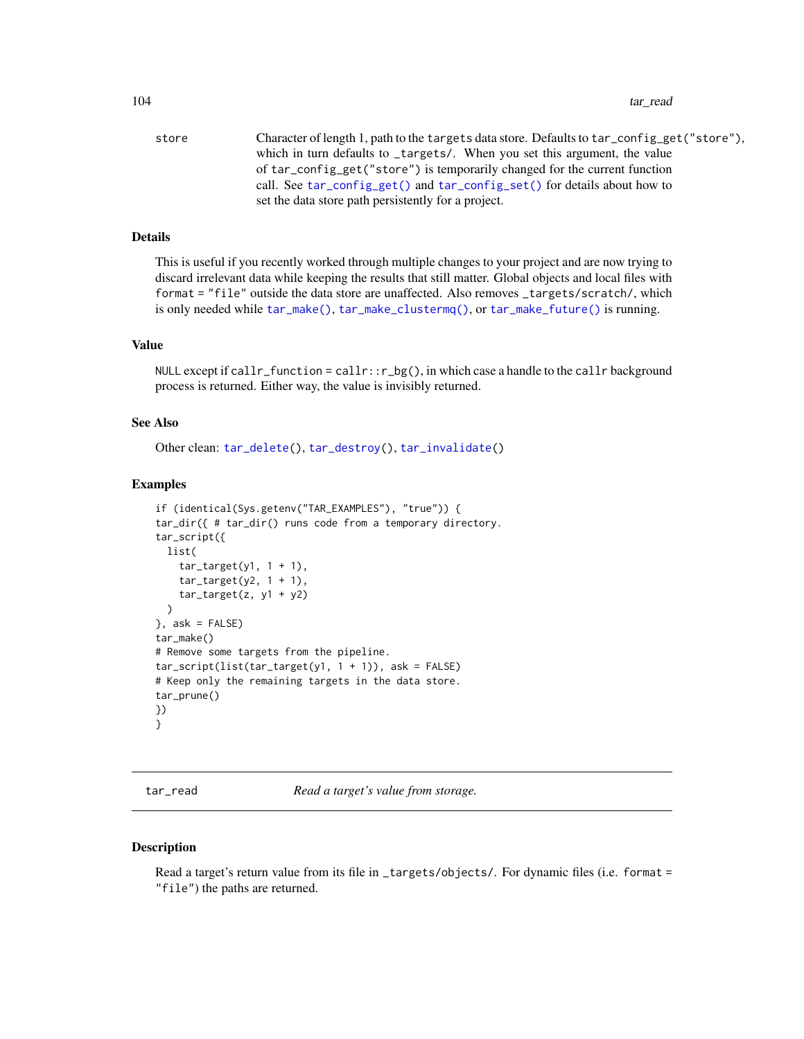store	Character of length 1, path to the targets data store. Defaults to tar_config_get("store"), which in turn defaults to _targets/. When you set this argument, the value of tar_config_get("store") is temporarily changed for the current function call. See tar_config_get() and tar_config_set() for details about how to set the data store path persistently for a project.

### Details

This is useful if you recently worked through multiple changes to your project and are now trying to discard irrelevant data while keeping the results that still matter. Global objects and local files with format = "file" outside the data store are unaffected. Also removes _targets/scratch/, which is only needed while tar_make(), tar_make_clustermq(), or tar_make_future() is running.

### Value

NULL except if callr_function = callr::r_bg(), in which case a handle to the callr background process is returned. Either way, the value is invisibly returned.

### See Also

Other clean: tar_delete(), tar_destroy(), tar_invalidate()

### Examples

```
if (identical(Sys.getenv("TAR_EXAMPLES"), "true")) {
tar_dir({ # tar_dir() runs code from a temporary directory.
tar_script({
  list(
    tar_target(y1, 1 + 1),
    tar_target(y2, 1 + 1),
    tar_target(z, y1 + y2)
  )
}, ask = FALSE)
tar_make()
# Remove some targets from the pipeline.
tar_script(list(tar_target(y1, 1 + 1)), ask = FALSE)
# Keep only the remaining targets in the data store.
tar_prune()
})
}
```

---

## tar_read — *Read a target's value from storage.*

---

### Description

Read a target's return value from its file in _targets/objects/. For dynamic files (i.e. format = "file") the paths are returned.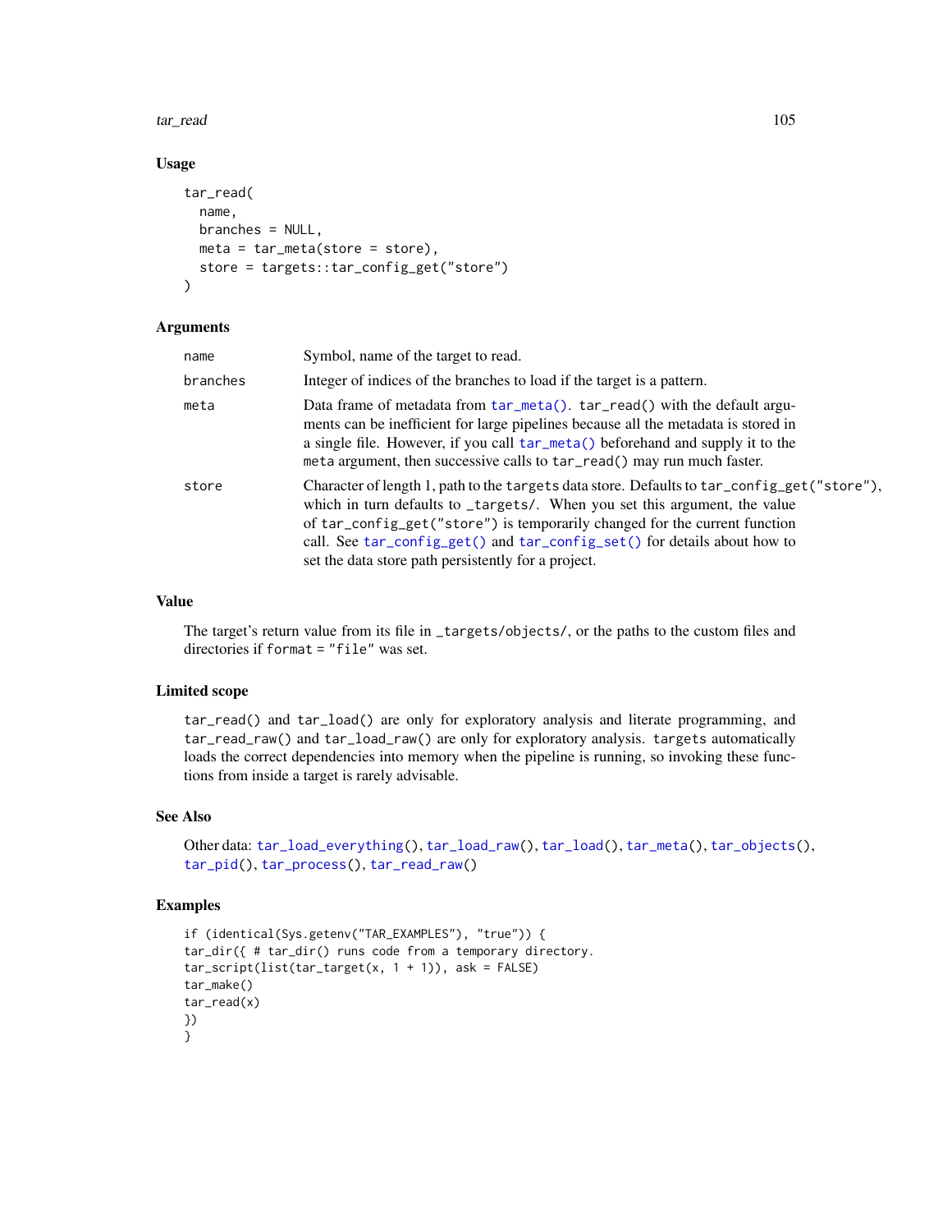### Usage

```
tar_read(
  name,
  branches = NULL,
  meta = tar_meta(store = store),
  store = targets::tar_config_get("store")
)
```

### Arguments

| | |
|---|---|
| `name` | Symbol, name of the target to read. |
| `branches` | Integer of indices of the branches to load if the target is a pattern. |
| `meta` | Data frame of metadata from `tar_meta()`. `tar_read()` with the default arguments can be inefficient for large pipelines because all the metadata is stored in a single file. However, if you call `tar_meta()` beforehand and supply it to the `meta` argument, then successive calls to `tar_read()` may run much faster. |
| `store` | Character of length 1, path to the `targets` data store. Defaults to `tar_config_get("store")`, which in turn defaults to `_targets/`. When you set this argument, the value of `tar_config_get("store")` is temporarily changed for the current function call. See `tar_config_get()` and `tar_config_set()` for details about how to set the data store path persistently for a project. |

### Value

The target's return value from its file in `_targets/objects/`, or the paths to the custom files and directories if `format = "file"` was set.

### Limited scope

`tar_read()` and `tar_load()` are only for exploratory analysis and literate programming, and `tar_read_raw()` and `tar_load_raw()` are only for exploratory analysis. `targets` automatically loads the correct dependencies into memory when the pipeline is running, so invoking these functions from inside a target is rarely advisable.

### See Also

Other data: `tar_load_everything()`, `tar_load_raw()`, `tar_load()`, `tar_meta()`, `tar_objects()`, `tar_pid()`, `tar_process()`, `tar_read_raw()`

### Examples

```
if (identical(Sys.getenv("TAR_EXAMPLES"), "true")) {
tar_dir({ # tar_dir() runs code from a temporary directory.
tar_script(list(tar_target(x, 1 + 1)), ask = FALSE)
tar_make()
tar_read(x)
})
}
```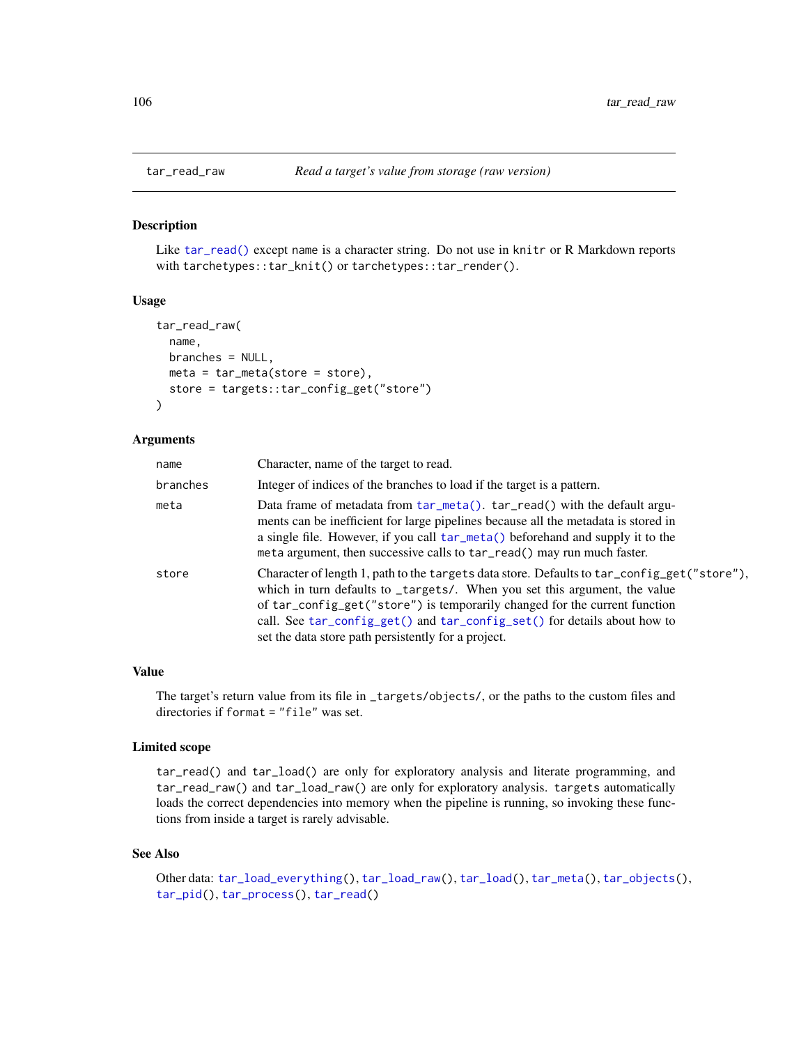## tar_read_raw — *Read a target's value from storage (raw version)*

### Description

Like `tar_read()` except `name` is a character string. Do not use in `knitr` or R Markdown reports with `tarchetypes::tar_knit()` or `tarchetypes::tar_render()`.

### Usage

```
tar_read_raw(
  name,
  branches = NULL,
  meta = tar_meta(store = store),
  store = targets::tar_config_get("store")
)
```

### Arguments

| | |
|---|---|
| `name` | Character, name of the target to read. |
| `branches` | Integer of indices of the branches to load if the target is a pattern. |
| `meta` | Data frame of metadata from `tar_meta()`. `tar_read()` with the default arguments can be inefficient for large pipelines because all the metadata is stored in a single file. However, if you call `tar_meta()` beforehand and supply it to the `meta` argument, then successive calls to `tar_read()` may run much faster. |
| `store` | Character of length 1, path to the `targets` data store. Defaults to `tar_config_get("store")`, which in turn defaults to `_targets/`. When you set this argument, the value of `tar_config_get("store")` is temporarily changed for the current function call. See `tar_config_get()` and `tar_config_set()` for details about how to set the data store path persistently for a project. |

### Value

The target's return value from its file in `_targets/objects/`, or the paths to the custom files and directories if `format = "file"` was set.

### Limited scope

`tar_read()` and `tar_load()` are only for exploratory analysis and literate programming, and `tar_read_raw()` and `tar_load_raw()` are only for exploratory analysis. `targets` automatically loads the correct dependencies into memory when the pipeline is running, so invoking these functions from inside a target is rarely advisable.

### See Also

Other data: `tar_load_everything()`, `tar_load_raw()`, `tar_load()`, `tar_meta()`, `tar_objects()`, `tar_pid()`, `tar_process()`, `tar_read()`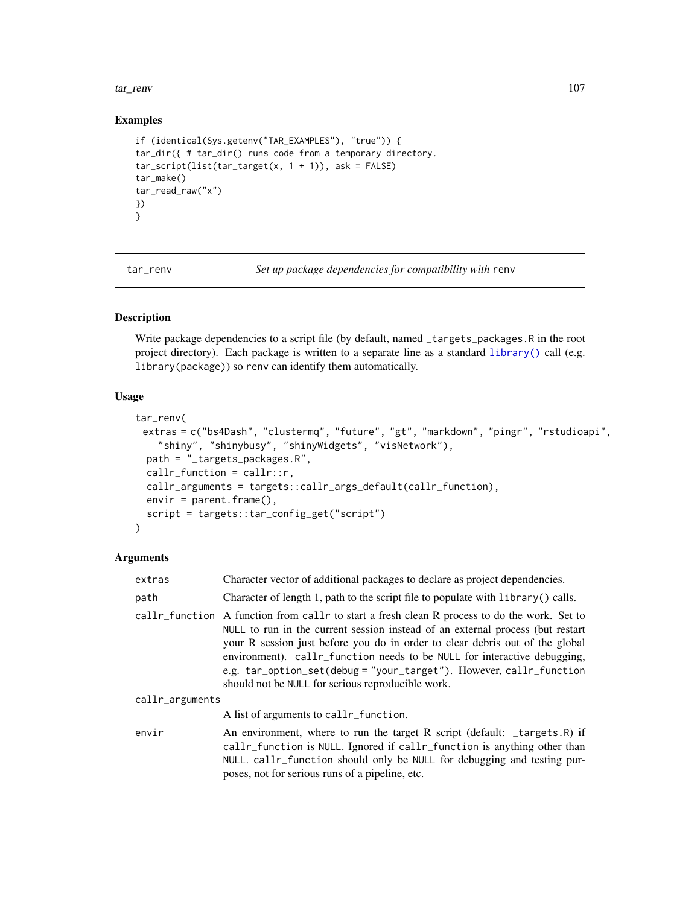### Examples

```
if (identical(Sys.getenv("TAR_EXAMPLES"), "true")) {
tar_dir({ # tar_dir() runs code from a temporary directory.
tar_script(list(tar_target(x, 1 + 1)), ask = FALSE)
tar_make()
tar_read_raw("x")
})
}
```

---

## tar_renv — *Set up package dependencies for compatibility with* renv

### Description

Write package dependencies to a script file (by default, named _targets_packages.R in the root project directory). Each package is written to a separate line as a standard library() call (e.g. library(package)) so renv can identify them automatically.

### Usage

```
tar_renv(
  extras = c("bs4Dash", "clustermq", "future", "gt", "markdown", "pingr", "rstudioapi",
    "shiny", "shinybusy", "shinyWidgets", "visNetwork"),
  path = "_targets_packages.R",
  callr_function = callr::r,
  callr_arguments = targets::callr_args_default(callr_function),
  envir = parent.frame(),
  script = targets::tar_config_get("script")
)
```

### Arguments

| | |
|---|---|
| extras | Character vector of additional packages to declare as project dependencies. |
| path | Character of length 1, path to the script file to populate with library() calls. |
| callr_function | A function from callr to start a fresh clean R process to do the work. Set to NULL to run in the current session instead of an external process (but restart your R session just before you do in order to clear debris out of the global environment). callr_function needs to be NULL for interactive debugging, e.g. tar_option_set(debug = "your_target"). However, callr_function should not be NULL for serious reproducible work. |
| callr_arguments | A list of arguments to callr_function. |
| envir | An environment, where to run the target R script (default: _targets.R) if callr_function is NULL. Ignored if callr_function is anything other than NULL. callr_function should only be NULL for debugging and testing purposes, not for serious runs of a pipeline, etc. |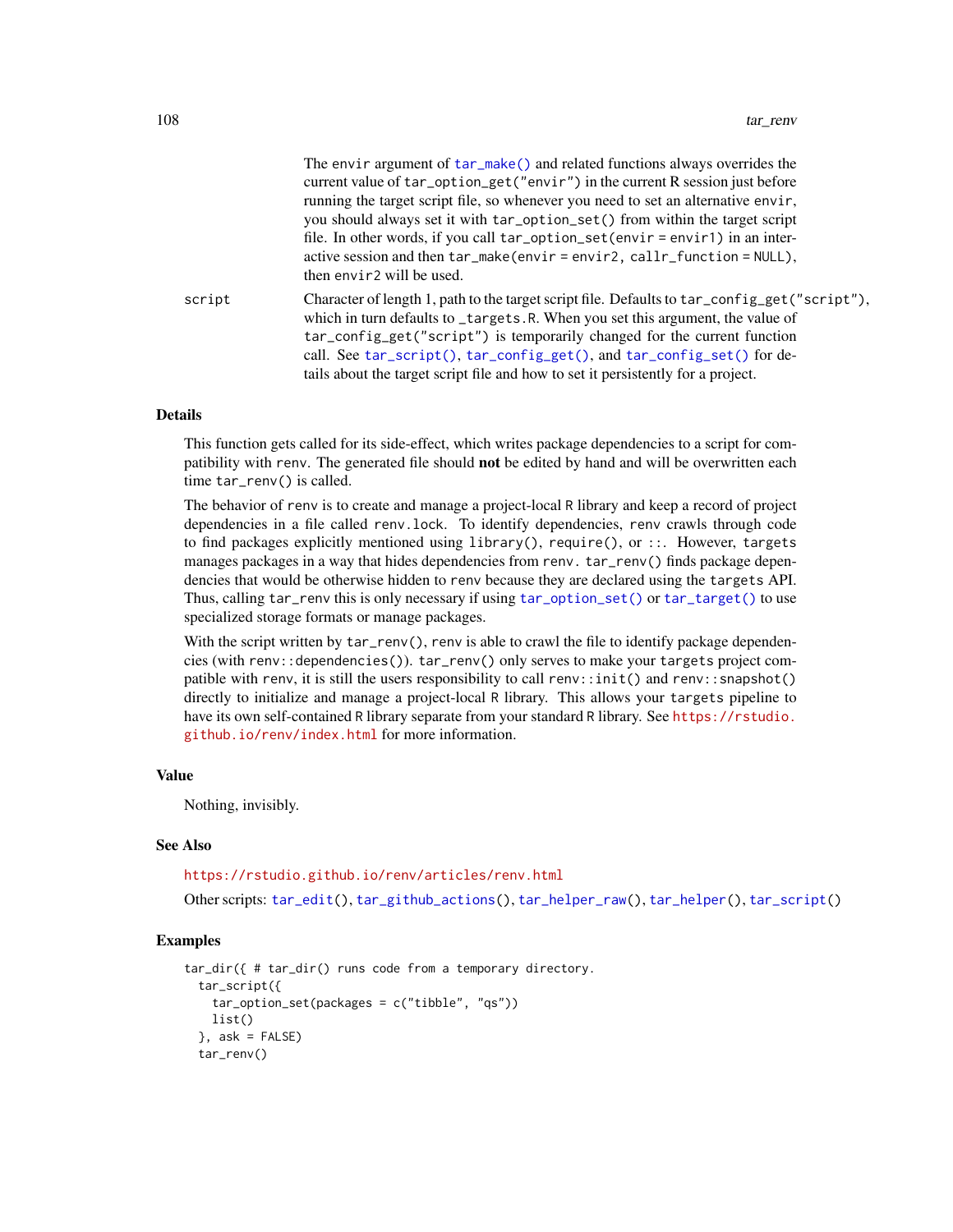The envir argument of `tar_make()` and related functions always overrides the current value of `tar_option_get("envir")` in the current R session just before running the target script file, so whenever you need to set an alternative envir, you should always set it with `tar_option_set()` from within the target script file. In other words, if you call `tar_option_set(envir = envir1)` in an interactive session and then `tar_make(envir = envir2, callr_function = NULL)`, then envir2 will be used.

script
: Character of length 1, path to the target script file. Defaults to `tar_config_get("script")`, which in turn defaults to `_targets.R`. When you set this argument, the value of `tar_config_get("script")` is temporarily changed for the current function call. See `tar_script()`, `tar_config_get()`, and `tar_config_set()` for details about the target script file and how to set it persistently for a project.

## Details

This function gets called for its side-effect, which writes package dependencies to a script for compatibility with renv. The generated file should **not** be edited by hand and will be overwritten each time `tar_renv()` is called.

The behavior of renv is to create and manage a project-local R library and keep a record of project dependencies in a file called renv.lock. To identify dependencies, renv crawls through code to find packages explicitly mentioned using `library()`, `require()`, or `::`. However, targets manages packages in a way that hides dependencies from renv. `tar_renv()` finds package dependencies that would be otherwise hidden to renv because they are declared using the targets API. Thus, calling tar_renv this is only necessary if using `tar_option_set()` or `tar_target()` to use specialized storage formats or manage packages.

With the script written by `tar_renv()`, renv is able to crawl the file to identify package dependencies (with `renv::dependencies()`). `tar_renv()` only serves to make your targets project compatible with renv, it is still the users responsibility to call `renv::init()` and `renv::snapshot()` directly to initialize and manage a project-local R library. This allows your targets pipeline to have its own self-contained R library separate from your standard R library. See https://rstudio.github.io/renv/index.html for more information.

## Value

Nothing, invisibly.

## See Also

https://rstudio.github.io/renv/articles/renv.html

Other scripts: `tar_edit()`, `tar_github_actions()`, `tar_helper_raw()`, `tar_helper()`, `tar_script()`

## Examples

```
tar_dir({ # tar_dir() runs code from a temporary directory.
  tar_script({
    tar_option_set(packages = c("tibble", "qs"))
    list()
  }, ask = FALSE)
  tar_renv()
```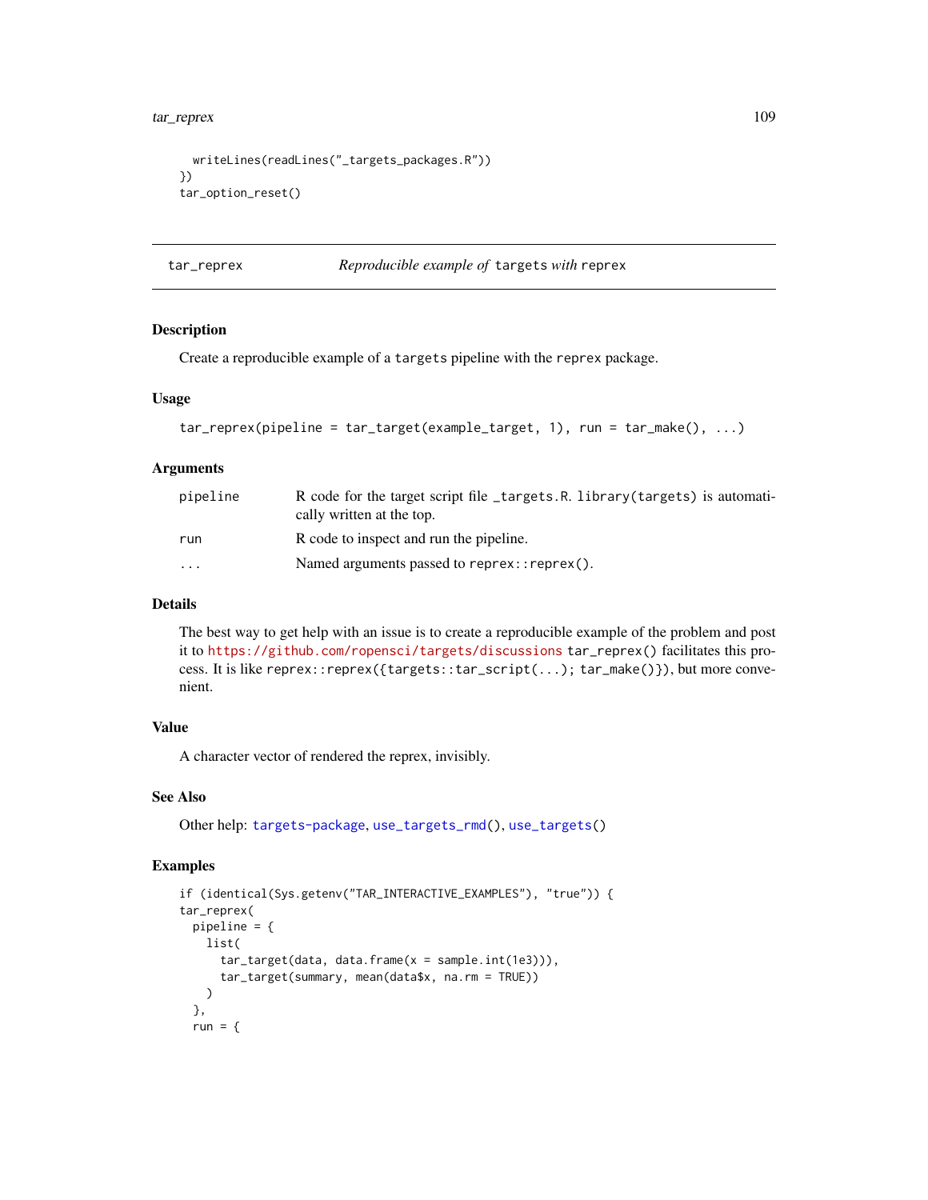```
  writeLines(readLines("_targets_packages.R"))
})
tar_option_reset()
```

## tar_reprex — *Reproducible example of* `targets` *with* `reprex`

### Description

Create a reproducible example of a `targets` pipeline with the `reprex` package.

### Usage

```
tar_reprex(pipeline = tar_target(example_target, 1), run = tar_make(), ...)
```

### Arguments

| | |
|---|---|
| `pipeline` | R code for the target script file `_targets.R`. `library(targets)` is automatically written at the top. |
| `run` | R code to inspect and run the pipeline. |
| `...` | Named arguments passed to `reprex::reprex()`. |

### Details

The best way to get help with an issue is to create a reproducible example of the problem and post it to https://github.com/ropensci/targets/discussions `tar_reprex()` facilitates this process. It is like `reprex::reprex({targets::tar_script(...); tar_make()})`, but more convenient.

### Value

A character vector of rendered the reprex, invisibly.

### See Also

Other help: `targets-package`, `use_targets_rmd()`, `use_targets()`

### Examples

```
if (identical(Sys.getenv("TAR_INTERACTIVE_EXAMPLES"), "true")) {
tar_reprex(
  pipeline = {
    list(
      tar_target(data, data.frame(x = sample.int(1e3))),
      tar_target(summary, mean(data$x, na.rm = TRUE))
    )
  },
  run = {
```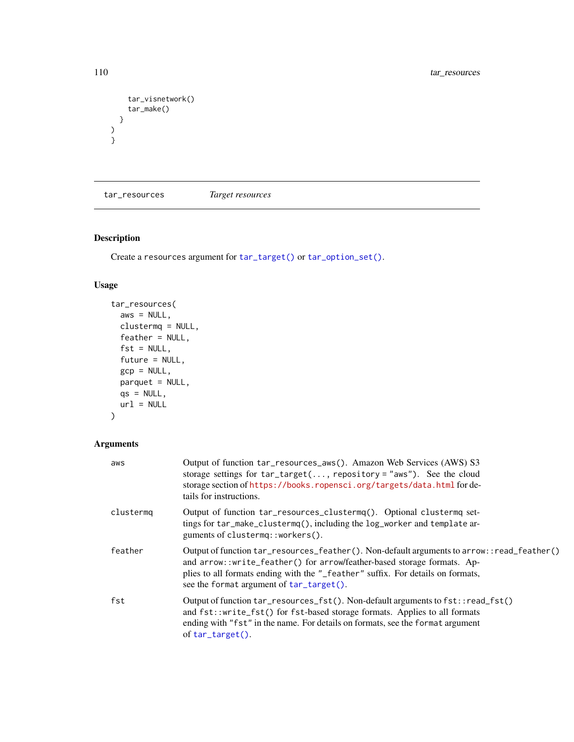```
    tar_visnetwork()
    tar_make()
  }
)
}
```

## tar_resources *Target resources*

### Description

Create a `resources` argument for `tar_target()` or `tar_option_set()`.

### Usage

```
tar_resources(
  aws = NULL,
  clustermq = NULL,
  feather = NULL,
  fst = NULL,
  future = NULL,
  gcp = NULL,
  parquet = NULL,
  qs = NULL,
  url = NULL
)
```

### Arguments

| | |
|---|---|
| aws | Output of function `tar_resources_aws()`. Amazon Web Services (AWS) S3 storage settings for `tar_target(..., repository = "aws")`. See the cloud storage section of https://books.ropensci.org/targets/data.html for details for instructions. |
| clustermq | Output of function `tar_resources_clustermq()`. Optional `clustermq` settings for `tar_make_clustermq()`, including the `log_worker` and `template` arguments of `clustermq::workers()`. |
| feather | Output of function `tar_resources_feather()`. Non-default arguments to `arrow::read_feather()` and `arrow::write_feather()` for arrow/feather-based storage formats. Applies to all formats ending with the `"_feather"` suffix. For details on formats, see the `format` argument of `tar_target()`. |
| fst | Output of function `tar_resources_fst()`. Non-default arguments to `fst::read_fst()` and `fst::write_fst()` for `fst`-based storage formats. Applies to all formats ending with `"fst"` in the name. For details on formats, see the `format` argument of `tar_target()`. |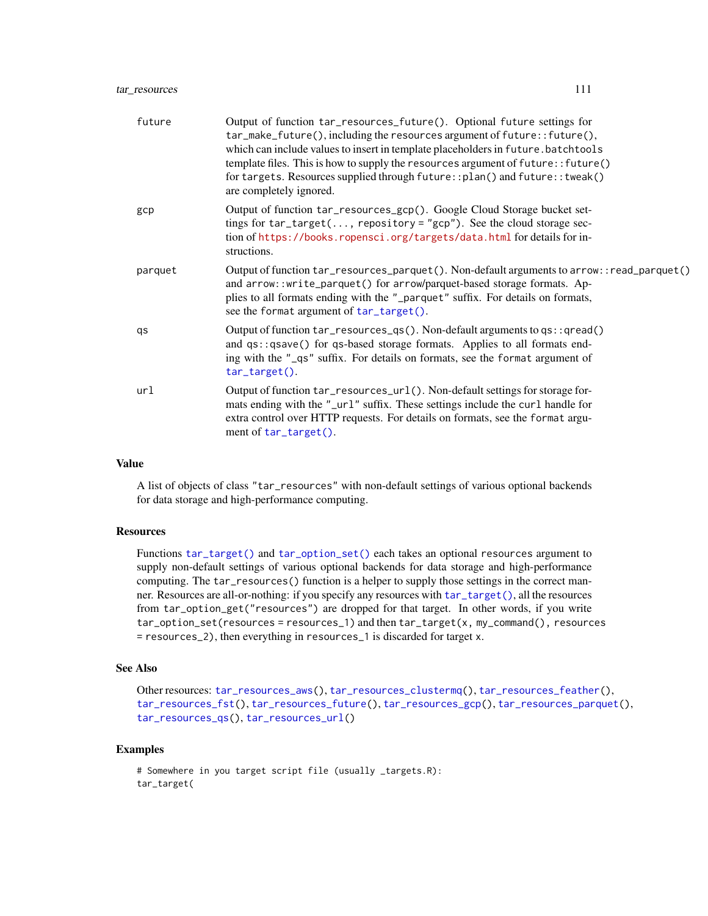| | |
|---|---|
| future | Output of function `tar_resources_future()`. Optional `future` settings for `tar_make_future()`, including the `resources` argument of `future::future()`, which can include values to insert in template placeholders in `future.batchtools` template files. This is how to supply the `resources` argument of `future::future()` for `targets`. Resources supplied through `future::plan()` and `future::tweak()` are completely ignored. |
| gcp | Output of function `tar_resources_gcp()`. Google Cloud Storage bucket settings for `tar_target(..., repository = "gcp")`. See the cloud storage section of https://books.ropensci.org/targets/data.html for details for instructions. |
| parquet | Output of function `tar_resources_parquet()`. Non-default arguments to `arrow::read_parquet()` and `arrow::write_parquet()` for arrow/parquet-based storage formats. Applies to all formats ending with the `"_parquet"` suffix. For details on formats, see the `format` argument of `tar_target()`. |
| qs | Output of function `tar_resources_qs()`. Non-default arguments to `qs::qread()` and `qs::qsave()` for qs-based storage formats. Applies to all formats ending with the `"_qs"` suffix. For details on formats, see the `format` argument of `tar_target()`. |
| url | Output of function `tar_resources_url()`. Non-default settings for storage formats ending with the `"_url"` suffix. These settings include the `curl` handle for extra control over HTTP requests. For details on formats, see the `format` argument of `tar_target()`. |

## Value

A list of objects of class `"tar_resources"` with non-default settings of various optional backends for data storage and high-performance computing.

## Resources

Functions `tar_target()` and `tar_option_set()` each takes an optional `resources` argument to supply non-default settings of various optional backends for data storage and high-performance computing. The `tar_resources()` function is a helper to supply those settings in the correct manner. Resources are all-or-nothing: if you specify any resources with `tar_target()`, all the resources from `tar_option_get("resources")` are dropped for that target. In other words, if you write `tar_option_set(resources = resources_1)` and then `tar_target(x, my_command(), resources = resources_2)`, then everything in `resources_1` is discarded for target `x`.

## See Also

Other resources: `tar_resources_aws()`, `tar_resources_clustermq()`, `tar_resources_feather()`, `tar_resources_fst()`, `tar_resources_future()`, `tar_resources_gcp()`, `tar_resources_parquet()`, `tar_resources_qs()`, `tar_resources_url()`

## Examples

```
# Somewhere in you target script file (usually _targets.R):
tar_target(
```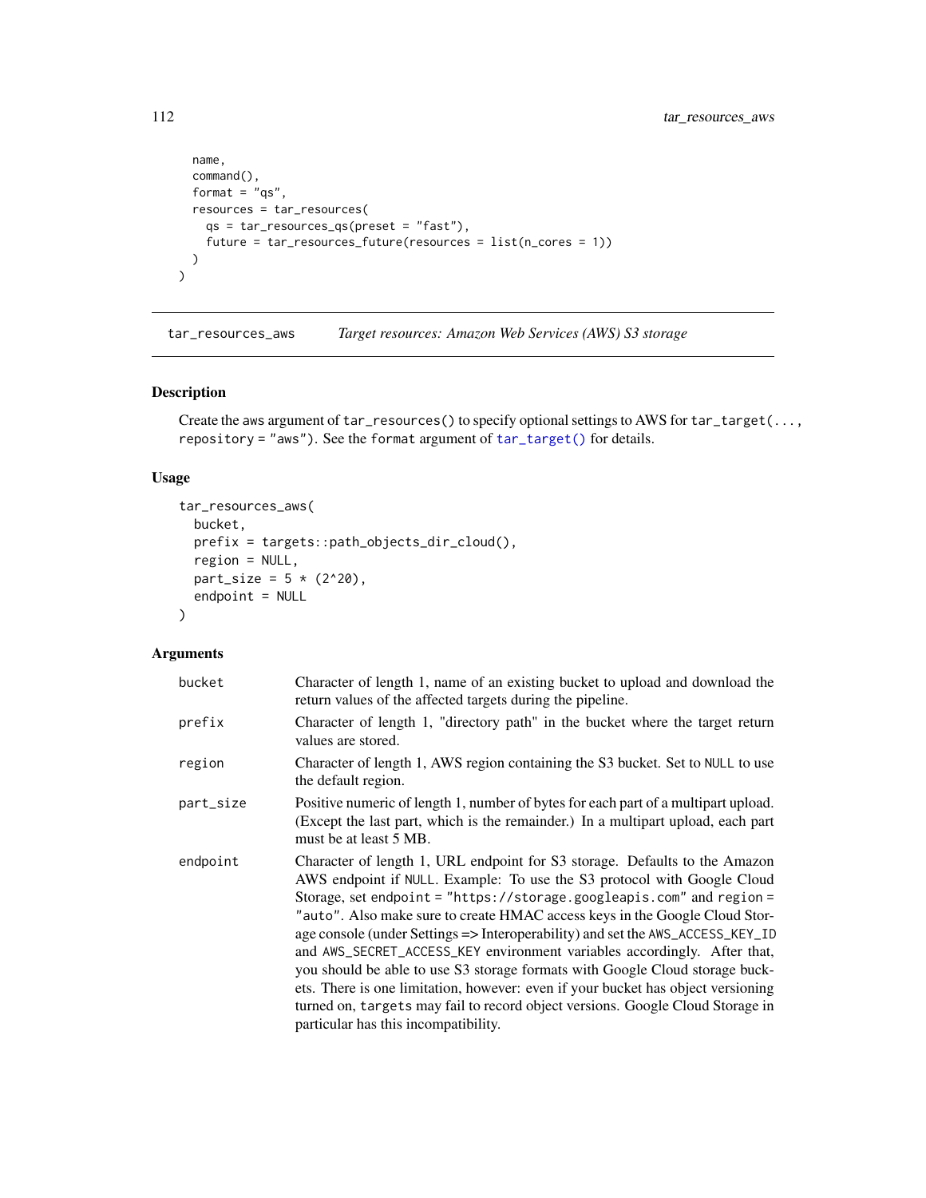```
  name,
  command(),
  format = "qs",
  resources = tar_resources(
    qs = tar_resources_qs(preset = "fast"),
    future = tar_resources_future(resources = list(n_cores = 1))
  )
)
```

## tar_resources_aws — *Target resources: Amazon Web Services (AWS) S3 storage*

### Description

Create the aws argument of `tar_resources()` to specify optional settings to AWS for `tar_target(..., repository = "aws")`. See the `format` argument of `tar_target()` for details.

### Usage

```
tar_resources_aws(
  bucket,
  prefix = targets::path_objects_dir_cloud(),
  region = NULL,
  part_size = 5 * (2^20),
  endpoint = NULL
)
```

### Arguments

| | |
|---|---|
| `bucket` | Character of length 1, name of an existing bucket to upload and download the return values of the affected targets during the pipeline. |
| `prefix` | Character of length 1, "directory path" in the bucket where the target return values are stored. |
| `region` | Character of length 1, AWS region containing the S3 bucket. Set to `NULL` to use the default region. |
| `part_size` | Positive numeric of length 1, number of bytes for each part of a multipart upload. (Except the last part, which is the remainder.) In a multipart upload, each part must be at least 5 MB. |
| `endpoint` | Character of length 1, URL endpoint for S3 storage. Defaults to the Amazon AWS endpoint if `NULL`. Example: To use the S3 protocol with Google Cloud Storage, set `endpoint = "https://storage.googleapis.com"` and `region = "auto"`. Also make sure to create HMAC access keys in the Google Cloud Storage console (under Settings => Interoperability) and set the `AWS_ACCESS_KEY_ID` and `AWS_SECRET_ACCESS_KEY` environment variables accordingly. After that, you should be able to use S3 storage formats with Google Cloud storage buckets. There is one limitation, however: even if your bucket has object versioning turned on, `targets` may fail to record object versions. Google Cloud Storage in particular has this incompatibility. |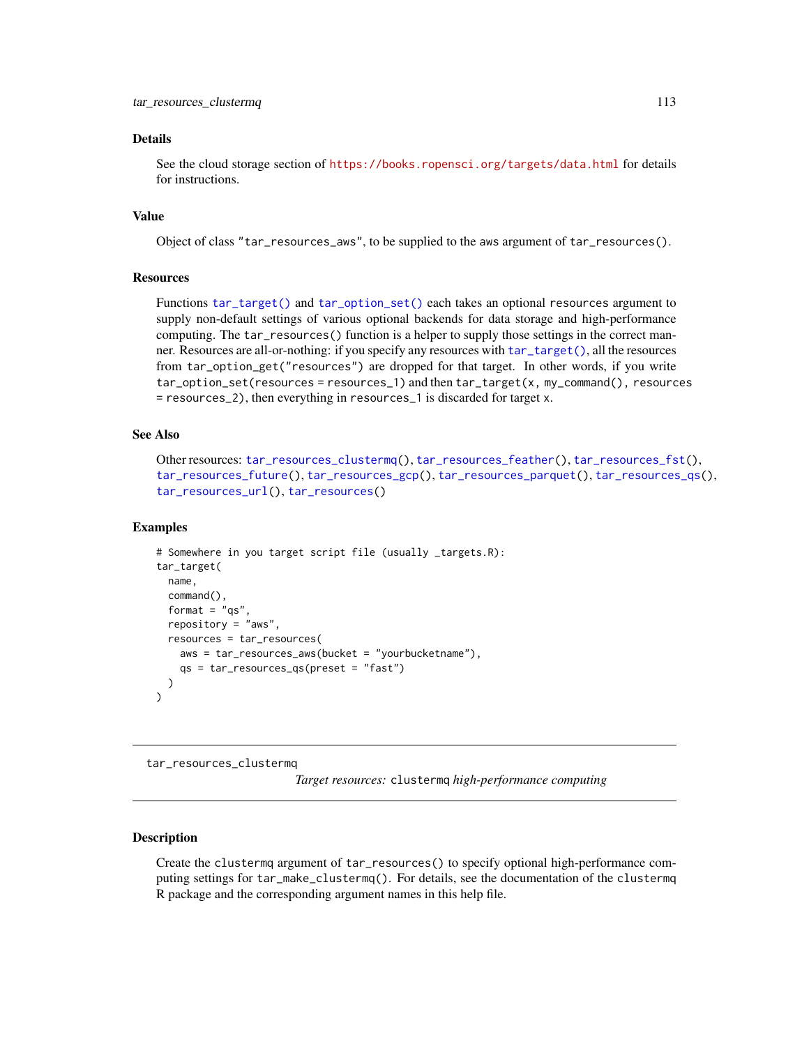### Details

See the cloud storage section of https://books.ropensci.org/targets/data.html for details for instructions.

### Value

Object of class "tar_resources_aws", to be supplied to the aws argument of `tar_resources()`.

### Resources

Functions `tar_target()` and `tar_option_set()` each takes an optional `resources` argument to supply non-default settings of various optional backends for data storage and high-performance computing. The `tar_resources()` function is a helper to supply those settings in the correct manner. Resources are all-or-nothing: if you specify any resources with `tar_target()`, all the resources from `tar_option_get("resources")` are dropped for that target. In other words, if you write `tar_option_set(resources = resources_1)` and then `tar_target(x, my_command(), resources = resources_2)`, then everything in `resources_1` is discarded for target `x`.

### See Also

Other resources: `tar_resources_clustermq()`, `tar_resources_feather()`, `tar_resources_fst()`, `tar_resources_future()`, `tar_resources_gcp()`, `tar_resources_parquet()`, `tar_resources_qs()`, `tar_resources_url()`, `tar_resources()`

### Examples

```
# Somewhere in you target script file (usually _targets.R):
tar_target(
  name,
  command(),
  format = "qs",
  repository = "aws",
  resources = tar_resources(
    aws = tar_resources_aws(bucket = "yourbucketname"),
    qs = tar_resources_qs(preset = "fast")
  )
)
```

---

## tar_resources_clustermq

*Target resources:* `clustermq` *high-performance computing*

---

### Description

Create the `clustermq` argument of `tar_resources()` to specify optional high-performance computing settings for `tar_make_clustermq()`. For details, see the documentation of the `clustermq` R package and the corresponding argument names in this help file.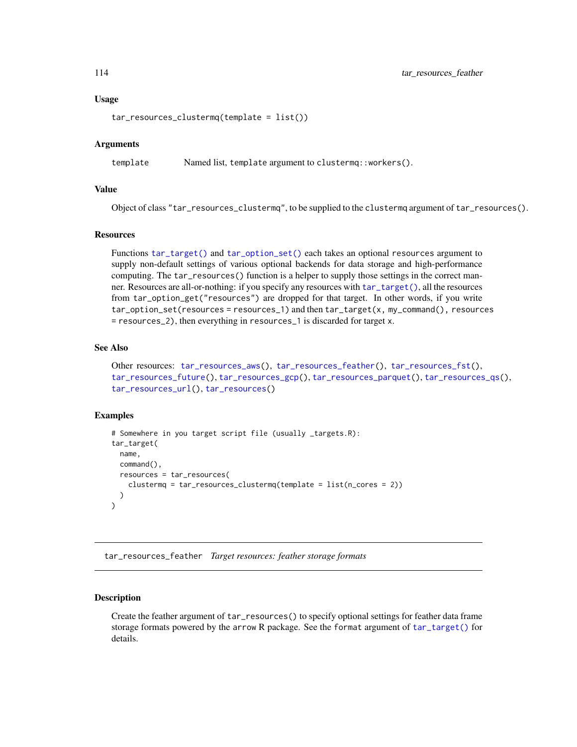### Usage

```
tar_resources_clustermq(template = list())
```

### Arguments

| | |
|---|---|
| template | Named list, template argument to clustermq::workers(). |

### Value

Object of class "tar_resources_clustermq", to be supplied to the clustermq argument of tar_resources().

### Resources

Functions tar_target() and tar_option_set() each takes an optional resources argument to supply non-default settings of various optional backends for data storage and high-performance computing. The tar_resources() function is a helper to supply those settings in the correct manner. Resources are all-or-nothing: if you specify any resources with tar_target(), all the resources from tar_option_get("resources") are dropped for that target. In other words, if you write tar_option_set(resources = resources_1) and then tar_target(x, my_command(), resources = resources_2), then everything in resources_1 is discarded for target x.

### See Also

Other resources: tar_resources_aws(), tar_resources_feather(), tar_resources_fst(), tar_resources_future(), tar_resources_gcp(), tar_resources_parquet(), tar_resources_qs(), tar_resources_url(), tar_resources()

### Examples

```
# Somewhere in you target script file (usually _targets.R):
tar_target(
  name,
  command(),
  resources = tar_resources(
    clustermq = tar_resources_clustermq(template = list(n_cores = 2))
  )
)
```

---

## tar_resources_feather *Target resources: feather storage formats*

---

### Description

Create the feather argument of tar_resources() to specify optional settings for feather data frame storage formats powered by the arrow R package. See the format argument of tar_target() for details.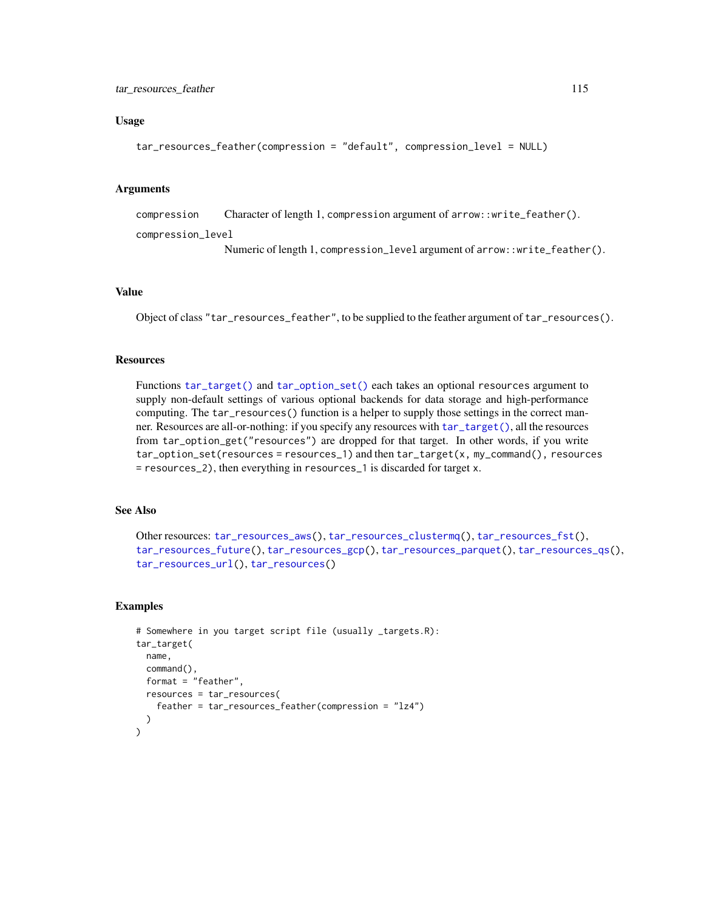### Usage

```
tar_resources_feather(compression = "default", compression_level = NULL)
```

### Arguments

| | |
|---|---|
| compression | Character of length 1, `compression` argument of `arrow::write_feather()`. |
| compression_level | Numeric of length 1, `compression_level` argument of `arrow::write_feather()`. |

### Value

Object of class `"tar_resources_feather"`, to be supplied to the feather argument of `tar_resources()`.

### Resources

Functions `tar_target()` and `tar_option_set()` each takes an optional `resources` argument to supply non-default settings of various optional backends for data storage and high-performance computing. The `tar_resources()` function is a helper to supply those settings in the correct manner. Resources are all-or-nothing: if you specify any resources with `tar_target()`, all the resources from `tar_option_get("resources")` are dropped for that target. In other words, if you write `tar_option_set(resources = resources_1)` and then `tar_target(x, my_command(), resources = resources_2)`, then everything in `resources_1` is discarded for target `x`.

### See Also

Other resources: `tar_resources_aws()`, `tar_resources_clustermq()`, `tar_resources_fst()`, `tar_resources_future()`, `tar_resources_gcp()`, `tar_resources_parquet()`, `tar_resources_qs()`, `tar_resources_url()`, `tar_resources()`

### Examples

```
# Somewhere in you target script file (usually _targets.R):
tar_target(
  name,
  command(),
  format = "feather",
  resources = tar_resources(
    feather = tar_resources_feather(compression = "lz4")
  )
)
```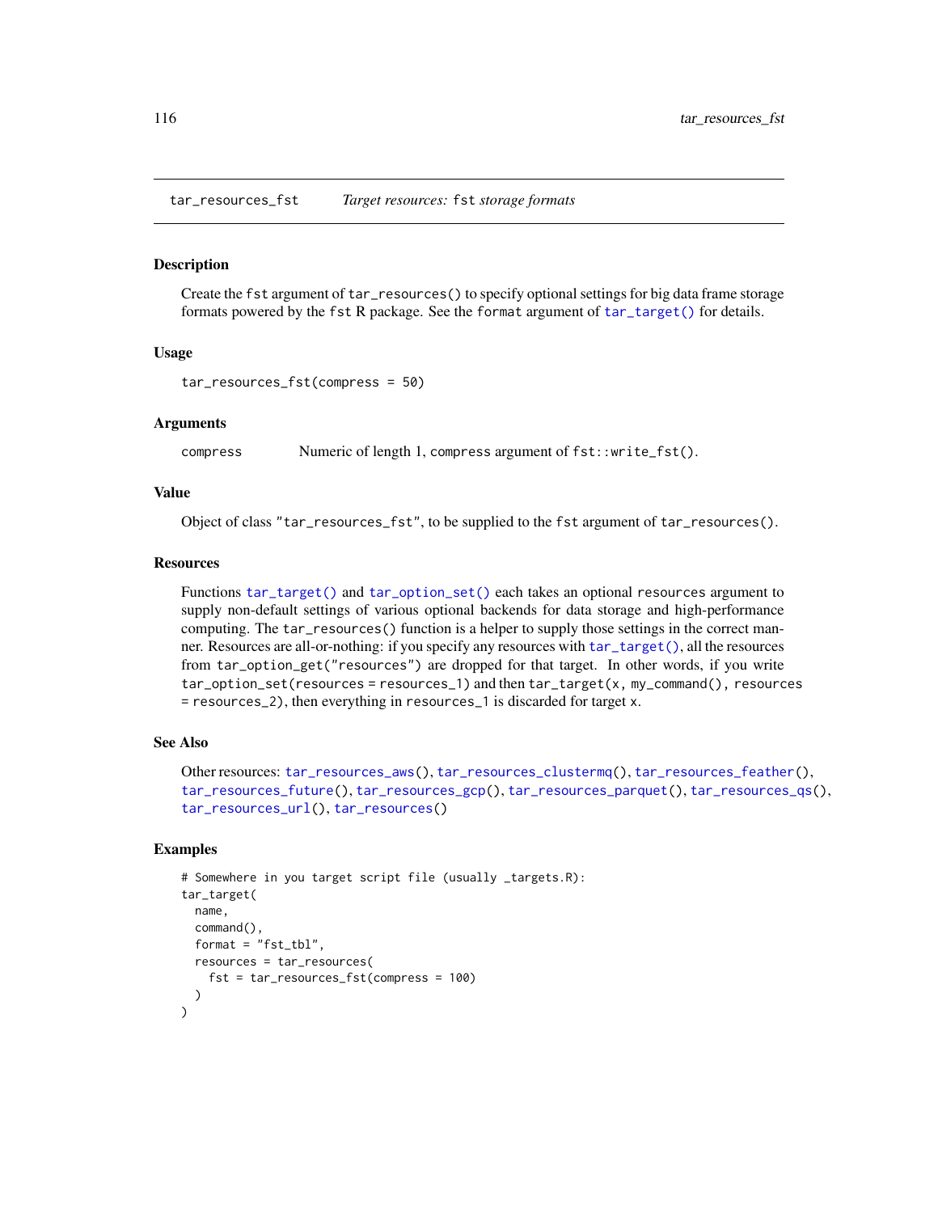## tar_resources_fst — *Target resources: `fst` storage formats*

### Description

Create the `fst` argument of `tar_resources()` to specify optional settings for big data frame storage formats powered by the `fst` R package. See the `format` argument of `tar_target()` for details.

### Usage

```
tar_resources_fst(compress = 50)
```

### Arguments

| | |
|---|---|
| `compress` | Numeric of length 1, `compress` argument of `fst::write_fst()`. |

### Value

Object of class `"tar_resources_fst"`, to be supplied to the `fst` argument of `tar_resources()`.

### Resources

Functions `tar_target()` and `tar_option_set()` each takes an optional `resources` argument to supply non-default settings of various optional backends for data storage and high-performance computing. The `tar_resources()` function is a helper to supply those settings in the correct manner. Resources are all-or-nothing: if you specify any resources with `tar_target()`, all the resources from `tar_option_get("resources")` are dropped for that target. In other words, if you write `tar_option_set(resources = resources_1)` and then `tar_target(x, my_command(), resources = resources_2)`, then everything in `resources_1` is discarded for target `x`.

### See Also

Other resources: `tar_resources_aws()`, `tar_resources_clustermq()`, `tar_resources_feather()`, `tar_resources_future()`, `tar_resources_gcp()`, `tar_resources_parquet()`, `tar_resources_qs()`, `tar_resources_url()`, `tar_resources()`

### Examples

```
# Somewhere in you target script file (usually _targets.R):
tar_target(
  name,
  command(),
  format = "fst_tbl",
  resources = tar_resources(
    fst = tar_resources_fst(compress = 100)
  )
)
```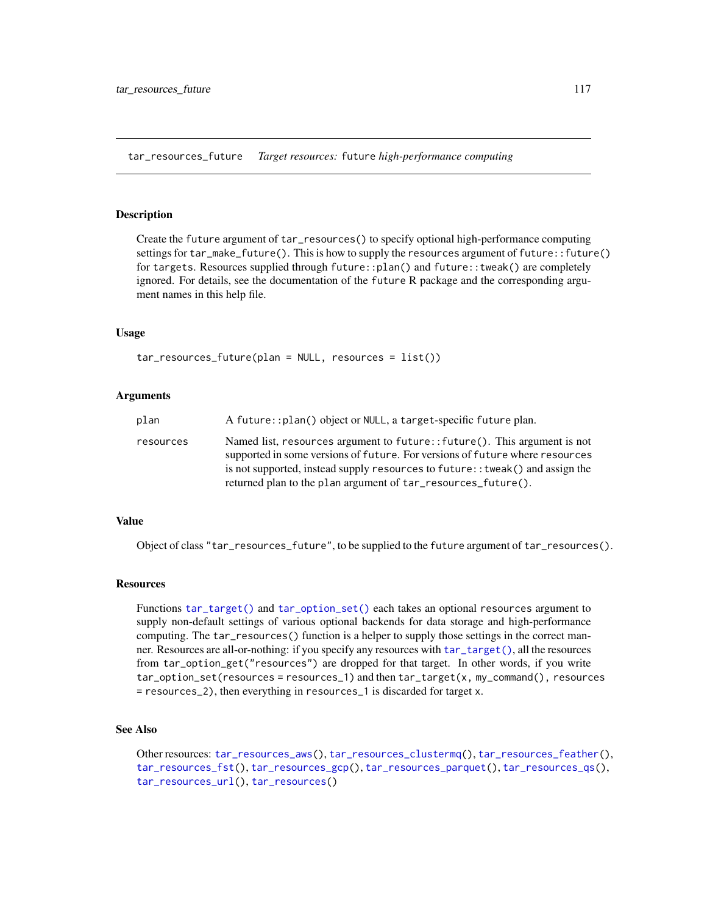## tar_resources_future    *Target resources:* `future` *high-performance computing*

### Description

Create the `future` argument of `tar_resources()` to specify optional high-performance computing settings for `tar_make_future()`. This is how to supply the `resources` argument of `future::future()` for `targets`. Resources supplied through `future::plan()` and `future::tweak()` are completely ignored. For details, see the documentation of the `future` R package and the corresponding argument names in this help file.

### Usage

```
tar_resources_future(plan = NULL, resources = list())
```

### Arguments

| | |
|---|---|
| `plan` | A `future::plan()` object or `NULL`, a `target`-specific `future` plan. |
| `resources` | Named list, `resources` argument to `future::future()`. This argument is not supported in some versions of `future`. For versions of `future` where `resources` is not supported, instead supply `resources` to `future::tweak()` and assign the returned plan to the `plan` argument of `tar_resources_future()`. |

### Value

Object of class `"tar_resources_future"`, to be supplied to the `future` argument of `tar_resources()`.

### Resources

Functions `tar_target()` and `tar_option_set()` each takes an optional `resources` argument to supply non-default settings of various optional backends for data storage and high-performance computing. The `tar_resources()` function is a helper to supply those settings in the correct manner. Resources are all-or-nothing: if you specify any resources with `tar_target()`, all the resources from `tar_option_get("resources")` are dropped for that target. In other words, if you write `tar_option_set(resources = resources_1)` and then `tar_target(x, my_command(), resources = resources_2)`, then everything in `resources_1` is discarded for target `x`.

### See Also

Other resources: `tar_resources_aws()`, `tar_resources_clustermq()`, `tar_resources_feather()`, `tar_resources_fst()`, `tar_resources_gcp()`, `tar_resources_parquet()`, `tar_resources_qs()`, `tar_resources_url()`, `tar_resources()`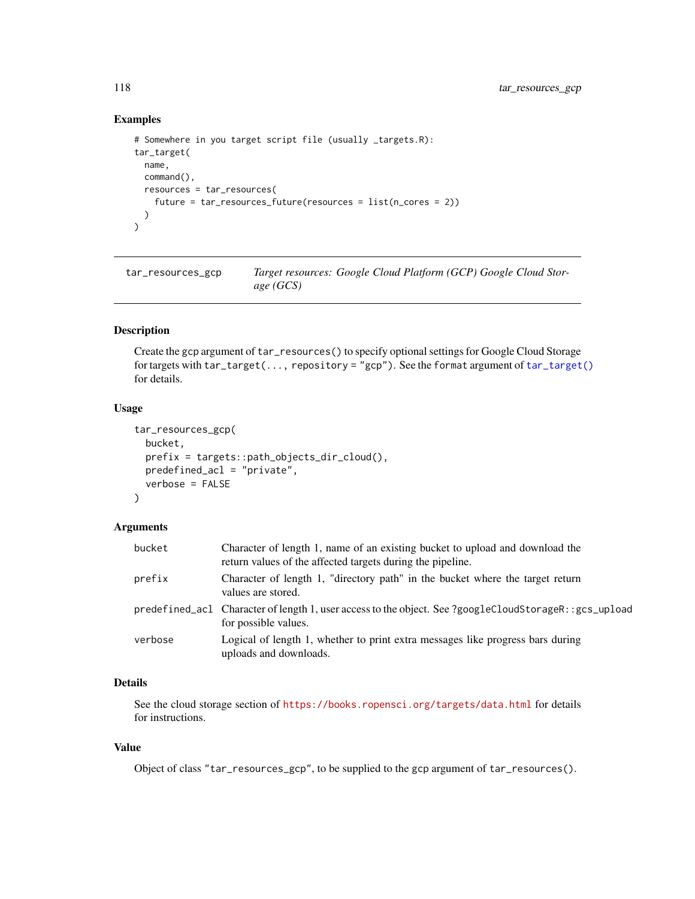### Examples

```
# Somewhere in you target script file (usually _targets.R):
tar_target(
  name,
  command(),
  resources = tar_resources(
    future = tar_resources_future(resources = list(n_cores = 2))
  )
)
```

---

## tar_resources_gcp

*Target resources: Google Cloud Platform (GCP) Google Cloud Storage (GCS)*

---

### Description

Create the gcp argument of `tar_resources()` to specify optional settings for Google Cloud Storage for targets with `tar_target(..., repository = "gcp")`. See the `format` argument of `tar_target()` for details.

### Usage

```
tar_resources_gcp(
  bucket,
  prefix = targets::path_objects_dir_cloud(),
  predefined_acl = "private",
  verbose = FALSE
)
```

### Arguments

| | |
|---|---|
| `bucket` | Character of length 1, name of an existing bucket to upload and download the return values of the affected targets during the pipeline. |
| `prefix` | Character of length 1, "directory path" in the bucket where the target return values are stored. |
| `predefined_acl` | Character of length 1, user access to the object. See `?googleCloudStorageR::gcs_upload` for possible values. |
| `verbose` | Logical of length 1, whether to print extra messages like progress bars during uploads and downloads. |

### Details

See the cloud storage section of https://books.ropensci.org/targets/data.html for details for instructions.

### Value

Object of class `"tar_resources_gcp"`, to be supplied to the gcp argument of `tar_resources()`.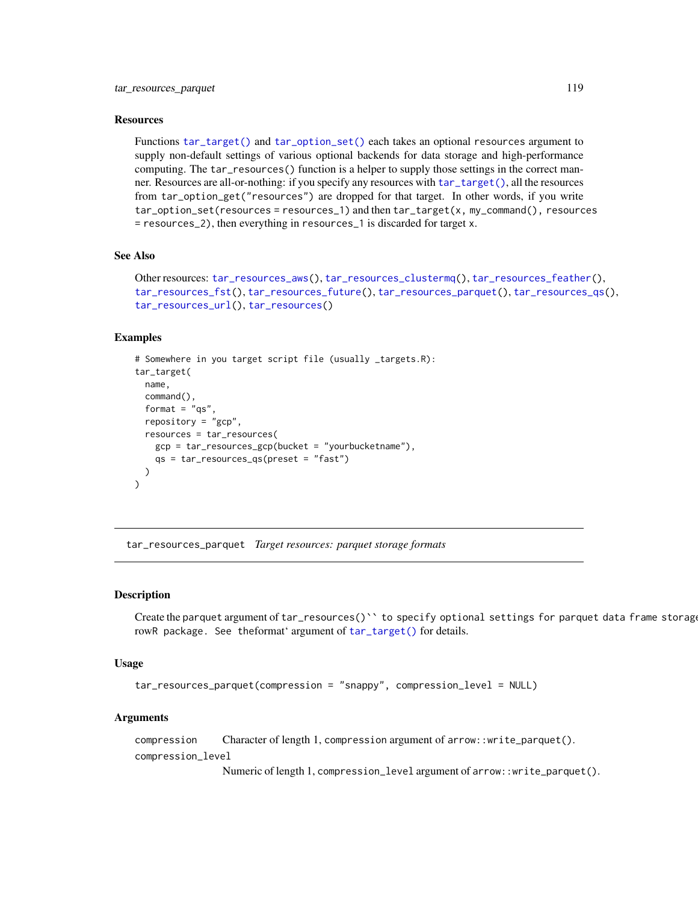### Resources

Functions `tar_target()` and `tar_option_set()` each takes an optional `resources` argument to supply non-default settings of various optional backends for data storage and high-performance computing. The `tar_resources()` function is a helper to supply those settings in the correct manner. Resources are all-or-nothing: if you specify any resources with `tar_target()`, all the resources from `tar_option_get("resources")` are dropped for that target. In other words, if you write `tar_option_set(resources = resources_1)` and then `tar_target(x, my_command(), resources = resources_2)`, then everything in `resources_1` is discarded for target `x`.

### See Also

Other resources: `tar_resources_aws()`, `tar_resources_clustermq()`, `tar_resources_feather()`, `tar_resources_fst()`, `tar_resources_future()`, `tar_resources_parquet()`, `tar_resources_qs()`, `tar_resources_url()`, `tar_resources()`

### Examples

```
# Somewhere in you target script file (usually _targets.R):
tar_target(
  name,
  command(),
  format = "qs",
  repository = "gcp",
  resources = tar_resources(
    gcp = tar_resources_gcp(bucket = "yourbucketname"),
    qs = tar_resources_qs(preset = "fast")
  )
)
```

---

## tar_resources_parquet *Target resources: parquet storage formats*

### Description

Create the parquet argument of `tar_resources()`` to specify optional settings for parquet data frame storage formats powered by the arrowR package. See theformat` argument of `tar_target()` for details.

### Usage

```
tar_resources_parquet(compression = "snappy", compression_level = NULL)
```

### Arguments

`compression` Character of length 1, `compression` argument of `arrow::write_parquet()`.

`compression_level` Numeric of length 1, `compression_level` argument of `arrow::write_parquet()`.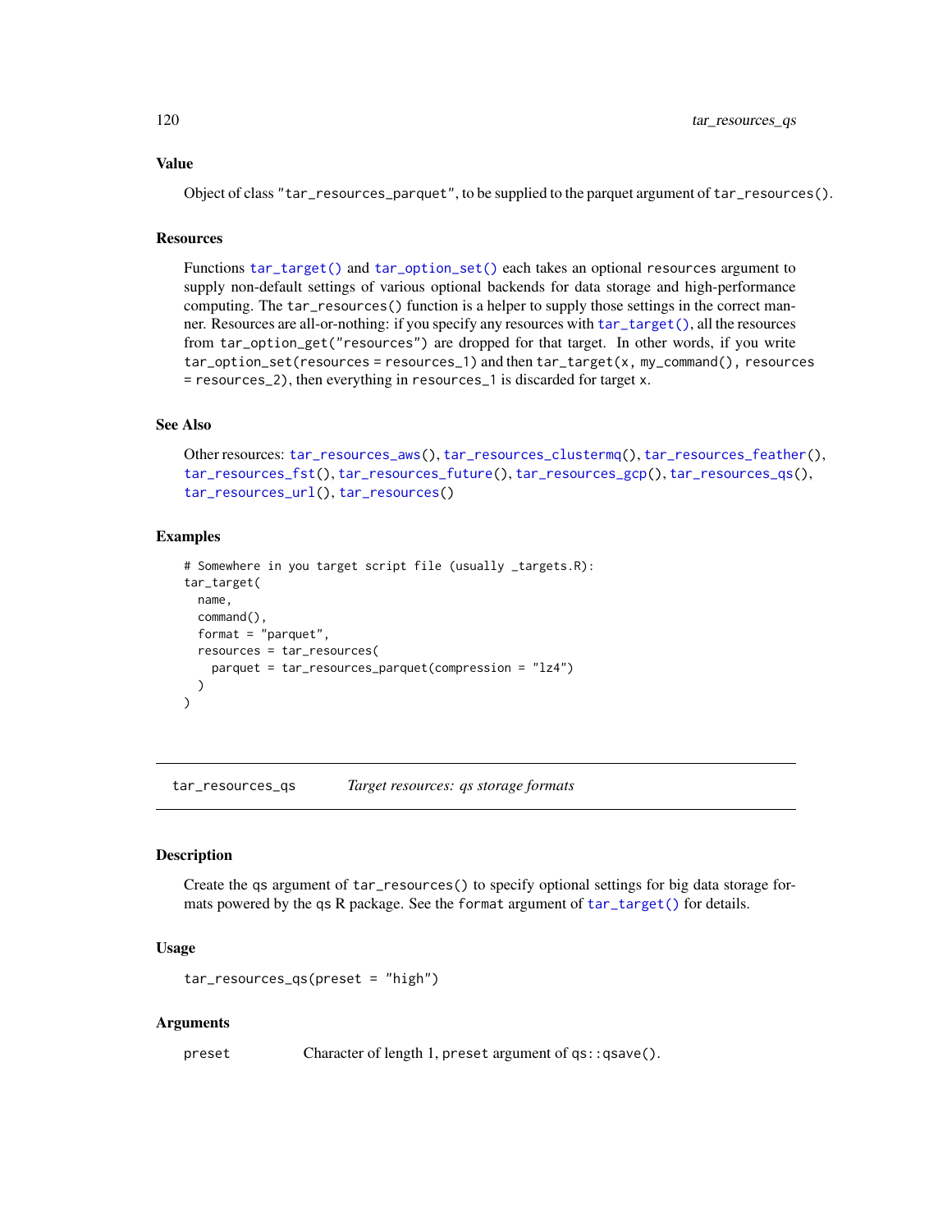### Value

Object of class "tar_resources_parquet", to be supplied to the parquet argument of tar_resources().

### Resources

Functions tar_target() and tar_option_set() each takes an optional resources argument to supply non-default settings of various optional backends for data storage and high-performance computing. The tar_resources() function is a helper to supply those settings in the correct manner. Resources are all-or-nothing: if you specify any resources with tar_target(), all the resources from tar_option_get("resources") are dropped for that target. In other words, if you write tar_option_set(resources = resources_1) and then tar_target(x, my_command(), resources = resources_2), then everything in resources_1 is discarded for target x.

### See Also

Other resources: tar_resources_aws(), tar_resources_clustermq(), tar_resources_feather(), tar_resources_fst(), tar_resources_future(), tar_resources_gcp(), tar_resources_qs(), tar_resources_url(), tar_resources()

### Examples

```
# Somewhere in you target script file (usually _targets.R):
tar_target(
  name,
  command(),
  format = "parquet",
  resources = tar_resources(
    parquet = tar_resources_parquet(compression = "lz4")
  )
)
```

---

## tar_resources_qs    *Target resources: qs storage formats*

### Description

Create the qs argument of tar_resources() to specify optional settings for big data storage formats powered by the qs R package. See the format argument of tar_target() for details.

### Usage

```
tar_resources_qs(preset = "high")
```

### Arguments

| | |
|---|---|
| preset | Character of length 1, preset argument of qs::qsave(). |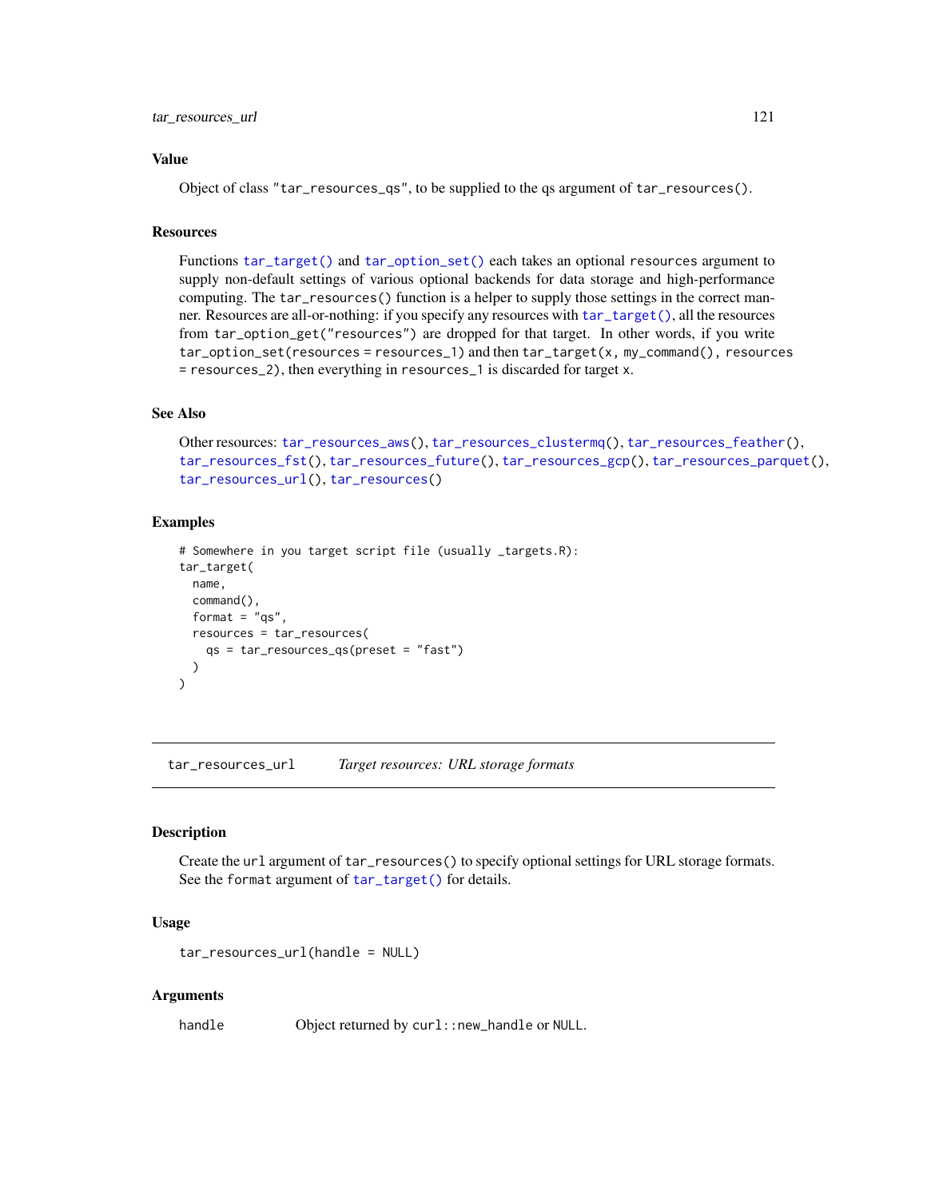### Value

Object of class "tar_resources_qs", to be supplied to the qs argument of `tar_resources()`.

### Resources

Functions `tar_target()` and `tar_option_set()` each takes an optional `resources` argument to supply non-default settings of various optional backends for data storage and high-performance computing. The `tar_resources()` function is a helper to supply those settings in the correct manner. Resources are all-or-nothing: if you specify any resources with `tar_target()`, all the resources from `tar_option_get("resources")` are dropped for that target. In other words, if you write `tar_option_set(resources = resources_1)` and then `tar_target(x, my_command(), resources = resources_2)`, then everything in `resources_1` is discarded for target `x`.

### See Also

Other resources: `tar_resources_aws()`, `tar_resources_clustermq()`, `tar_resources_feather()`, `tar_resources_fst()`, `tar_resources_future()`, `tar_resources_gcp()`, `tar_resources_parquet()`, `tar_resources_url()`, `tar_resources()`

### Examples

```
# Somewhere in you target script file (usually _targets.R):
tar_target(
  name,
  command(),
  format = "qs",
  resources = tar_resources(
    qs = tar_resources_qs(preset = "fast")
  )
)
```

---

## tar_resources_url    *Target resources: URL storage formats*

---

### Description

Create the `url` argument of `tar_resources()` to specify optional settings for URL storage formats. See the `format` argument of `tar_target()` for details.

### Usage

```
tar_resources_url(handle = NULL)
```

### Arguments

| | |
|---|---|
| `handle` | Object returned by `curl::new_handle` or `NULL`. |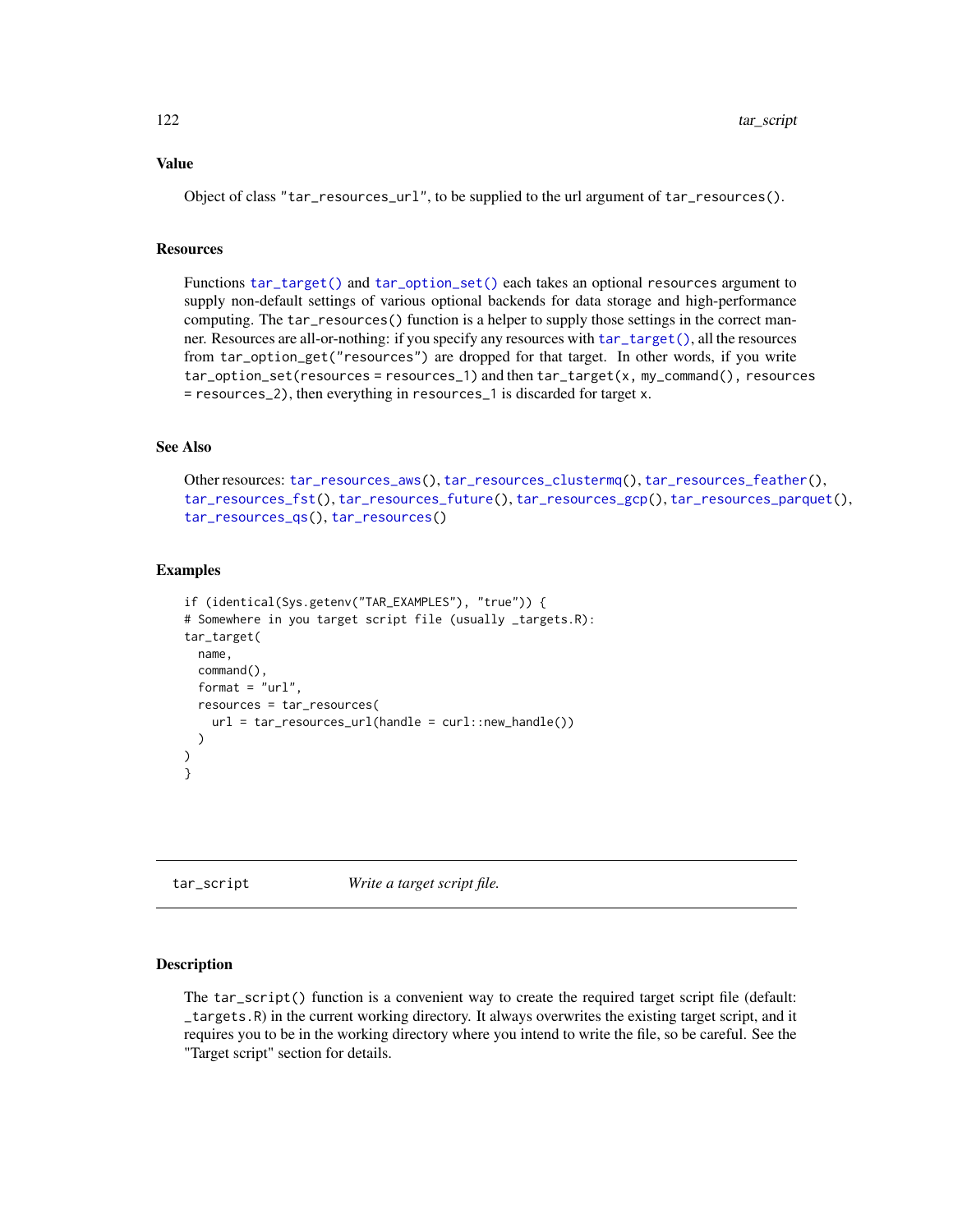### Value

Object of class "tar_resources_url", to be supplied to the url argument of `tar_resources()`.

### Resources

Functions `tar_target()` and `tar_option_set()` each takes an optional `resources` argument to supply non-default settings of various optional backends for data storage and high-performance computing. The `tar_resources()` function is a helper to supply those settings in the correct manner. Resources are all-or-nothing: if you specify any resources with `tar_target()`, all the resources from `tar_option_get("resources")` are dropped for that target. In other words, if you write `tar_option_set(resources = resources_1)` and then `tar_target(x, my_command(), resources = resources_2)`, then everything in `resources_1` is discarded for target `x`.

### See Also

Other resources: `tar_resources_aws()`, `tar_resources_clustermq()`, `tar_resources_feather()`, `tar_resources_fst()`, `tar_resources_future()`, `tar_resources_gcp()`, `tar_resources_parquet()`, `tar_resources_qs()`, `tar_resources()`

### Examples

```
if (identical(Sys.getenv("TAR_EXAMPLES"), "true")) {
# Somewhere in you target script file (usually _targets.R):
tar_target(
  name,
  command(),
  format = "url",
  resources = tar_resources(
    url = tar_resources_url(handle = curl::new_handle())
  )
)
}
```

---

## tar_script — *Write a target script file.*

---

### Description

The `tar_script()` function is a convenient way to create the required target script file (default: `_targets.R`) in the current working directory. It always overwrites the existing target script, and it requires you to be in the working directory where you intend to write the file, so be careful. See the "Target script" section for details.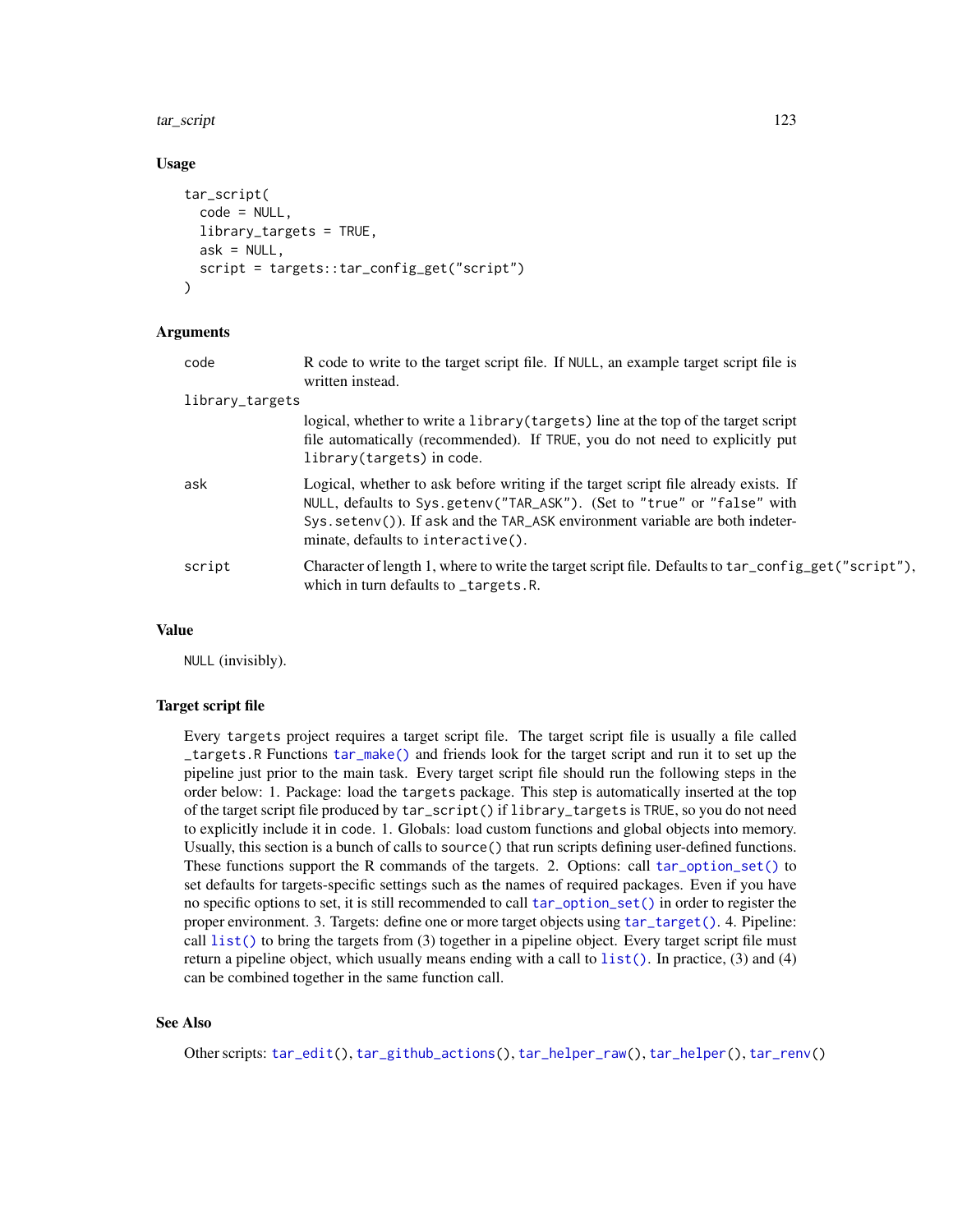## Usage

```
tar_script(
  code = NULL,
  library_targets = TRUE,
  ask = NULL,
  script = targets::tar_config_get("script")
)
```

## Arguments

- `code` — R code to write to the target script file. If `NULL`, an example target script file is written instead.
- `library_targets` — logical, whether to write a `library(targets)` line at the top of the target script file automatically (recommended). If `TRUE`, you do not need to explicitly put `library(targets)` in `code`.
- `ask` — Logical, whether to ask before writing if the target script file already exists. If `NULL`, defaults to `Sys.getenv("TAR_ASK")`. (Set to `"true"` or `"false"` with `Sys.setenv()`). If `ask` and the `TAR_ASK` environment variable are both indeterminate, defaults to `interactive()`.
- `script` — Character of length 1, where to write the target script file. Defaults to `tar_config_get("script")`, which in turn defaults to `_targets.R`.

## Value

`NULL` (invisibly).

## Target script file

Every `targets` project requires a target script file. The target script file is usually a file called `_targets.R` Functions `tar_make()` and friends look for the target script and run it to set up the pipeline just prior to the main task. Every target script file should run the following steps in the order below: 1. Package: load the `targets` package. This step is automatically inserted at the top of the target script file produced by `tar_script()` if `library_targets` is `TRUE`, so you do not need to explicitly include it in `code`. 1. Globals: load custom functions and global objects into memory. Usually, this section is a bunch of calls to `source()` that run scripts defining user-defined functions. These functions support the R commands of the targets. 2. Options: call `tar_option_set()` to set defaults for targets-specific settings such as the names of required packages. Even if you have no specific options to set, it is still recommended to call `tar_option_set()` in order to register the proper environment. 3. Targets: define one or more target objects using `tar_target()`. 4. Pipeline: call `list()` to bring the targets from (3) together in a pipeline object. Every target script file must return a pipeline object, which usually means ending with a call to `list()`. In practice, (3) and (4) can be combined together in the same function call.

## See Also

Other scripts: `tar_edit()`, `tar_github_actions()`, `tar_helper_raw()`, `tar_helper()`, `tar_renv()`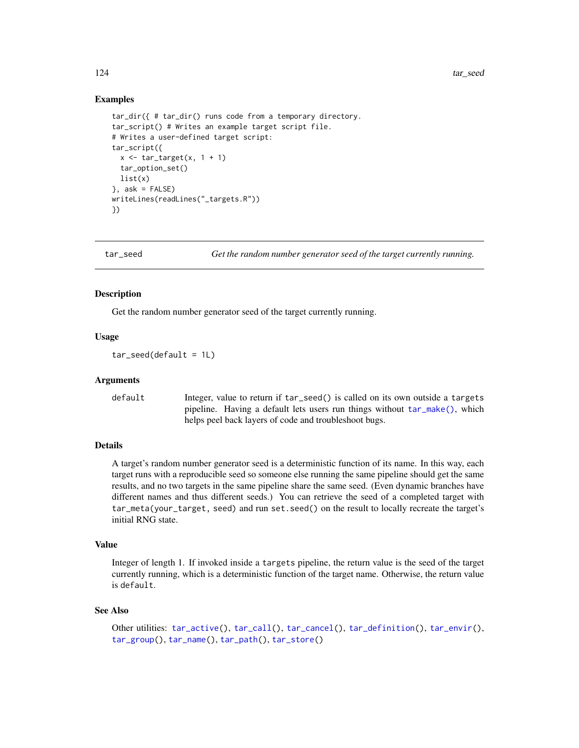## Examples

```
tar_dir({ # tar_dir() runs code from a temporary directory.
tar_script() # Writes an example target script file.
# Writes a user-defined target script:
tar_script({
  x <- tar_target(x, 1 + 1)
  tar_option_set()
  list(x)
}, ask = FALSE)
writeLines(readLines("_targets.R"))
})
```

---

# tar_seed — *Get the random number generator seed of the target currently running.*

---

## Description

Get the random number generator seed of the target currently running.

## Usage

```
tar_seed(default = 1L)
```

## Arguments

| | |
|---|---|
| `default` | Integer, value to return if `tar_seed()` is called on its own outside a `targets` pipeline. Having a default lets users run things without `tar_make()`, which helps peel back layers of code and troubleshoot bugs. |

## Details

A target's random number generator seed is a deterministic function of its name. In this way, each target runs with a reproducible seed so someone else running the same pipeline should get the same results, and no two targets in the same pipeline share the same seed. (Even dynamic branches have different names and thus different seeds.) You can retrieve the seed of a completed target with `tar_meta(your_target, seed)` and run `set.seed()` on the result to locally recreate the target's initial RNG state.

## Value

Integer of length 1. If invoked inside a `targets` pipeline, the return value is the seed of the target currently running, which is a deterministic function of the target name. Otherwise, the return value is `default`.

## See Also

Other utilities: `tar_active()`, `tar_call()`, `tar_cancel()`, `tar_definition()`, `tar_envir()`, `tar_group()`, `tar_name()`, `tar_path()`, `tar_store()`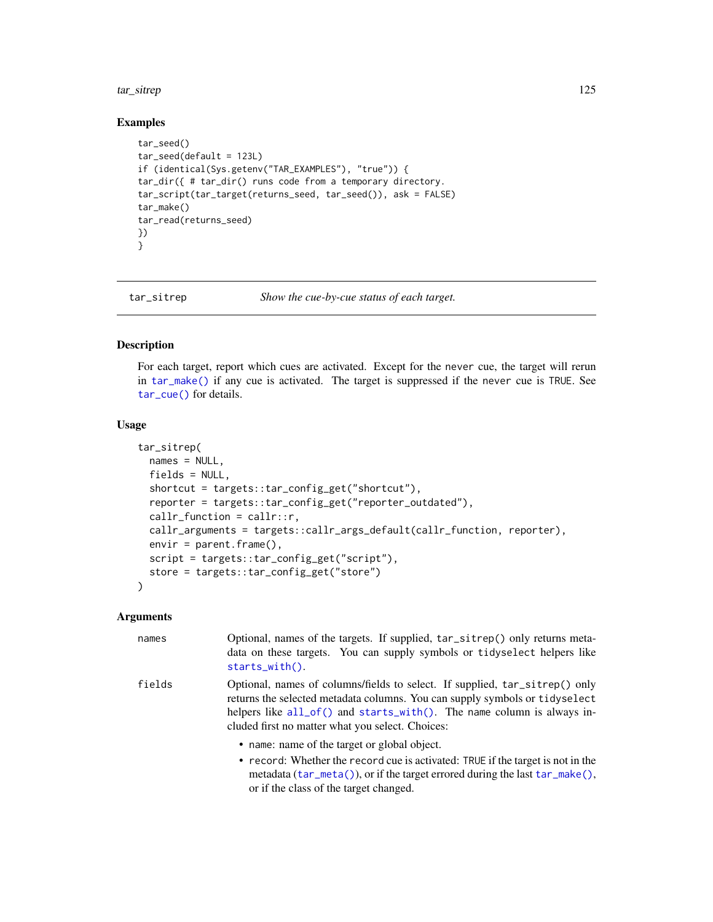## Examples

```
tar_seed()
tar_seed(default = 123L)
if (identical(Sys.getenv("TAR_EXAMPLES"), "true")) {
tar_dir({ # tar_dir() runs code from a temporary directory.
tar_script(tar_target(returns_seed, tar_seed()), ask = FALSE)
tar_make()
tar_read(returns_seed)
})
}
```

---

# tar_sitrep    *Show the cue-by-cue status of each target.*

---

## Description

For each target, report which cues are activated. Except for the never cue, the target will rerun in tar_make() if any cue is activated. The target is suppressed if the never cue is TRUE. See tar_cue() for details.

## Usage

```
tar_sitrep(
  names = NULL,
  fields = NULL,
  shortcut = targets::tar_config_get("shortcut"),
  reporter = targets::tar_config_get("reporter_outdated"),
  callr_function = callr::r,
  callr_arguments = targets::callr_args_default(callr_function, reporter),
  envir = parent.frame(),
  script = targets::tar_config_get("script"),
  store = targets::tar_config_get("store")
)
```

## Arguments

names    Optional, names of the targets. If supplied, tar_sitrep() only returns metadata on these targets. You can supply symbols or tidyselect helpers like starts_with().

fields    Optional, names of columns/fields to select. If supplied, tar_sitrep() only returns the selected metadata columns. You can supply symbols or tidyselect helpers like all_of() and starts_with(). The name column is always included first no matter what you select. Choices:

- name: name of the target or global object.
- record: Whether the record cue is activated: TRUE if the target is not in the metadata (tar_meta()), or if the target errored during the last tar_make(), or if the class of the target changed.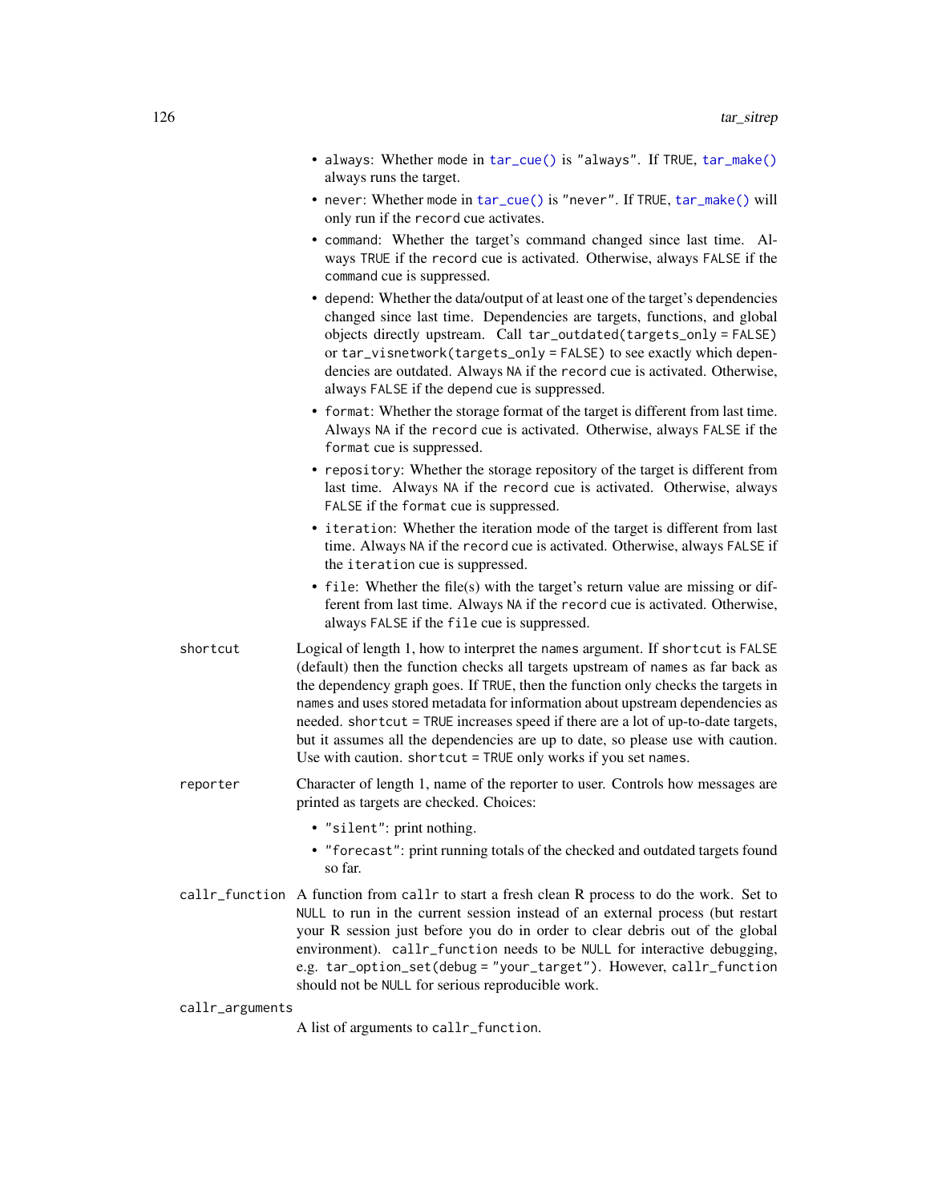- `always`: Whether mode in `tar_cue()` is `"always"`. If `TRUE`, `tar_make()` always runs the target.
- `never`: Whether mode in `tar_cue()` is `"never"`. If `TRUE`, `tar_make()` will only run if the `record` cue activates.
- `command`: Whether the target's command changed since last time. Always `TRUE` if the `record` cue is activated. Otherwise, always `FALSE` if the `command` cue is suppressed.
- `depend`: Whether the data/output of at least one of the target's dependencies changed since last time. Dependencies are targets, functions, and global objects directly upstream. Call `tar_outdated(targets_only = FALSE)` or `tar_visnetwork(targets_only = FALSE)` to see exactly which dependencies are outdated. Always `NA` if the `record` cue is activated. Otherwise, always `FALSE` if the `depend` cue is suppressed.
- `format`: Whether the storage format of the target is different from last time. Always `NA` if the `record` cue is activated. Otherwise, always `FALSE` if the `format` cue is suppressed.
- `repository`: Whether the storage repository of the target is different from last time. Always `NA` if the `record` cue is activated. Otherwise, always `FALSE` if the `format` cue is suppressed.
- `iteration`: Whether the iteration mode of the target is different from last time. Always `NA` if the `record` cue is activated. Otherwise, always `FALSE` if the `iteration` cue is suppressed.
- `file`: Whether the file(s) with the target's return value are missing or different from last time. Always `NA` if the `record` cue is activated. Otherwise, always `FALSE` if the `file` cue is suppressed.

`shortcut`
: Logical of length 1, how to interpret the `names` argument. If `shortcut` is `FALSE` (default) then the function checks all targets upstream of `names` as far back as the dependency graph goes. If `TRUE`, then the function only checks the targets in `names` and uses stored metadata for information about upstream dependencies as needed. `shortcut = TRUE` increases speed if there are a lot of up-to-date targets, but it assumes all the dependencies are up to date, so please use with caution. Use with caution. `shortcut = TRUE` only works if you set `names`.

`reporter`
: Character of length 1, name of the reporter to user. Controls how messages are printed as targets are checked. Choices:

- `"silent"`: print nothing.
- `"forecast"`: print running totals of the checked and outdated targets found so far.

`callr_function`
: A function from `callr` to start a fresh clean R process to do the work. Set to `NULL` to run in the current session instead of an external process (but restart your R session just before you do in order to clear debris out of the global environment). `callr_function` needs to be `NULL` for interactive debugging, e.g. `tar_option_set(debug = "your_target")`. However, `callr_function` should not be `NULL` for serious reproducible work.

`callr_arguments`
: A list of arguments to `callr_function`.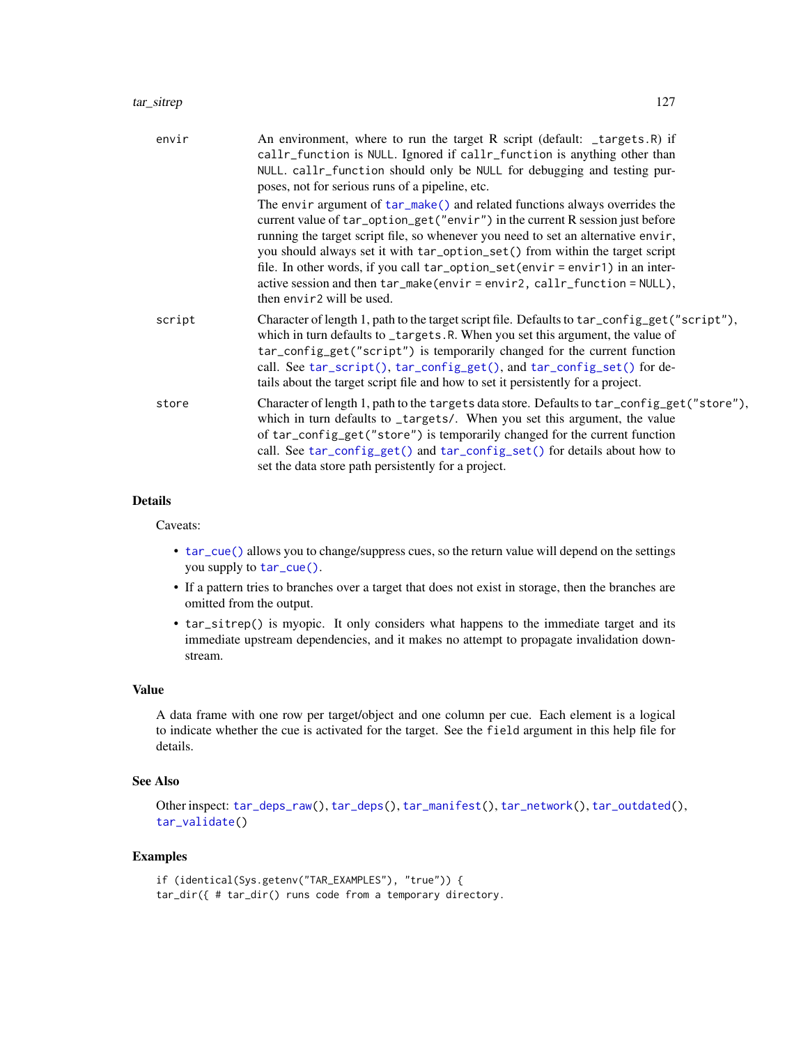| | |
|---|---|
| envir | An environment, where to run the target R script (default: _targets.R) if callr_function is NULL. Ignored if callr_function is anything other than NULL. callr_function should only be NULL for debugging and testing purposes, not for serious runs of a pipeline, etc.<br><br>The envir argument of tar_make() and related functions always overrides the current value of tar_option_get("envir") in the current R session just before running the target script file, so whenever you need to set an alternative envir, you should always set it with tar_option_set() from within the target script file. In other words, if you call tar_option_set(envir = envir1) in an interactive session and then tar_make(envir = envir2, callr_function = NULL), then envir2 will be used. |
| script | Character of length 1, path to the target script file. Defaults to tar_config_get("script"), which in turn defaults to _targets.R. When you set this argument, the value of tar_config_get("script") is temporarily changed for the current function call. See tar_script(), tar_config_get(), and tar_config_set() for details about the target script file and how to set it persistently for a project. |
| store | Character of length 1, path to the targets data store. Defaults to tar_config_get("store"), which in turn defaults to _targets/. When you set this argument, the value of tar_config_get("store") is temporarily changed for the current function call. See tar_config_get() and tar_config_set() for details about how to set the data store path persistently for a project. |

## Details

Caveats:

- tar_cue() allows you to change/suppress cues, so the return value will depend on the settings you supply to tar_cue().
- If a pattern tries to branches over a target that does not exist in storage, then the branches are omitted from the output.
- tar_sitrep() is myopic. It only considers what happens to the immediate target and its immediate upstream dependencies, and it makes no attempt to propagate invalidation downstream.

## Value

A data frame with one row per target/object and one column per cue. Each element is a logical to indicate whether the cue is activated for the target. See the field argument in this help file for details.

## See Also

Other inspect: tar_deps_raw(), tar_deps(), tar_manifest(), tar_network(), tar_outdated(), tar_validate()

## Examples

```
if (identical(Sys.getenv("TAR_EXAMPLES"), "true")) {
tar_dir({ # tar_dir() runs code from a temporary directory.
```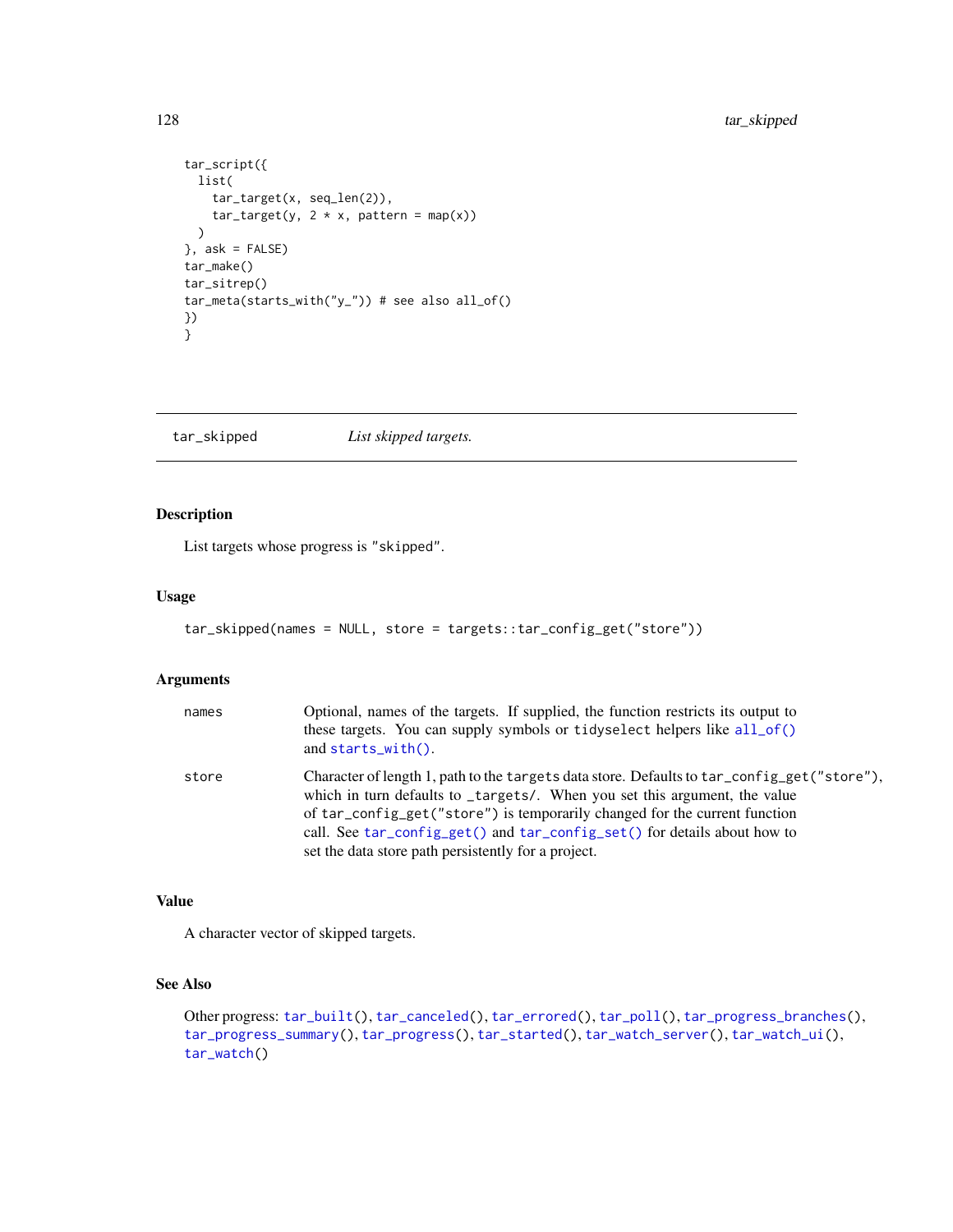```
tar_script({
  list(
    tar_target(x, seq_len(2)),
    tar_target(y, 2 * x, pattern = map(x))
  )
}, ask = FALSE)
tar_make()
tar_sitrep()
tar_meta(starts_with("y_")) # see also all_of()
})
}
```

---

## tar_skipped *List skipped targets.*

---

### Description

List targets whose progress is "skipped".

### Usage

```
tar_skipped(names = NULL, store = targets::tar_config_get("store"))
```

### Arguments

| | |
|---|---|
| names | Optional, names of the targets. If supplied, the function restricts its output to these targets. You can supply symbols or tidyselect helpers like all_of() and starts_with(). |
| store | Character of length 1, path to the targets data store. Defaults to tar_config_get("store"), which in turn defaults to _targets/. When you set this argument, the value of tar_config_get("store") is temporarily changed for the current function call. See tar_config_get() and tar_config_set() for details about how to set the data store path persistently for a project. |

### Value

A character vector of skipped targets.

### See Also

Other progress: tar_built(), tar_canceled(), tar_errored(), tar_poll(), tar_progress_branches(), tar_progress_summary(), tar_progress(), tar_started(), tar_watch_server(), tar_watch_ui(), tar_watch()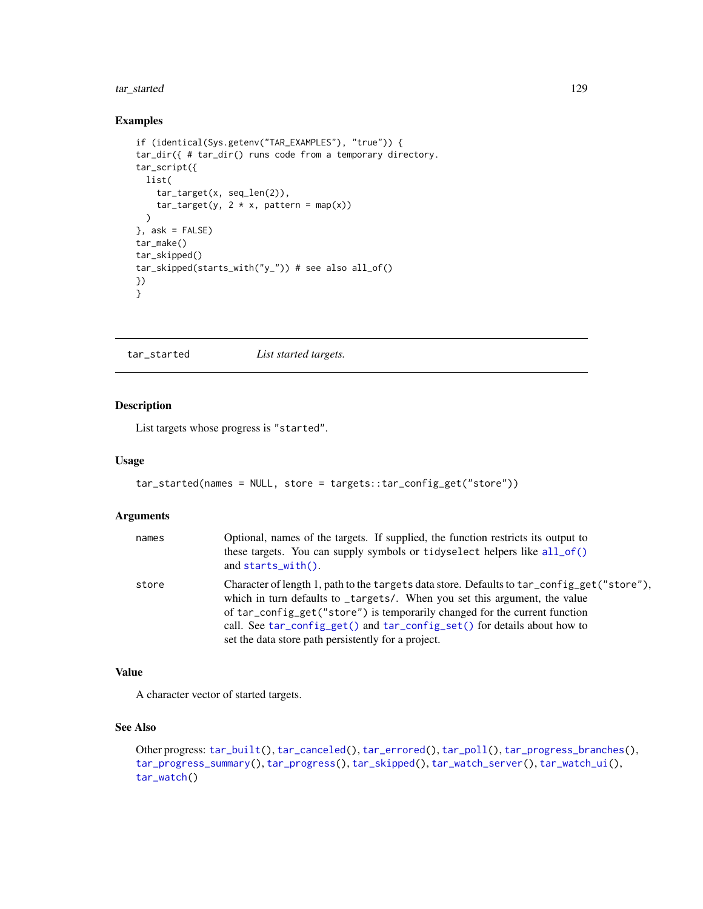## Examples

```
if (identical(Sys.getenv("TAR_EXAMPLES"), "true")) {
tar_dir({ # tar_dir() runs code from a temporary directory.
tar_script({
  list(
    tar_target(x, seq_len(2)),
    tar_target(y, 2 * x, pattern = map(x))
  )
}, ask = FALSE)
tar_make()
tar_skipped()
tar_skipped(starts_with("y_")) # see also all_of()
})
}
```

---

# tar_started — *List started targets.*

## Description

List targets whose progress is "started".

## Usage

```
tar_started(names = NULL, store = targets::tar_config_get("store"))
```

## Arguments

| | |
|---|---|
| names | Optional, names of the targets. If supplied, the function restricts its output to these targets. You can supply symbols or tidyselect helpers like all_of() and starts_with(). |
| store | Character of length 1, path to the targets data store. Defaults to tar_config_get("store"), which in turn defaults to _targets/. When you set this argument, the value of tar_config_get("store") is temporarily changed for the current function call. See tar_config_get() and tar_config_set() for details about how to set the data store path persistently for a project. |

## Value

A character vector of started targets.

## See Also

Other progress: tar_built(), tar_canceled(), tar_errored(), tar_poll(), tar_progress_branches(), tar_progress_summary(), tar_progress(), tar_skipped(), tar_watch_server(), tar_watch_ui(), tar_watch()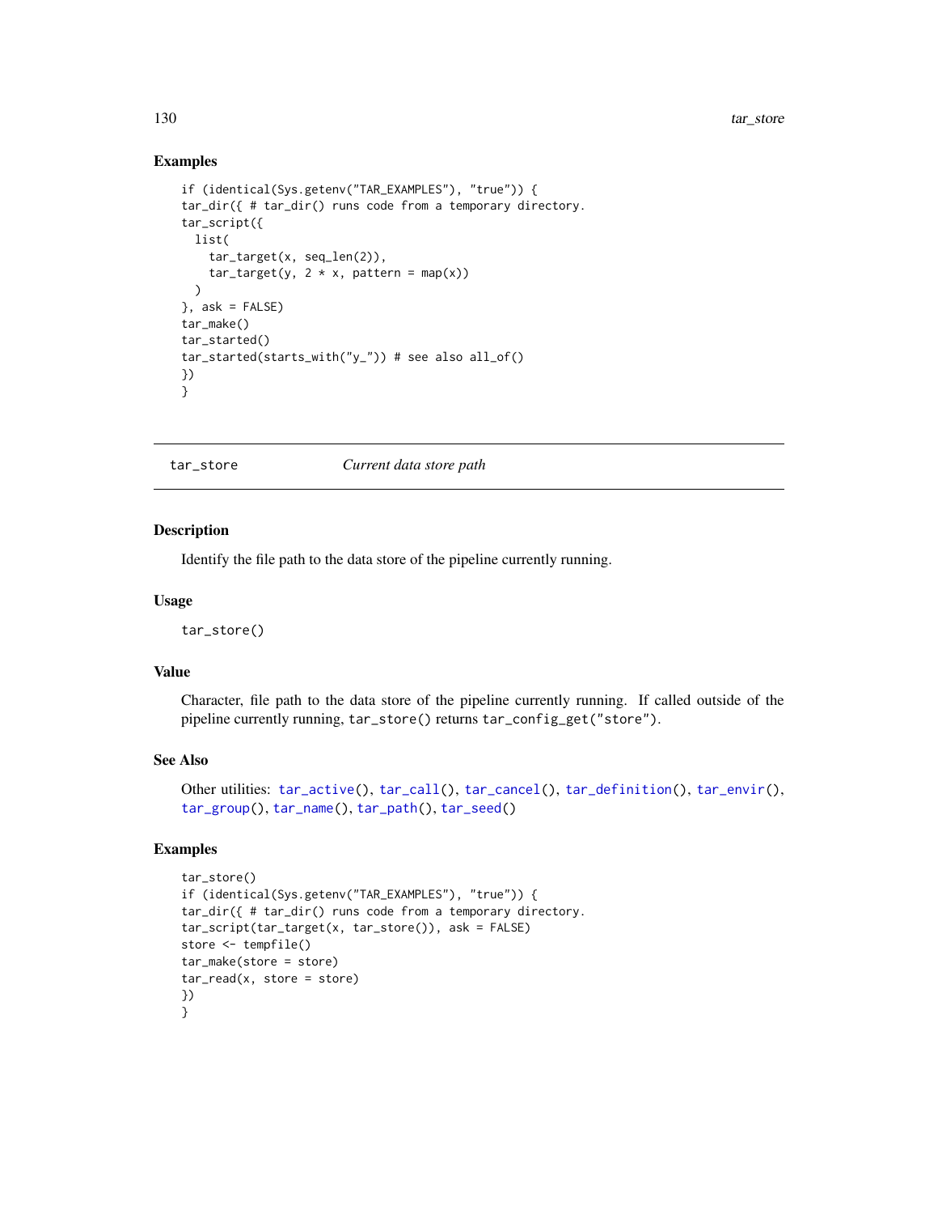## Examples

```
if (identical(Sys.getenv("TAR_EXAMPLES"), "true")) {
tar_dir({ # tar_dir() runs code from a temporary directory.
tar_script({
  list(
    tar_target(x, seq_len(2)),
    tar_target(y, 2 * x, pattern = map(x))
  )
}, ask = FALSE)
tar_make()
tar_started()
tar_started(starts_with("y_")) # see also all_of()
})
}
```

---

# tar_store *Current data store path*

## Description

Identify the file path to the data store of the pipeline currently running.

## Usage

```
tar_store()
```

## Value

Character, file path to the data store of the pipeline currently running. If called outside of the pipeline currently running, `tar_store()` returns `tar_config_get("store")`.

## See Also

Other utilities: `tar_active()`, `tar_call()`, `tar_cancel()`, `tar_definition()`, `tar_envir()`, `tar_group()`, `tar_name()`, `tar_path()`, `tar_seed()`

## Examples

```
tar_store()
if (identical(Sys.getenv("TAR_EXAMPLES"), "true")) {
tar_dir({ # tar_dir() runs code from a temporary directory.
tar_script(tar_target(x, tar_store()), ask = FALSE)
store <- tempfile()
tar_make(store = store)
tar_read(x, store = store)
})
}
```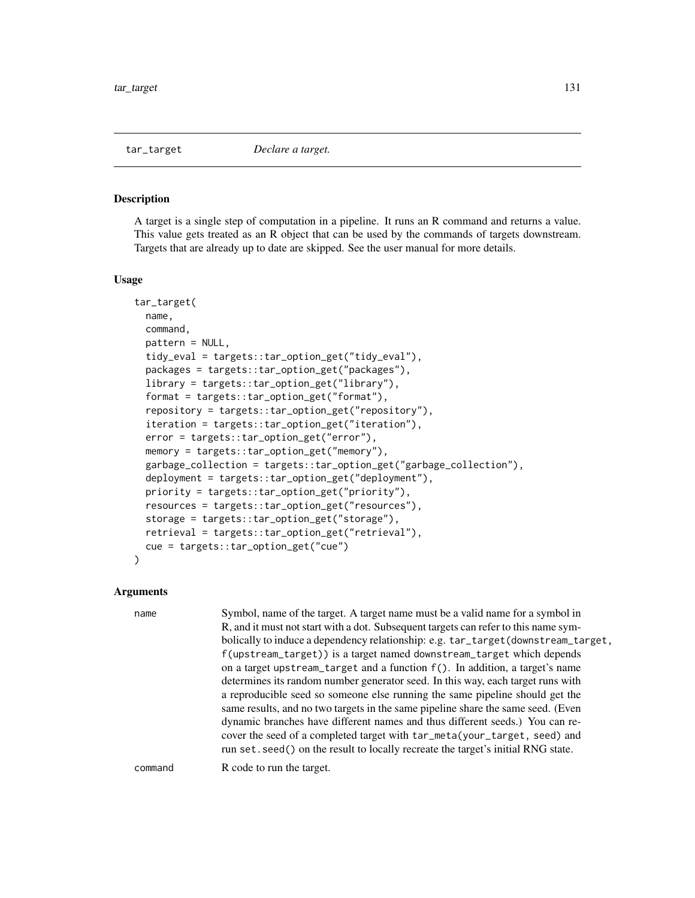## tar_target — *Declare a target.*

### Description

A target is a single step of computation in a pipeline. It runs an R command and returns a value. This value gets treated as an R object that can be used by the commands of targets downstream. Targets that are already up to date are skipped. See the user manual for more details.

### Usage

```
tar_target(
  name,
  command,
  pattern = NULL,
  tidy_eval = targets::tar_option_get("tidy_eval"),
  packages = targets::tar_option_get("packages"),
  library = targets::tar_option_get("library"),
  format = targets::tar_option_get("format"),
  repository = targets::tar_option_get("repository"),
  iteration = targets::tar_option_get("iteration"),
  error = targets::tar_option_get("error"),
  memory = targets::tar_option_get("memory"),
  garbage_collection = targets::tar_option_get("garbage_collection"),
  deployment = targets::tar_option_get("deployment"),
  priority = targets::tar_option_get("priority"),
  resources = targets::tar_option_get("resources"),
  storage = targets::tar_option_get("storage"),
  retrieval = targets::tar_option_get("retrieval"),
  cue = targets::tar_option_get("cue")
)
```

### Arguments

`name` — Symbol, name of the target. A target name must be a valid name for a symbol in R, and it must not start with a dot. Subsequent targets can refer to this name symbolically to induce a dependency relationship: e.g. `tar_target(downstream_target, f(upstream_target))` is a target named `downstream_target` which depends on a target `upstream_target` and a function `f()`. In addition, a target's name determines its random number generator seed. In this way, each target runs with a reproducible seed so someone else running the same pipeline should get the same results, and no two targets in the same pipeline share the same seed. (Even dynamic branches have different names and thus different seeds.) You can recover the seed of a completed target with `tar_meta(your_target, seed)` and run `set.seed()` on the result to locally recreate the target's initial RNG state.

`command` — R code to run the target.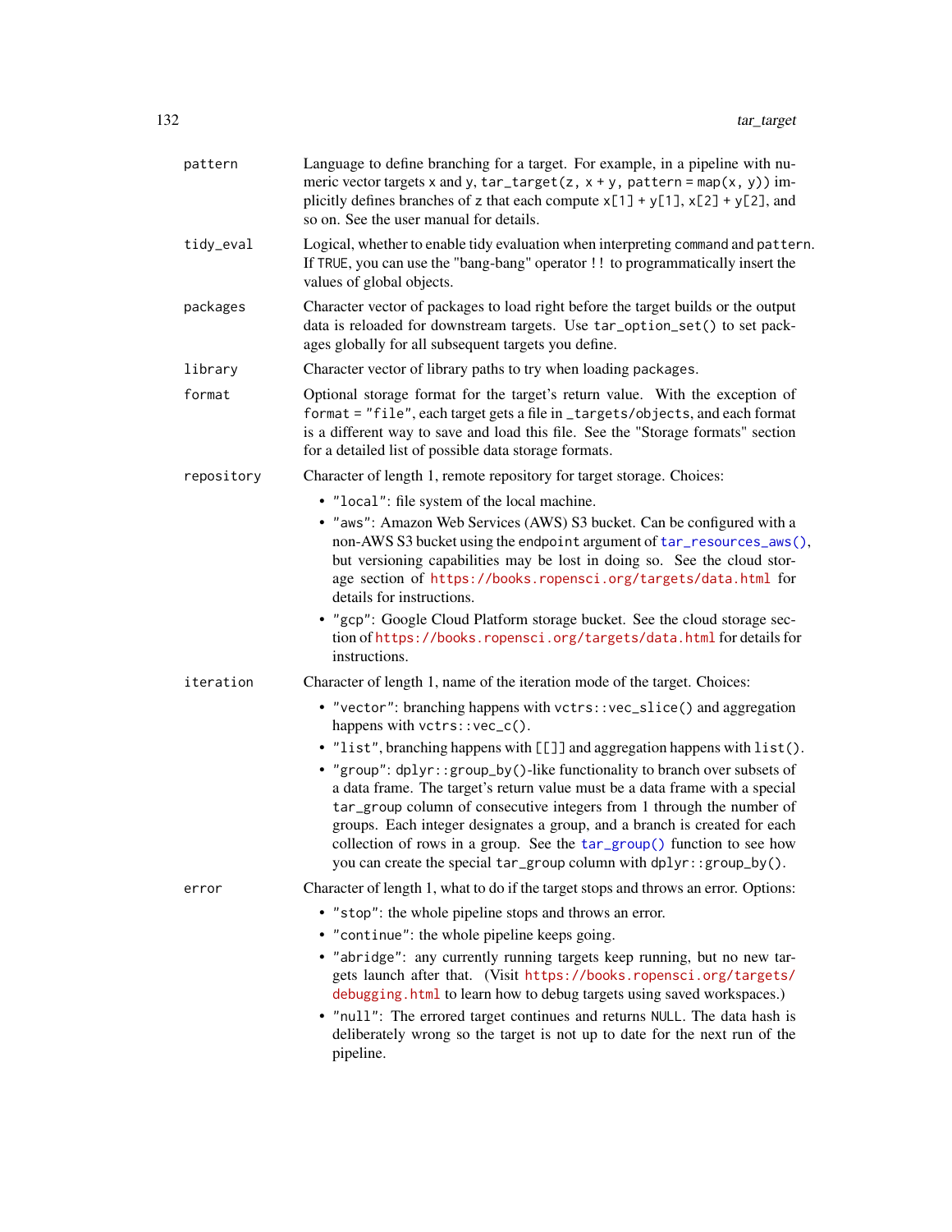**pattern**
: Language to define branching for a target. For example, in a pipeline with numeric vector targets x and y, `tar_target(z, x + y, pattern = map(x, y))` implicitly defines branches of z that each compute `x[1] + y[1]`, `x[2] + y[2]`, and so on. See the user manual for details.

**tidy_eval**
: Logical, whether to enable tidy evaluation when interpreting `command` and `pattern`. If `TRUE`, you can use the "bang-bang" operator `!!` to programmatically insert the values of global objects.

**packages**
: Character vector of packages to load right before the target builds or the output data is reloaded for downstream targets. Use `tar_option_set()` to set packages globally for all subsequent targets you define.

**library**
: Character vector of library paths to try when loading `packages`.

**format**
: Optional storage format for the target's return value. With the exception of `format = "file"`, each target gets a file in `_targets/objects`, and each format is a different way to save and load this file. See the "Storage formats" section for a detailed list of possible data storage formats.

**repository**
: Character of length 1, remote repository for target storage. Choices:

- `"local"`: file system of the local machine.
- `"aws"`: Amazon Web Services (AWS) S3 bucket. Can be configured with a non-AWS S3 bucket using the `endpoint` argument of `tar_resources_aws()`, but versioning capabilities may be lost in doing so. See the cloud storage section of https://books.ropensci.org/targets/data.html for details for instructions.
- `"gcp"`: Google Cloud Platform storage bucket. See the cloud storage section of https://books.ropensci.org/targets/data.html for details for instructions.

**iteration**
: Character of length 1, name of the iteration mode of the target. Choices:

- `"vector"`: branching happens with `vctrs::vec_slice()` and aggregation happens with `vctrs::vec_c()`.
- `"list"`, branching happens with `[[]]` and aggregation happens with `list()`.
- `"group"`: `dplyr::group_by()`-like functionality to branch over subsets of a data frame. The target's return value must be a data frame with a special `tar_group` column of consecutive integers from 1 through the number of groups. Each integer designates a group, and a branch is created for each collection of rows in a group. See the `tar_group()` function to see how you can create the special `tar_group` column with `dplyr::group_by()`.

**error**
: Character of length 1, what to do if the target stops and throws an error. Options:

- `"stop"`: the whole pipeline stops and throws an error.
- `"continue"`: the whole pipeline keeps going.
- `"abridge"`: any currently running targets keep running, but no new targets launch after that. (Visit https://books.ropensci.org/targets/debugging.html to learn how to debug targets using saved workspaces.)
- `"null"`: The errored target continues and returns `NULL`. The data hash is deliberately wrong so the target is not up to date for the next run of the pipeline.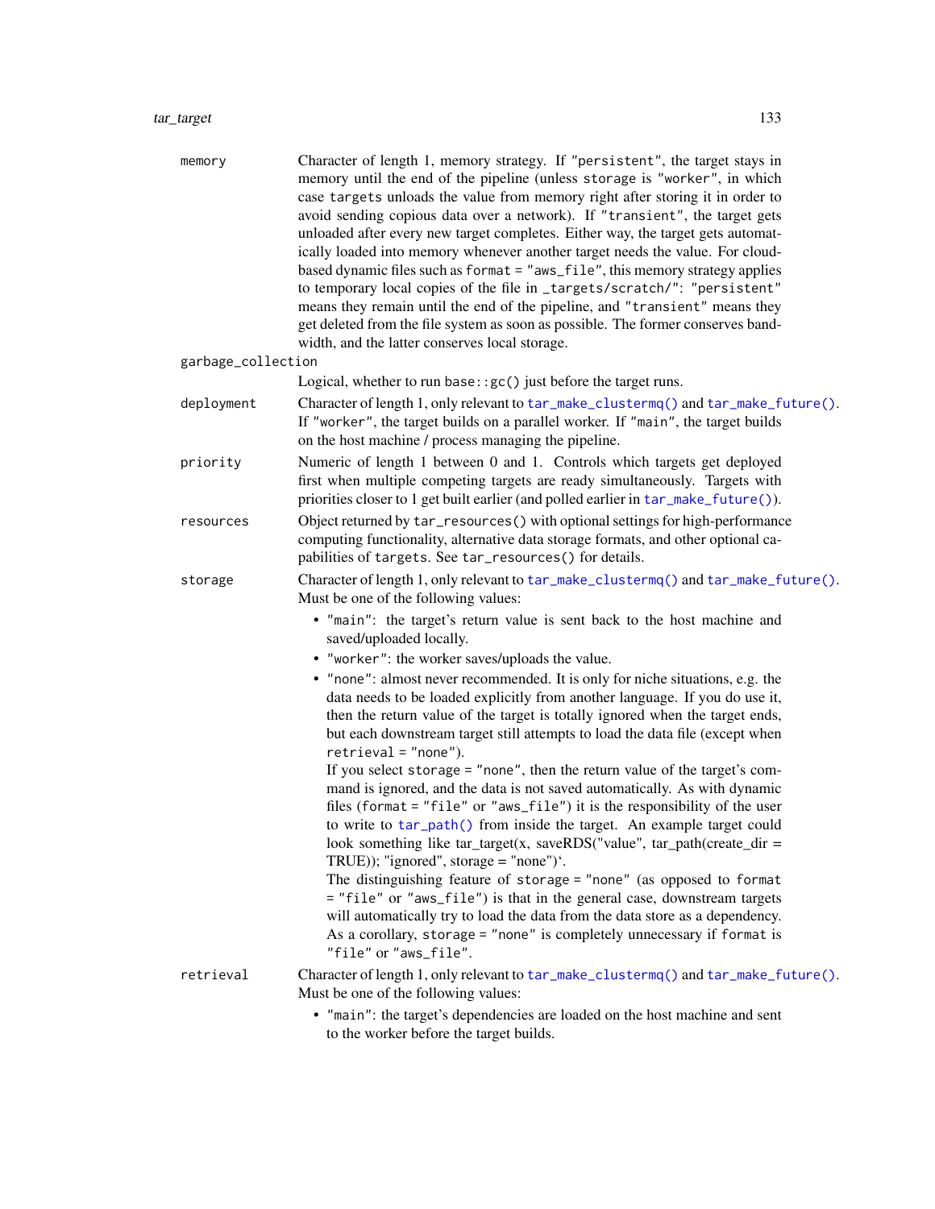`memory`
: Character of length 1, memory strategy. If "persistent", the target stays in memory until the end of the pipeline (unless storage is "worker", in which case targets unloads the value from memory right after storing it in order to avoid sending copious data over a network). If "transient", the target gets unloaded after every new target completes. Either way, the target gets automatically loaded into memory whenever another target needs the value. For cloud-based dynamic files such as format = "aws_file", this memory strategy applies to temporary local copies of the file in _targets/scratch/": "persistent" means they remain until the end of the pipeline, and "transient" means they get deleted from the file system as soon as possible. The former conserves bandwidth, and the latter conserves local storage.

`garbage_collection`
: Logical, whether to run base::gc() just before the target runs.

`deployment`
: Character of length 1, only relevant to tar_make_clustermq() and tar_make_future(). If "worker", the target builds on a parallel worker. If "main", the target builds on the host machine / process managing the pipeline.

`priority`
: Numeric of length 1 between 0 and 1. Controls which targets get deployed first when multiple competing targets are ready simultaneously. Targets with priorities closer to 1 get built earlier (and polled earlier in tar_make_future()).

`resources`
: Object returned by tar_resources() with optional settings for high-performance computing functionality, alternative data storage formats, and other optional capabilities of targets. See tar_resources() for details.

`storage`
: Character of length 1, only relevant to tar_make_clustermq() and tar_make_future(). Must be one of the following values:

  - "main": the target's return value is sent back to the host machine and saved/uploaded locally.
  - "worker": the worker saves/uploads the value.
  - "none": almost never recommended. It is only for niche situations, e.g. the data needs to be loaded explicitly from another language. If you do use it, then the return value of the target is totally ignored when the target ends, but each downstream target still attempts to load the data file (except when retrieval = "none").
    If you select storage = "none", then the return value of the target's command is ignored, and the data is not saved automatically. As with dynamic files (format = "file" or "aws_file") it is the responsibility of the user to write to tar_path() from inside the target. An example target could look something like tar_target(x, saveRDS("value", tar_path(create_dir = TRUE)); "ignored", storage = "none")`.
    The distinguishing feature of storage = "none" (as opposed to format = "file" or "aws_file") is that in the general case, downstream targets will automatically try to load the data from the data store as a dependency. As a corollary, storage = "none" is completely unnecessary if format is "file" or "aws_file".

`retrieval`
: Character of length 1, only relevant to tar_make_clustermq() and tar_make_future(). Must be one of the following values:

  - "main": the target's dependencies are loaded on the host machine and sent to the worker before the target builds.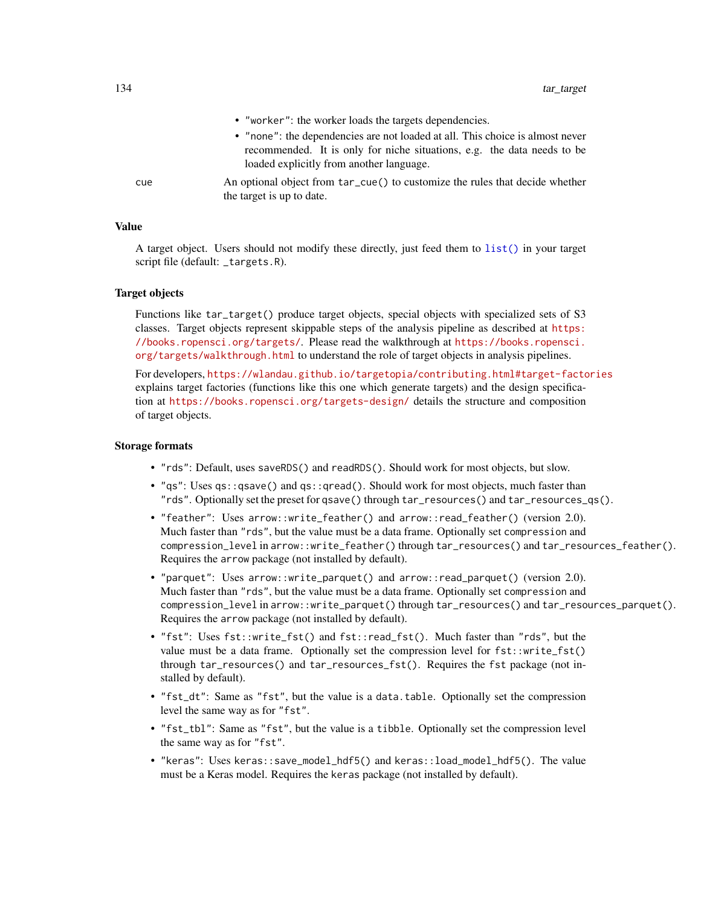- "worker": the worker loads the targets dependencies.
- "none": the dependencies are not loaded at all. This choice is almost never recommended. It is only for niche situations, e.g. the data needs to be loaded explicitly from another language.

cue — An optional object from `tar_cue()` to customize the rules that decide whether the target is up to date.

## Value

A target object. Users should not modify these directly, just feed them to `list()` in your target script file (default: `_targets.R`).

## Target objects

Functions like `tar_target()` produce target objects, special objects with specialized sets of S3 classes. Target objects represent skippable steps of the analysis pipeline as described at https://books.ropensci.org/targets/. Please read the walkthrough at https://books.ropensci.org/targets/walkthrough.html to understand the role of target objects in analysis pipelines.

For developers, https://wlandau.github.io/targetopia/contributing.html#target-factories explains target factories (functions like this one which generate targets) and the design specification at https://books.ropensci.org/targets-design/ details the structure and composition of target objects.

## Storage formats

- "rds": Default, uses `saveRDS()` and `readRDS()`. Should work for most objects, but slow.
- "qs": Uses `qs::qsave()` and `qs::qread()`. Should work for most objects, much faster than "rds". Optionally set the preset for `qsave()` through `tar_resources()` and `tar_resources_qs()`.
- "feather": Uses `arrow::write_feather()` and `arrow::read_feather()` (version 2.0). Much faster than "rds", but the value must be a data frame. Optionally set `compression` and `compression_level` in `arrow::write_feather()` through `tar_resources()` and `tar_resources_feather()`. Requires the `arrow` package (not installed by default).
- "parquet": Uses `arrow::write_parquet()` and `arrow::read_parquet()` (version 2.0). Much faster than "rds", but the value must be a data frame. Optionally set `compression` and `compression_level` in `arrow::write_parquet()` through `tar_resources()` and `tar_resources_parquet()`. Requires the `arrow` package (not installed by default).
- "fst": Uses `fst::write_fst()` and `fst::read_fst()`. Much faster than "rds", but the value must be a data frame. Optionally set the compression level for `fst::write_fst()` through `tar_resources()` and `tar_resources_fst()`. Requires the `fst` package (not installed by default).
- "fst_dt": Same as "fst", but the value is a `data.table`. Optionally set the compression level the same way as for "fst".
- "fst_tbl": Same as "fst", but the value is a `tibble`. Optionally set the compression level the same way as for "fst".
- "keras": Uses `keras::save_model_hdf5()` and `keras::load_model_hdf5()`. The value must be a Keras model. Requires the `keras` package (not installed by default).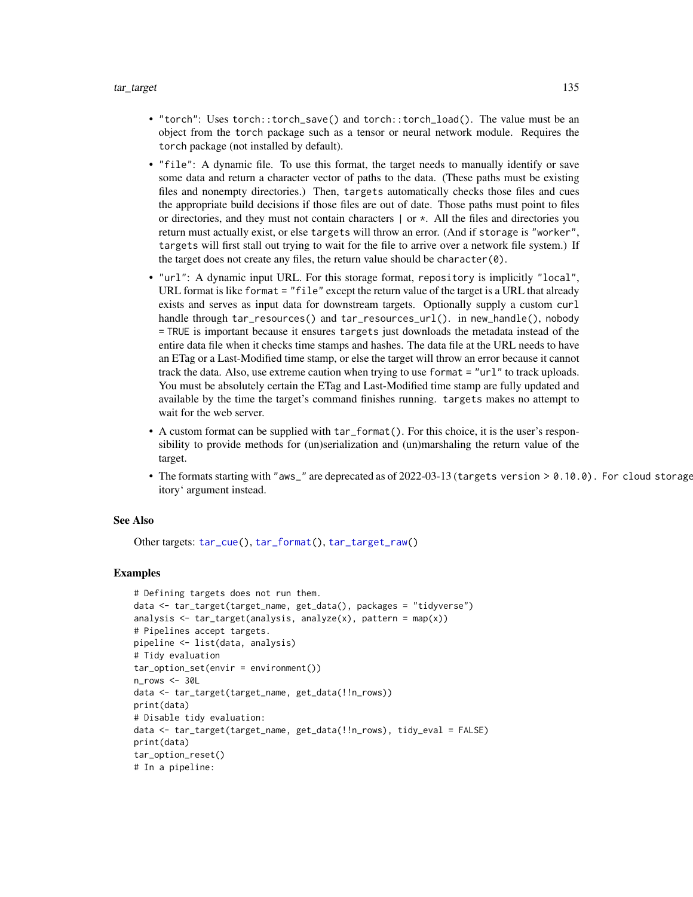- "torch": Uses `torch::torch_save()` and `torch::torch_load()`. The value must be an object from the `torch` package such as a tensor or neural network module. Requires the `torch` package (not installed by default).
- "file": A dynamic file. To use this format, the target needs to manually identify or save some data and return a character vector of paths to the data. (These paths must be existing files and nonempty directories.) Then, `targets` automatically checks those files and cues the appropriate build decisions if those files are out of date. Those paths must point to files or directories, and they must not contain characters | or *. All the files and directories you return must actually exist, or else `targets` will throw an error. (And if `storage` is "worker", `targets` will first stall out trying to wait for the file to arrive over a network file system.) If the target does not create any files, the return value should be `character(0)`.
- "url": A dynamic input URL. For this storage format, `repository` is implicitly "local", URL format is like `format = "file"` except the return value of the target is a URL that already exists and serves as input data for downstream targets. Optionally supply a custom `curl` handle through `tar_resources()` and `tar_resources_url()`. in `new_handle()`, `nobody = TRUE` is important because it ensures `targets` just downloads the metadata instead of the entire data file when it checks time stamps and hashes. The data file at the URL needs to have an ETag or a Last-Modified time stamp, or else the target will throw an error because it cannot track the data. Also, use extreme caution when trying to use `format = "url"` to track uploads. You must be absolutely certain the ETag and Last-Modified time stamp are fully updated and available by the time the target's command finishes running. `targets` makes no attempt to wait for the web server.
- A custom format can be supplied with `tar_format()`. For this choice, it is the user's responsibility to provide methods for (un)serialization and (un)marshaling the return value of the target.
- The formats starting with "aws_" are deprecated as of 2022-03-13 (`targets version > 0.10.0). For cloud storage` itory‘ argument instead.

### See Also

Other targets: `tar_cue()`, `tar_format()`, `tar_target_raw()`

### Examples

```
# Defining targets does not run them.
data <- tar_target(target_name, get_data(), packages = "tidyverse")
analysis <- tar_target(analysis, analyze(x), pattern = map(x))
# Pipelines accept targets.
pipeline <- list(data, analysis)
# Tidy evaluation
tar_option_set(envir = environment())
n_rows <- 30L
data <- tar_target(target_name, get_data(!!n_rows))
print(data)
# Disable tidy evaluation:
data <- tar_target(target_name, get_data(!!n_rows), tidy_eval = FALSE)
print(data)
tar_option_reset()
# In a pipeline:
```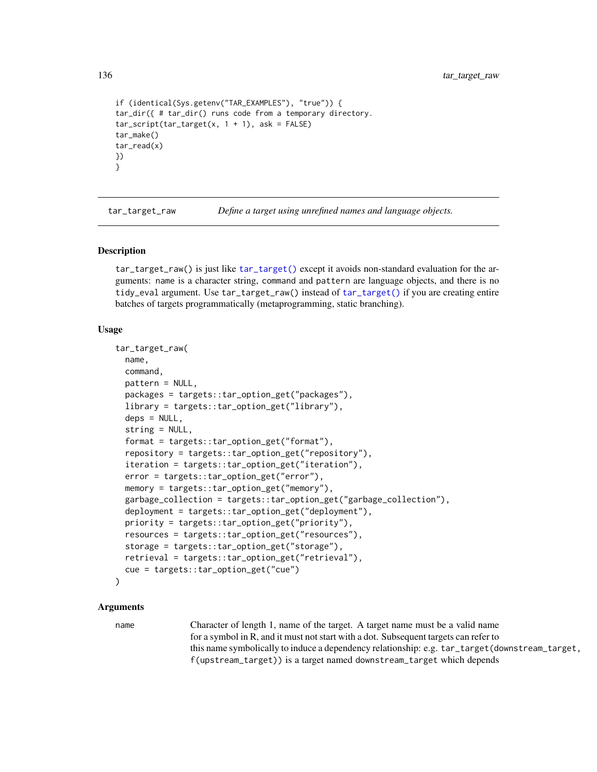```
if (identical(Sys.getenv("TAR_EXAMPLES"), "true")) {
tar_dir({ # tar_dir() runs code from a temporary directory.
tar_script(tar_target(x, 1 + 1), ask = FALSE)
tar_make()
tar_read(x)
})
}
```

## tar_target_raw — *Define a target using unrefined names and language objects.*

### Description

tar_target_raw() is just like tar_target() except it avoids non-standard evaluation for the arguments: name is a character string, command and pattern are language objects, and there is no tidy_eval argument. Use tar_target_raw() instead of tar_target() if you are creating entire batches of targets programmatically (metaprogramming, static branching).

### Usage

```
tar_target_raw(
  name,
  command,
  pattern = NULL,
  packages = targets::tar_option_get("packages"),
  library = targets::tar_option_get("library"),
  deps = NULL,
  string = NULL,
  format = targets::tar_option_get("format"),
  repository = targets::tar_option_get("repository"),
  iteration = targets::tar_option_get("iteration"),
  error = targets::tar_option_get("error"),
  memory = targets::tar_option_get("memory"),
  garbage_collection = targets::tar_option_get("garbage_collection"),
  deployment = targets::tar_option_get("deployment"),
  priority = targets::tar_option_get("priority"),
  resources = targets::tar_option_get("resources"),
  storage = targets::tar_option_get("storage"),
  retrieval = targets::tar_option_get("retrieval"),
  cue = targets::tar_option_get("cue")
)
```

### Arguments

name — Character of length 1, name of the target. A target name must be a valid name for a symbol in R, and it must not start with a dot. Subsequent targets can refer to this name symbolically to induce a dependency relationship: e.g. tar_target(downstream_target, f(upstream_target)) is a target named downstream_target which depends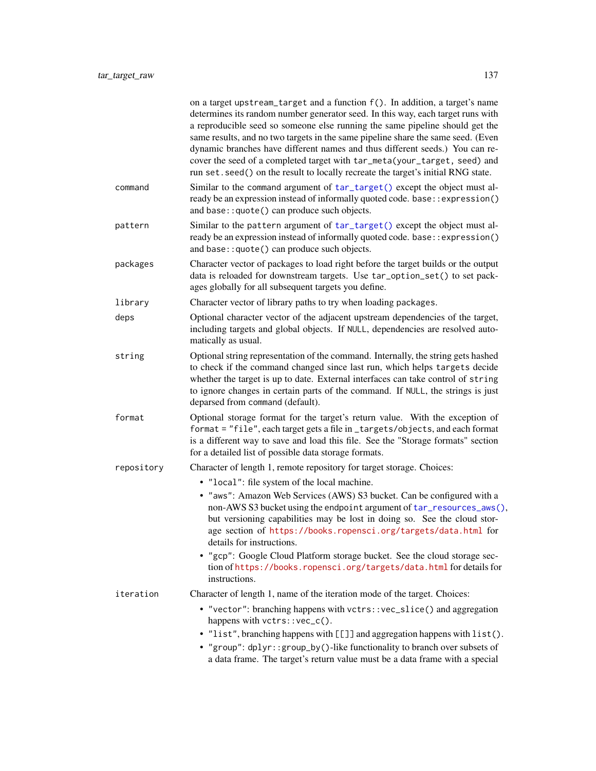on a target `upstream_target` and a function `f()`. In addition, a target's name determines its random number generator seed. In this way, each target runs with a reproducible seed so someone else running the same pipeline should get the same results, and no two targets in the same pipeline share the same seed. (Even dynamic branches have different names and thus different seeds.) You can recover the seed of a completed target with `tar_meta(your_target, seed)` and run `set.seed()` on the result to locally recreate the target's initial RNG state.

`command` Similar to the `command` argument of `tar_target()` except the object must already be an expression instead of informally quoted code. `base::expression()` and `base::quote()` can produce such objects.

`pattern` Similar to the `pattern` argument of `tar_target()` except the object must already be an expression instead of informally quoted code. `base::expression()` and `base::quote()` can produce such objects.

`packages` Character vector of packages to load right before the target builds or the output data is reloaded for downstream targets. Use `tar_option_set()` to set packages globally for all subsequent targets you define.

`library` Character vector of library paths to try when loading `packages`.

`deps` Optional character vector of the adjacent upstream dependencies of the target, including targets and global objects. If `NULL`, dependencies are resolved automatically as usual.

`string` Optional string representation of the command. Internally, the string gets hashed to check if the command changed since last run, which helps `targets` decide whether the target is up to date. External interfaces can take control of `string` to ignore changes in certain parts of the command. If `NULL`, the strings is just deparsed from `command` (default).

`format` Optional storage format for the target's return value. With the exception of `format = "file"`, each target gets a file in `_targets/objects`, and each format is a different way to save and load this file. See the "Storage formats" section for a detailed list of possible data storage formats.

`repository` Character of length 1, remote repository for target storage. Choices:

- `"local"`: file system of the local machine.
- `"aws"`: Amazon Web Services (AWS) S3 bucket. Can be configured with a non-AWS S3 bucket using the `endpoint` argument of `tar_resources_aws()`, but versioning capabilities may be lost in doing so. See the cloud storage section of https://books.ropensci.org/targets/data.html for details for instructions.
- `"gcp"`: Google Cloud Platform storage bucket. See the cloud storage section of https://books.ropensci.org/targets/data.html for details for instructions.

`iteration` Character of length 1, name of the iteration mode of the target. Choices:

- `"vector"`: branching happens with `vctrs::vec_slice()` and aggregation happens with `vctrs::vec_c()`.
- `"list"`, branching happens with `[[]]` and aggregation happens with `list()`.
- `"group"`: `dplyr::group_by()`-like functionality to branch over subsets of a data frame. The target's return value must be a data frame with a special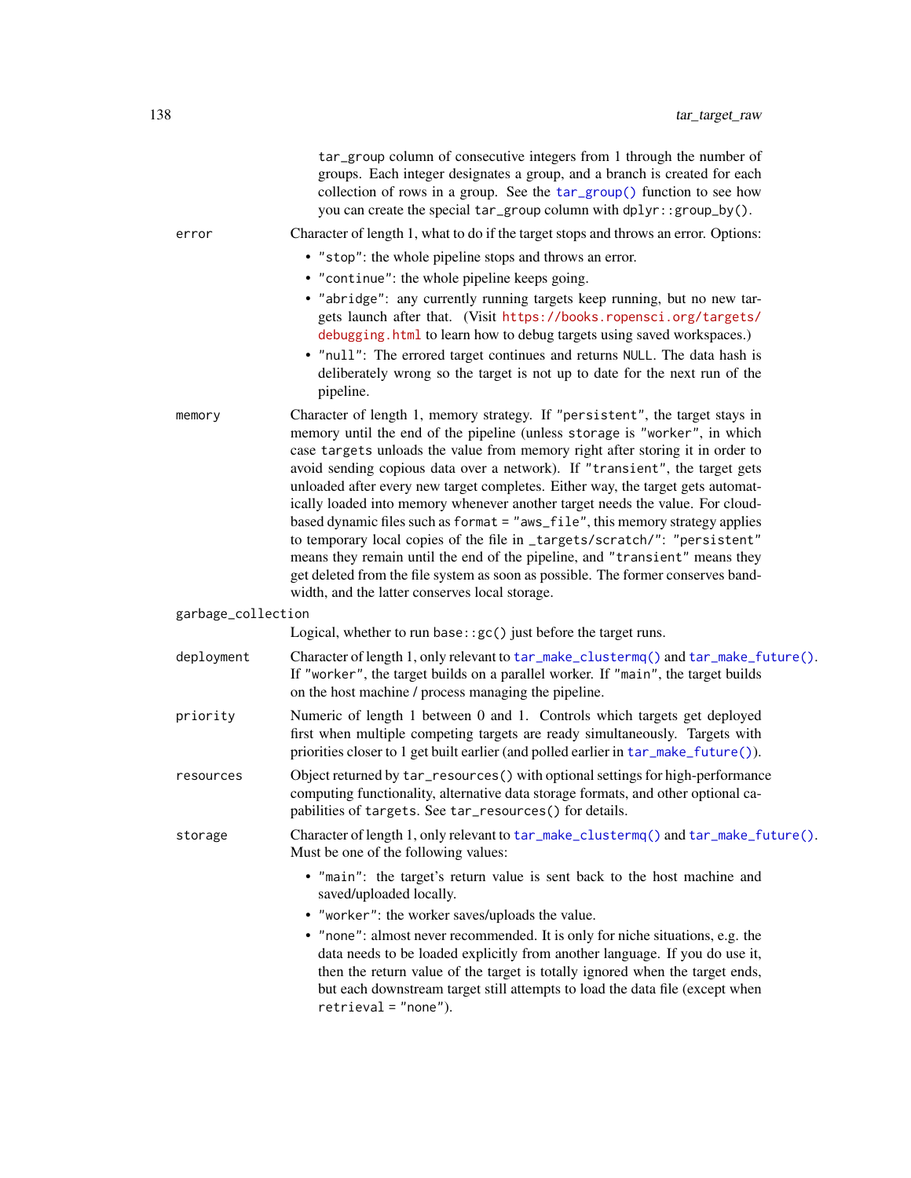tar_group column of consecutive integers from 1 through the number of groups. Each integer designates a group, and a branch is created for each collection of rows in a group. See the `tar_group()` function to see how you can create the special tar_group column with `dplyr::group_by()`.

**error**
: Character of length 1, what to do if the target stops and throws an error. Options:
  - `"stop"`: the whole pipeline stops and throws an error.
  - `"continue"`: the whole pipeline keeps going.
  - `"abridge"`: any currently running targets keep running, but no new targets launch after that. (Visit https://books.ropensci.org/targets/debugging.html to learn how to debug targets using saved workspaces.)
  - `"null"`: The errored target continues and returns `NULL`. The data hash is deliberately wrong so the target is not up to date for the next run of the pipeline.

**memory**
: Character of length 1, memory strategy. If `"persistent"`, the target stays in memory until the end of the pipeline (unless `storage` is `"worker"`, in which case `targets` unloads the value from memory right after storing it in order to avoid sending copious data over a network). If `"transient"`, the target gets unloaded after every new target completes. Either way, the target gets automatically loaded into memory whenever another target needs the value. For cloud-based dynamic files such as `format = "aws_file"`, this memory strategy applies to temporary local copies of the file in `_targets/scratch/"`: `"persistent"` means they remain until the end of the pipeline, and `"transient"` means they get deleted from the file system as soon as possible. The former conserves bandwidth, and the latter conserves local storage.

**garbage_collection**
: Logical, whether to run `base::gc()` just before the target runs.

**deployment**
: Character of length 1, only relevant to `tar_make_clustermq()` and `tar_make_future()`. If `"worker"`, the target builds on a parallel worker. If `"main"`, the target builds on the host machine / process managing the pipeline.

**priority**
: Numeric of length 1 between 0 and 1. Controls which targets get deployed first when multiple competing targets are ready simultaneously. Targets with priorities closer to 1 get built earlier (and polled earlier in `tar_make_future()`).

**resources**
: Object returned by `tar_resources()` with optional settings for high-performance computing functionality, alternative data storage formats, and other optional capabilities of `targets`. See `tar_resources()` for details.

**storage**
: Character of length 1, only relevant to `tar_make_clustermq()` and `tar_make_future()`. Must be one of the following values:
  - `"main"`: the target's return value is sent back to the host machine and saved/uploaded locally.
  - `"worker"`: the worker saves/uploads the value.
  - `"none"`: almost never recommended. It is only for niche situations, e.g. the data needs to be loaded explicitly from another language. If you do use it, then the return value of the target is totally ignored when the target ends, but each downstream target still attempts to load the data file (except when `retrieval = "none"`).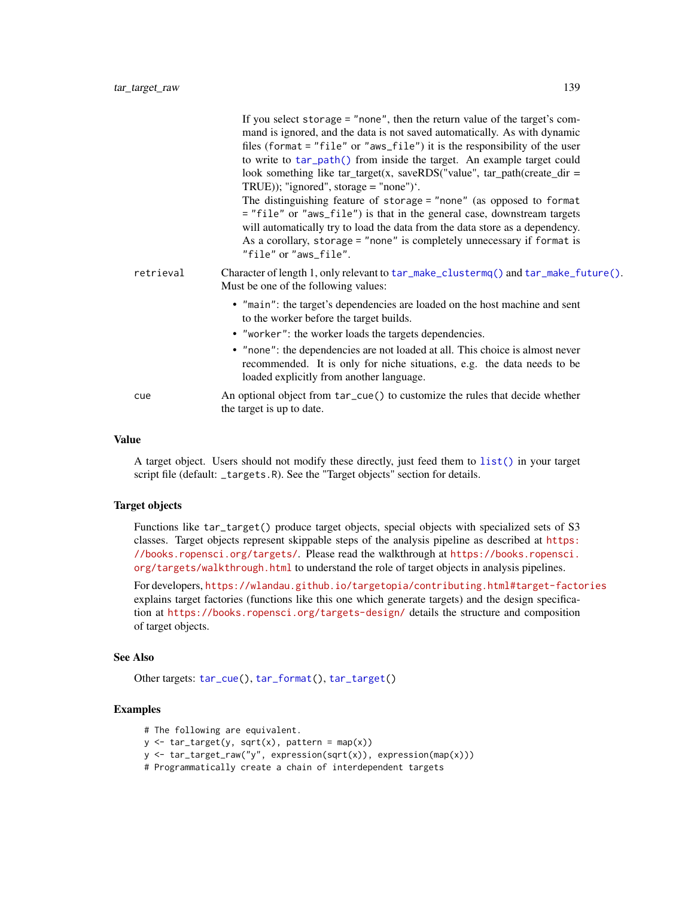If you select `storage = "none"`, then the return value of the target's command is ignored, and the data is not saved automatically. As with dynamic files (`format = "file"` or `"aws_file"`) it is the responsibility of the user to write to `tar_path()` from inside the target. An example target could look something like tar_target(x, saveRDS("value", tar_path(create_dir = TRUE)); "ignored", storage = "none")`.

The distinguishing feature of `storage = "none"` (as opposed to `format = "file"` or `"aws_file"`) is that in the general case, downstream targets will automatically try to load the data from the data store as a dependency. As a corollary, `storage = "none"` is completely unnecessary if `format` is `"file"` or `"aws_file"`.

`retrieval`
: Character of length 1, only relevant to `tar_make_clustermq()` and `tar_make_future()`. Must be one of the following values:

- `"main"`: the target's dependencies are loaded on the host machine and sent to the worker before the target builds.
- `"worker"`: the worker loads the targets dependencies.
- `"none"`: the dependencies are not loaded at all. This choice is almost never recommended. It is only for niche situations, e.g. the data needs to be loaded explicitly from another language.

`cue`
: An optional object from `tar_cue()` to customize the rules that decide whether the target is up to date.

## Value

A target object. Users should not modify these directly, just feed them to `list()` in your target script file (default: `_targets.R`). See the "Target objects" section for details.

## Target objects

Functions like `tar_target()` produce target objects, special objects with specialized sets of S3 classes. Target objects represent skippable steps of the analysis pipeline as described at https://books.ropensci.org/targets/. Please read the walkthrough at https://books.ropensci.org/targets/walkthrough.html to understand the role of target objects in analysis pipelines.

For developers, https://wlandau.github.io/targetopia/contributing.html#target-factories explains target factories (functions like this one which generate targets) and the design specification at https://books.ropensci.org/targets-design/ details the structure and composition of target objects.

## See Also

Other targets: `tar_cue()`, `tar_format()`, `tar_target()`

## Examples

```
# The following are equivalent.
y <- tar_target(y, sqrt(x), pattern = map(x))
y <- tar_target_raw("y", expression(sqrt(x)), expression(map(x)))
# Programmatically create a chain of interdependent targets
```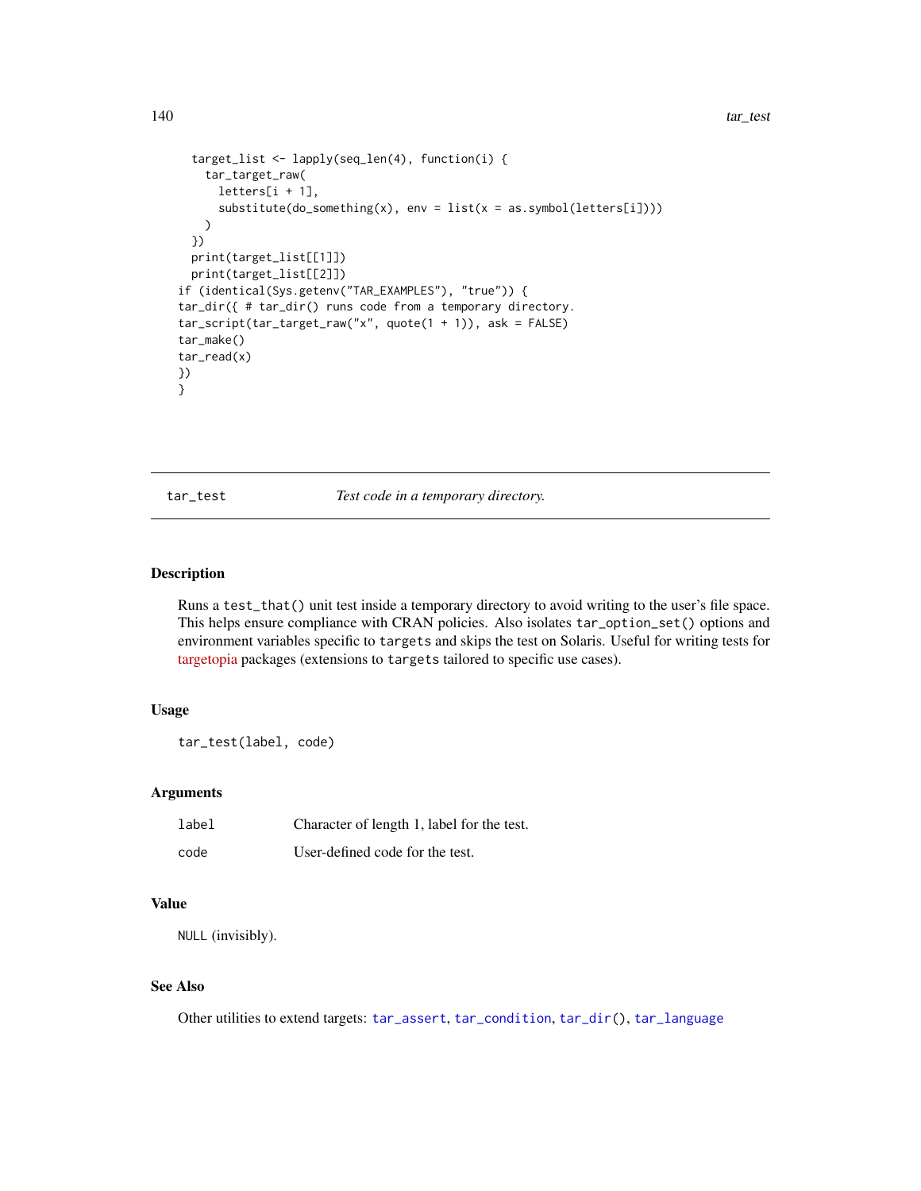```
  target_list <- lapply(seq_len(4), function(i) {
    tar_target_raw(
      letters[i + 1],
      substitute(do_something(x), env = list(x = as.symbol(letters[i])))
    )
  })
  print(target_list[[1]])
  print(target_list[[2]])
if (identical(Sys.getenv("TAR_EXAMPLES"), "true")) {
tar_dir({ # tar_dir() runs code from a temporary directory.
tar_script(tar_target_raw("x", quote(1 + 1)), ask = FALSE)
tar_make()
tar_read(x)
})
}
```

## tar_test — *Test code in a temporary directory.*

### Description

Runs a `test_that()` unit test inside a temporary directory to avoid writing to the user's file space. This helps ensure compliance with CRAN policies. Also isolates `tar_option_set()` options and environment variables specific to `targets` and skips the test on Solaris. Useful for writing tests for targetopia packages (extensions to `targets` tailored to specific use cases).

### Usage

```
tar_test(label, code)
```

### Arguments

| | |
|---|---|
| `label` | Character of length 1, label for the test. |
| `code` | User-defined code for the test. |

### Value

`NULL` (invisibly).

### See Also

Other utilities to extend targets: `tar_assert`, `tar_condition`, `tar_dir()`, `tar_language`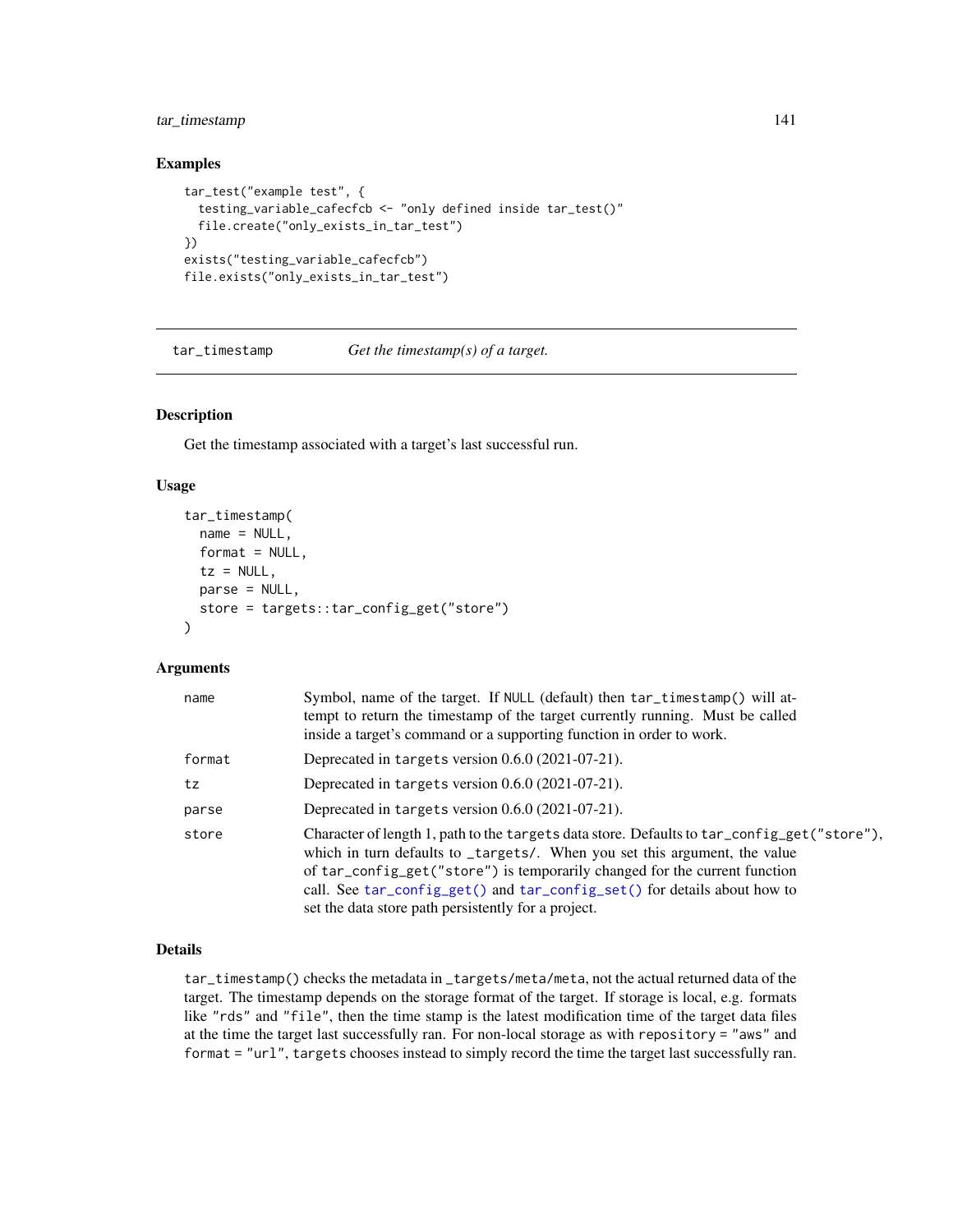### Examples

```
tar_test("example test", {
  testing_variable_cafecfcb <- "only defined inside tar_test()"
  file.create("only_exists_in_tar_test")
})
exists("testing_variable_cafecfcb")
file.exists("only_exists_in_tar_test")
```

---

## tar_timestamp *Get the timestamp(s) of a target.*

---

### Description

Get the timestamp associated with a target's last successful run.

### Usage

```
tar_timestamp(
  name = NULL,
  format = NULL,
  tz = NULL,
  parse = NULL,
  store = targets::tar_config_get("store")
)
```

### Arguments

| | |
|---|---|
| name | Symbol, name of the target. If NULL (default) then tar_timestamp() will attempt to return the timestamp of the target currently running. Must be called inside a target's command or a supporting function in order to work. |
| format | Deprecated in targets version 0.6.0 (2021-07-21). |
| tz | Deprecated in targets version 0.6.0 (2021-07-21). |
| parse | Deprecated in targets version 0.6.0 (2021-07-21). |
| store | Character of length 1, path to the targets data store. Defaults to tar_config_get("store"), which in turn defaults to _targets/. When you set this argument, the value of tar_config_get("store") is temporarily changed for the current function call. See tar_config_get() and tar_config_set() for details about how to set the data store path persistently for a project. |

### Details

tar_timestamp() checks the metadata in _targets/meta/meta, not the actual returned data of the target. The timestamp depends on the storage format of the target. If storage is local, e.g. formats like "rds" and "file", then the time stamp is the latest modification time of the target data files at the time the target last successfully ran. For non-local storage as with repository = "aws" and format = "url", targets chooses instead to simply record the time the target last successfully ran.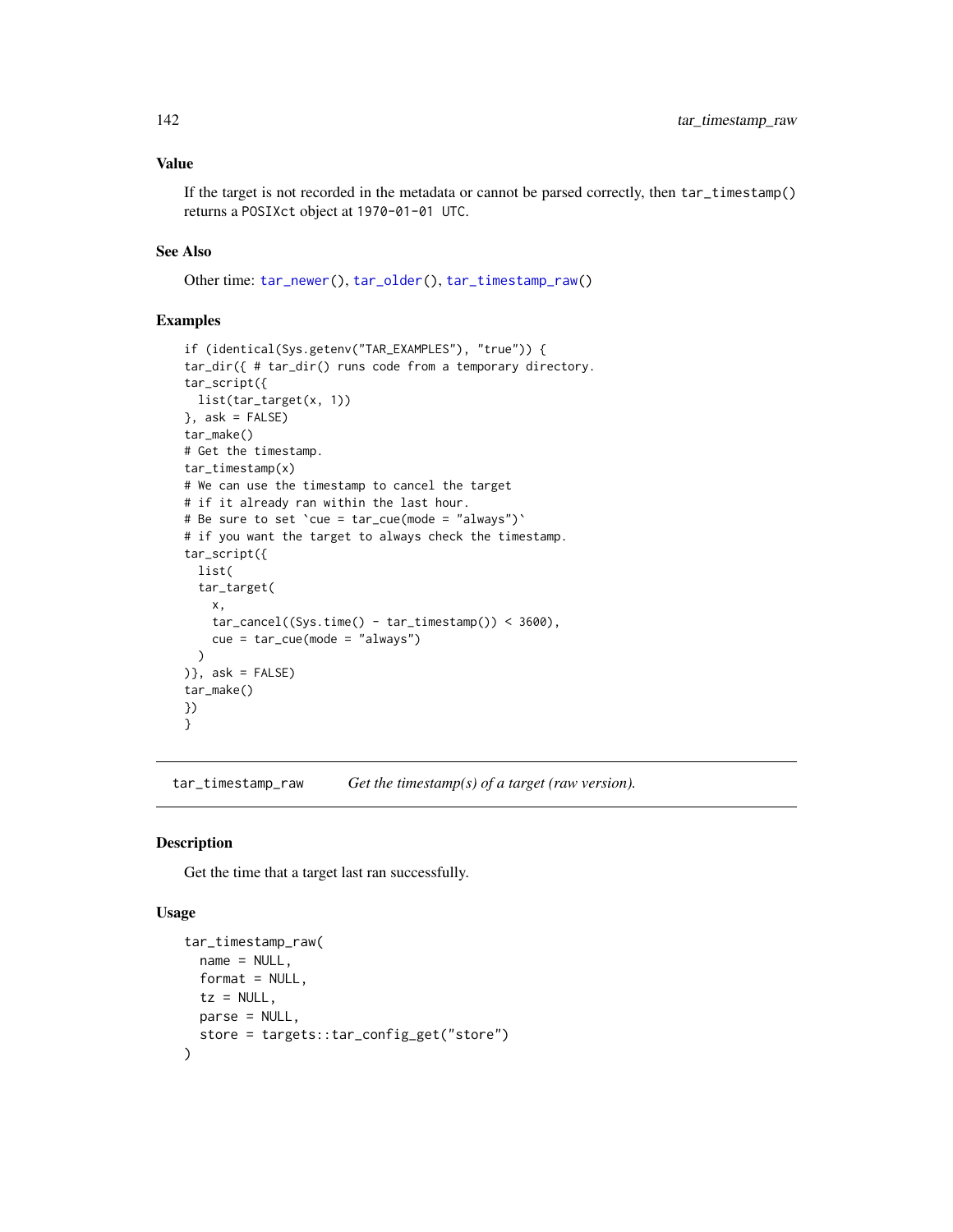## Value

If the target is not recorded in the metadata or cannot be parsed correctly, then `tar_timestamp()` returns a `POSIXct` object at `1970-01-01 UTC`.

## See Also

Other time: `tar_newer()`, `tar_older()`, `tar_timestamp_raw()`

## Examples

```
if (identical(Sys.getenv("TAR_EXAMPLES"), "true")) {
tar_dir({ # tar_dir() runs code from a temporary directory.
tar_script({
  list(tar_target(x, 1))
}, ask = FALSE)
tar_make()
# Get the timestamp.
tar_timestamp(x)
# We can use the timestamp to cancel the target
# if it already ran within the last hour.
# Be sure to set `cue = tar_cue(mode = "always")`
# if you want the target to always check the timestamp.
tar_script({
  list(
  tar_target(
    x,
    tar_cancel((Sys.time() - tar_timestamp()) < 3600),
    cue = tar_cue(mode = "always")
  )
)}, ask = FALSE)
tar_make()
})
}
```

---

# tar_timestamp_raw    *Get the timestamp(s) of a target (raw version).*

## Description

Get the time that a target last ran successfully.

## Usage

```
tar_timestamp_raw(
  name = NULL,
  format = NULL,
  tz = NULL,
  parse = NULL,
  store = targets::tar_config_get("store")
)
```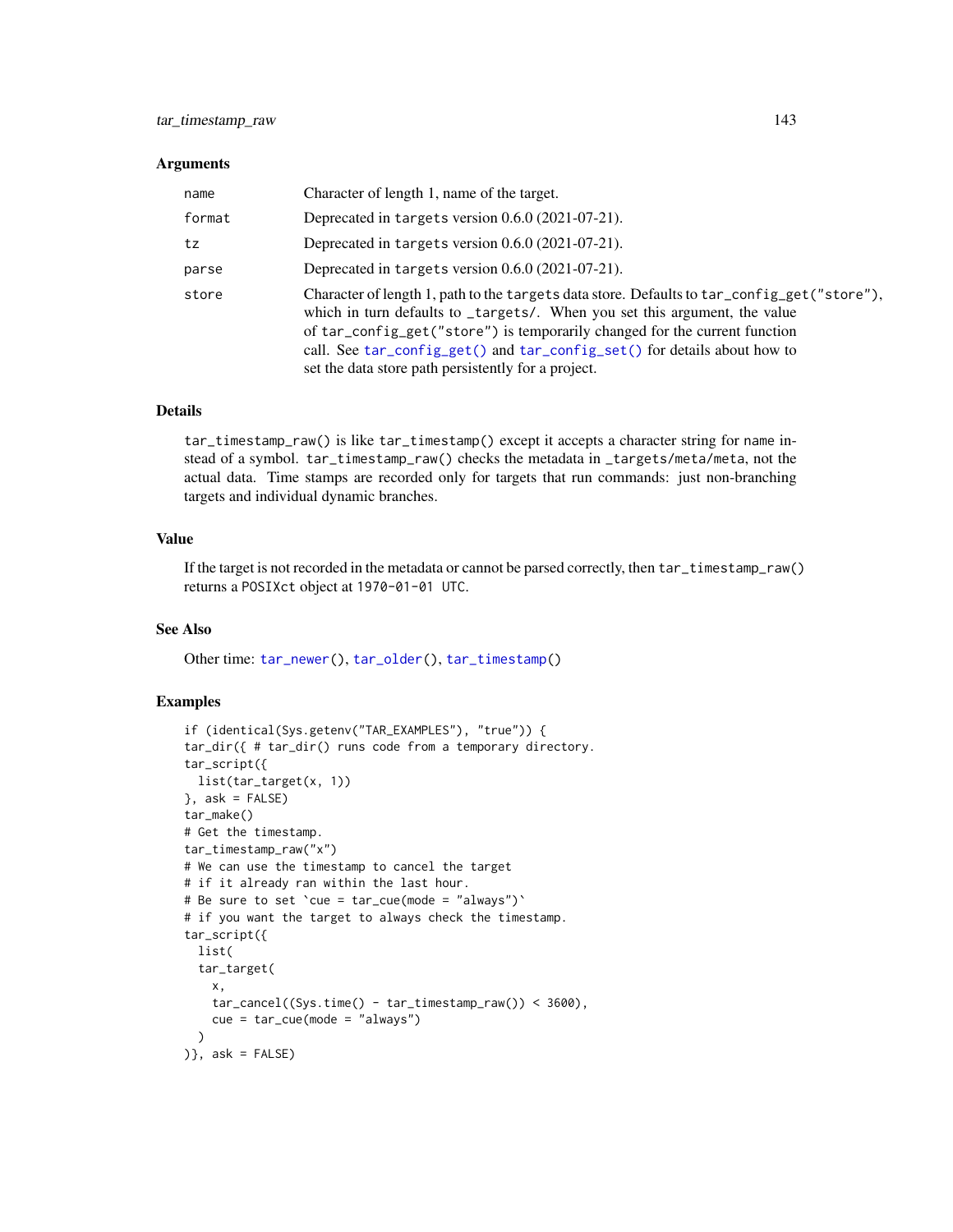## Arguments

| | |
|---|---|
| `name` | Character of length 1, name of the target. |
| `format` | Deprecated in `targets` version 0.6.0 (2021-07-21). |
| `tz` | Deprecated in `targets` version 0.6.0 (2021-07-21). |
| `parse` | Deprecated in `targets` version 0.6.0 (2021-07-21). |
| `store` | Character of length 1, path to the `targets` data store. Defaults to `tar_config_get("store")`, which in turn defaults to `_targets/`. When you set this argument, the value of `tar_config_get("store")` is temporarily changed for the current function call. See `tar_config_get()` and `tar_config_set()` for details about how to set the data store path persistently for a project. |

## Details

`tar_timestamp_raw()` is like `tar_timestamp()` except it accepts a character string for `name` instead of a symbol. `tar_timestamp_raw()` checks the metadata in `_targets/meta/meta`, not the actual data. Time stamps are recorded only for targets that run commands: just non-branching targets and individual dynamic branches.

## Value

If the target is not recorded in the metadata or cannot be parsed correctly, then `tar_timestamp_raw()` returns a `POSIXct` object at `1970-01-01 UTC`.

## See Also

Other time: `tar_newer()`, `tar_older()`, `tar_timestamp()`

## Examples

```
if (identical(Sys.getenv("TAR_EXAMPLES"), "true")) {
tar_dir({ # tar_dir() runs code from a temporary directory.
tar_script({
  list(tar_target(x, 1))
}, ask = FALSE)
tar_make()
# Get the timestamp.
tar_timestamp_raw("x")
# We can use the timestamp to cancel the target
# if it already ran within the last hour.
# Be sure to set `cue = tar_cue(mode = "always")`
# if you want the target to always check the timestamp.
tar_script({
  list(
  tar_target(
    x,
    tar_cancel((Sys.time() - tar_timestamp_raw()) < 3600),
    cue = tar_cue(mode = "always")
  )
)}, ask = FALSE)
```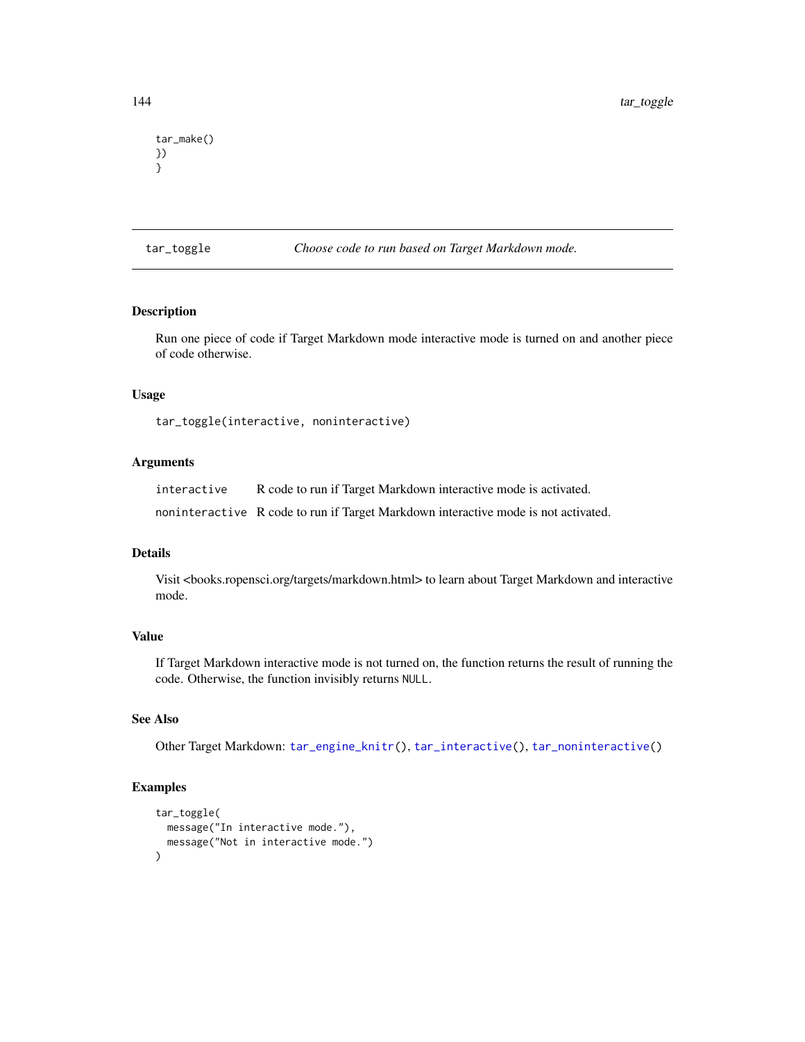```
tar_make()
})
}
```

## tar_toggle *Choose code to run based on Target Markdown mode.*

### Description

Run one piece of code if Target Markdown mode interactive mode is turned on and another piece of code otherwise.

### Usage

```
tar_toggle(interactive, noninteractive)
```

### Arguments

| | |
|---|---|
| `interactive` | R code to run if Target Markdown interactive mode is activated. |
| `noninteractive` | R code to run if Target Markdown interactive mode is not activated. |

### Details

Visit <books.ropensci.org/targets/markdown.html> to learn about Target Markdown and interactive mode.

### Value

If Target Markdown interactive mode is not turned on, the function returns the result of running the code. Otherwise, the function invisibly returns `NULL`.

### See Also

Other Target Markdown: `tar_engine_knitr()`, `tar_interactive()`, `tar_noninteractive()`

### Examples

```
tar_toggle(
  message("In interactive mode."),
  message("Not in interactive mode.")
)
```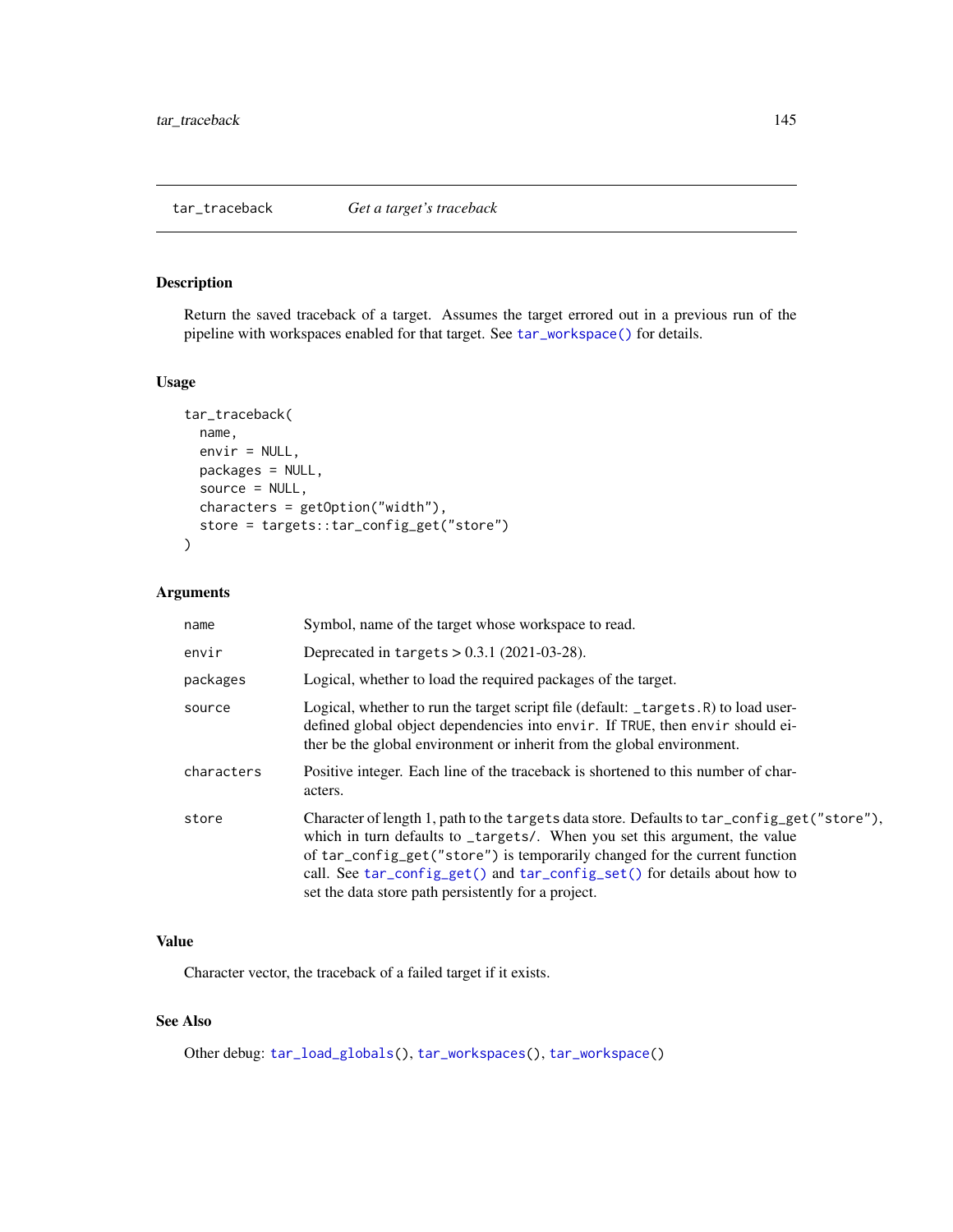## tar_traceback — *Get a target's traceback*

### Description

Return the saved traceback of a target. Assumes the target errored out in a previous run of the pipeline with workspaces enabled for that target. See `tar_workspace()` for details.

### Usage

```
tar_traceback(
  name,
  envir = NULL,
  packages = NULL,
  source = NULL,
  characters = getOption("width"),
  store = targets::tar_config_get("store")
)
```

### Arguments

| | |
|---|---|
| `name` | Symbol, name of the target whose workspace to read. |
| `envir` | Deprecated in `targets` > 0.3.1 (2021-03-28). |
| `packages` | Logical, whether to load the required packages of the target. |
| `source` | Logical, whether to run the target script file (default: `_targets.R`) to load user-defined global object dependencies into `envir`. If `TRUE`, then `envir` should either be the global environment or inherit from the global environment. |
| `characters` | Positive integer. Each line of the traceback is shortened to this number of characters. |
| `store` | Character of length 1, path to the `targets` data store. Defaults to `tar_config_get("store")`, which in turn defaults to `_targets/`. When you set this argument, the value of `tar_config_get("store")` is temporarily changed for the current function call. See `tar_config_get()` and `tar_config_set()` for details about how to set the data store path persistently for a project. |

### Value

Character vector, the traceback of a failed target if it exists.

### See Also

Other debug: `tar_load_globals()`, `tar_workspaces()`, `tar_workspace()`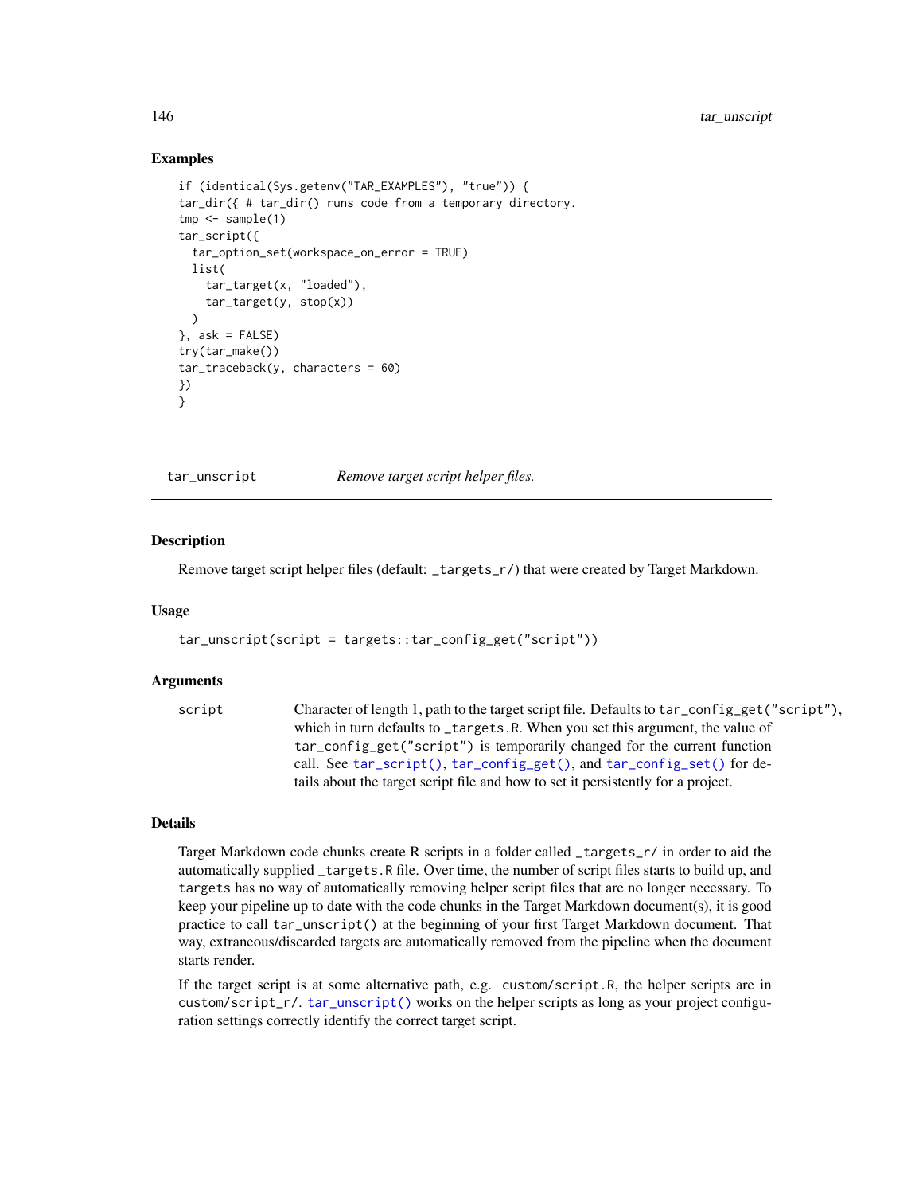### Examples

```
if (identical(Sys.getenv("TAR_EXAMPLES"), "true")) {
tar_dir({ # tar_dir() runs code from a temporary directory.
tmp <- sample(1)
tar_script({
  tar_option_set(workspace_on_error = TRUE)
  list(
    tar_target(x, "loaded"),
    tar_target(y, stop(x))
  )
}, ask = FALSE)
try(tar_make())
tar_traceback(y, characters = 60)
})
}
```

---

## tar_unscript — *Remove target script helper files.*

### Description

Remove target script helper files (default: `_targets_r/`) that were created by Target Markdown.

### Usage

```
tar_unscript(script = targets::tar_config_get("script"))
```

### Arguments

| | |
|---|---|
| `script` | Character of length 1, path to the target script file. Defaults to `tar_config_get("script")`, which in turn defaults to `_targets.R`. When you set this argument, the value of `tar_config_get("script")` is temporarily changed for the current function call. See `tar_script()`, `tar_config_get()`, and `tar_config_set()` for details about the target script file and how to set it persistently for a project. |

### Details

Target Markdown code chunks create R scripts in a folder called `_targets_r/` in order to aid the automatically supplied `_targets.R` file. Over time, the number of script files starts to build up, and `targets` has no way of automatically removing helper script files that are no longer necessary. To keep your pipeline up to date with the code chunks in the Target Markdown document(s), it is good practice to call `tar_unscript()` at the beginning of your first Target Markdown document. That way, extraneous/discarded targets are automatically removed from the pipeline when the document starts render.

If the target script is at some alternative path, e.g. `custom/script.R`, the helper scripts are in `custom/script_r/`. `tar_unscript()` works on the helper scripts as long as your project configuration settings correctly identify the correct target script.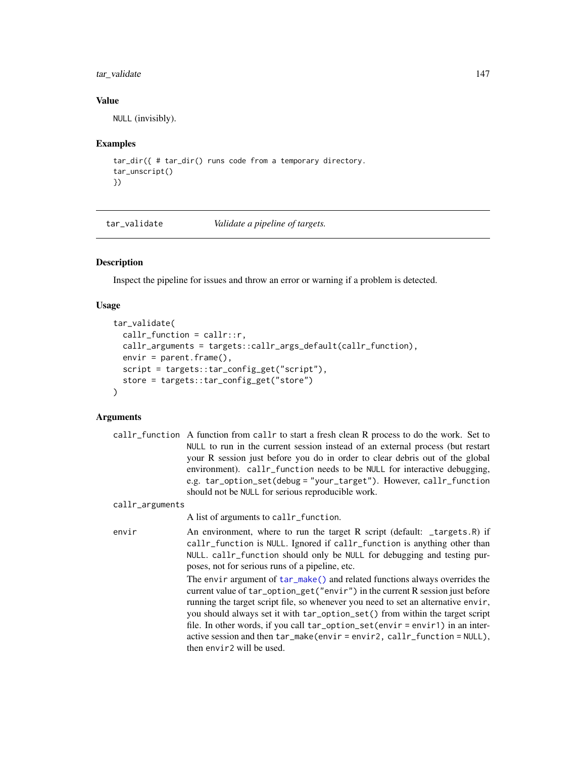### Value

NULL (invisibly).

### Examples

```
tar_dir({ # tar_dir() runs code from a temporary directory.
tar_unscript()
})
```

---

## tar_validate *Validate a pipeline of targets.*

---

### Description

Inspect the pipeline for issues and throw an error or warning if a problem is detected.

### Usage

```
tar_validate(
  callr_function = callr::r,
  callr_arguments = targets::callr_args_default(callr_function),
  envir = parent.frame(),
  script = targets::tar_config_get("script"),
  store = targets::tar_config_get("store")
)
```

### Arguments

`callr_function` A function from `callr` to start a fresh clean R process to do the work. Set to `NULL` to run in the current session instead of an external process (but restart your R session just before you do in order to clear debris out of the global environment). `callr_function` needs to be `NULL` for interactive debugging, e.g. `tar_option_set(debug = "your_target")`. However, `callr_function` should not be `NULL` for serious reproducible work.

`callr_arguments` A list of arguments to `callr_function`.

`envir` An environment, where to run the target R script (default: `_targets.R`) if `callr_function` is `NULL`. Ignored if `callr_function` is anything other than `NULL`. `callr_function` should only be `NULL` for debugging and testing purposes, not for serious runs of a pipeline, etc.

The `envir` argument of `tar_make()` and related functions always overrides the current value of `tar_option_get("envir")` in the current R session just before running the target script file, so whenever you need to set an alternative `envir`, you should always set it with `tar_option_set()` from within the target script file. In other words, if you call `tar_option_set(envir = envir1)` in an interactive session and then `tar_make(envir = envir2, callr_function = NULL)`, then `envir2` will be used.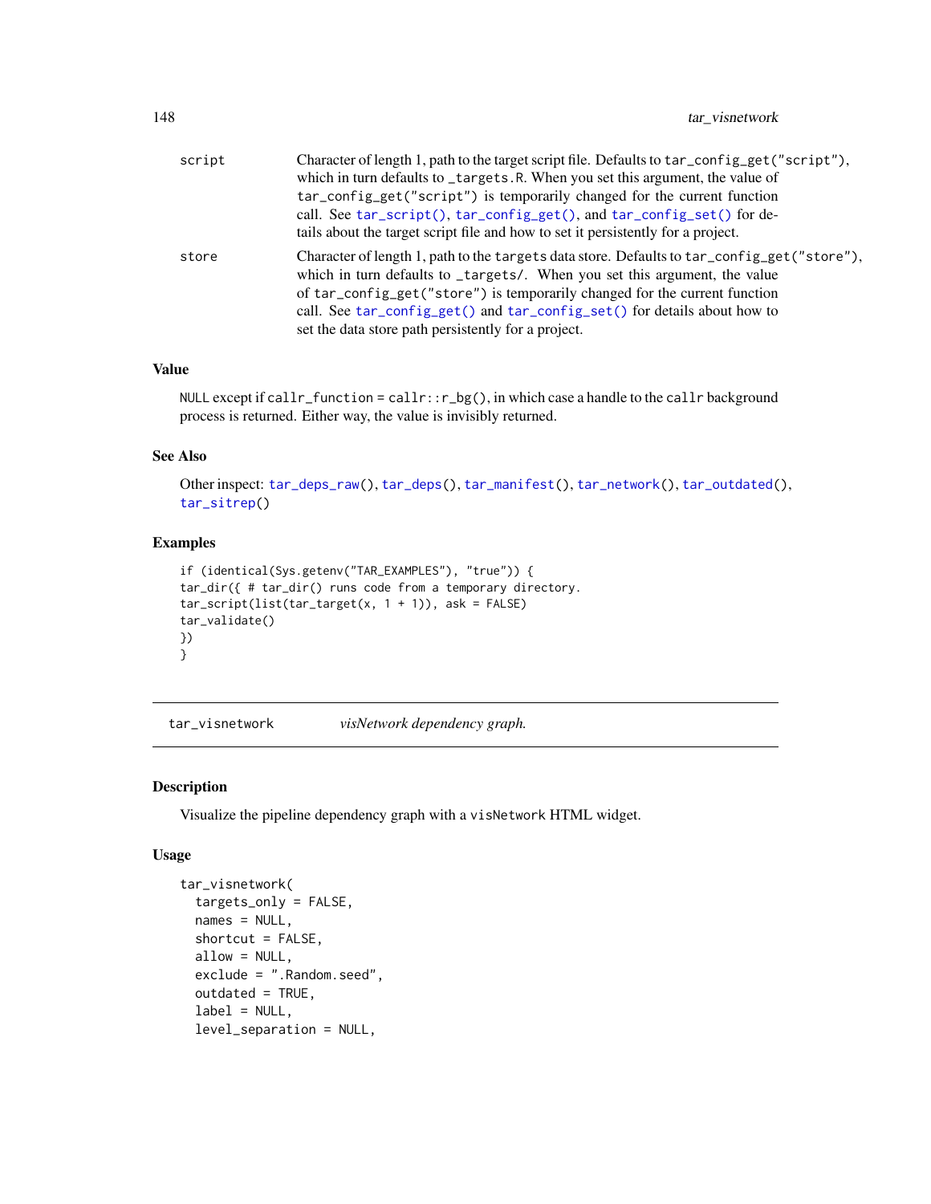| | |
|---|---|
| script | Character of length 1, path to the target script file. Defaults to tar_config_get("script"), which in turn defaults to _targets.R. When you set this argument, the value of tar_config_get("script") is temporarily changed for the current function call. See tar_script(), tar_config_get(), and tar_config_set() for details about the target script file and how to set it persistently for a project. |
| store | Character of length 1, path to the targets data store. Defaults to tar_config_get("store"), which in turn defaults to _targets/. When you set this argument, the value of tar_config_get("store") is temporarily changed for the current function call. See tar_config_get() and tar_config_set() for details about how to set the data store path persistently for a project. |

### Value

NULL except if callr_function = callr::r_bg(), in which case a handle to the callr background process is returned. Either way, the value is invisibly returned.

### See Also

Other inspect: tar_deps_raw(), tar_deps(), tar_manifest(), tar_network(), tar_outdated(), tar_sitrep()

### Examples

```
if (identical(Sys.getenv("TAR_EXAMPLES"), "true")) {
tar_dir({ # tar_dir() runs code from a temporary directory.
tar_script(list(tar_target(x, 1 + 1)), ask = FALSE)
tar_validate()
})
}
```

---

## tar_visnetwork *visNetwork dependency graph.*

---

### Description

Visualize the pipeline dependency graph with a visNetwork HTML widget.

### Usage

```
tar_visnetwork(
  targets_only = FALSE,
  names = NULL,
  shortcut = FALSE,
  allow = NULL,
  exclude = ".Random.seed",
  outdated = TRUE,
  label = NULL,
  level_separation = NULL,
```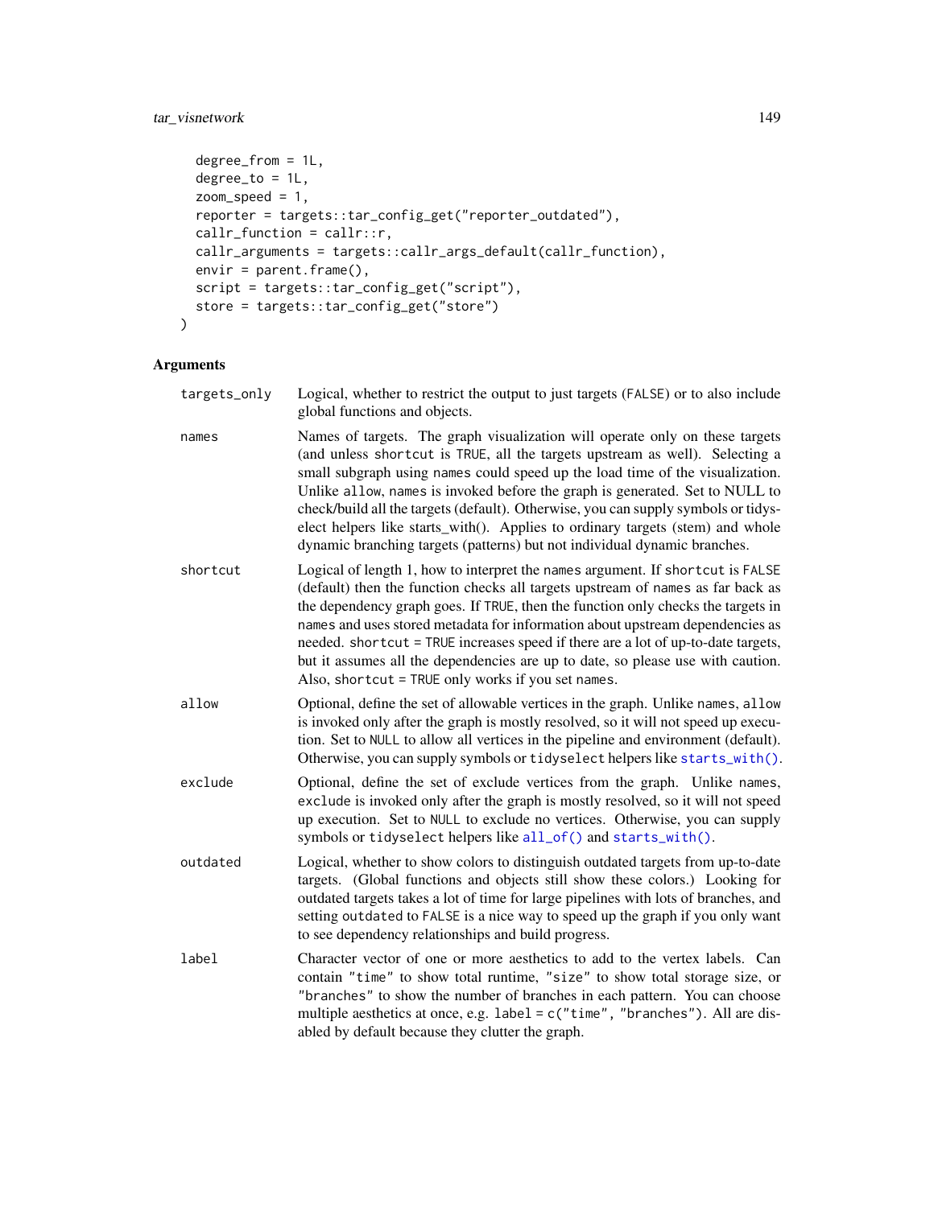```
  degree_from = 1L,
  degree_to = 1L,
  zoom_speed = 1,
  reporter = targets::tar_config_get("reporter_outdated"),
  callr_function = callr::r,
  callr_arguments = targets::callr_args_default(callr_function),
  envir = parent.frame(),
  script = targets::tar_config_get("script"),
  store = targets::tar_config_get("store")
)
```

## Arguments

| | |
|---|---|
| `targets_only` | Logical, whether to restrict the output to just targets (`FALSE`) or to also include global functions and objects. |
| `names` | Names of targets. The graph visualization will operate only on these targets (and unless `shortcut` is `TRUE`, all the targets upstream as well). Selecting a small subgraph using `names` could speed up the load time of the visualization. Unlike `allow`, `names` is invoked before the graph is generated. Set to NULL to check/build all the targets (default). Otherwise, you can supply symbols or tidyselect helpers like starts_with(). Applies to ordinary targets (stem) and whole dynamic branching targets (patterns) but not individual dynamic branches. |
| `shortcut` | Logical of length 1, how to interpret the `names` argument. If `shortcut` is `FALSE` (default) then the function checks all targets upstream of `names` as far back as the dependency graph goes. If `TRUE`, then the function only checks the targets in `names` and uses stored metadata for information about upstream dependencies as needed. `shortcut = TRUE` increases speed if there are a lot of up-to-date targets, but it assumes all the dependencies are up to date, so please use with caution. Also, `shortcut = TRUE` only works if you set `names`. |
| `allow` | Optional, define the set of allowable vertices in the graph. Unlike `names`, `allow` is invoked only after the graph is mostly resolved, so it will not speed up execution. Set to `NULL` to allow all vertices in the pipeline and environment (default). Otherwise, you can supply symbols or `tidyselect` helpers like `starts_with()`. |
| `exclude` | Optional, define the set of exclude vertices from the graph. Unlike `names`, `exclude` is invoked only after the graph is mostly resolved, so it will not speed up execution. Set to `NULL` to exclude no vertices. Otherwise, you can supply symbols or `tidyselect` helpers like `all_of()` and `starts_with()`. |
| `outdated` | Logical, whether to show colors to distinguish outdated targets from up-to-date targets. (Global functions and objects still show these colors.) Looking for outdated targets takes a lot of time for large pipelines with lots of branches, and setting `outdated` to `FALSE` is a nice way to speed up the graph if you only want to see dependency relationships and build progress. |
| `label` | Character vector of one or more aesthetics to add to the vertex labels. Can contain `"time"` to show total runtime, `"size"` to show total storage size, or `"branches"` to show the number of branches in each pattern. You can choose multiple aesthetics at once, e.g. `label = c("time", "branches")`. All are disabled by default because they clutter the graph. |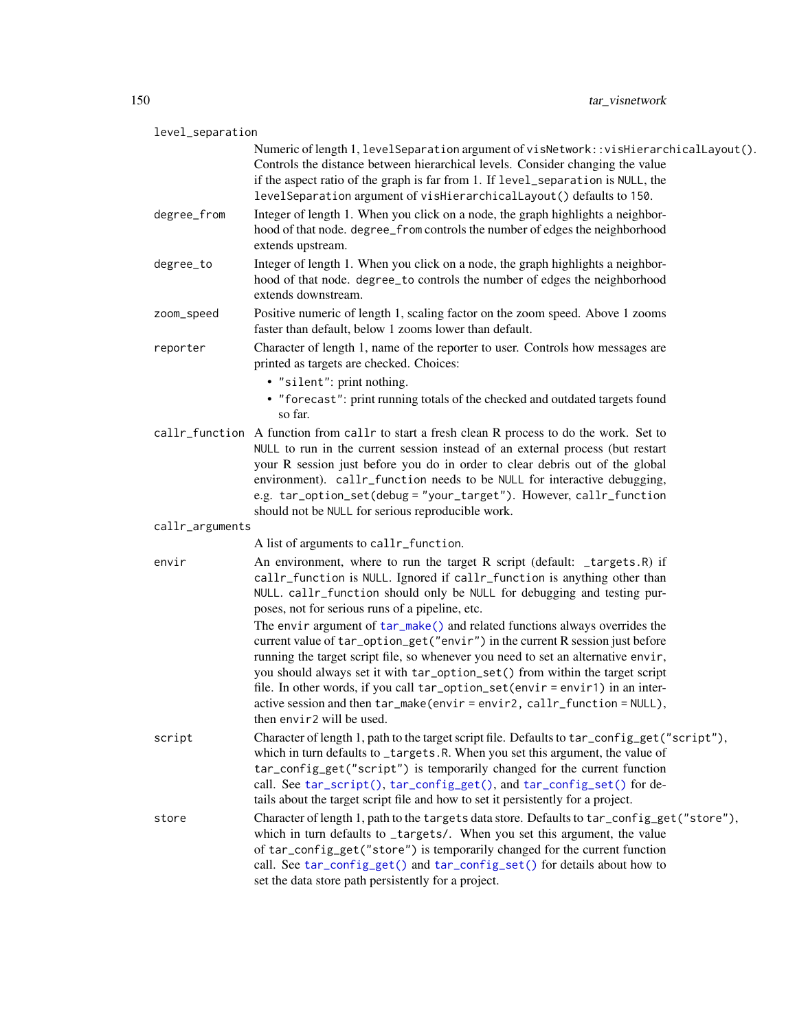`level_separation`
: Numeric of length 1, `levelSeparation` argument of `visNetwork::visHierarchicalLayout()`. Controls the distance between hierarchical levels. Consider changing the value if the aspect ratio of the graph is far from 1. If `level_separation` is `NULL`, the `levelSeparation` argument of `visHierarchicalLayout()` defaults to `150`.

`degree_from`
: Integer of length 1. When you click on a node, the graph highlights a neighborhood of that node. `degree_from` controls the number of edges the neighborhood extends upstream.

`degree_to`
: Integer of length 1. When you click on a node, the graph highlights a neighborhood of that node. `degree_to` controls the number of edges the neighborhood extends downstream.

`zoom_speed`
: Positive numeric of length 1, scaling factor on the zoom speed. Above 1 zooms faster than default, below 1 zooms lower than default.

`reporter`
: Character of length 1, name of the reporter to user. Controls how messages are printed as targets are checked. Choices:

  - `"silent"`: print nothing.
  - `"forecast"`: print running totals of the checked and outdated targets found so far.

`callr_function`
: A function from `callr` to start a fresh clean R process to do the work. Set to `NULL` to run in the current session instead of an external process (but restart your R session just before you do in order to clear debris out of the global environment). `callr_function` needs to be `NULL` for interactive debugging, e.g. `tar_option_set(debug = "your_target")`. However, `callr_function` should not be `NULL` for serious reproducible work.

`callr_arguments`
: A list of arguments to `callr_function`.

`envir`
: An environment, where to run the target R script (default: `_targets.R`) if `callr_function` is `NULL`. Ignored if `callr_function` is anything other than `NULL`. `callr_function` should only be `NULL` for debugging and testing purposes, not for serious runs of a pipeline, etc.

  The `envir` argument of `tar_make()` and related functions always overrides the current value of `tar_option_get("envir")` in the current R session just before running the target script file, so whenever you need to set an alternative `envir`, you should always set it with `tar_option_set()` from within the target script file. In other words, if you call `tar_option_set(envir = envir1)` in an interactive session and then `tar_make(envir = envir2, callr_function = NULL)`, then `envir2` will be used.

`script`
: Character of length 1, path to the target script file. Defaults to `tar_config_get("script")`, which in turn defaults to `_targets.R`. When you set this argument, the value of `tar_config_get("script")` is temporarily changed for the current function call. See `tar_script()`, `tar_config_get()`, and `tar_config_set()` for details about the target script file and how to set it persistently for a project.

`store`
: Character of length 1, path to the `targets` data store. Defaults to `tar_config_get("store")`, which in turn defaults to `_targets/`. When you set this argument, the value of `tar_config_get("store")` is temporarily changed for the current function call. See `tar_config_get()` and `tar_config_set()` for details about how to set the data store path persistently for a project.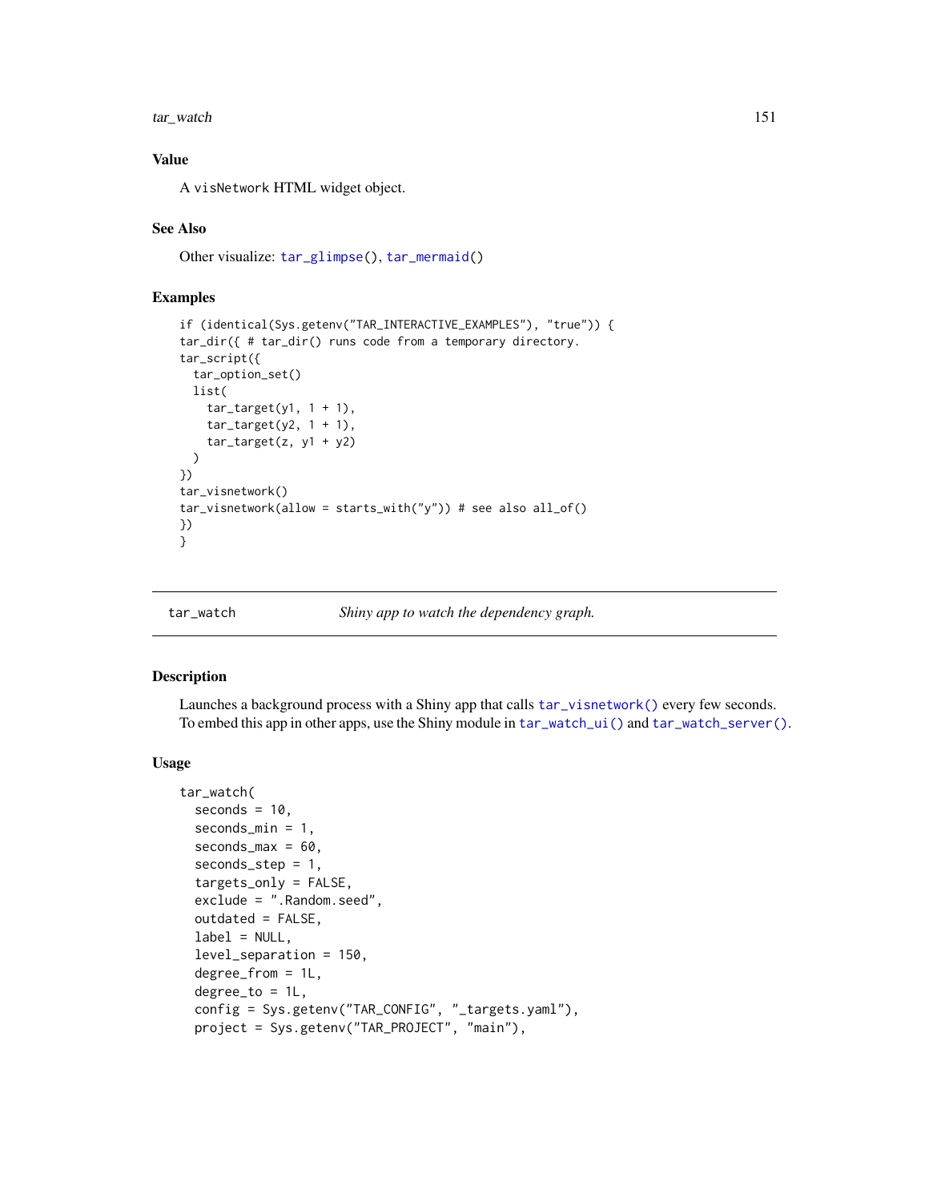### Value

A `visNetwork` HTML widget object.

### See Also

Other visualize: `tar_glimpse()`, `tar_mermaid()`

### Examples

```
if (identical(Sys.getenv("TAR_INTERACTIVE_EXAMPLES"), "true")) {
tar_dir({ # tar_dir() runs code from a temporary directory.
tar_script({
  tar_option_set()
  list(
    tar_target(y1, 1 + 1),
    tar_target(y2, 1 + 1),
    tar_target(z, y1 + y2)
  )
})
tar_visnetwork()
tar_visnetwork(allow = starts_with("y")) # see also all_of()
})
}
```

---

## tar_watch — *Shiny app to watch the dependency graph.*

---

### Description

Launches a background process with a Shiny app that calls `tar_visnetwork()` every few seconds. To embed this app in other apps, use the Shiny module in `tar_watch_ui()` and `tar_watch_server()`.

### Usage

```
tar_watch(
  seconds = 10,
  seconds_min = 1,
  seconds_max = 60,
  seconds_step = 1,
  targets_only = FALSE,
  exclude = ".Random.seed",
  outdated = FALSE,
  label = NULL,
  level_separation = 150,
  degree_from = 1L,
  degree_to = 1L,
  config = Sys.getenv("TAR_CONFIG", "_targets.yaml"),
  project = Sys.getenv("TAR_PROJECT", "main"),
```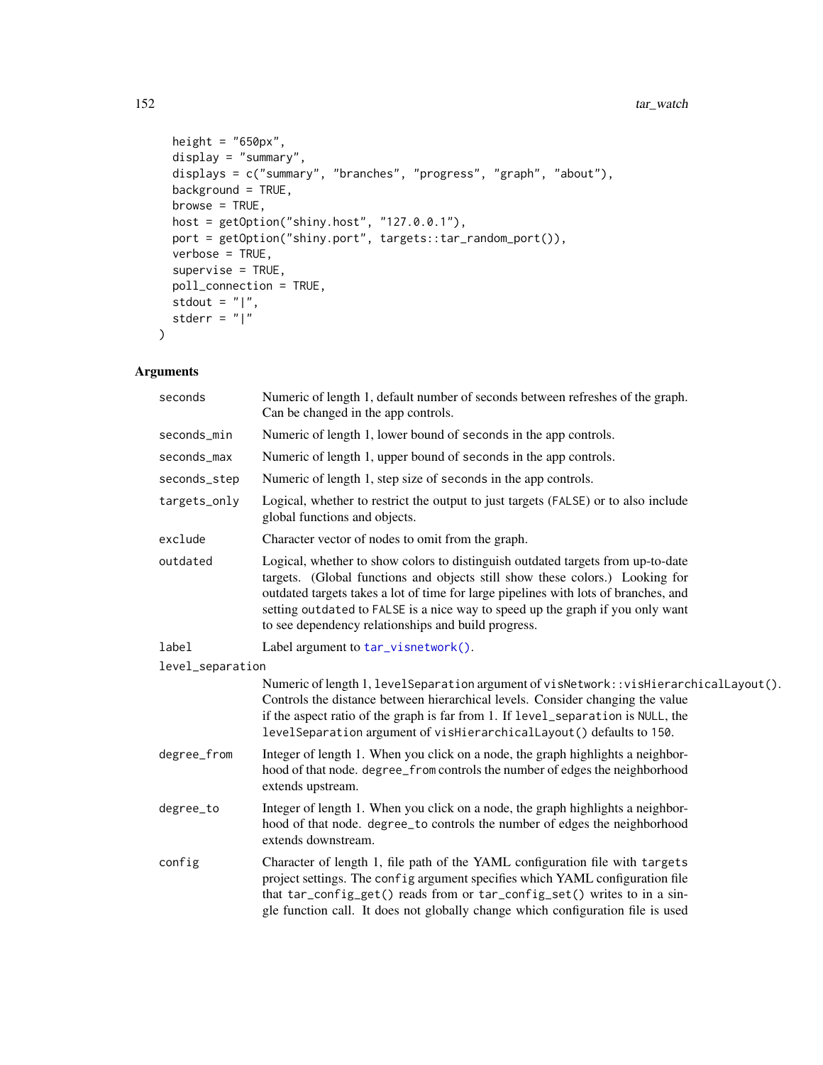```
  height = "650px",
  display = "summary",
  displays = c("summary", "branches", "progress", "graph", "about"),
  background = TRUE,
  browse = TRUE,
  host = getOption("shiny.host", "127.0.0.1"),
  port = getOption("shiny.port", targets::tar_random_port()),
  verbose = TRUE,
  supervise = TRUE,
  poll_connection = TRUE,
  stdout = "|",
  stderr = "|"
)
```

### Arguments

| | |
|---|---|
| `seconds` | Numeric of length 1, default number of seconds between refreshes of the graph. Can be changed in the app controls. |
| `seconds_min` | Numeric of length 1, lower bound of seconds in the app controls. |
| `seconds_max` | Numeric of length 1, upper bound of seconds in the app controls. |
| `seconds_step` | Numeric of length 1, step size of seconds in the app controls. |
| `targets_only` | Logical, whether to restrict the output to just targets (`FALSE`) or to also include global functions and objects. |
| `exclude` | Character vector of nodes to omit from the graph. |
| `outdated` | Logical, whether to show colors to distinguish outdated targets from up-to-date targets. (Global functions and objects still show these colors.) Looking for outdated targets takes a lot of time for large pipelines with lots of branches, and setting `outdated` to `FALSE` is a nice way to speed up the graph if you only want to see dependency relationships and build progress. |
| `label` | Label argument to `tar_visnetwork()`. |
| `level_separation` | Numeric of length 1, `levelSeparation` argument of `visNetwork::visHierarchicalLayout()`. Controls the distance between hierarchical levels. Consider changing the value if the aspect ratio of the graph is far from 1. If `level_separation` is `NULL`, the `levelSeparation` argument of `visHierarchicalLayout()` defaults to `150`. |
| `degree_from` | Integer of length 1. When you click on a node, the graph highlights a neighborhood of that node. `degree_from` controls the number of edges the neighborhood extends upstream. |
| `degree_to` | Integer of length 1. When you click on a node, the graph highlights a neighborhood of that node. `degree_to` controls the number of edges the neighborhood extends downstream. |
| `config` | Character of length 1, file path of the YAML configuration file with `targets` project settings. The `config` argument specifies which YAML configuration file that `tar_config_get()` reads from or `tar_config_set()` writes to in a single function call. It does not globally change which configuration file is used |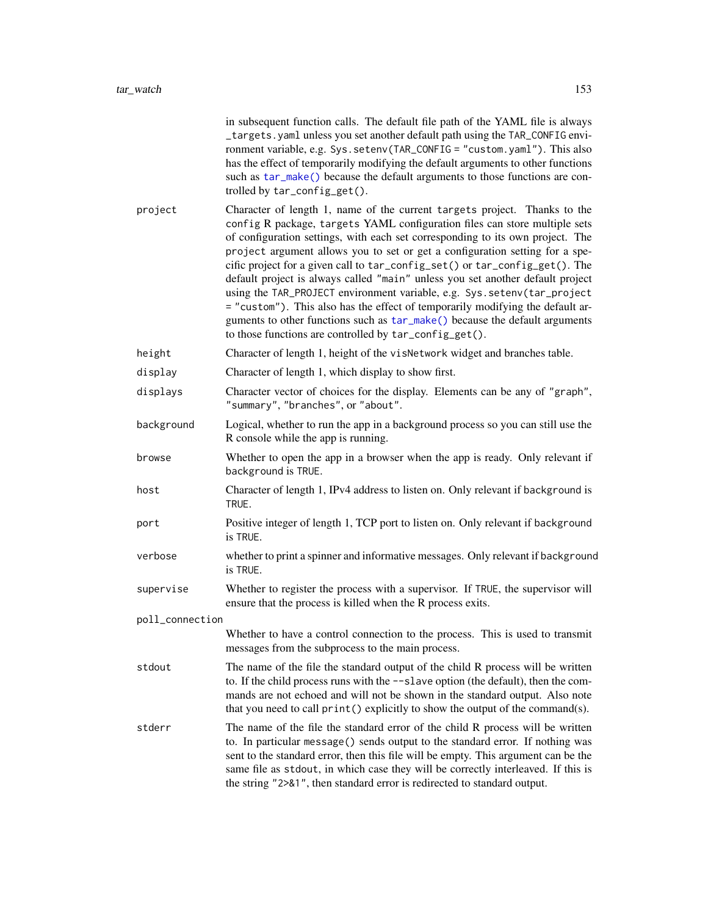in subsequent function calls. The default file path of the YAML file is always `_targets.yaml` unless you set another default path using the `TAR_CONFIG` environment variable, e.g. `Sys.setenv(TAR_CONFIG = "custom.yaml")`. This also has the effect of temporarily modifying the default arguments to other functions such as `tar_make()` because the default arguments to those functions are controlled by `tar_config_get()`.

`project`
: Character of length 1, name of the current `targets` project. Thanks to the `config` R package, `targets` YAML configuration files can store multiple sets of configuration settings, with each set corresponding to its own project. The `project` argument allows you to set or get a configuration setting for a specific project for a given call to `tar_config_set()` or `tar_config_get()`. The default project is always called `"main"` unless you set another default project using the `TAR_PROJECT` environment variable, e.g. `Sys.setenv(tar_project = "custom")`. This also has the effect of temporarily modifying the default arguments to other functions such as `tar_make()` because the default arguments to those functions are controlled by `tar_config_get()`.

`height`
: Character of length 1, height of the `visNetwork` widget and branches table.

`display`
: Character of length 1, which display to show first.

`displays`
: Character vector of choices for the display. Elements can be any of `"graph"`, `"summary"`, `"branches"`, or `"about"`.

`background`
: Logical, whether to run the app in a background process so you can still use the R console while the app is running.

`browse`
: Whether to open the app in a browser when the app is ready. Only relevant if `background` is `TRUE`.

`host`
: Character of length 1, IPv4 address to listen on. Only relevant if `background` is `TRUE`.

`port`
: Positive integer of length 1, TCP port to listen on. Only relevant if `background` is `TRUE`.

`verbose`
: whether to print a spinner and informative messages. Only relevant if `background` is `TRUE`.

`supervise`
: Whether to register the process with a supervisor. If `TRUE`, the supervisor will ensure that the process is killed when the R process exits.

`poll_connection`
: Whether to have a control connection to the process. This is used to transmit messages from the subprocess to the main process.

`stdout`
: The name of the file the standard output of the child R process will be written to. If the child process runs with the `--slave` option (the default), then the commands are not echoed and will not be shown in the standard output. Also note that you need to call `print()` explicitly to show the output of the command(s).

`stderr`
: The name of the file the standard error of the child R process will be written to. In particular `message()` sends output to the standard error. If nothing was sent to the standard error, then this file will be empty. This argument can be the same file as `stdout`, in which case they will be correctly interleaved. If this is the string `"2>&1"`, then standard error is redirected to standard output.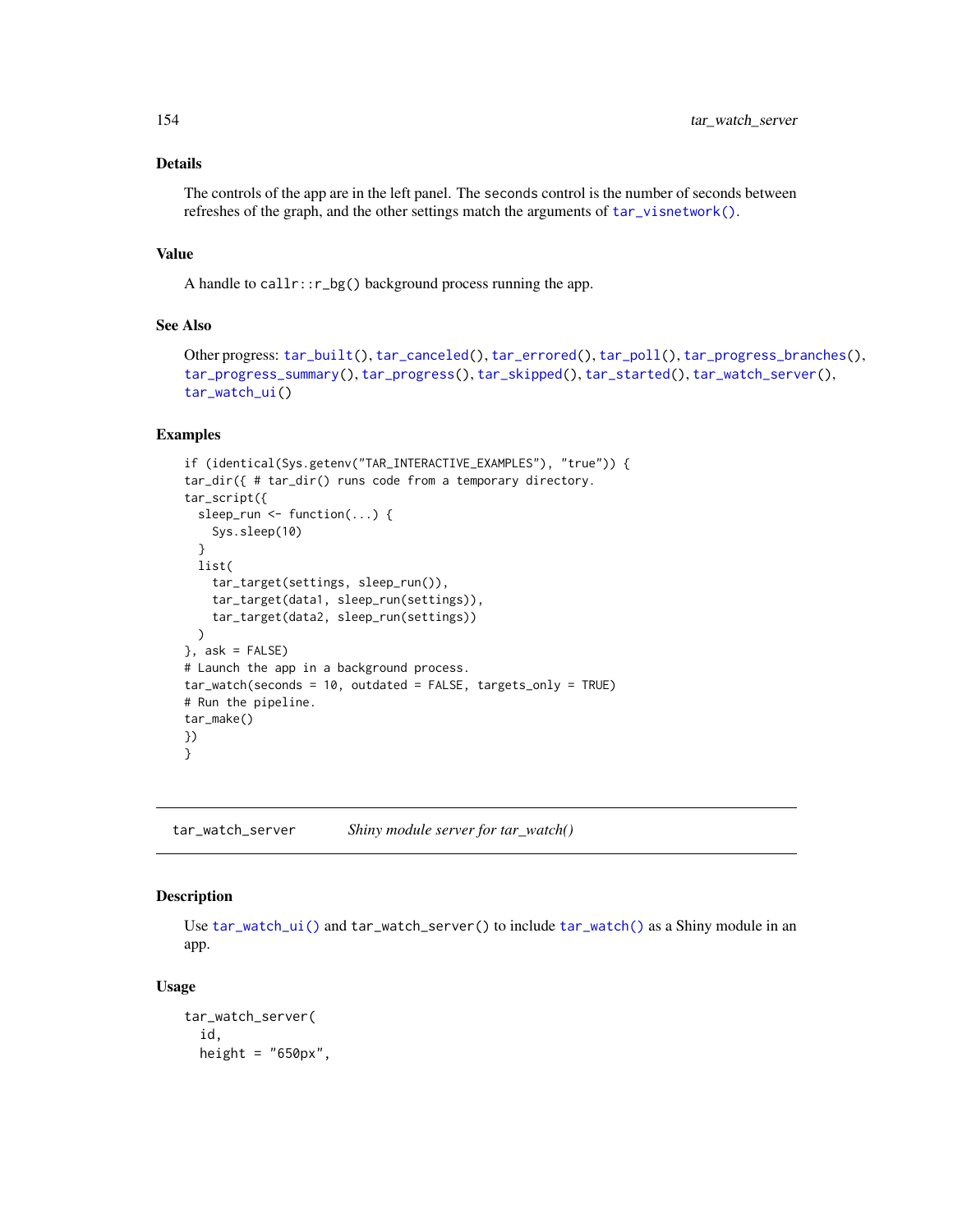### Details

The controls of the app are in the left panel. The seconds control is the number of seconds between refreshes of the graph, and the other settings match the arguments of `tar_visnetwork()`.

### Value

A handle to `callr::r_bg()` background process running the app.

### See Also

Other progress: `tar_built()`, `tar_canceled()`, `tar_errored()`, `tar_poll()`, `tar_progress_branches()`, `tar_progress_summary()`, `tar_progress()`, `tar_skipped()`, `tar_started()`, `tar_watch_server()`, `tar_watch_ui()`

### Examples

```
if (identical(Sys.getenv("TAR_INTERACTIVE_EXAMPLES"), "true")) {
tar_dir({ # tar_dir() runs code from a temporary directory.
tar_script({
  sleep_run <- function(...) {
    Sys.sleep(10)
  }
  list(
    tar_target(settings, sleep_run()),
    tar_target(data1, sleep_run(settings)),
    tar_target(data2, sleep_run(settings))
  )
}, ask = FALSE)
# Launch the app in a background process.
tar_watch(seconds = 10, outdated = FALSE, targets_only = TRUE)
# Run the pipeline.
tar_make()
})
}
```

---

## tar_watch_server — *Shiny module server for tar_watch()*

### Description

Use `tar_watch_ui()` and `tar_watch_server()` to include `tar_watch()` as a Shiny module in an app.

### Usage

```
tar_watch_server(
  id,
  height = "650px",
```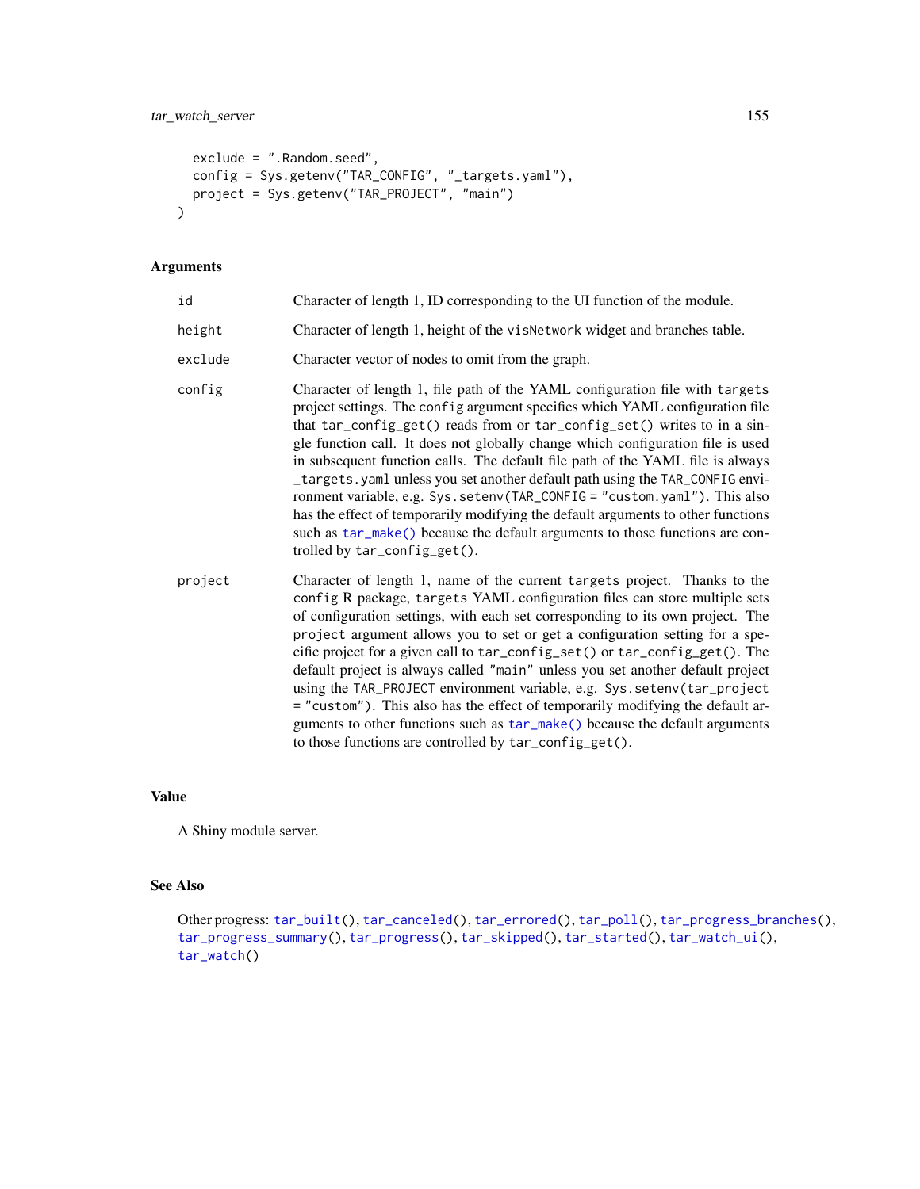```
  exclude = ".Random.seed",
  config = Sys.getenv("TAR_CONFIG", "_targets.yaml"),
  project = Sys.getenv("TAR_PROJECT", "main")
)
```

## Arguments

| | |
|---|---|
| id | Character of length 1, ID corresponding to the UI function of the module. |
| height | Character of length 1, height of the visNetwork widget and branches table. |
| exclude | Character vector of nodes to omit from the graph. |
| config | Character of length 1, file path of the YAML configuration file with targets project settings. The config argument specifies which YAML configuration file that tar_config_get() reads from or tar_config_set() writes to in a single function call. It does not globally change which configuration file is used in subsequent function calls. The default file path of the YAML file is always _targets.yaml unless you set another default path using the TAR_CONFIG environment variable, e.g. Sys.setenv(TAR_CONFIG = "custom.yaml"). This also has the effect of temporarily modifying the default arguments to other functions such as tar_make() because the default arguments to those functions are controlled by tar_config_get(). |
| project | Character of length 1, name of the current targets project. Thanks to the config R package, targets YAML configuration files can store multiple sets of configuration settings, with each set corresponding to its own project. The project argument allows you to set or get a configuration setting for a specific project for a given call to tar_config_set() or tar_config_get(). The default project is always called "main" unless you set another default project using the TAR_PROJECT environment variable, e.g. Sys.setenv(tar_project = "custom"). This also has the effect of temporarily modifying the default arguments to other functions such as tar_make() because the default arguments to those functions are controlled by tar_config_get(). |

## Value

A Shiny module server.

## See Also

Other progress: tar_built(), tar_canceled(), tar_errored(), tar_poll(), tar_progress_branches(), tar_progress_summary(), tar_progress(), tar_skipped(), tar_started(), tar_watch_ui(), tar_watch()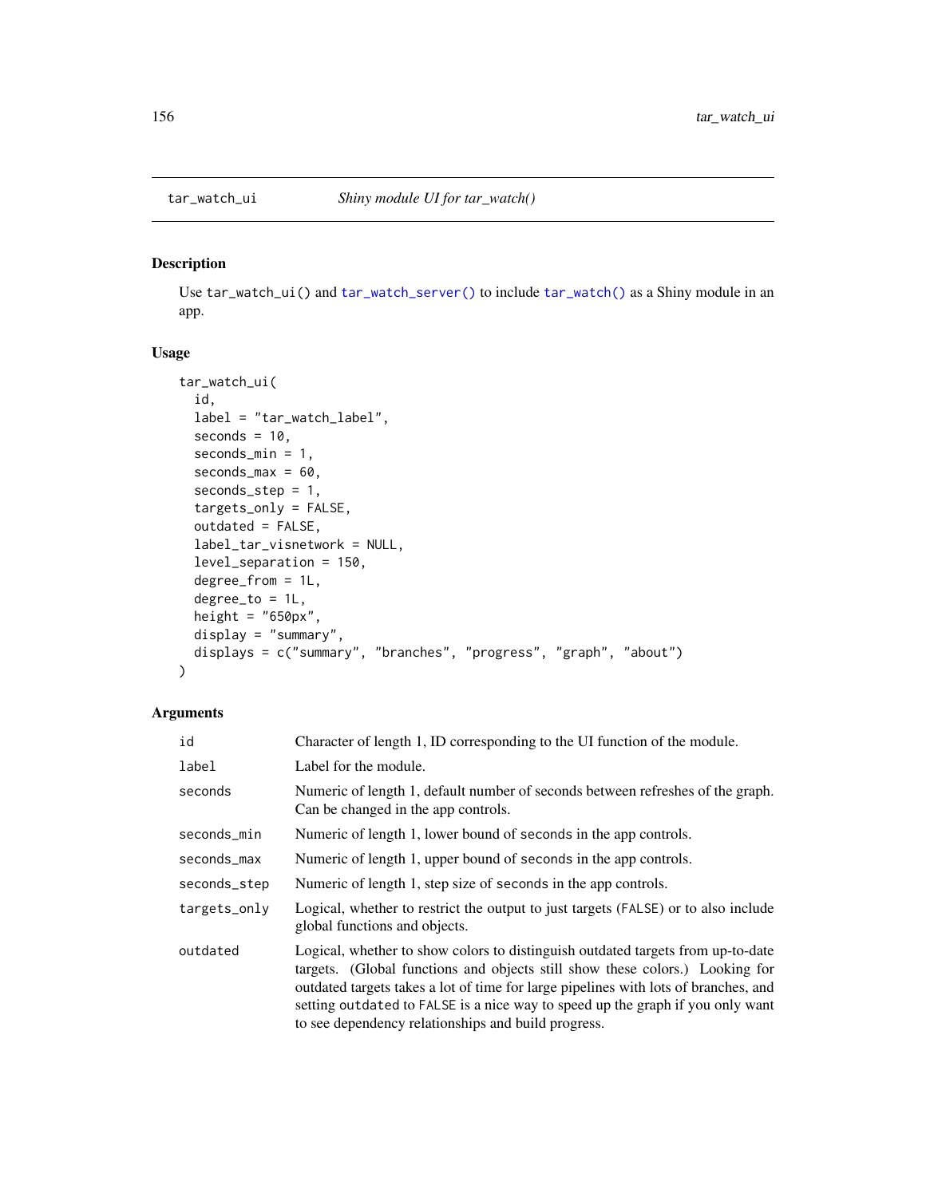tar_watch_ui — *Shiny module UI for tar_watch()*

## Description

Use tar_watch_ui() and tar_watch_server() to include tar_watch() as a Shiny module in an app.

## Usage

```
tar_watch_ui(
  id,
  label = "tar_watch_label",
  seconds = 10,
  seconds_min = 1,
  seconds_max = 60,
  seconds_step = 1,
  targets_only = FALSE,
  outdated = FALSE,
  label_tar_visnetwork = NULL,
  level_separation = 150,
  degree_from = 1L,
  degree_to = 1L,
  height = "650px",
  display = "summary",
  displays = c("summary", "branches", "progress", "graph", "about")
)
```

## Arguments

| | |
|---|---|
| id | Character of length 1, ID corresponding to the UI function of the module. |
| label | Label for the module. |
| seconds | Numeric of length 1, default number of seconds between refreshes of the graph. Can be changed in the app controls. |
| seconds_min | Numeric of length 1, lower bound of seconds in the app controls. |
| seconds_max | Numeric of length 1, upper bound of seconds in the app controls. |
| seconds_step | Numeric of length 1, step size of seconds in the app controls. |
| targets_only | Logical, whether to restrict the output to just targets (FALSE) or to also include global functions and objects. |
| outdated | Logical, whether to show colors to distinguish outdated targets from up-to-date targets. (Global functions and objects still show these colors.) Looking for outdated targets takes a lot of time for large pipelines with lots of branches, and setting outdated to FALSE is a nice way to speed up the graph if you only want to see dependency relationships and build progress. |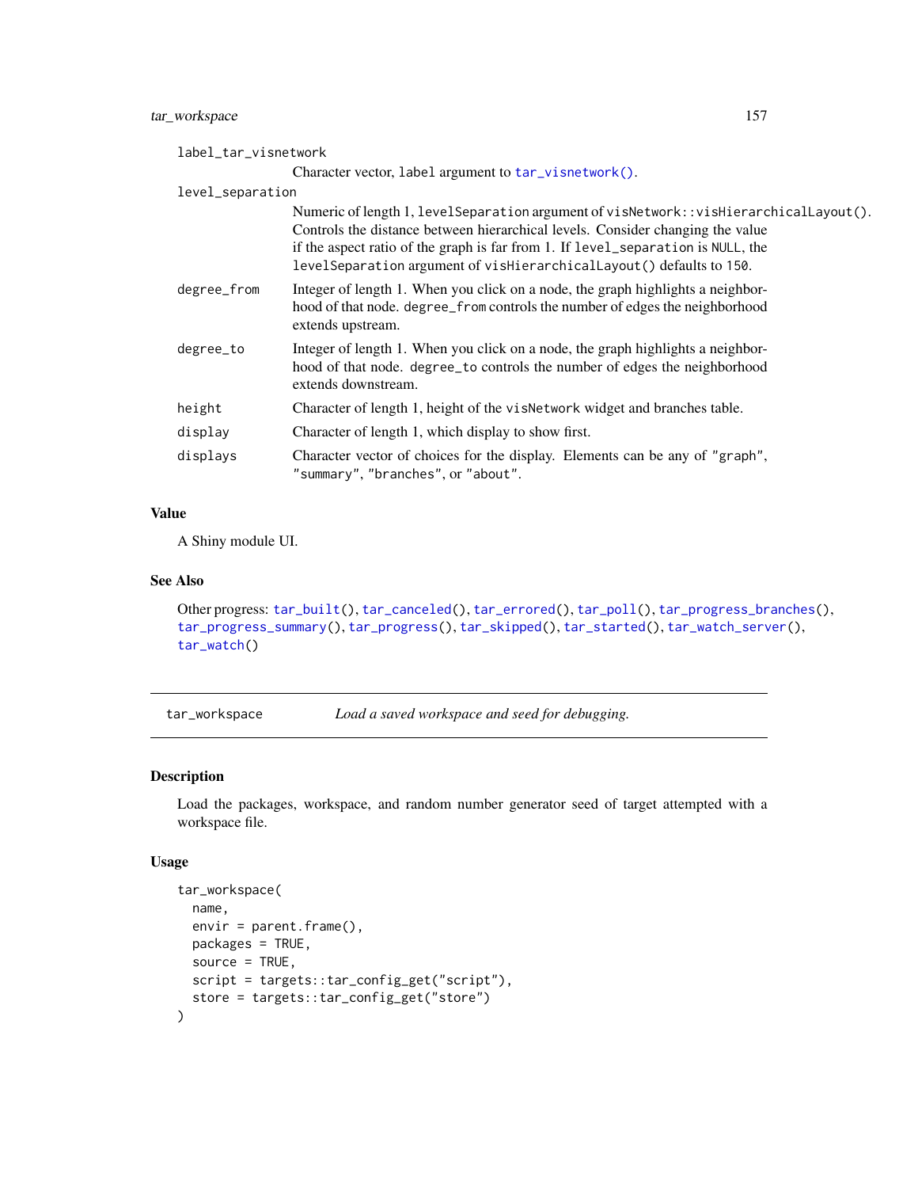label_tar_visnetwork
: Character vector, `label` argument to `tar_visnetwork()`.

level_separation
: Numeric of length 1, `levelSeparation` argument of `visNetwork::visHierarchicalLayout()`. Controls the distance between hierarchical levels. Consider changing the value if the aspect ratio of the graph is far from 1. If `level_separation` is `NULL`, the `levelSeparation` argument of `visHierarchicalLayout()` defaults to `150`.

degree_from
: Integer of length 1. When you click on a node, the graph highlights a neighborhood of that node. `degree_from` controls the number of edges the neighborhood extends upstream.

degree_to
: Integer of length 1. When you click on a node, the graph highlights a neighborhood of that node. `degree_to` controls the number of edges the neighborhood extends downstream.

height
: Character of length 1, height of the `visNetwork` widget and branches table.

display
: Character of length 1, which display to show first.

displays
: Character vector of choices for the display. Elements can be any of `"graph"`, `"summary"`, `"branches"`, or `"about"`.

### Value

A Shiny module UI.

### See Also

Other progress: `tar_built()`, `tar_canceled()`, `tar_errored()`, `tar_poll()`, `tar_progress_branches()`, `tar_progress_summary()`, `tar_progress()`, `tar_skipped()`, `tar_started()`, `tar_watch_server()`, `tar_watch()`

---

## tar_workspace — *Load a saved workspace and seed for debugging.*

### Description

Load the packages, workspace, and random number generator seed of target attempted with a workspace file.

### Usage

```
tar_workspace(
  name,
  envir = parent.frame(),
  packages = TRUE,
  source = TRUE,
  script = targets::tar_config_get("script"),
  store = targets::tar_config_get("store")
)
```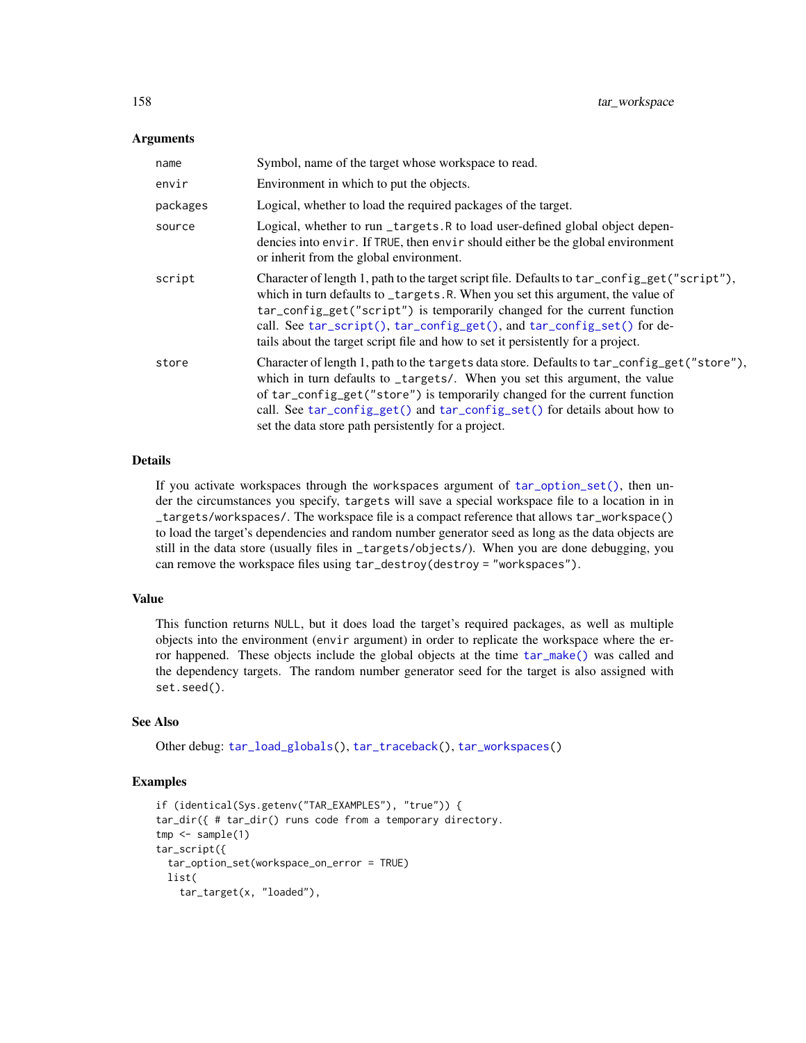## Arguments

| | |
|---|---|
| name | Symbol, name of the target whose workspace to read. |
| envir | Environment in which to put the objects. |
| packages | Logical, whether to load the required packages of the target. |
| source | Logical, whether to run `_targets.R` to load user-defined global object dependencies into `envir`. If `TRUE`, then `envir` should either be the global environment or inherit from the global environment. |
| script | Character of length 1, path to the target script file. Defaults to `tar_config_get("script")`, which in turn defaults to `_targets.R`. When you set this argument, the value of `tar_config_get("script")` is temporarily changed for the current function call. See `tar_script()`, `tar_config_get()`, and `tar_config_set()` for details about the target script file and how to set it persistently for a project. |
| store | Character of length 1, path to the `targets` data store. Defaults to `tar_config_get("store")`, which in turn defaults to `_targets/`. When you set this argument, the value of `tar_config_get("store")` is temporarily changed for the current function call. See `tar_config_get()` and `tar_config_set()` for details about how to set the data store path persistently for a project. |

## Details

If you activate workspaces through the `workspaces` argument of `tar_option_set()`, then under the circumstances you specify, `targets` will save a special workspace file to a location in in `_targets/workspaces/`. The workspace file is a compact reference that allows `tar_workspace()` to load the target's dependencies and random number generator seed as long as the data objects are still in the data store (usually files in `_targets/objects/`). When you are done debugging, you can remove the workspace files using `tar_destroy(destroy = "workspaces")`.

## Value

This function returns `NULL`, but it does load the target's required packages, as well as multiple objects into the environment (`envir` argument) in order to replicate the workspace where the error happened. These objects include the global objects at the time `tar_make()` was called and the dependency targets. The random number generator seed for the target is also assigned with `set.seed()`.

## See Also

Other debug: `tar_load_globals()`, `tar_traceback()`, `tar_workspaces()`

## Examples

```
if (identical(Sys.getenv("TAR_EXAMPLES"), "true")) {
tar_dir({ # tar_dir() runs code from a temporary directory.
tmp <- sample(1)
tar_script({
  tar_option_set(workspace_on_error = TRUE)
  list(
    tar_target(x, "loaded"),
```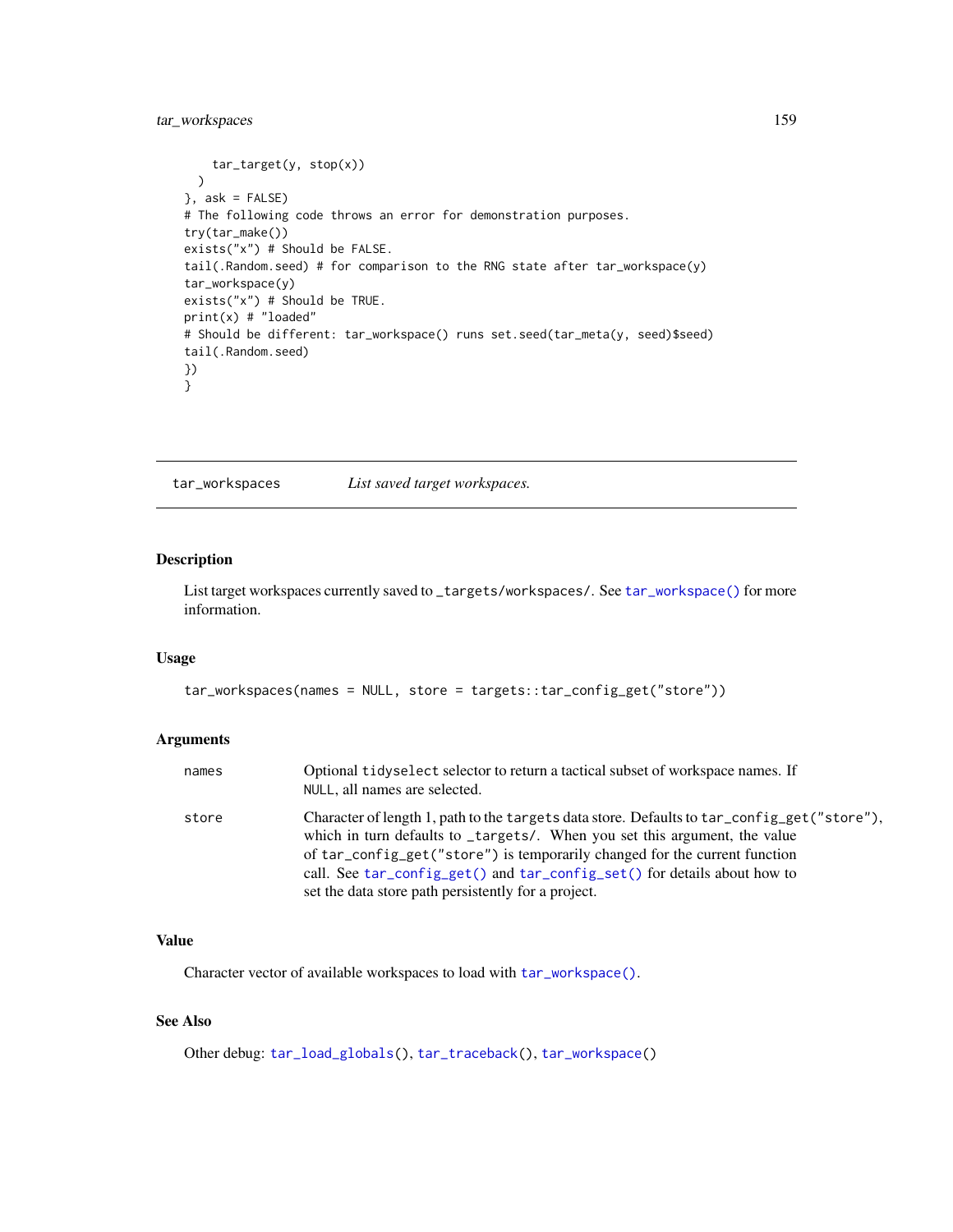```
    tar_target(y, stop(x))
  )
}, ask = FALSE)
# The following code throws an error for demonstration purposes.
try(tar_make())
exists("x") # Should be FALSE.
tail(.Random.seed) # for comparison to the RNG state after tar_workspace(y)
tar_workspace(y)
exists("x") # Should be TRUE.
print(x) # "loaded"
# Should be different: tar_workspace() runs set.seed(tar_meta(y, seed)$seed)
tail(.Random.seed)
})
}
```

## tar_workspaces — *List saved target workspaces.*

### Description

List target workspaces currently saved to `_targets/workspaces/`. See `tar_workspace()` for more information.

### Usage

```
tar_workspaces(names = NULL, store = targets::tar_config_get("store"))
```

### Arguments

| | |
|---|---|
| `names` | Optional `tidyselect` selector to return a tactical subset of workspace names. If `NULL`, all names are selected. |
| `store` | Character of length 1, path to the `targets` data store. Defaults to `tar_config_get("store")`, which in turn defaults to `_targets/`. When you set this argument, the value of `tar_config_get("store")` is temporarily changed for the current function call. See `tar_config_get()` and `tar_config_set()` for details about how to set the data store path persistently for a project. |

### Value

Character vector of available workspaces to load with `tar_workspace()`.

### See Also

Other debug: `tar_load_globals()`, `tar_traceback()`, `tar_workspace()`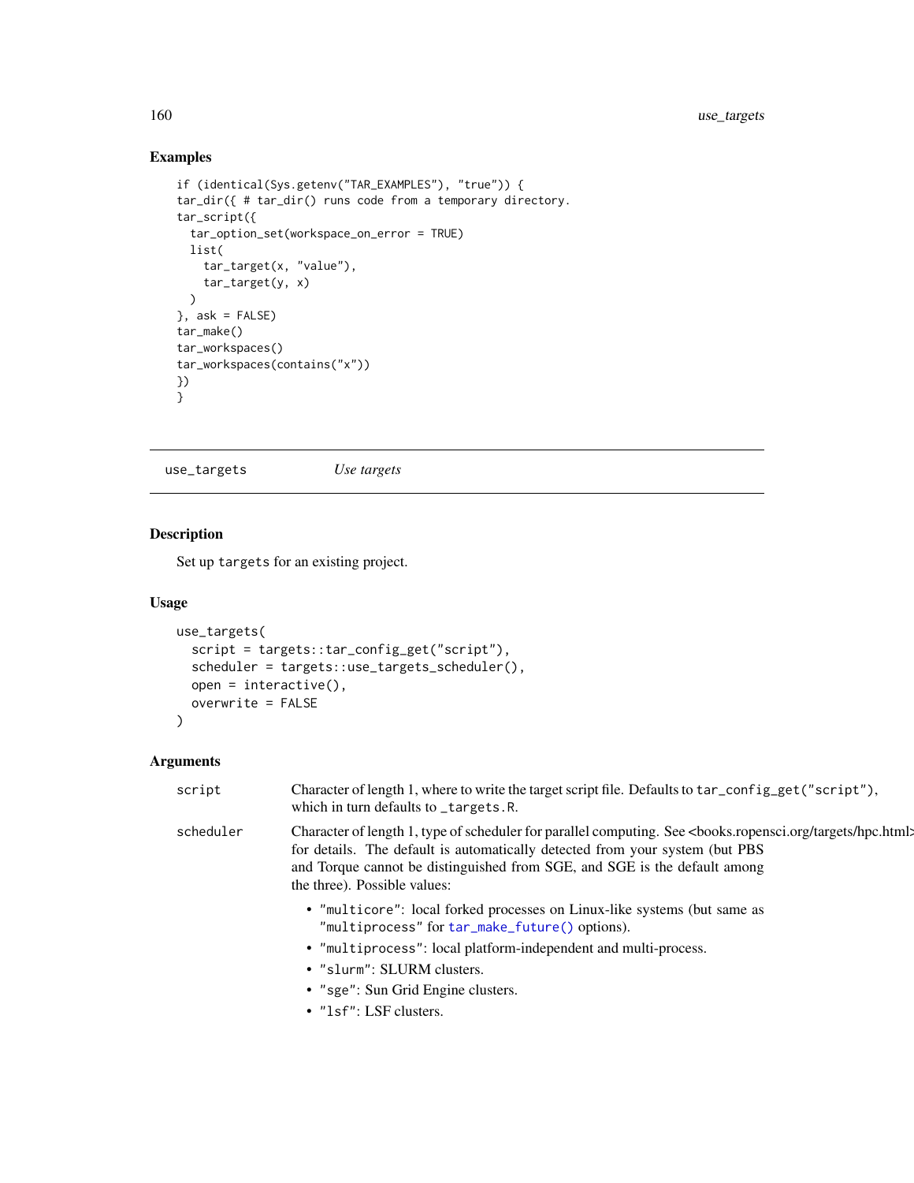## Examples

```
if (identical(Sys.getenv("TAR_EXAMPLES"), "true")) {
tar_dir({ # tar_dir() runs code from a temporary directory.
tar_script({
  tar_option_set(workspace_on_error = TRUE)
  list(
    tar_target(x, "value"),
    tar_target(y, x)
  )
}, ask = FALSE)
tar_make()
tar_workspaces()
tar_workspaces(contains("x"))
})
}
```

---

`use_targets` *Use targets*

---

## Description

Set up `targets` for an existing project.

## Usage

```
use_targets(
  script = targets::tar_config_get("script"),
  scheduler = targets::use_targets_scheduler(),
  open = interactive(),
  overwrite = FALSE
)
```

## Arguments

`script` Character of length 1, where to write the target script file. Defaults to `tar_config_get("script")`, which in turn defaults to `_targets.R`.

`scheduler` Character of length 1, type of scheduler for parallel computing. See <books.ropensci.org/targets/hpc.html> for details. The default is automatically detected from your system (but PBS and Torque cannot be distinguished from SGE, and SGE is the default among the three). Possible values:

- `"multicore"`: local forked processes on Linux-like systems (but same as `"multiprocess"` for `tar_make_future()` options).
- `"multiprocess"`: local platform-independent and multi-process.
- `"slurm"`: SLURM clusters.
- `"sge"`: Sun Grid Engine clusters.
- `"lsf"`: LSF clusters.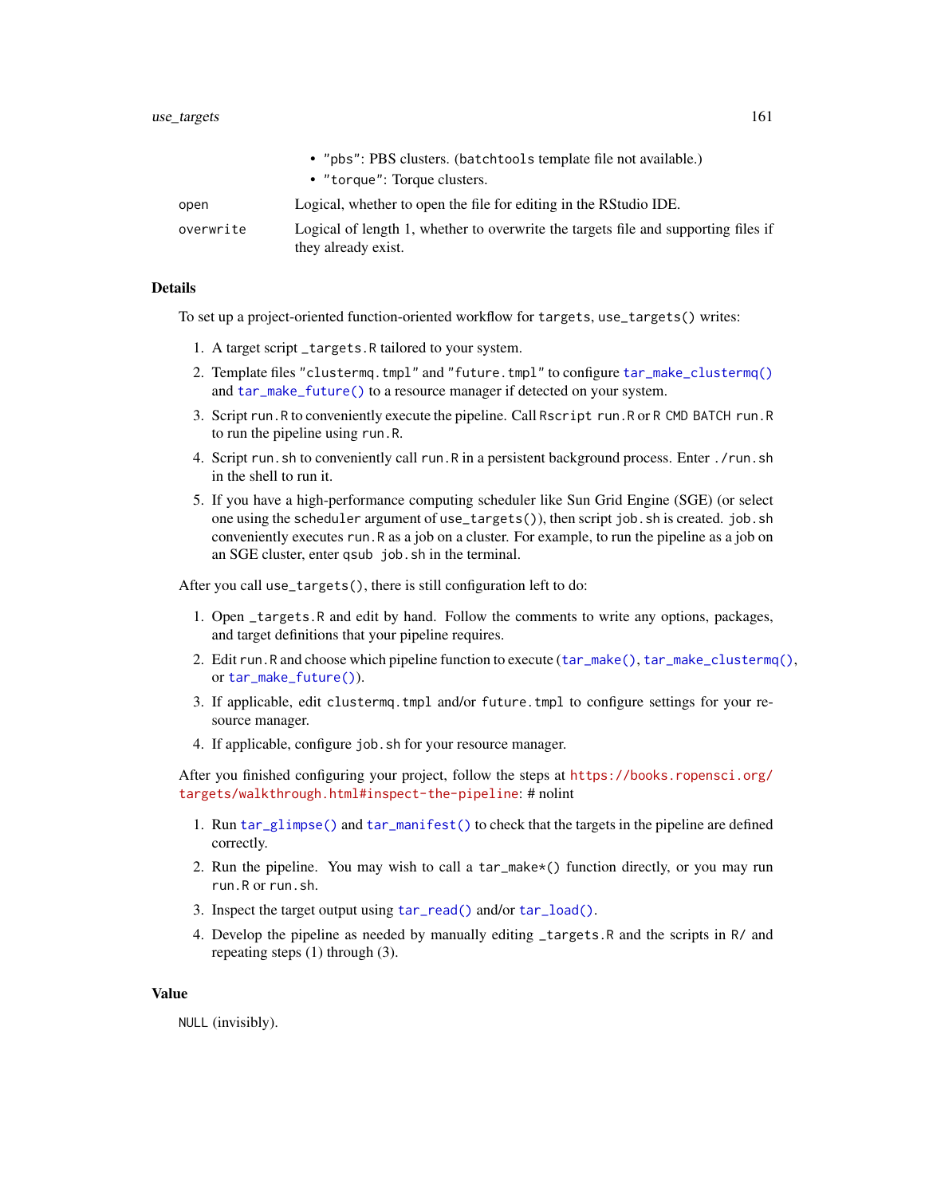- "pbs": PBS clusters. (batchtools template file not available.)
- "torque": Torque clusters.

| | |
|---|---|
| open | Logical, whether to open the file for editing in the RStudio IDE. |
| overwrite | Logical of length 1, whether to overwrite the targets file and supporting files if they already exist. |

## Details

To set up a project-oriented function-oriented workflow for targets, use_targets() writes:

1. A target script _targets.R tailored to your system.
2. Template files "clustermq.tmpl" and "future.tmpl" to configure tar_make_clustermq() and tar_make_future() to a resource manager if detected on your system.
3. Script run.R to conveniently execute the pipeline. Call Rscript run.R or R CMD BATCH run.R to run the pipeline using run.R.
4. Script run.sh to conveniently call run.R in a persistent background process. Enter ./run.sh in the shell to run it.
5. If you have a high-performance computing scheduler like Sun Grid Engine (SGE) (or select one using the scheduler argument of use_targets()), then script job.sh is created. job.sh conveniently executes run.R as a job on a cluster. For example, to run the pipeline as a job on an SGE cluster, enter qsub job.sh in the terminal.

After you call use_targets(), there is still configuration left to do:

1. Open _targets.R and edit by hand. Follow the comments to write any options, packages, and target definitions that your pipeline requires.
2. Edit run.R and choose which pipeline function to execute (tar_make(), tar_make_clustermq(), or tar_make_future()).
3. If applicable, edit clustermq.tmpl and/or future.tmpl to configure settings for your resource manager.
4. If applicable, configure job.sh for your resource manager.

After you finished configuring your project, follow the steps at https://books.ropensci.org/targets/walkthrough.html#inspect-the-pipeline: # nolint

1. Run tar_glimpse() and tar_manifest() to check that the targets in the pipeline are defined correctly.
2. Run the pipeline. You may wish to call a tar_make*() function directly, or you may run run.R or run.sh.
3. Inspect the target output using tar_read() and/or tar_load().
4. Develop the pipeline as needed by manually editing _targets.R and the scripts in R/ and repeating steps (1) through (3).

## Value

NULL (invisibly).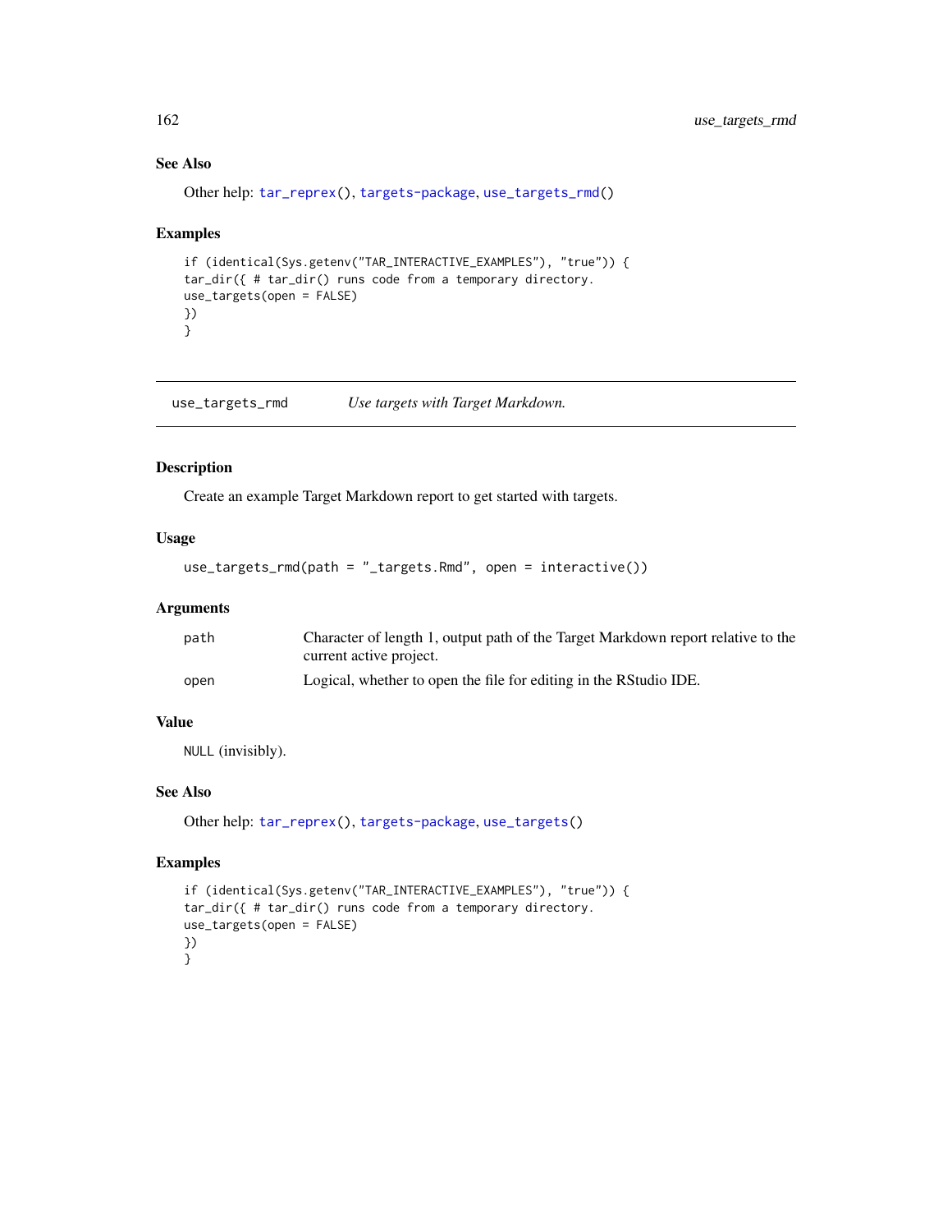### See Also

Other help: tar_reprex(), targets-package, use_targets_rmd()

### Examples

```
if (identical(Sys.getenv("TAR_INTERACTIVE_EXAMPLES"), "true")) {
tar_dir({ # tar_dir() runs code from a temporary directory.
use_targets(open = FALSE)
})
}
```

---

## use_targets_rmd — *Use targets with Target Markdown.*

---

### Description

Create an example Target Markdown report to get started with targets.

### Usage

```
use_targets_rmd(path = "_targets.Rmd", open = interactive())
```

### Arguments

| | |
|---|---|
| path | Character of length 1, output path of the Target Markdown report relative to the current active project. |
| open | Logical, whether to open the file for editing in the RStudio IDE. |

### Value

NULL (invisibly).

### See Also

Other help: tar_reprex(), targets-package, use_targets()

### Examples

```
if (identical(Sys.getenv("TAR_INTERACTIVE_EXAMPLES"), "true")) {
tar_dir({ # tar_dir() runs code from a temporary directory.
use_targets(open = FALSE)
})
}
```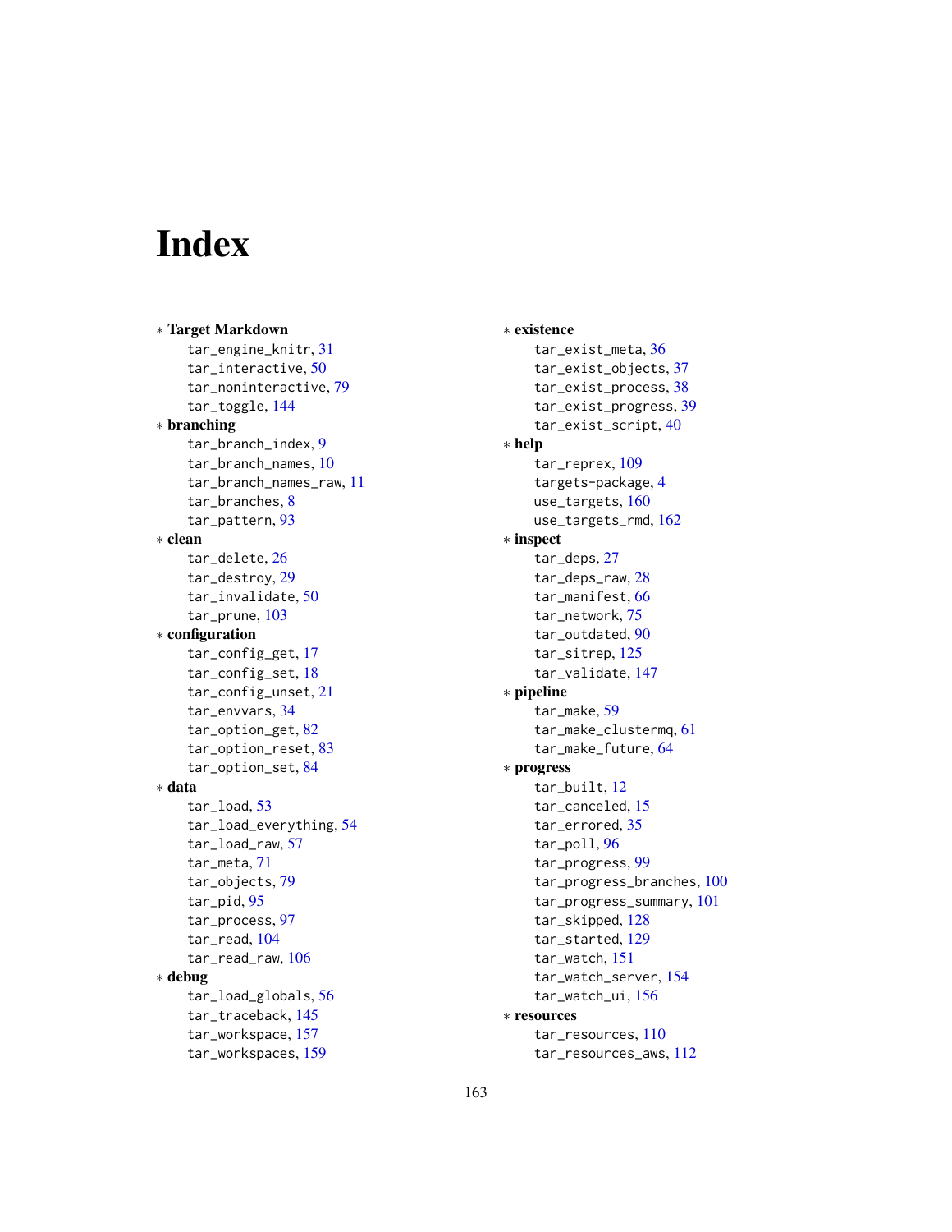# Index

∗ **Target Markdown**
- tar_engine_knitr, 31
- tar_interactive, 50
- tar_noninteractive, 79
- tar_toggle, 144

∗ **branching**
- tar_branch_index, 9
- tar_branch_names, 10
- tar_branch_names_raw, 11
- tar_branches, 8
- tar_pattern, 93

∗ **clean**
- tar_delete, 26
- tar_destroy, 29
- tar_invalidate, 50
- tar_prune, 103

∗ **configuration**
- tar_config_get, 17
- tar_config_set, 18
- tar_config_unset, 21
- tar_envvars, 34
- tar_option_get, 82
- tar_option_reset, 83
- tar_option_set, 84

∗ **data**
- tar_load, 53
- tar_load_everything, 54
- tar_load_raw, 57
- tar_meta, 71
- tar_objects, 79
- tar_pid, 95
- tar_process, 97
- tar_read, 104
- tar_read_raw, 106

∗ **debug**
- tar_load_globals, 56
- tar_traceback, 145
- tar_workspace, 157
- tar_workspaces, 159

∗ **existence**
- tar_exist_meta, 36
- tar_exist_objects, 37
- tar_exist_process, 38
- tar_exist_progress, 39
- tar_exist_script, 40

∗ **help**
- tar_reprex, 109
- targets-package, 4
- use_targets, 160
- use_targets_rmd, 162

∗ **inspect**
- tar_deps, 27
- tar_deps_raw, 28
- tar_manifest, 66
- tar_network, 75
- tar_outdated, 90
- tar_sitrep, 125
- tar_validate, 147

∗ **pipeline**
- tar_make, 59
- tar_make_clustermq, 61
- tar_make_future, 64

∗ **progress**
- tar_built, 12
- tar_canceled, 15
- tar_errored, 35
- tar_poll, 96
- tar_progress, 99
- tar_progress_branches, 100
- tar_progress_summary, 101
- tar_skipped, 128
- tar_started, 129
- tar_watch, 151
- tar_watch_server, 154
- tar_watch_ui, 156

∗ **resources**
- tar_resources, 110
- tar_resources_aws, 112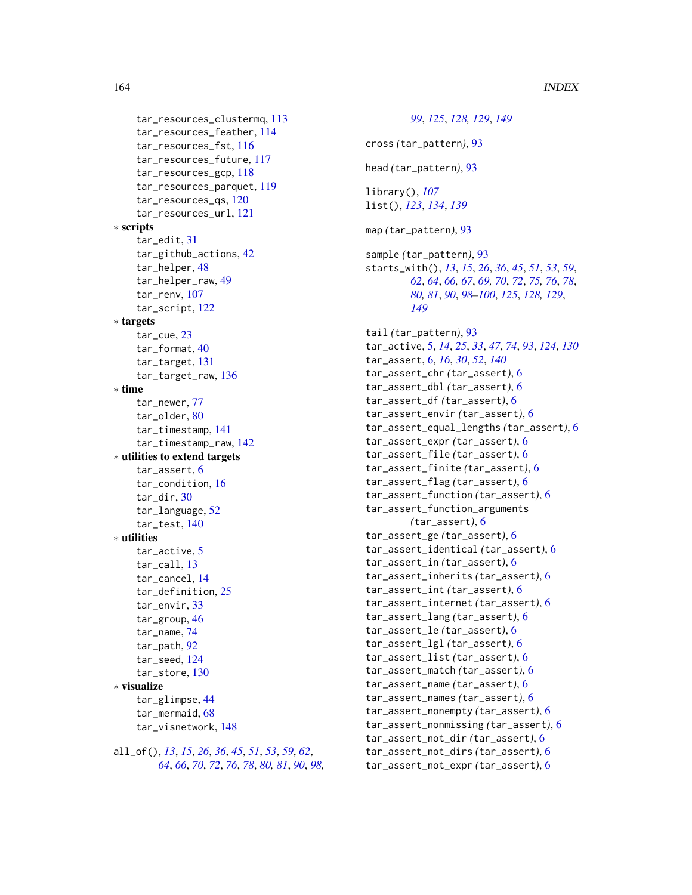tar_resources_clustermq, 113
tar_resources_feather, 114
tar_resources_fst, 116
tar_resources_future, 117
tar_resources_gcp, 118
tar_resources_parquet, 119
tar_resources_qs, 120
tar_resources_url, 121

∗ **scripts**
- tar_edit, 31
- tar_github_actions, 42
- tar_helper, 48
- tar_helper_raw, 49
- tar_renv, 107
- tar_script, 122

∗ **targets**
- tar_cue, 23
- tar_format, 40
- tar_target, 131
- tar_target_raw, 136

∗ **time**
- tar_newer, 77
- tar_older, 80
- tar_timestamp, 141
- tar_timestamp_raw, 142

∗ **utilities to extend targets**
- tar_assert, 6
- tar_condition, 16
- tar_dir, 30
- tar_language, 52
- tar_test, 140

∗ **utilities**
- tar_active, 5
- tar_call, 13
- tar_cancel, 14
- tar_definition, 25
- tar_envir, 33
- tar_group, 46
- tar_name, 74
- tar_path, 92
- tar_seed, 124
- tar_store, 130

∗ **visualize**
- tar_glimpse, 44
- tar_mermaid, 68
- tar_visnetwork, 148

all_of(), *13*, *15*, *26*, *36*, *45*, *51*, *53*, *59*, *62*, *64*, *66*, *70*, *72*, *76*, *78*, *80, 81*, *90*, *98,* *99*, *125*, *128, 129*, *149*

cross *(tar_pattern)*, 93

head *(tar_pattern)*, 93

library(), *107*
list(), *123*, *134*, *139*

map *(tar_pattern)*, 93

sample *(tar_pattern)*, 93
starts_with(), *13*, *15*, *26*, *36*, *45*, *51*, *53*, *59*, *62*, *64*, *66, 67*, *69, 70*, *72*, *75, 76*, *78*, *80, 81*, *90*, *98–100*, *125*, *128, 129*, *149*

tail *(tar_pattern)*, 93
tar_active, 5, *14*, *25*, *33*, *47*, *74*, *93*, *124*, *130*
tar_assert, 6, *16*, *30*, *52*, *140*
tar_assert_chr *(tar_assert)*, 6
tar_assert_dbl *(tar_assert)*, 6
tar_assert_df *(tar_assert)*, 6
tar_assert_envir *(tar_assert)*, 6
tar_assert_equal_lengths *(tar_assert)*, 6
tar_assert_expr *(tar_assert)*, 6
tar_assert_file *(tar_assert)*, 6
tar_assert_finite *(tar_assert)*, 6
tar_assert_flag *(tar_assert)*, 6
tar_assert_function *(tar_assert)*, 6
tar_assert_function_arguments *(tar_assert)*, 6
tar_assert_ge *(tar_assert)*, 6
tar_assert_identical *(tar_assert)*, 6
tar_assert_in *(tar_assert)*, 6
tar_assert_inherits *(tar_assert)*, 6
tar_assert_int *(tar_assert)*, 6
tar_assert_internet *(tar_assert)*, 6
tar_assert_lang *(tar_assert)*, 6
tar_assert_le *(tar_assert)*, 6
tar_assert_lgl *(tar_assert)*, 6
tar_assert_list *(tar_assert)*, 6
tar_assert_match *(tar_assert)*, 6
tar_assert_name *(tar_assert)*, 6
tar_assert_names *(tar_assert)*, 6
tar_assert_nonempty *(tar_assert)*, 6
tar_assert_nonmissing *(tar_assert)*, 6
tar_assert_not_dir *(tar_assert)*, 6
tar_assert_not_dirs *(tar_assert)*, 6
tar_assert_not_expr *(tar_assert)*, 6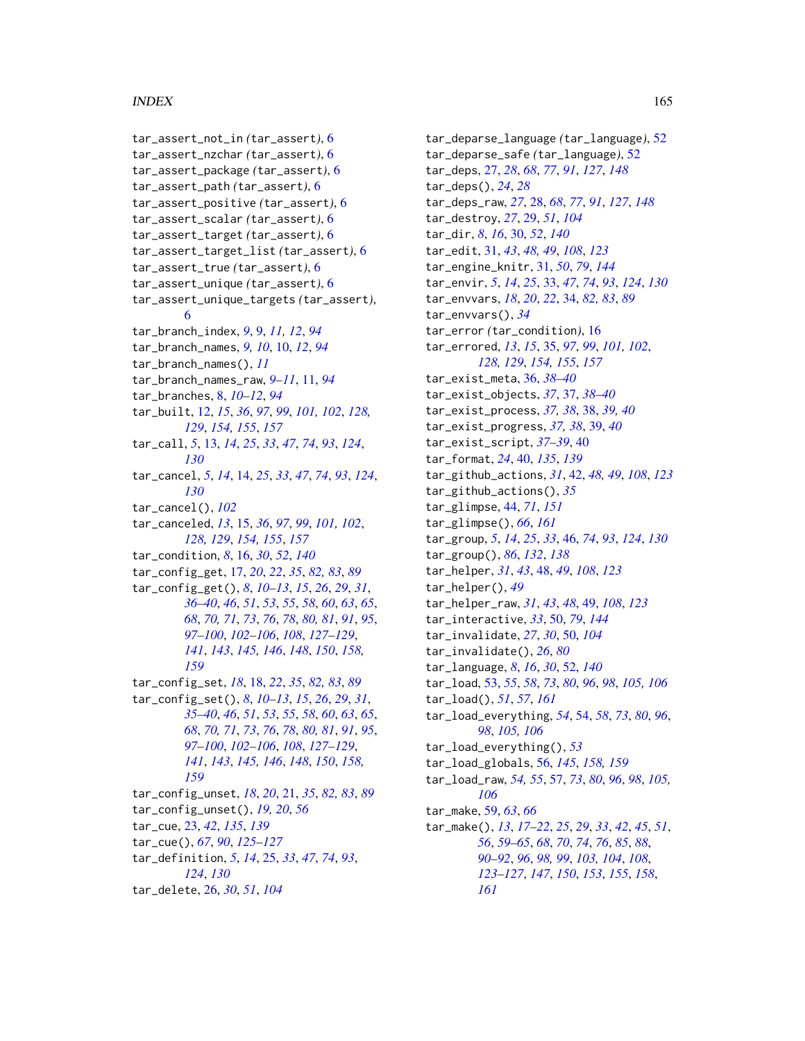tar_assert_not_in (tar_assert), 6
tar_assert_nzchar (tar_assert), 6
tar_assert_package (tar_assert), 6
tar_assert_path (tar_assert), 6
tar_assert_positive (tar_assert), 6
tar_assert_scalar (tar_assert), 6
tar_assert_target (tar_assert), 6
tar_assert_target_list (tar_assert), 6
tar_assert_true (tar_assert), 6
tar_assert_unique (tar_assert), 6
tar_assert_unique_targets (tar_assert), 6
tar_branch_index, *9*, 9, *11, 12*, *94*
tar_branch_names, *9, 10*, 10, *12*, *94*
tar_branch_names(), *11*
tar_branch_names_raw, *9–11*, 11, *94*
tar_branches, 8, *10–12*, *94*
tar_built, 12, *15*, *36*, *97*, *99*, *101, 102*, *128, 129*, *154, 155*, *157*
tar_call, *5*, 13, *14*, *25*, *33*, *47*, *74*, *93*, *124*, *130*
tar_cancel, *5*, *14*, 14, *25*, *33*, *47*, *74*, *93*, *124*, *130*
tar_cancel(), *102*
tar_canceled, *13*, 15, *36*, *97*, *99*, *101, 102*, *128, 129*, *154, 155*, *157*
tar_condition, *8*, 16, *30*, *52*, *140*
tar_config_get, 17, *20*, *22*, *35*, *82, 83*, *89*
tar_config_get(), *8*, *10–13*, *15*, *26*, *29*, *31*, *36–40*, *46*, *51*, *53*, *55*, *58*, *60*, *63*, *65*, *68*, *70, 71*, *73*, *76*, *78*, *80, 81*, *91*, *95*, *97–100*, *102–106*, *108*, *127–129*, *141*, *143*, *145, 146*, *148*, *150*, *158*, *159*
tar_config_set, *18*, 18, *22*, *35*, *82, 83*, *89*
tar_config_set(), *8*, *10–13*, *15*, *26*, *29*, *31*, *35–40*, *46*, *51*, *53*, *55*, *58*, *60*, *63*, *65*, *68*, *70, 71*, *73*, *76*, *78*, *80, 81*, *91*, *95*, *97–100*, *102–106*, *108*, *127–129*, *141*, *143*, *145, 146*, *148*, *150*, *158*, *159*
tar_config_unset, *18*, *20*, 21, *35*, *82, 83*, *89*
tar_config_unset(), *19, 20*, *56*
tar_cue, 23, *42*, *135*, *139*
tar_cue(), *67*, *90*, *125–127*
tar_definition, *5*, *14*, 25, *33*, *47*, *74*, *93*, *124*, *130*
tar_delete, 26, *30*, *51*, *104*
tar_deparse_language (tar_language), 52
tar_deparse_safe (tar_language), 52
tar_deps, 27, *28*, *68*, *77*, *91*, *127*, *148*
tar_deps(), *24*, *28*
tar_deps_raw, *27*, 28, *68*, *77*, *91*, *127*, *148*
tar_destroy, *27*, 29, *51*, *104*
tar_dir, *8*, *16*, 30, *52*, *140*
tar_edit, 31, *43*, *48, 49*, *108*, *123*
tar_engine_knitr, 31, *50*, *79*, *144*
tar_envir, *5*, *14*, *25*, 33, *47*, *74*, *93*, *124*, *130*
tar_envvars, *18*, *20*, *22*, 34, *82, 83*, *89*
tar_envvars(), *34*
tar_error (tar_condition), 16
tar_errored, *13*, *15*, 35, *97*, *99*, *101, 102*, *128, 129*, *154, 155*, *157*
tar_exist_meta, 36, *38–40*
tar_exist_objects, *37*, 37, *38–40*
tar_exist_process, *37, 38*, 38, *39, 40*
tar_exist_progress, *37, 38*, 39, *40*
tar_exist_script, *37–39*, 40
tar_format, *24*, 40, *135*, *139*
tar_github_actions, *31*, 42, *48, 49*, *108*, *123*
tar_github_actions(), *35*
tar_glimpse, 44, *71*, *151*
tar_glimpse(), *66*, *161*
tar_group, *5*, *14*, *25*, *33*, 46, *74*, *93*, *124*, *130*
tar_group(), *86*, *132*, *138*
tar_helper, *31*, *43*, 48, *49*, *108*, *123*
tar_helper(), *49*
tar_helper_raw, *31*, *43*, *48*, 49, *108*, *123*
tar_interactive, *33*, 50, *79*, *144*
tar_invalidate, *27*, *30*, 50, *104*
tar_invalidate(), *26*, *80*
tar_language, *8*, *16*, *30*, 52, *140*
tar_load, 53, *55*, *58*, *73*, *80*, *96*, *98*, *105, 106*
tar_load(), *51*, *57*, *161*
tar_load_everything, *54*, 54, *58*, *73*, *80*, *96*, *98*, *105, 106*
tar_load_everything(), *53*
tar_load_globals, 56, *145*, *158, 159*
tar_load_raw, *54, 55*, 57, *73*, *80*, *96*, *98*, *105, 106*
tar_make, 59, *63*, *66*
tar_make(), *13*, *17–22*, *25*, *29*, *33*, *42*, *45*, *51*, *56*, *59–65*, *68*, *70*, *74*, *76*, *85*, *88*, *90–92*, *96*, *98*, *99*, *103, 104*, *108*, *123–127*, *147*, *150*, *153*, *155*, *158*, *161*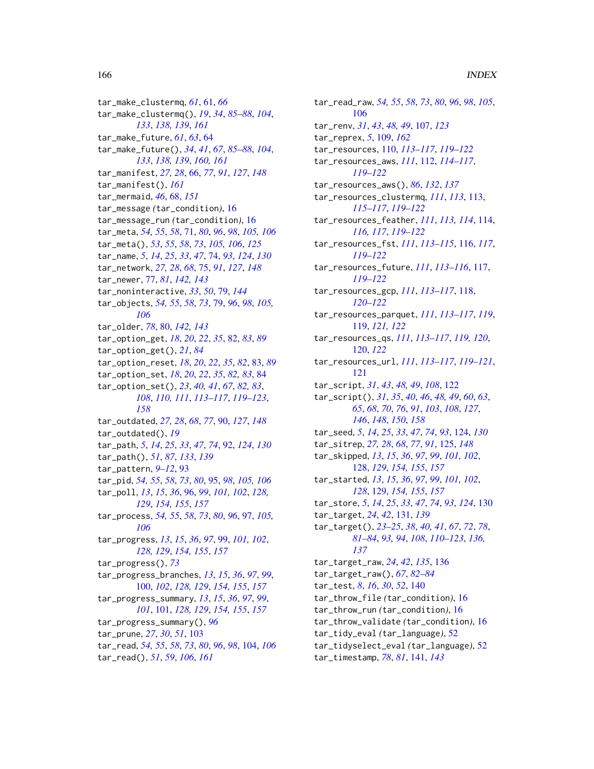tar_make_clustermq, *61*, 61, *66*
tar_make_clustermq(), *19*, *34*, *85–88*, *104*, *133*, *138*, *139*, *161*
tar_make_future, *61*, *63*, 64
tar_make_future(), *34*, *41*, *67*, *85–88*, *104*, *133*, *138*, *139*, *160*, *161*
tar_manifest, *27, 28*, 66, *77*, *91*, *127*, *148*
tar_manifest(), *161*
tar_mermaid, *46*, 68, *151*
tar_message *(*tar_condition*)*, 16
tar_message_run *(*tar_condition*)*, 16
tar_meta, *54, 55*, *58*, 71, *80*, *96*, *98*, *105, 106*
tar_meta(), *53*, *55*, *58*, *73*, *105, 106*, *125*
tar_name, *5*, *14*, *25*, *33*, *47*, 74, *93*, *124*, *130*
tar_network, *27, 28*, *68*, 75, *91*, *127*, *148*
tar_newer, 77, *81*, *142, 143*
tar_noninteractive, *33*, *50*, 79, *144*
tar_objects, *54, 55*, *58*, *73*, 79, *96*, *98*, *105, 106*
tar_older, *78*, 80, *142, 143*
tar_option_get, *18*, *20*, *22*, *35*, 82, *83*, *89*
tar_option_get(), *21*, *84*
tar_option_reset, *18*, *20*, *22*, *35*, *82*, 83, *89*
tar_option_set, *18*, *20*, *22*, *35*, *82, 83*, 84
tar_option_set(), *23*, *40, 41*, *67*, *82, 83*, *108*, *110, 111*, *113–117*, *119–123*, *158*
tar_outdated, *27, 28*, *68*, *77*, 90, *127*, *148*
tar_outdated(), *19*
tar_path, *5*, *14*, *25*, *33*, *47*, *74*, 92, *124*, *130*
tar_path(), *51*, *87*, *133*, *139*
tar_pattern, *9–12*, *93*
tar_pid, *54, 55*, *58*, *73*, *80*, 95, *98*, *105, 106*
tar_poll, *13*, *15*, *36*, 96, *99*, *101, 102*, *128, 129*, *154, 155*, *157*
tar_process, *54, 55*, *58*, *73*, *80*, *96*, 97, *105, 106*
tar_progress, *13*, *15*, *36*, *97*, 99, *101, 102*, *128, 129*, *154, 155*, *157*
tar_progress(), *73*
tar_progress_branches, *13*, *15*, *36*, *97*, *99*, 100, *102*, *128, 129*, *154, 155*, *157*
tar_progress_summary, *13*, *15*, *36*, *97*, *99*, *101*, 101, *128, 129*, *154, 155*, *157*
tar_progress_summary(), *96*
tar_prune, *27*, *30*, *51*, 103
tar_read, *54, 55*, *58*, *73*, *80*, *96*, *98*, 104, *106*
tar_read(), *51*, *59*, *106*, *161*
tar_read_raw, *54, 55*, *58*, *73*, *80*, *96*, *98*, *105*, 106
tar_renv, *31*, *43*, *48, 49*, 107, *123*
tar_reprex, *5*, 109, *162*
tar_resources, 110, *113–117*, *119–122*
tar_resources_aws, *111*, 112, *114–117*, *119–122*
tar_resources_aws(), *86*, *132*, *137*
tar_resources_clustermq, *111*, *113*, 113, *115–117*, *119–122*
tar_resources_feather, *111*, *113, 114*, 114, *116, 117*, *119–122*
tar_resources_fst, *111*, *113–115*, 116, *117*, *119–122*
tar_resources_future, *111*, *113–116*, 117, *119–122*
tar_resources_gcp, *111*, *113–117*, 118, *120–122*
tar_resources_parquet, *111*, *113–117*, *119*, 119, *121, 122*
tar_resources_qs, *111*, *113–117*, *119, 120*, 120, *122*
tar_resources_url, *111*, *113–117*, *119–121*, 121
tar_script, *31*, *43*, *48, 49*, *108*, 122
tar_script(), *31*, *35*, *40*, *46*, *48, 49*, *60*, *63*, *65*, *68*, *70*, *76*, *91*, *103*, *108*, *127*, *146*, *148*, *150*, *158*
tar_seed, *5*, *14*, *25*, *33*, *47*, *74*, *93*, 124, *130*
tar_sitrep, *27, 28*, *68*, *77*, *91*, 125, *148*
tar_skipped, *13*, *15*, *36*, *97*, *99*, *101, 102*, 128, *129*, *154, 155*, *157*
tar_started, *13*, *15*, *36*, *97*, *99*, *101, 102*, *128*, 129, *154, 155*, *157*
tar_store, *5*, *14*, *25*, *33*, *47*, *74*, *93*, *124*, 130
tar_target, *24*, *42*, 131, *139*
tar_target(), *23–25*, *38*, *40, 41*, *67*, *72*, *78*, *81–84*, *93, 94*, *108*, *110–123*, *136, 137*
tar_target_raw, *24*, *42*, *135*, 136
tar_target_raw(), *67*, *82–84*
tar_test, *8*, *16*, *30*, *52*, 140
tar_throw_file *(*tar_condition*)*, 16
tar_throw_run *(*tar_condition*)*, 16
tar_throw_validate *(*tar_condition*)*, 16
tar_tidy_eval *(*tar_language*)*, 52
tar_tidyselect_eval *(*tar_language*)*, 52
tar_timestamp, *78*, *81*, 141, *143*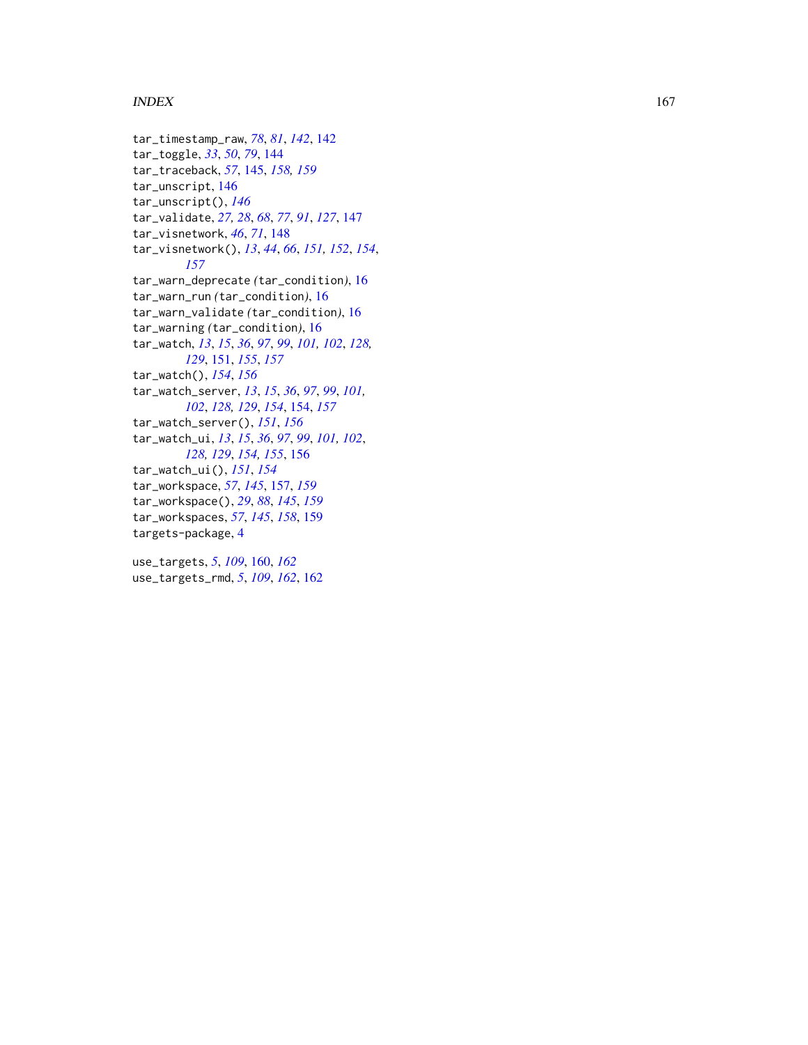tar_timestamp_raw, *78*, *81*, *142*, 142
tar_toggle, *33*, *50*, *79*, 144
tar_traceback, *57*, 145, *158, 159*
tar_unscript, 146
tar_unscript(), *146*
tar_validate, *27, 28*, *68*, *77*, *91*, *127*, 147
tar_visnetwork, *46*, *71*, 148
tar_visnetwork(), *13*, *44*, *66*, *151, 152*, *154*, *157*
tar_warn_deprecate *(*tar_condition*)*, 16
tar_warn_run *(*tar_condition*)*, 16
tar_warn_validate *(*tar_condition*)*, 16
tar_warning *(*tar_condition*)*, 16
tar_watch, *13*, *15*, *36*, *97*, *99*, *101, 102*, *128, 129*, 151, *155*, *157*
tar_watch(), *154*, *156*
tar_watch_server, *13*, *15*, *36*, *97*, *99*, *101, 102*, *128, 129*, *154*, 154, *157*
tar_watch_server(), *151*, *156*
tar_watch_ui, *13*, *15*, *36*, *97*, *99*, *101, 102*, *128, 129*, *154, 155*, 156
tar_watch_ui(), *151*, *154*
tar_workspace, *57*, *145*, 157, *159*
tar_workspace(), *29*, *88*, *145*, *159*
tar_workspaces, *57*, *145*, *158*, 159
targets-package, 4

use_targets, *5*, *109*, 160, *162*
use_targets_rmd, *5*, *109*, *162*, 162